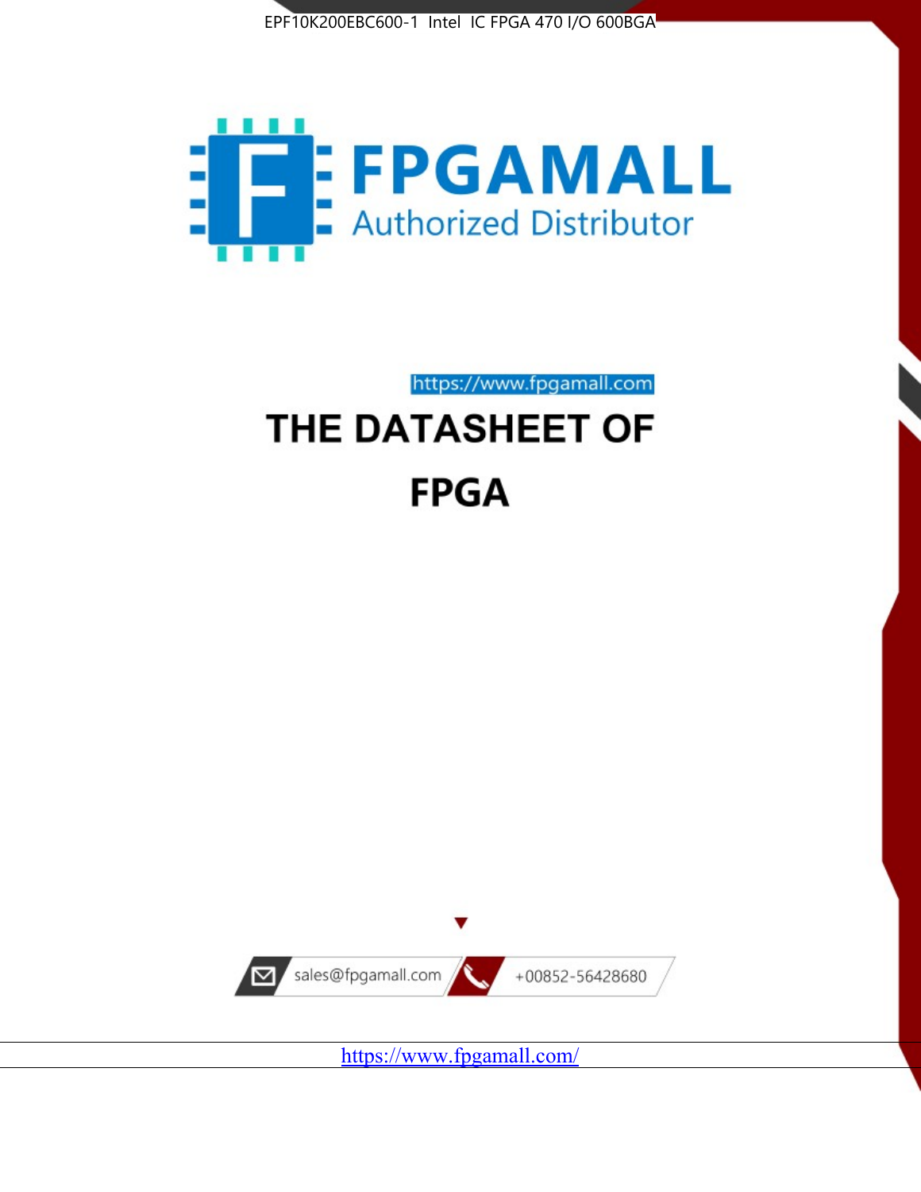EPF10K200EBC600-1 Intel IC FPGA 470 I/O 600BGA

FPGAMALL

Authorized Distributor

https://www.fpgamall.com

# THE DATASHEET OF

# FPGA

sales@fpgamall.com

+00852-56428680

https://www.fpgamall.com/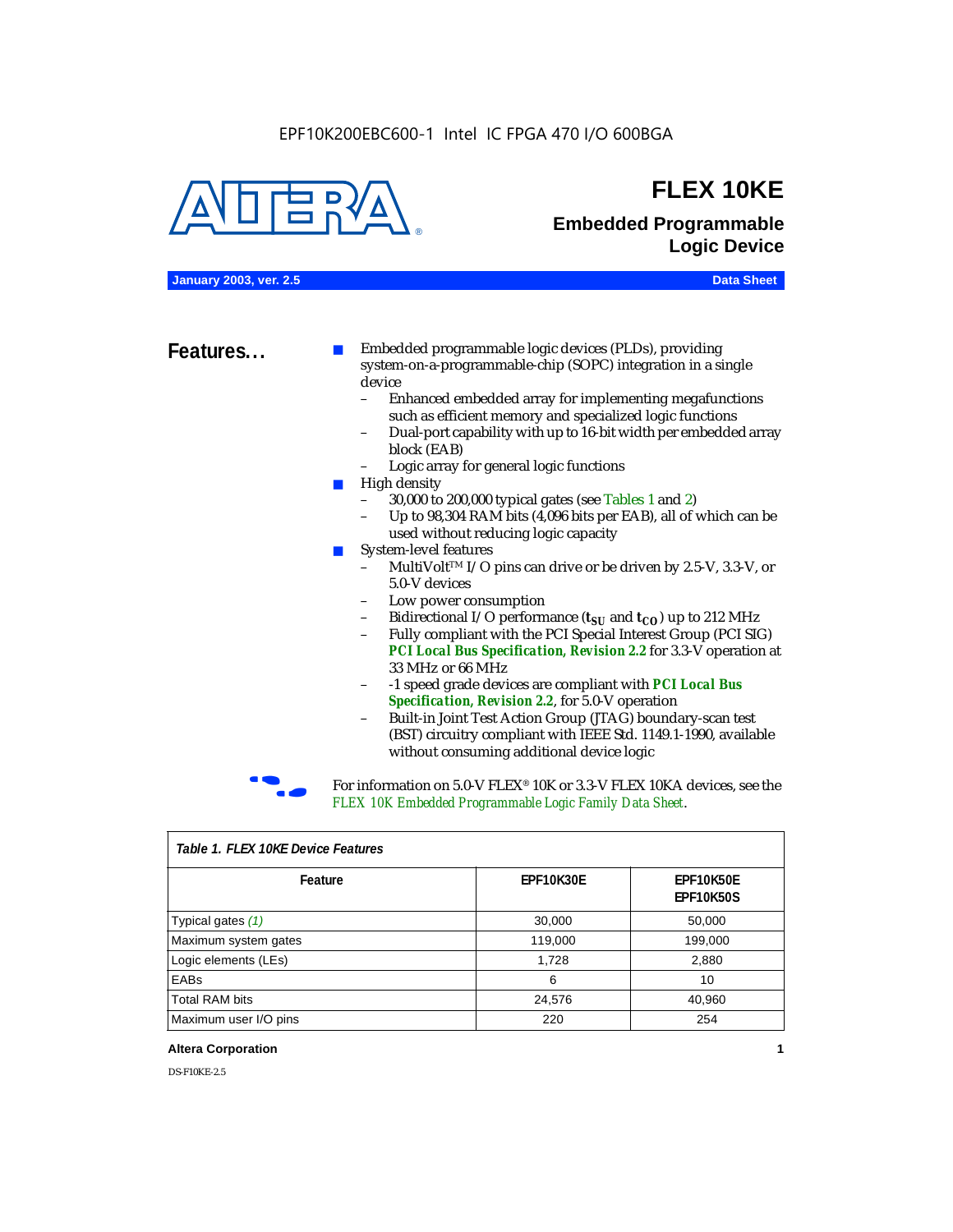EPF10K200EBC600-1 Intel IC FPGA 470 I/O 600BGA

# FLEX 10KE

## Embedded Programmable Logic Device

**January 2003, ver. 2.5** **Data Sheet**

## Features...

- Embedded programmable logic devices (PLDs), providing system-on-a-programmable-chip (SOPC) integration in a single device
  - Enhanced embedded array for implementing megafunctions such as efficient memory and specialized logic functions
  - Dual-port capability with up to 16-bit width per embedded array block (EAB)
  - Logic array for general logic functions
- High density
  - 30,000 to 200,000 typical gates (see Tables 1 and 2)
  - Up to 98,304 RAM bits (4,096 bits per EAB), all of which can be used without reducing logic capacity
- System-level features
  - MultiVolt™ I/O pins can drive or be driven by 2.5-V, 3.3-V, or 5.0-V devices
  - Low power consumption
  - Bidirectional I/O performance ($t_{SU}$ and $t_{CO}$) up to 212 MHz
  - Fully compliant with the PCI Special Interest Group (PCI SIG) ***PCI Local Bus Specification, Revision 2.2*** for 3.3-V operation at 33 MHz or 66 MHz
  - -1 speed grade devices are compliant with ***PCI Local Bus Specification, Revision 2.2***, for 5.0-V operation
  - Built-in Joint Test Action Group (JTAG) boundary-scan test (BST) circuitry compliant with IEEE Std. 1149.1-1990, available without consuming additional device logic

For information on 5.0-V FLEX® 10K or 3.3-V FLEX 10KA devices, see the *FLEX 10K Embedded Programmable Logic Family Data Sheet*.

*Table 1. FLEX 10KE Device Features*

| Feature | EPF10K30E | EPF10K50E EPF10K50S |
|---|---|---|
| Typical gates *(1)* | 30,000 | 50,000 |
| Maximum system gates | 119,000 | 199,000 |
| Logic elements (LEs) | 1,728 | 2,880 |
| EABs | 6 | 10 |
| Total RAM bits | 24,576 | 40,960 |
| Maximum user I/O pins | 220 | 254 |

**Altera Corporation**

DS-F10KE-2.5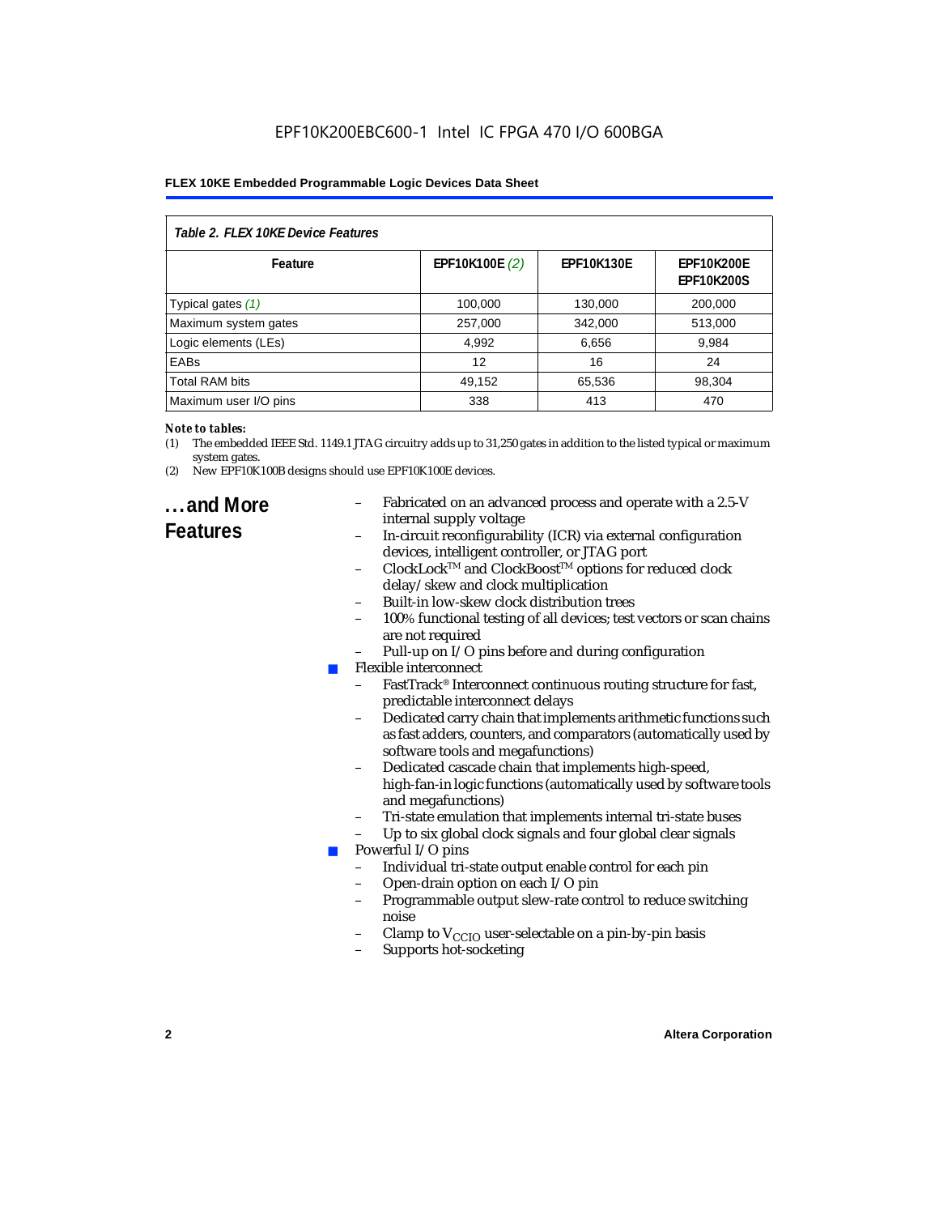**Table 2. FLEX 10KE Device Features**

| Feature | EPF10K100E *(2)* | EPF10K130E | EPF10K200E EPF10K200S |
|---|---|---|---|
| Typical gates *(1)* | 100,000 | 130,000 | 200,000 |
| Maximum system gates | 257,000 | 342,000 | 513,000 |
| Logic elements (LEs) | 4,992 | 6,656 | 9,984 |
| EABs | 12 | 16 | 24 |
| Total RAM bits | 49,152 | 65,536 | 98,304 |
| Maximum user I/O pins | 338 | 413 | 470 |

***Note to tables:***

(1) The embedded IEEE Std. 1149.1 JTAG circuitry adds up to 31,250 gates in addition to the listed typical or maximum system gates.

(2) New EPF10K100B designs should use EPF10K100E devices.

## ...and More Features

- Fabricated on an advanced process and operate with a 2.5-V internal supply voltage
- In-circuit reconfigurability (ICR) via external configuration devices, intelligent controller, or JTAG port
- ClockLock™ and ClockBoost™ options for reduced clock delay/skew and clock multiplication
- Built-in low-skew clock distribution trees
- 100% functional testing of all devices; test vectors or scan chains are not required
- Pull-up on I/O pins before and during configuration

- Flexible interconnect
  - FastTrack® Interconnect continuous routing structure for fast, predictable interconnect delays
  - Dedicated carry chain that implements arithmetic functions such as fast adders, counters, and comparators (automatically used by software tools and megafunctions)
  - Dedicated cascade chain that implements high-speed, high-fan-in logic functions (automatically used by software tools and megafunctions)
  - Tri-state emulation that implements internal tri-state buses
  - Up to six global clock signals and four global clear signals
- Powerful I/O pins
  - Individual tri-state output enable control for each pin
  - Open-drain option on each I/O pin
  - Programmable output slew-rate control to reduce switching noise
  - Clamp to $V_{CCIO}$ user-selectable on a pin-by-pin basis
  - Supports hot-socketing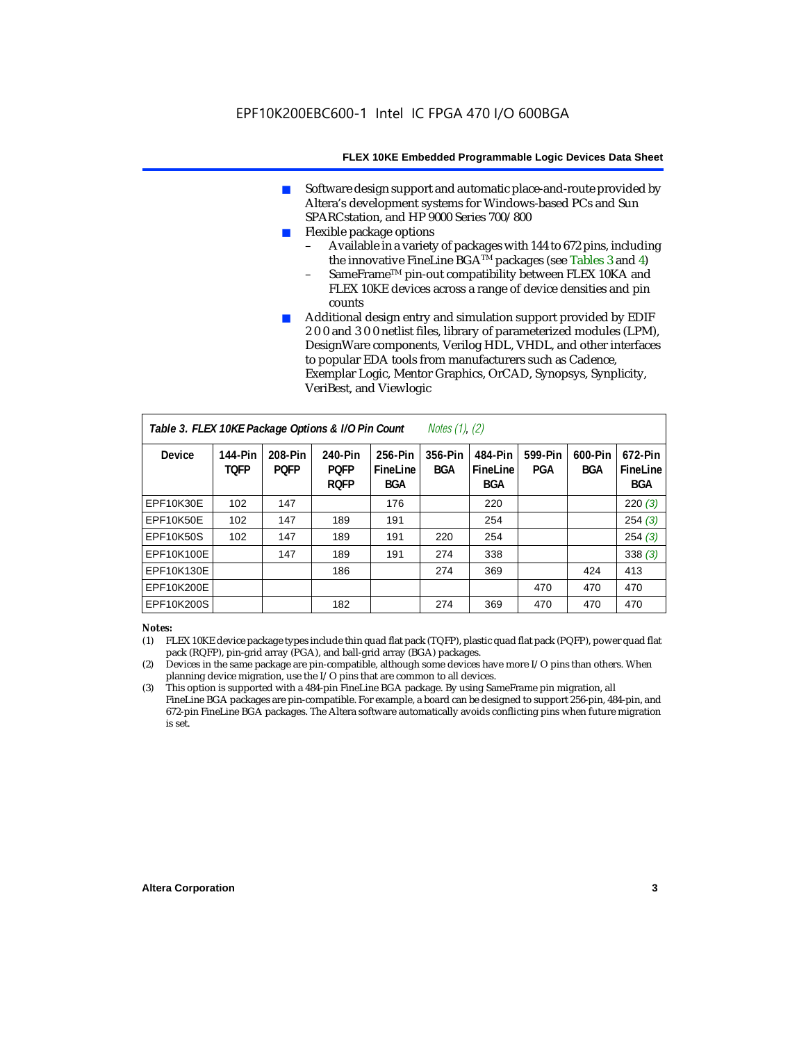- Software design support and automatic place-and-route provided by Altera's development systems for Windows-based PCs and Sun SPARCstation, and HP 9000 Series 700/800
- Flexible package options
  - Available in a variety of packages with 144 to 672 pins, including the innovative FineLine BGA™ packages (see Tables 3 and 4)
  - SameFrame™ pin-out compatibility between FLEX 10KA and FLEX 10KE devices across a range of device densities and pin counts
- Additional design entry and simulation support provided by EDIF 2 0 0 and 3 0 0 netlist files, library of parameterized modules (LPM), DesignWare components, Verilog HDL, VHDL, and other interfaces to popular EDA tools from manufacturers such as Cadence, Exemplar Logic, Mentor Graphics, OrCAD, Synopsys, Synplicity, VeriBest, and Viewlogic

**Table 3. FLEX 10KE Package Options & I/O Pin Count** *Notes (1), (2)*

| Device | 144-Pin TQFP | 208-Pin PQFP | 240-Pin PQFP RQFP | 256-Pin FineLine BGA | 356-Pin BGA | 484-Pin FineLine BGA | 599-Pin PGA | 600-Pin BGA | 672-Pin FineLine BGA |
|---|---|---|---|---|---|---|---|---|---|
| EPF10K30E | 102 | 147 | | 176 | | 220 | | | 220 *(3)* |
| EPF10K50E | 102 | 147 | 189 | 191 | | 254 | | | 254 *(3)* |
| EPF10K50S | 102 | 147 | 189 | 191 | 220 | 254 | | | 254 *(3)* |
| EPF10K100E | | 147 | 189 | 191 | 274 | 338 | | | 338 *(3)* |
| EPF10K130E | | | 186 | | 274 | 369 | | 424 | 413 |
| EPF10K200E | | | | | | | 470 | 470 | 470 |
| EPF10K200S | | | 182 | | 274 | 369 | 470 | 470 | 470 |

*Notes:*

(1) FLEX 10KE device package types include thin quad flat pack (TQFP), plastic quad flat pack (PQFP), power quad flat pack (RQFP), pin-grid array (PGA), and ball-grid array (BGA) packages.

(2) Devices in the same package are pin-compatible, although some devices have more I/O pins than others. When planning device migration, use the I/O pins that are common to all devices.

(3) This option is supported with a 484-pin FineLine BGA package. By using SameFrame pin migration, all FineLine BGA packages are pin-compatible. For example, a board can be designed to support 256-pin, 484-pin, and 672-pin FineLine BGA packages. The Altera software automatically avoids conflicting pins when future migration is set.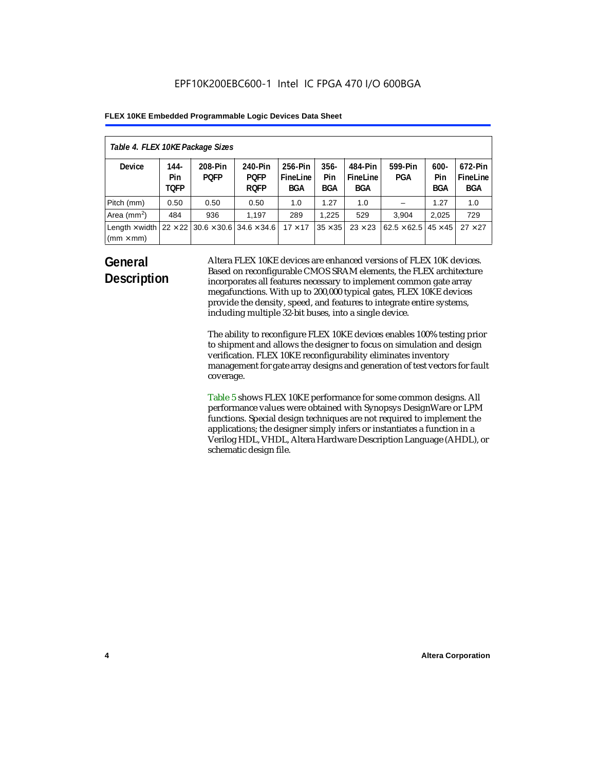*Table 4. FLEX 10KE Package Sizes*

| Device | 144-Pin TQFP | 208-Pin PQFP | 240-Pin PQFP RQFP | 256-Pin FineLine BGA | 356-Pin BGA | 484-Pin FineLine BGA | 599-Pin PGA | 600-Pin BGA | 672-Pin FineLine BGA |
|---|---|---|---|---|---|---|---|---|---|
| Pitch (mm) | 0.50 | 0.50 | 0.50 | 1.0 | 1.27 | 1.0 | – | 1.27 | 1.0 |
| Area ($mm^2$) | 484 | 936 | 1,197 | 289 | 1,225 | 529 | 3,904 | 2,025 | 729 |
| Length × width (mm × mm) | 22 × 22 | 30.6 × 30.6 | 34.6 × 34.6 | 17 × 17 | 35 × 35 | 23 × 23 | 62.5 × 62.5 | 45 × 45 | 27 × 27 |

## General Description

Altera FLEX 10KE devices are enhanced versions of FLEX 10K devices. Based on reconfigurable CMOS SRAM elements, the FLEX architecture incorporates all features necessary to implement common gate array megafunctions. With up to 200,000 typical gates, FLEX 10KE devices provide the density, speed, and features to integrate entire systems, including multiple 32-bit buses, into a single device.

The ability to reconfigure FLEX 10KE devices enables 100% testing prior to shipment and allows the designer to focus on simulation and design verification. FLEX 10KE reconfigurability eliminates inventory management for gate array designs and generation of test vectors for fault coverage.

Table 5 shows FLEX 10KE performance for some common designs. All performance values were obtained with Synopsys DesignWare or LPM functions. Special design techniques are not required to implement the applications; the designer simply infers or instantiates a function in a Verilog HDL, VHDL, Altera Hardware Description Language (AHDL), or schematic design file.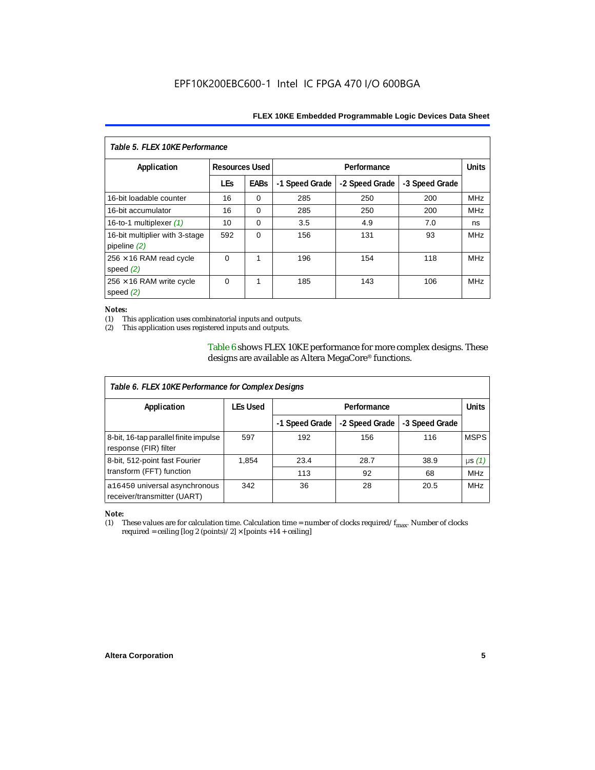*Table 5. FLEX 10KE Performance*

| Application | Resources Used | | Performance | | | Units |
|---|---|---|---|---|---|---|
| | LEs | EABs | -1 Speed Grade | -2 Speed Grade | -3 Speed Grade | |
| 16-bit loadable counter | 16 | 0 | 285 | 250 | 200 | MHz |
| 16-bit accumulator | 16 | 0 | 285 | 250 | 200 | MHz |
| 16-to-1 multiplexer *(1)* | 10 | 0 | 3.5 | 4.9 | 7.0 | ns |
| 16-bit multiplier with 3-stage pipeline *(2)* | 592 | 0 | 156 | 131 | 93 | MHz |
| 256 × 16 RAM read cycle speed *(2)* | 0 | 1 | 196 | 154 | 118 | MHz |
| 256 × 16 RAM write cycle speed *(2)* | 0 | 1 | 185 | 143 | 106 | MHz |

*Notes:*

(1) This application uses combinatorial inputs and outputs.
(2) This application uses registered inputs and outputs.

Table 6 shows FLEX 10KE performance for more complex designs. These designs are available as Altera MegaCore® functions.

*Table 6. FLEX 10KE Performance for Complex Designs*

| Application | LEs Used | Performance | | | Units |
|---|---|---|---|---|---|
| | | -1 Speed Grade | -2 Speed Grade | -3 Speed Grade | |
| 8-bit, 16-tap parallel finite impulse response (FIR) filter | 597 | 192 | 156 | 116 | MSPS |
| 8-bit, 512-point fast Fourier transform (FFT) function | 1,854 | 23.4 | 28.7 | 38.9 | µs *(1)* |
| | | 113 | 92 | 68 | MHz |
| a16450 universal asynchronous receiver/transmitter (UART) | 342 | 36 | 28 | 20.5 | MHz |

*Note:*

(1) These values are for calculation time. Calculation time = number of clocks required/ $f_{max}$. Number of clocks required = ceiling [log 2 (points)/ 2] × [points +14 + ceiling]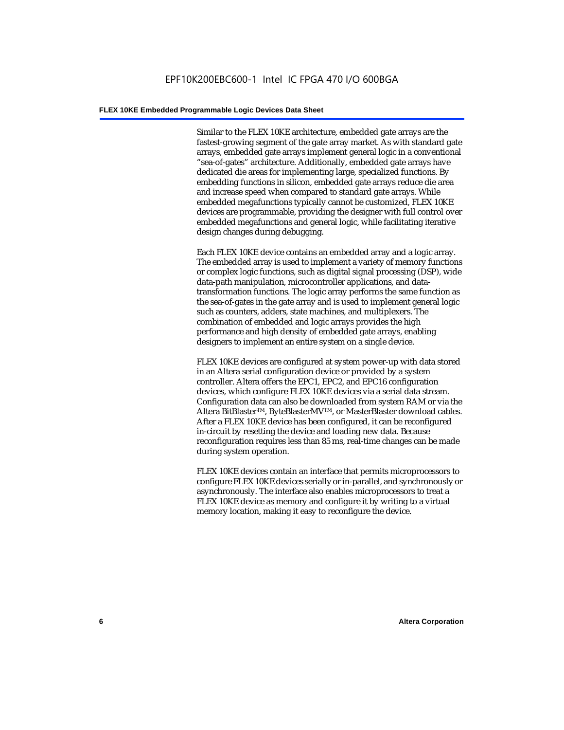Similar to the FLEX 10KE architecture, embedded gate arrays are the fastest-growing segment of the gate array market. As with standard gate arrays, embedded gate arrays implement general logic in a conventional "sea-of-gates" architecture. Additionally, embedded gate arrays have dedicated die areas for implementing large, specialized functions. By embedding functions in silicon, embedded gate arrays reduce die area and increase speed when compared to standard gate arrays. While embedded megafunctions typically cannot be customized, FLEX 10KE devices are programmable, providing the designer with full control over embedded megafunctions and general logic, while facilitating iterative design changes during debugging.

Each FLEX 10KE device contains an embedded array and a logic array. The embedded array is used to implement a variety of memory functions or complex logic functions, such as digital signal processing (DSP), wide data-path manipulation, microcontroller applications, and data-transformation functions. The logic array performs the same function as the sea-of-gates in the gate array and is used to implement general logic such as counters, adders, state machines, and multiplexers. The combination of embedded and logic arrays provides the high performance and high density of embedded gate arrays, enabling designers to implement an entire system on a single device.

FLEX 10KE devices are configured at system power-up with data stored in an Altera serial configuration device or provided by a system controller. Altera offers the EPC1, EPC2, and EPC16 configuration devices, which configure FLEX 10KE devices via a serial data stream. Configuration data can also be downloaded from system RAM or via the Altera BitBlaster™, ByteBlasterMV™, or MasterBlaster download cables. After a FLEX 10KE device has been configured, it can be reconfigured in-circuit by resetting the device and loading new data. Because reconfiguration requires less than 85 ms, real-time changes can be made during system operation.

FLEX 10KE devices contain an interface that permits microprocessors to configure FLEX 10KE devices serially or in-parallel, and synchronously or asynchronously. The interface also enables microprocessors to treat a FLEX 10KE device as memory and configure it by writing to a virtual memory location, making it easy to reconfigure the device.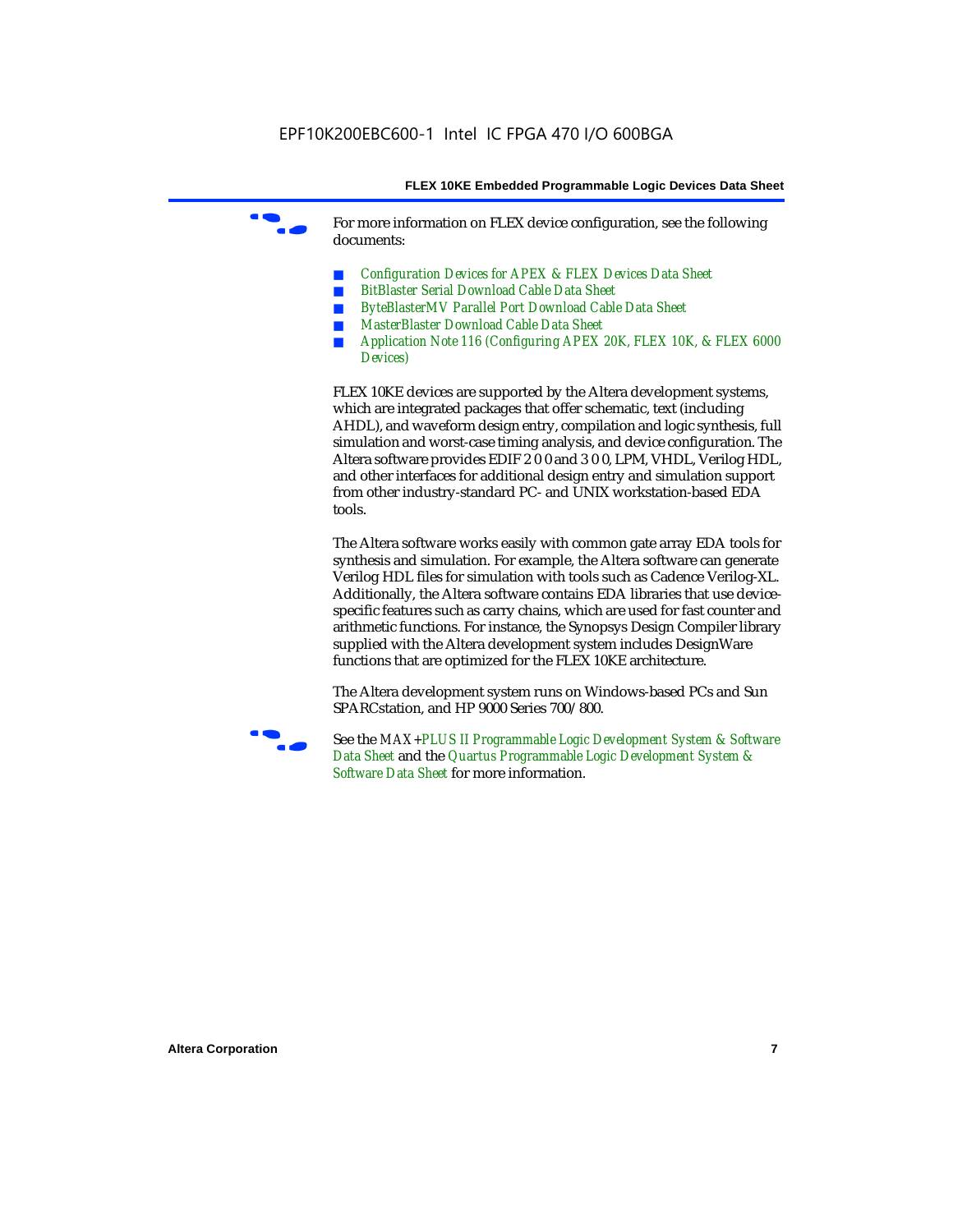For more information on FLEX device configuration, see the following documents:

- *Configuration Devices for APEX & FLEX Devices Data Sheet*
- *BitBlaster Serial Download Cable Data Sheet*
- *ByteBlasterMV Parallel Port Download Cable Data Sheet*
- *MasterBlaster Download Cable Data Sheet*
- *Application Note 116 (Configuring APEX 20K, FLEX 10K, & FLEX 6000 Devices)*

FLEX 10KE devices are supported by the Altera development systems, which are integrated packages that offer schematic, text (including AHDL), and waveform design entry, compilation and logic synthesis, full simulation and worst-case timing analysis, and device configuration. The Altera software provides EDIF 2 0 0 and 3 0 0, LPM, VHDL, Verilog HDL, and other interfaces for additional design entry and simulation support from other industry-standard PC- and UNIX workstation-based EDA tools.

The Altera software works easily with common gate array EDA tools for synthesis and simulation. For example, the Altera software can generate Verilog HDL files for simulation with tools such as Cadence Verilog-XL. Additionally, the Altera software contains EDA libraries that use device-specific features such as carry chains, which are used for fast counter and arithmetic functions. For instance, the Synopsys Design Compiler library supplied with the Altera development system includes DesignWare functions that are optimized for the FLEX 10KE architecture.

The Altera development system runs on Windows-based PCs and Sun SPARCstation, and HP 9000 Series 700/800.

See the *MAX+PLUS II Programmable Logic Development System & Software Data Sheet* and the *Quartus Programmable Logic Development System & Software Data Sheet* for more information.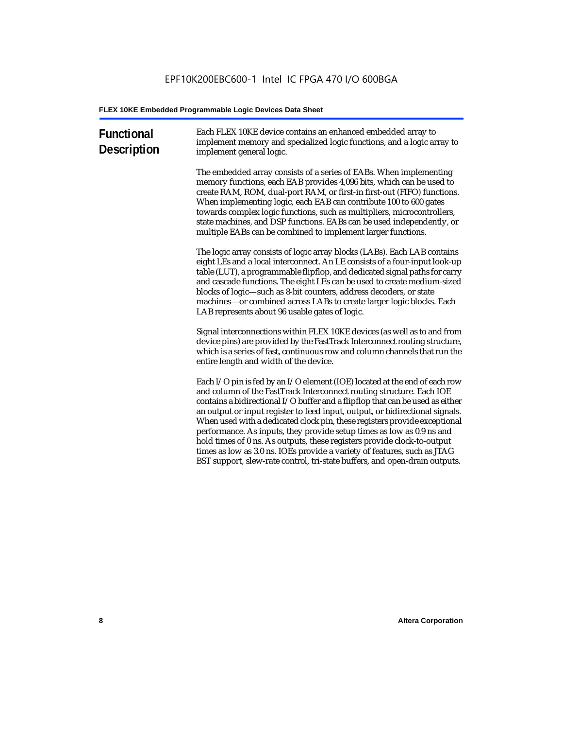## Functional Description

Each FLEX 10KE device contains an enhanced embedded array to implement memory and specialized logic functions, and a logic array to implement general logic.

The embedded array consists of a series of EABs. When implementing memory functions, each EAB provides 4,096 bits, which can be used to create RAM, ROM, dual-port RAM, or first-in first-out (FIFO) functions. When implementing logic, each EAB can contribute 100 to 600 gates towards complex logic functions, such as multipliers, microcontrollers, state machines, and DSP functions. EABs can be used independently, or multiple EABs can be combined to implement larger functions.

The logic array consists of logic array blocks (LABs). Each LAB contains eight LEs and a local interconnect. An LE consists of a four-input look-up table (LUT), a programmable flipflop, and dedicated signal paths for carry and cascade functions. The eight LEs can be used to create medium-sized blocks of logic—such as 8-bit counters, address decoders, or state machines—or combined across LABs to create larger logic blocks. Each LAB represents about 96 usable gates of logic.

Signal interconnections within FLEX 10KE devices (as well as to and from device pins) are provided by the FastTrack Interconnect routing structure, which is a series of fast, continuous row and column channels that run the entire length and width of the device.

Each I/O pin is fed by an I/O element (IOE) located at the end of each row and column of the FastTrack Interconnect routing structure. Each IOE contains a bidirectional I/O buffer and a flipflop that can be used as either an output or input register to feed input, output, or bidirectional signals. When used with a dedicated clock pin, these registers provide exceptional performance. As inputs, they provide setup times as low as 0.9 ns and hold times of 0 ns. As outputs, these registers provide clock-to-output times as low as 3.0 ns. IOEs provide a variety of features, such as JTAG BST support, slew-rate control, tri-state buffers, and open-drain outputs.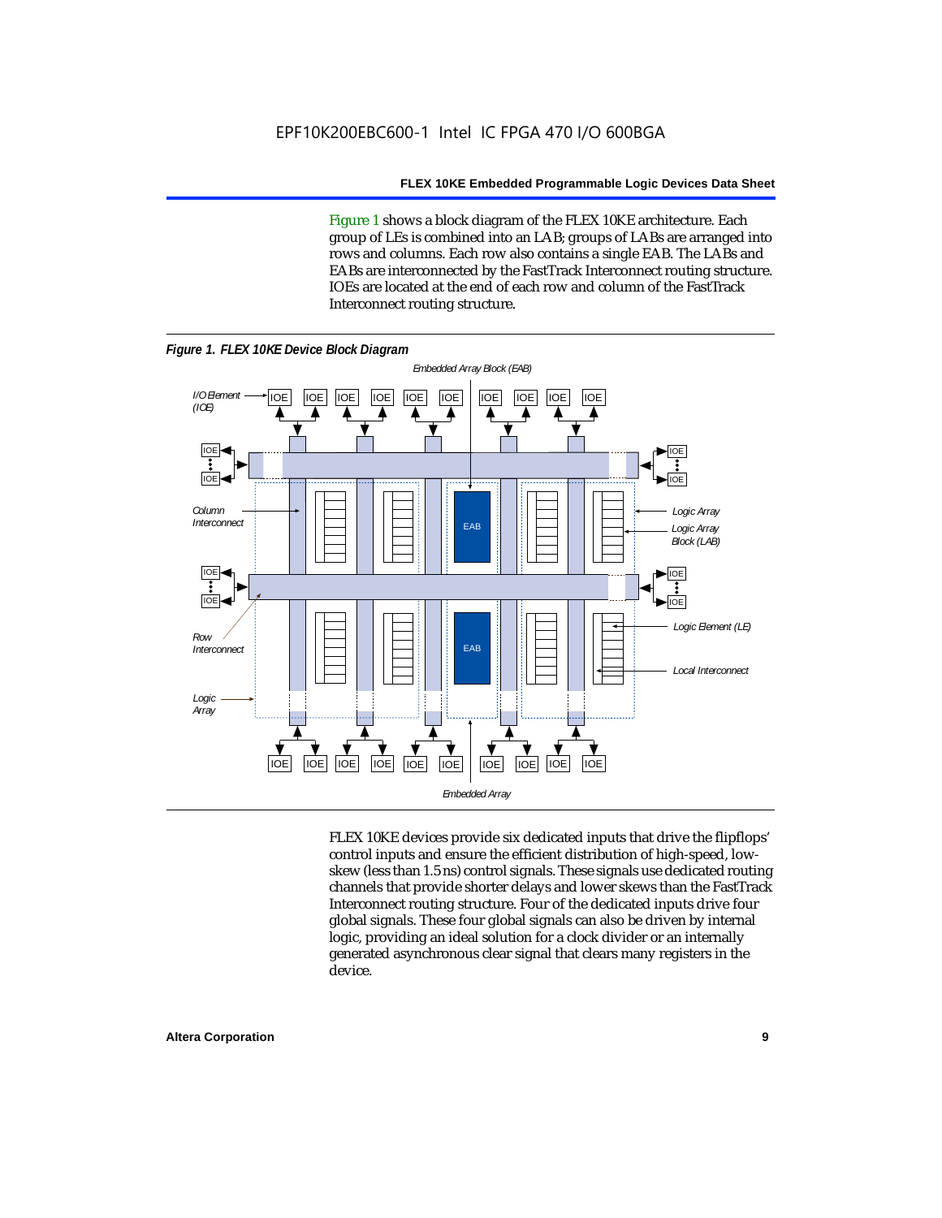Figure 1 shows a block diagram of the FLEX 10KE architecture. Each group of LEs is combined into an LAB; groups of LABs are arranged into rows and columns. Each row also contains a single EAB. The LABs and EABs are interconnected by the FastTrack Interconnect routing structure. IOEs are located at the end of each row and column of the FastTrack Interconnect routing structure.

*Figure 1. FLEX 10KE Device Block Diagram*

FLEX 10KE devices provide six dedicated inputs that drive the flipflops' control inputs and ensure the efficient distribution of high-speed, low-skew (less than 1.5 ns) control signals. These signals use dedicated routing channels that provide shorter delays and lower skews than the FastTrack Interconnect routing structure. Four of the dedicated inputs drive four global signals. These four global signals can also be driven by internal logic, providing an ideal solution for a clock divider or an internally generated asynchronous clear signal that clears many registers in the device.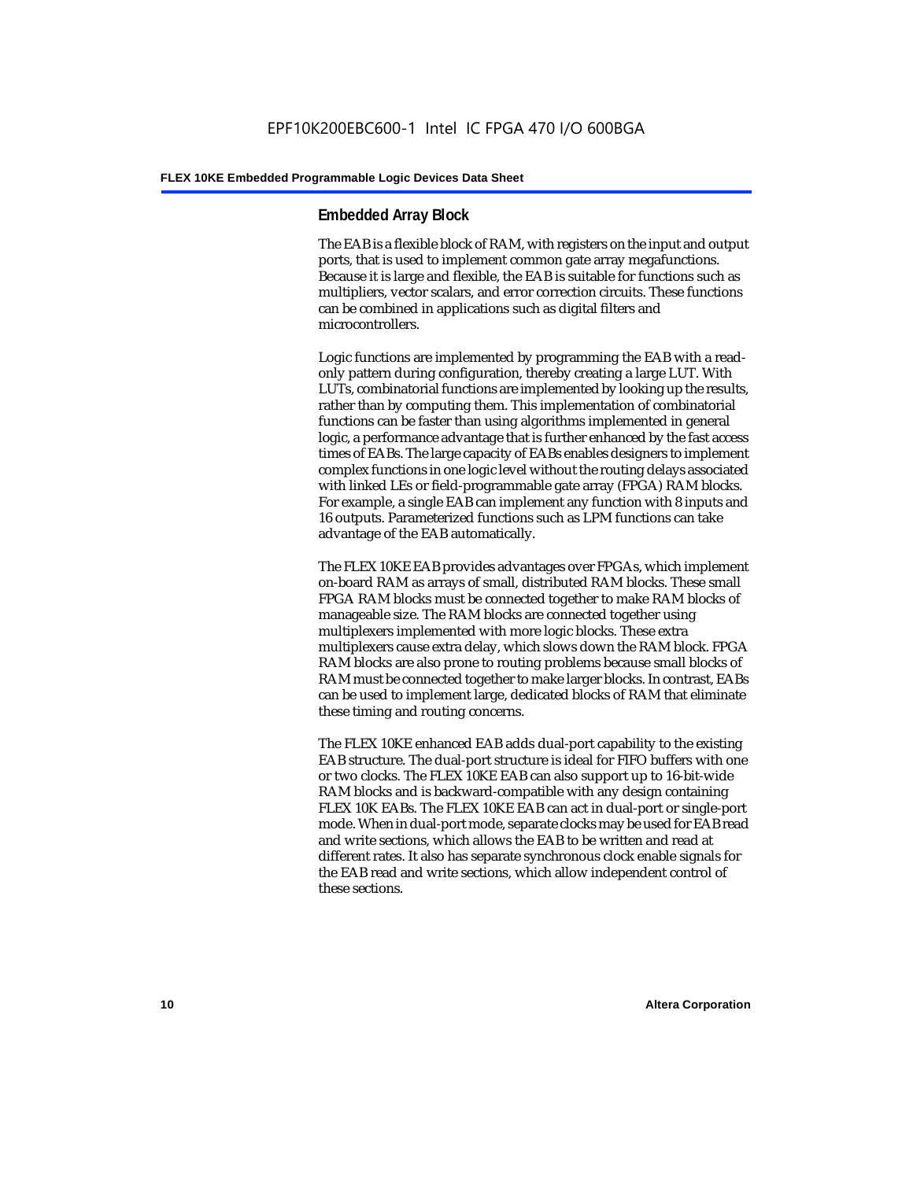## Embedded Array Block

The EAB is a flexible block of RAM, with registers on the input and output ports, that is used to implement common gate array megafunctions. Because it is large and flexible, the EAB is suitable for functions such as multipliers, vector scalars, and error correction circuits. These functions can be combined in applications such as digital filters and microcontrollers.

Logic functions are implemented by programming the EAB with a read-only pattern during configuration, thereby creating a large LUT. With LUTs, combinatorial functions are implemented by looking up the results, rather than by computing them. This implementation of combinatorial functions can be faster than using algorithms implemented in general logic, a performance advantage that is further enhanced by the fast access times of EABs. The large capacity of EABs enables designers to implement complex functions in one logic level without the routing delays associated with linked LEs or field-programmable gate array (FPGA) RAM blocks. For example, a single EAB can implement any function with 8 inputs and 16 outputs. Parameterized functions such as LPM functions can take advantage of the EAB automatically.

The FLEX 10KE EAB provides advantages over FPGAs, which implement on-board RAM as arrays of small, distributed RAM blocks. These small FPGA RAM blocks must be connected together to make RAM blocks of manageable size. The RAM blocks are connected together using multiplexers implemented with more logic blocks. These extra multiplexers cause extra delay, which slows down the RAM block. FPGA RAM blocks are also prone to routing problems because small blocks of RAM must be connected together to make larger blocks. In contrast, EABs can be used to implement large, dedicated blocks of RAM that eliminate these timing and routing concerns.

The FLEX 10KE enhanced EAB adds dual-port capability to the existing EAB structure. The dual-port structure is ideal for FIFO buffers with one or two clocks. The FLEX 10KE EAB can also support up to 16-bit-wide RAM blocks and is backward-compatible with any design containing FLEX 10K EABs. The FLEX 10KE EAB can act in dual-port or single-port mode. When in dual-port mode, separate clocks may be used for EAB read and write sections, which allows the EAB to be written and read at different rates. It also has separate synchronous clock enable signals for the EAB read and write sections, which allow independent control of these sections.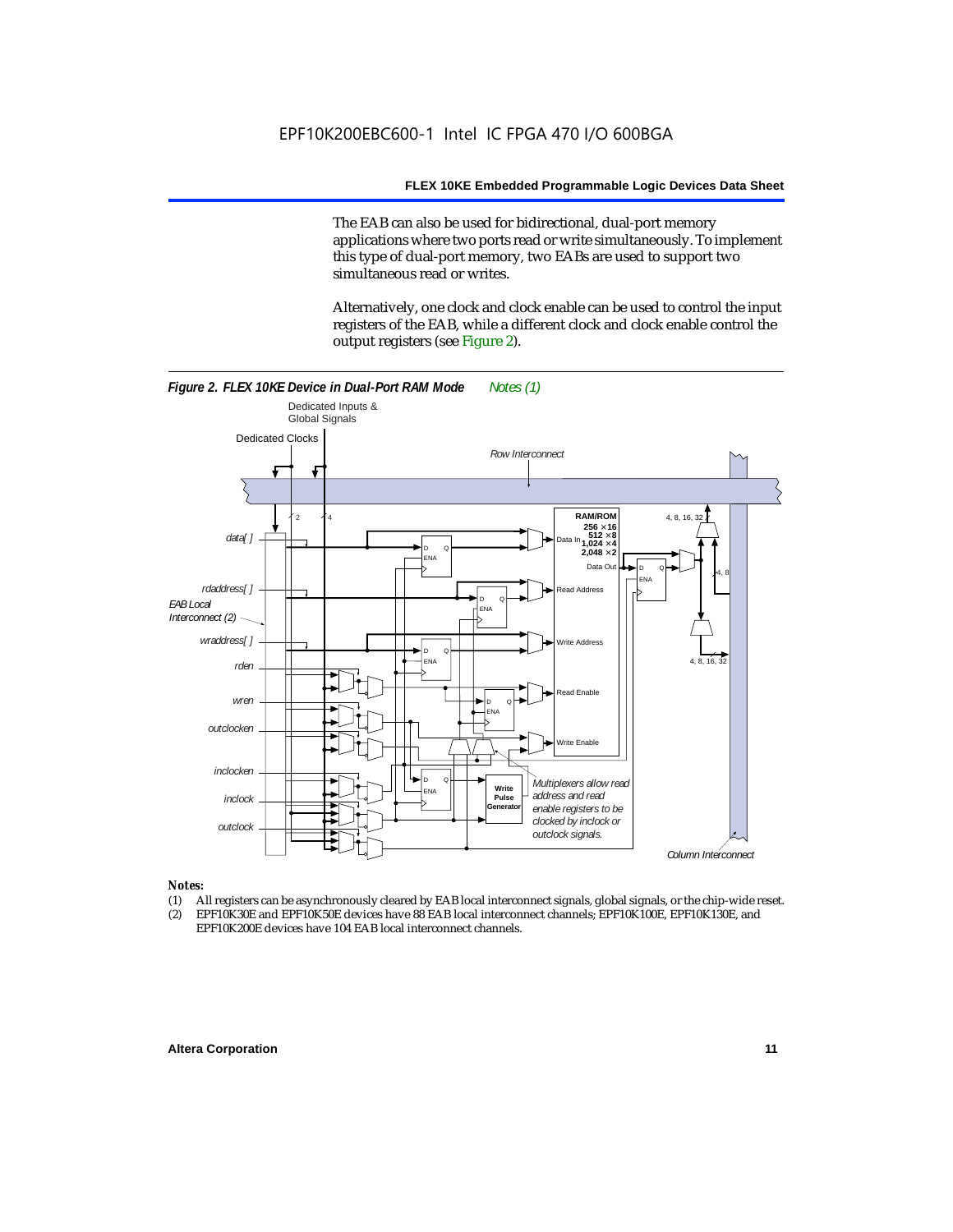The EAB can also be used for bidirectional, dual-port memory applications where two ports read or write simultaneously. To implement this type of dual-port memory, two EABs are used to support two simultaneous read or writes.

Alternatively, one clock and clock enable can be used to control the input registers of the EAB, while a different clock and clock enable control the output registers (see Figure 2).

***Figure 2. FLEX 10KE Device in Dual-Port RAM Mode*** *Notes (1)*

*Notes:*

(1) All registers can be asynchronously cleared by EAB local interconnect signals, global signals, or the chip-wide reset.

(2) EPF10K30E and EPF10K50E devices have 88 EAB local interconnect channels; EPF10K100E, EPF10K130E, and EPF10K200E devices have 104 EAB local interconnect channels.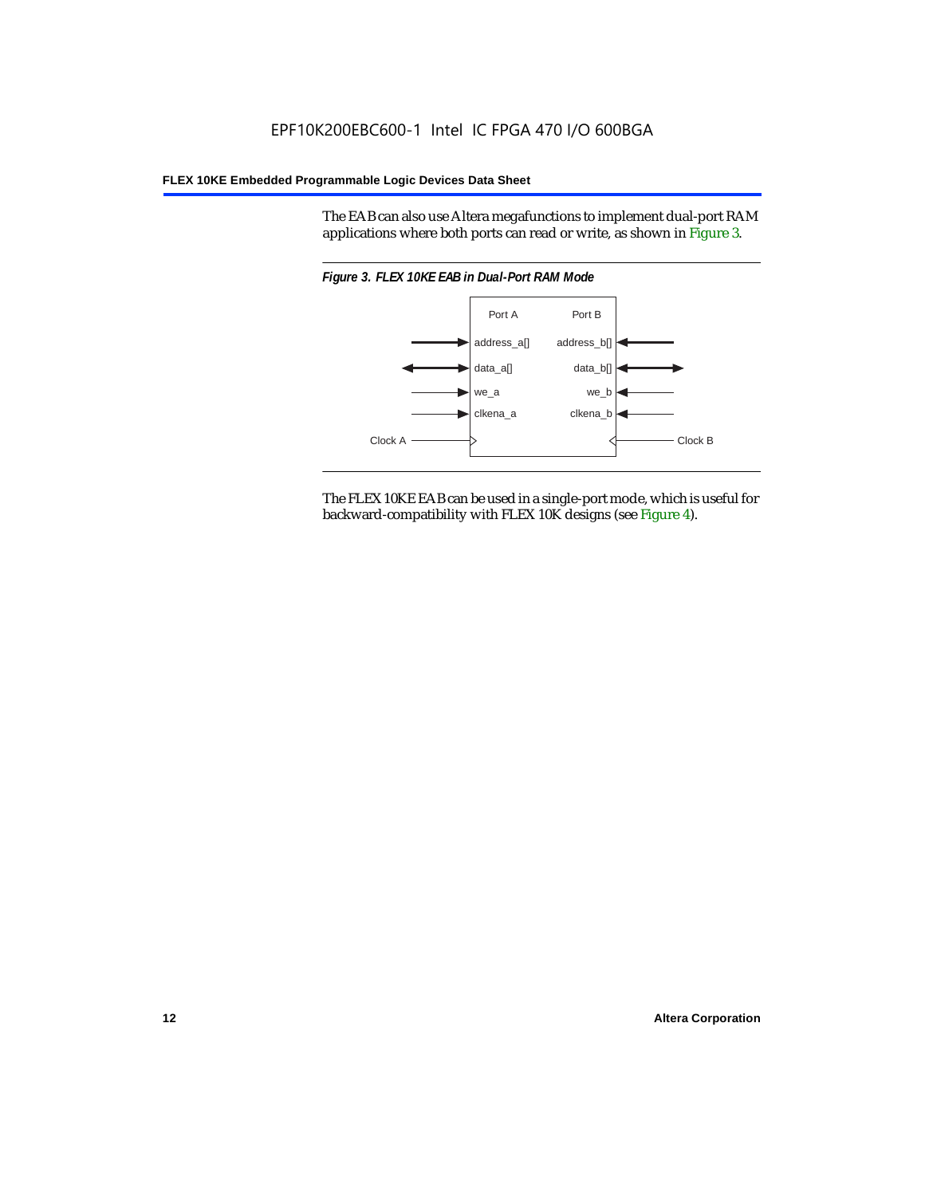The EAB can also use Altera megafunctions to implement dual-port RAM applications where both ports can read or write, as shown in Figure 3.

*Figure 3. FLEX 10KE EAB in Dual-Port RAM Mode*

The FLEX 10KE EAB can be used in a single-port mode, which is useful for backward-compatibility with FLEX 10K designs (see Figure 4).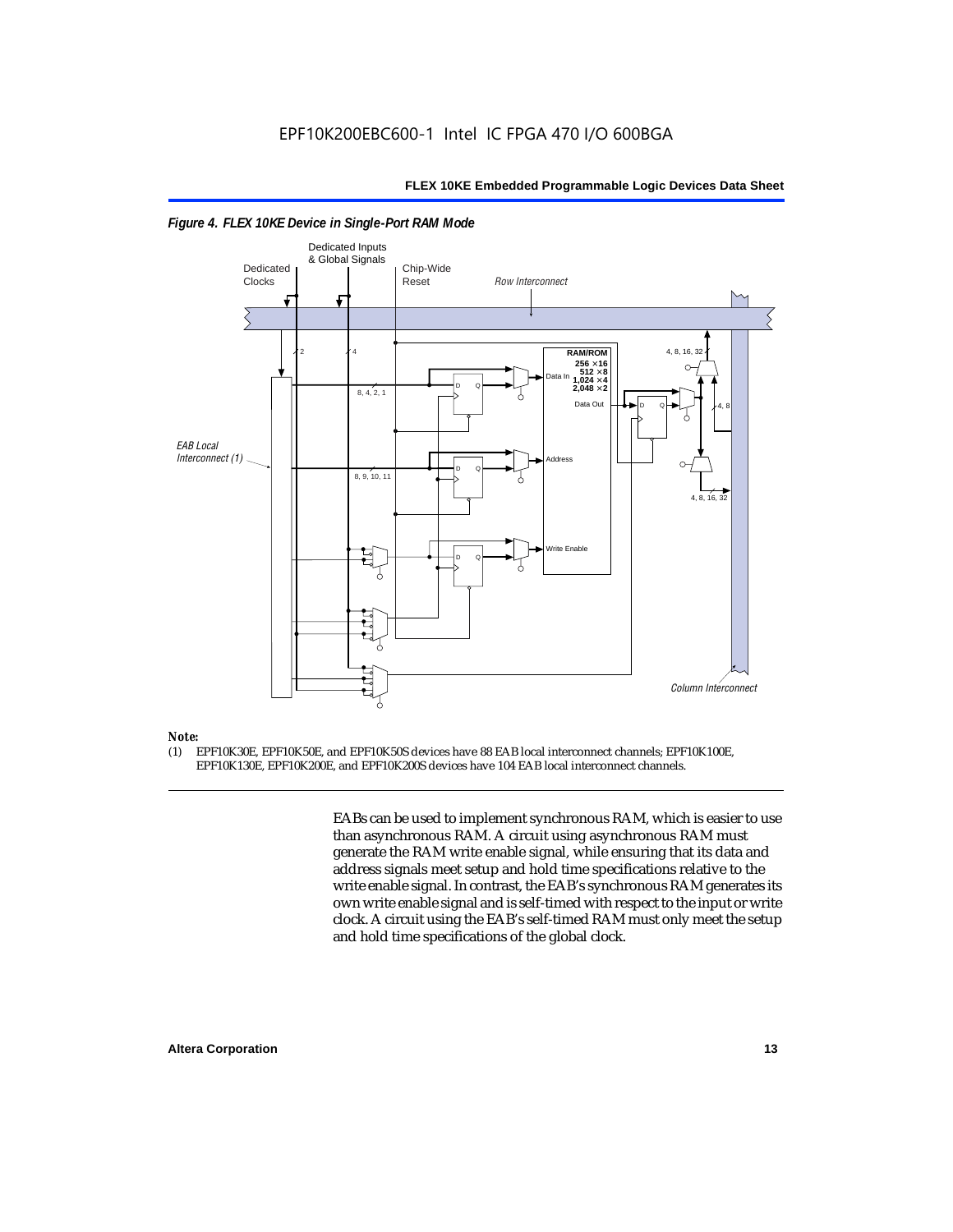*Figure 4. FLEX 10KE Device in Single-Port RAM Mode*

*Note:*

(1) EPF10K30E, EPF10K50E, and EPF10K50S devices have 88 EAB local interconnect channels; EPF10K100E, EPF10K130E, EPF10K200E, and EPF10K200S devices have 104 EAB local interconnect channels.

EABs can be used to implement synchronous RAM, which is easier to use than asynchronous RAM. A circuit using asynchronous RAM must generate the RAM write enable signal, while ensuring that its data and address signals meet setup and hold time specifications relative to the write enable signal. In contrast, the EAB's synchronous RAM generates its own write enable signal and is self-timed with respect to the input or write clock. A circuit using the EAB's self-timed RAM must only meet the setup and hold time specifications of the global clock.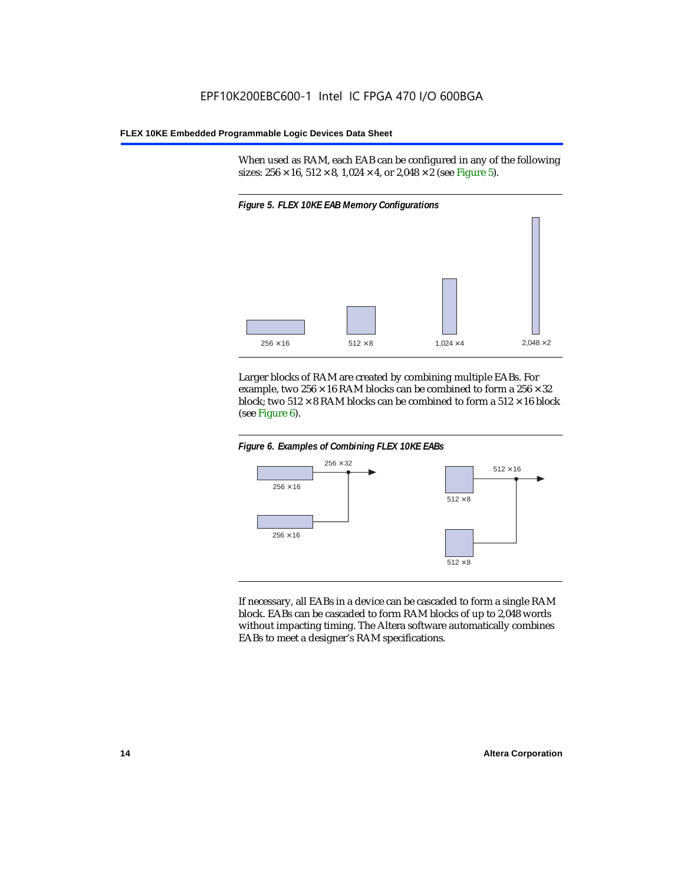When used as RAM, each EAB can be configured in any of the following sizes: 256 × 16, 512 × 8, 1,024 × 4, or 2,048 × 2 (see Figure 5).

*Figure 5. FLEX 10KE EAB Memory Configurations*

256 × 16 | 512 × 8 | 1,024 × 4 | 2,048 × 2

Larger blocks of RAM are created by combining multiple EABs. For example, two 256 × 16 RAM blocks can be combined to form a 256 × 32 block; two 512 × 8 RAM blocks can be combined to form a 512 × 16 block (see Figure 6).

*Figure 6. Examples of Combining FLEX 10KE EABs*

256 × 16 + 256 × 16 → 256 × 32

512 × 8 + 512 × 8 → 512 × 16

If necessary, all EABs in a device can be cascaded to form a single RAM block. EABs can be cascaded to form RAM blocks of up to 2,048 words without impacting timing. The Altera software automatically combines EABs to meet a designer's RAM specifications.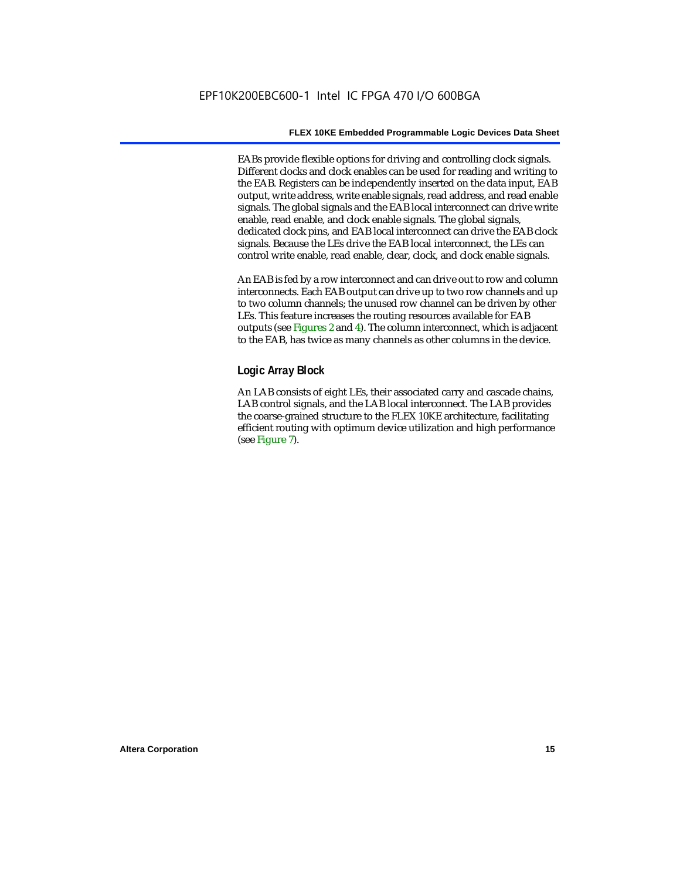EABs provide flexible options for driving and controlling clock signals. Different clocks and clock enables can be used for reading and writing to the EAB. Registers can be independently inserted on the data input, EAB output, write address, write enable signals, read address, and read enable signals. The global signals and the EAB local interconnect can drive write enable, read enable, and clock enable signals. The global signals, dedicated clock pins, and EAB local interconnect can drive the EAB clock signals. Because the LEs drive the EAB local interconnect, the LEs can control write enable, read enable, clear, clock, and clock enable signals.

An EAB is fed by a row interconnect and can drive out to row and column interconnects. Each EAB output can drive up to two row channels and up to two column channels; the unused row channel can be driven by other LEs. This feature increases the routing resources available for EAB outputs (see Figures 2 and 4). The column interconnect, which is adjacent to the EAB, has twice as many channels as other columns in the device.

### Logic Array Block

An LAB consists of eight LEs, their associated carry and cascade chains, LAB control signals, and the LAB local interconnect. The LAB provides the coarse-grained structure to the FLEX 10KE architecture, facilitating efficient routing with optimum device utilization and high performance (see Figure 7).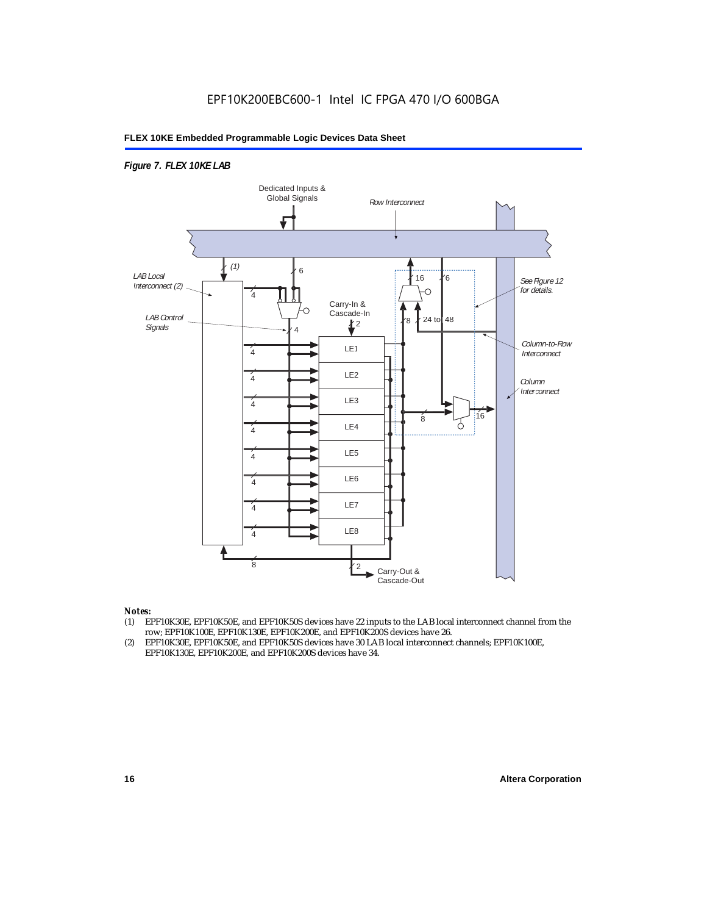*Figure 7. FLEX 10KE LAB*

*Notes:*

(1) EPF10K30E, EPF10K50E, and EPF10K50S devices have 22 inputs to the LAB local interconnect channel from the row; EPF10K100E, EPF10K130E, EPF10K200E, and EPF10K200S devices have 26.

(2) EPF10K30E, EPF10K50E, and EPF10K50S devices have 30 LAB local interconnect channels; EPF10K100E, EPF10K130E, EPF10K200E, and EPF10K200S devices have 34.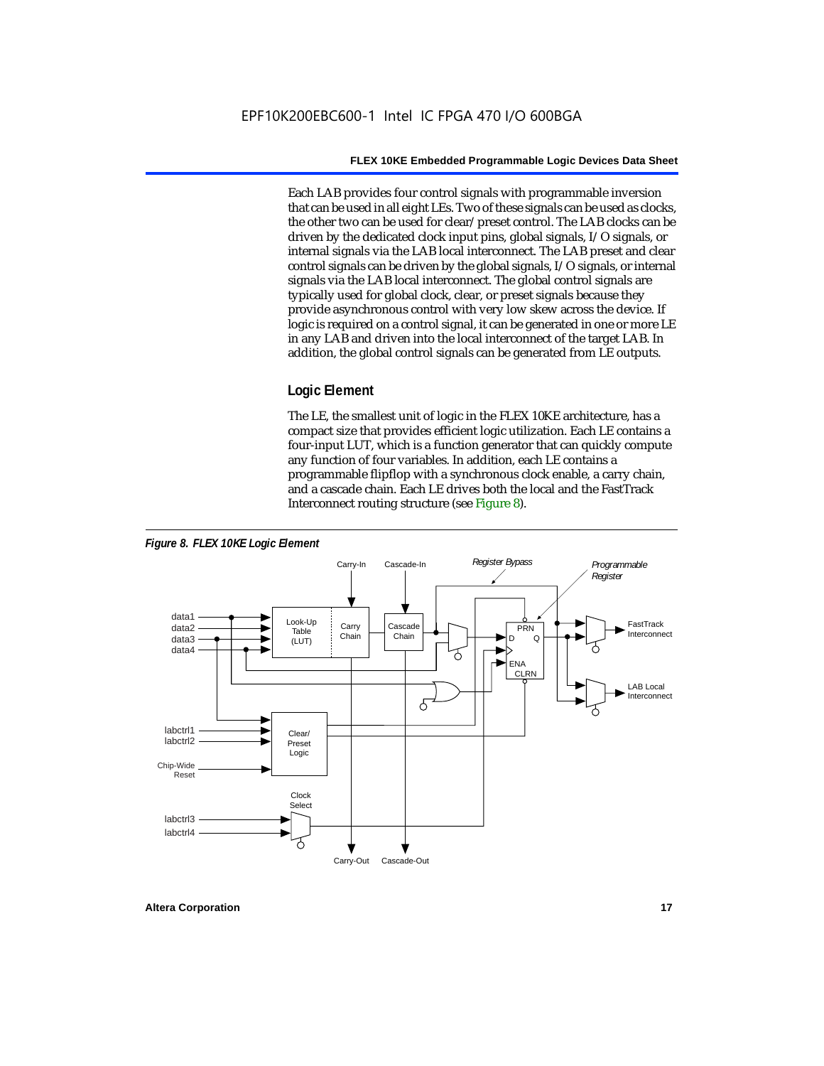Each LAB provides four control signals with programmable inversion that can be used in all eight LEs. Two of these signals can be used as clocks, the other two can be used for clear/preset control. The LAB clocks can be driven by the dedicated clock input pins, global signals, I/O signals, or internal signals via the LAB local interconnect. The LAB preset and clear control signals can be driven by the global signals, I/O signals, or internal signals via the LAB local interconnect. The global control signals are typically used for global clock, clear, or preset signals because they provide asynchronous control with very low skew across the device. If logic is required on a control signal, it can be generated in one or more LE in any LAB and driven into the local interconnect of the target LAB. In addition, the global control signals can be generated from LE outputs.

### Logic Element

The LE, the smallest unit of logic in the FLEX 10KE architecture, has a compact size that provides efficient logic utilization. Each LE contains a four-input LUT, which is a function generator that can quickly compute any function of four variables. In addition, each LE contains a programmable flipflop with a synchronous clock enable, a carry chain, and a cascade chain. Each LE drives both the local and the FastTrack Interconnect routing structure (see Figure 8).

*Figure 8. FLEX 10KE Logic Element*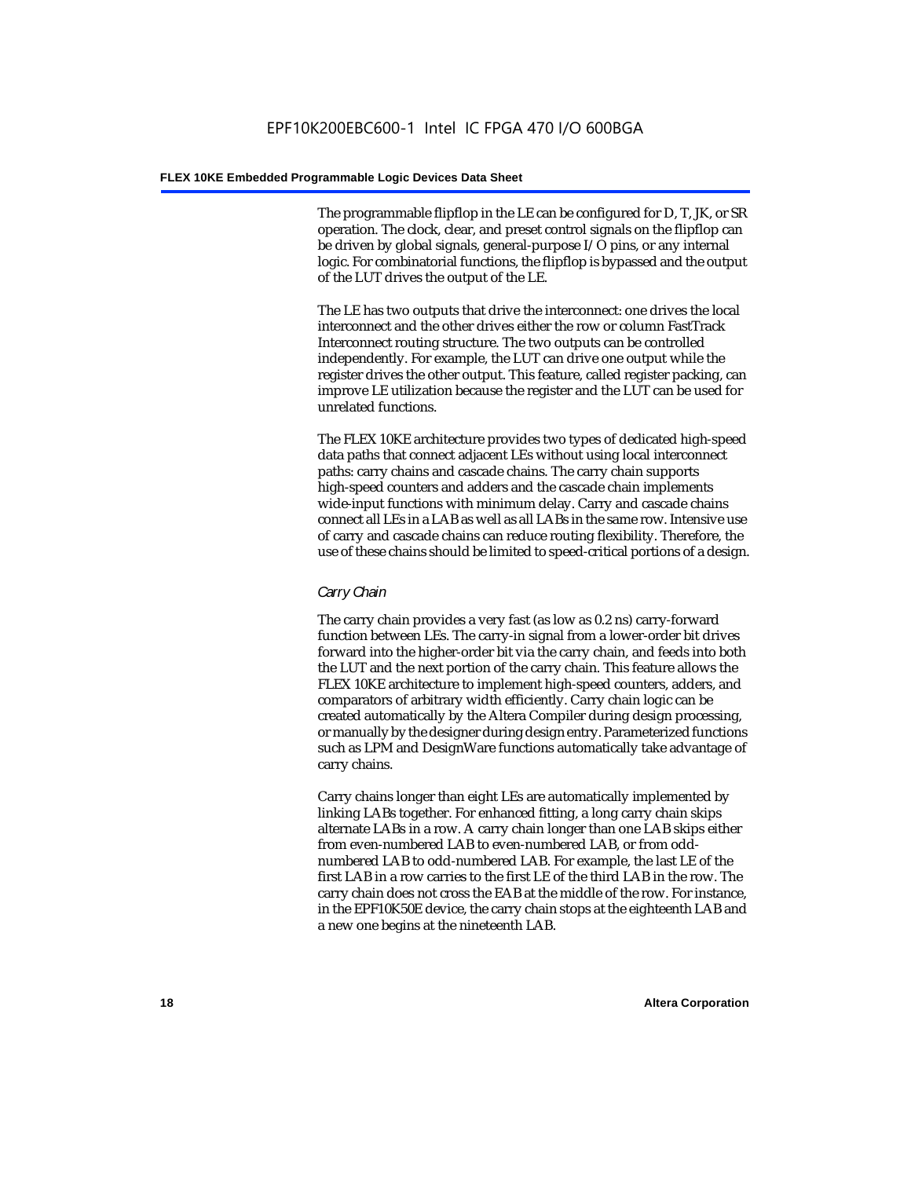The programmable flipflop in the LE can be configured for D, T, JK, or SR operation. The clock, clear, and preset control signals on the flipflop can be driven by global signals, general-purpose I/O pins, or any internal logic. For combinatorial functions, the flipflop is bypassed and the output of the LUT drives the output of the LE.

The LE has two outputs that drive the interconnect: one drives the local interconnect and the other drives either the row or column FastTrack Interconnect routing structure. The two outputs can be controlled independently. For example, the LUT can drive one output while the register drives the other output. This feature, called register packing, can improve LE utilization because the register and the LUT can be used for unrelated functions.

The FLEX 10KE architecture provides two types of dedicated high-speed data paths that connect adjacent LEs without using local interconnect paths: carry chains and cascade chains. The carry chain supports high-speed counters and adders and the cascade chain implements wide-input functions with minimum delay. Carry and cascade chains connect all LEs in a LAB as well as all LABs in the same row. Intensive use of carry and cascade chains can reduce routing flexibility. Therefore, the use of these chains should be limited to speed-critical portions of a design.

### *Carry Chain*

The carry chain provides a very fast (as low as 0.2 ns) carry-forward function between LEs. The carry-in signal from a lower-order bit drives forward into the higher-order bit via the carry chain, and feeds into both the LUT and the next portion of the carry chain. This feature allows the FLEX 10KE architecture to implement high-speed counters, adders, and comparators of arbitrary width efficiently. Carry chain logic can be created automatically by the Altera Compiler during design processing, or manually by the designer during design entry. Parameterized functions such as LPM and DesignWare functions automatically take advantage of carry chains.

Carry chains longer than eight LEs are automatically implemented by linking LABs together. For enhanced fitting, a long carry chain skips alternate LABs in a row. A carry chain longer than one LAB skips either from even-numbered LAB to even-numbered LAB, or from odd-numbered LAB to odd-numbered LAB. For example, the last LE of the first LAB in a row carries to the first LE of the third LAB in the row. The carry chain does not cross the EAB at the middle of the row. For instance, in the EPF10K50E device, the carry chain stops at the eighteenth LAB and a new one begins at the nineteenth LAB.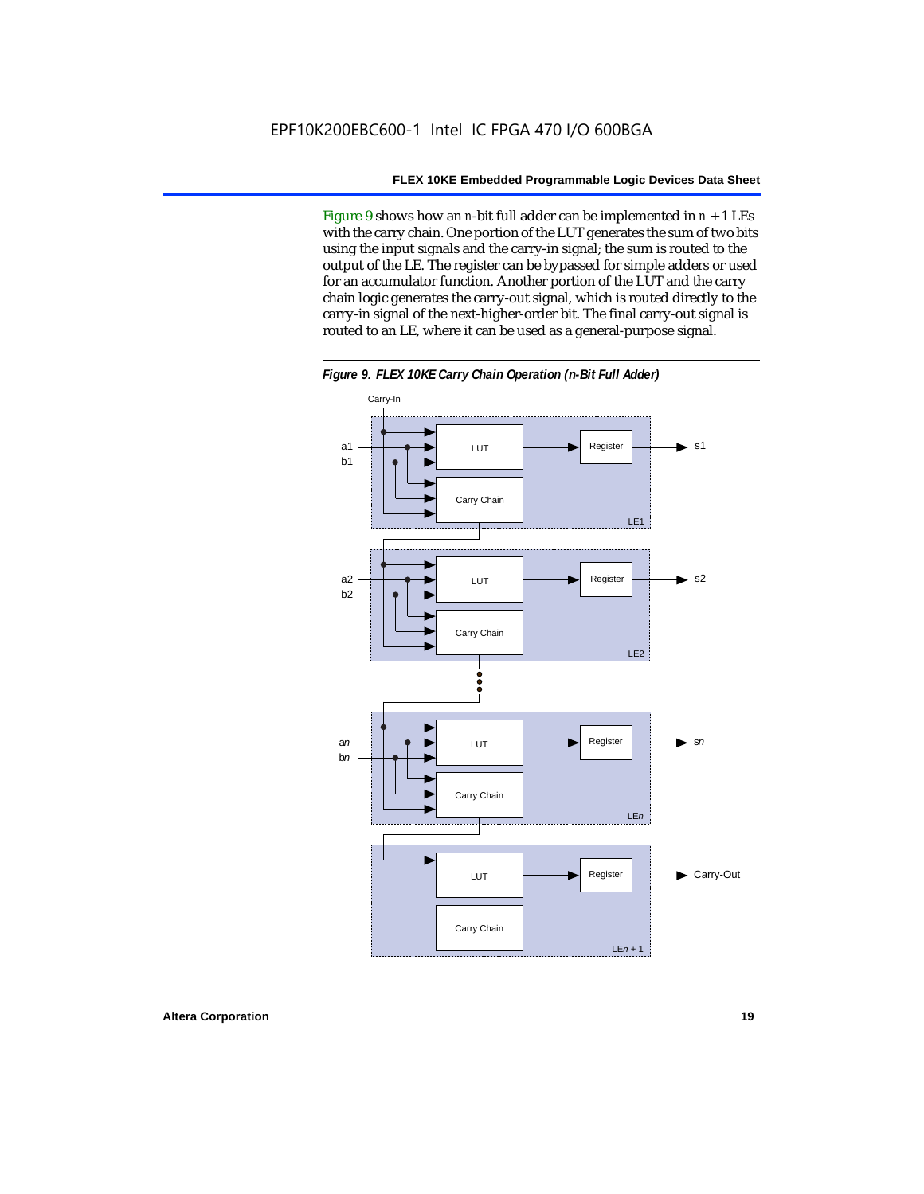Figure 9 shows how an $n$-bit full adder can be implemented in $n + 1$ LEs with the carry chain. One portion of the LUT generates the sum of two bits using the input signals and the carry-in signal; the sum is routed to the output of the LE. The register can be bypassed for simple adders or used for an accumulator function. Another portion of the LUT and the carry chain logic generates the carry-out signal, which is routed directly to the carry-in signal of the next-higher-order bit. The final carry-out signal is routed to an LE, where it can be used as a general-purpose signal.

*Figure 9. FLEX 10KE Carry Chain Operation (n-Bit Full Adder)*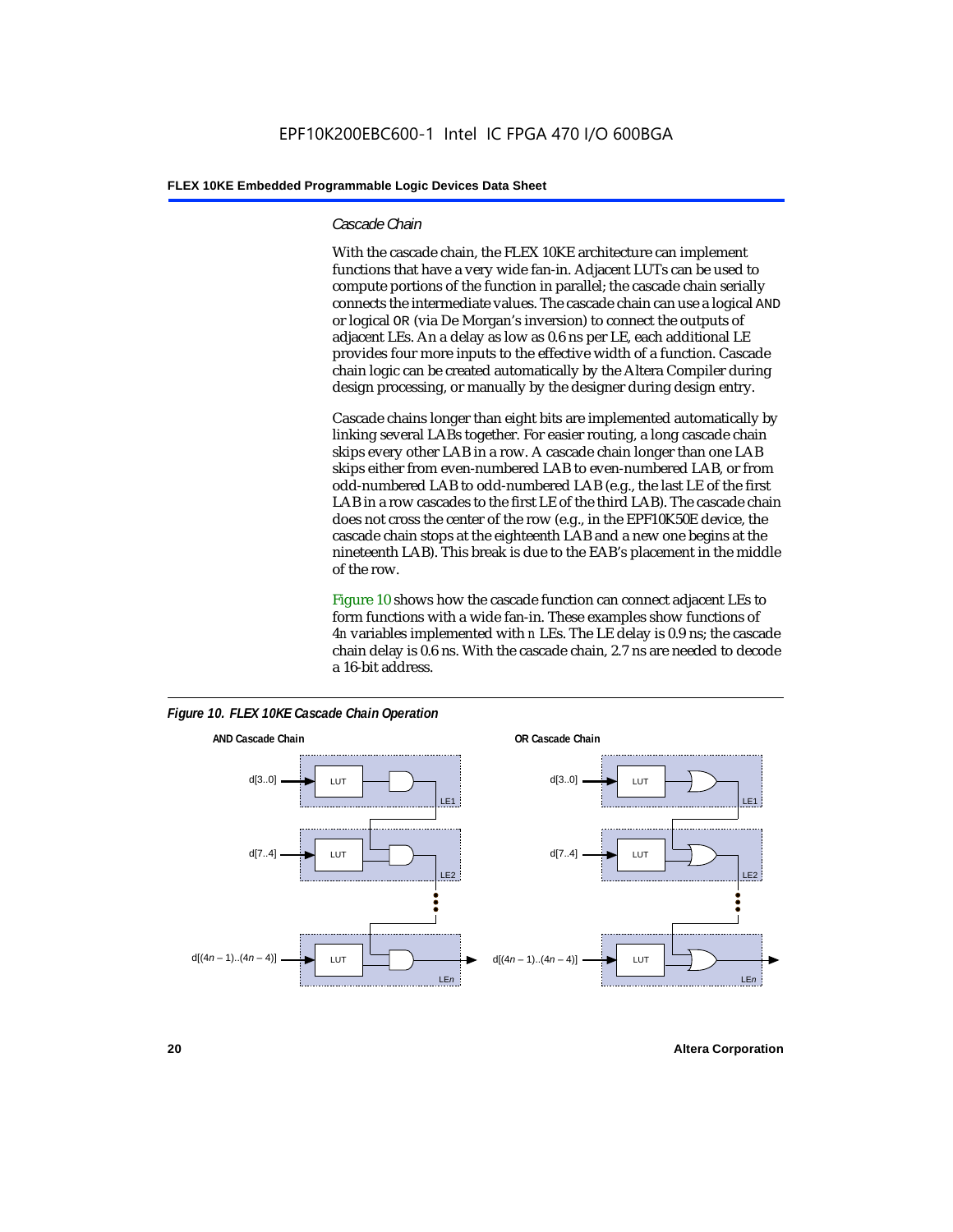### Cascade Chain

With the cascade chain, the FLEX 10KE architecture can implement functions that have a very wide fan-in. Adjacent LUTs can be used to compute portions of the function in parallel; the cascade chain serially connects the intermediate values. The cascade chain can use a logical AND or logical OR (via De Morgan's inversion) to connect the outputs of adjacent LEs. An a delay as low as 0.6 ns per LE, each additional LE provides four more inputs to the effective width of a function. Cascade chain logic can be created automatically by the Altera Compiler during design processing, or manually by the designer during design entry.

Cascade chains longer than eight bits are implemented automatically by linking several LABs together. For easier routing, a long cascade chain skips every other LAB in a row. A cascade chain longer than one LAB skips either from even-numbered LAB to even-numbered LAB, or from odd-numbered LAB to odd-numbered LAB (e.g., the last LE of the first LAB in a row cascades to the first LE of the third LAB). The cascade chain does not cross the center of the row (e.g., in the EPF10K50E device, the cascade chain stops at the eighteenth LAB and a new one begins at the nineteenth LAB). This break is due to the EAB's placement in the middle of the row.

Figure 10 shows how the cascade function can connect adjacent LEs to form functions with a wide fan-in. These examples show functions of $4n$ variables implemented with $n$ LEs. The LE delay is 0.9 ns; the cascade chain delay is 0.6 ns. With the cascade chain, 2.7 ns are needed to decode a 16-bit address.

*Figure 10. FLEX 10KE Cascade Chain Operation*

**AND Cascade Chain**

d[3..0] → LUT → AND (LE1)
d[7..4] → LUT → AND (LE2)
d[(4n – 1)..(4n – 4)] → LUT → AND (LEn) →

**OR Cascade Chain**

d[3..0] → LUT → OR (LE1)
d[7..4] → LUT → OR (LE2)
d[(4n – 1)..(4n – 4)] → LUT → OR (LEn) →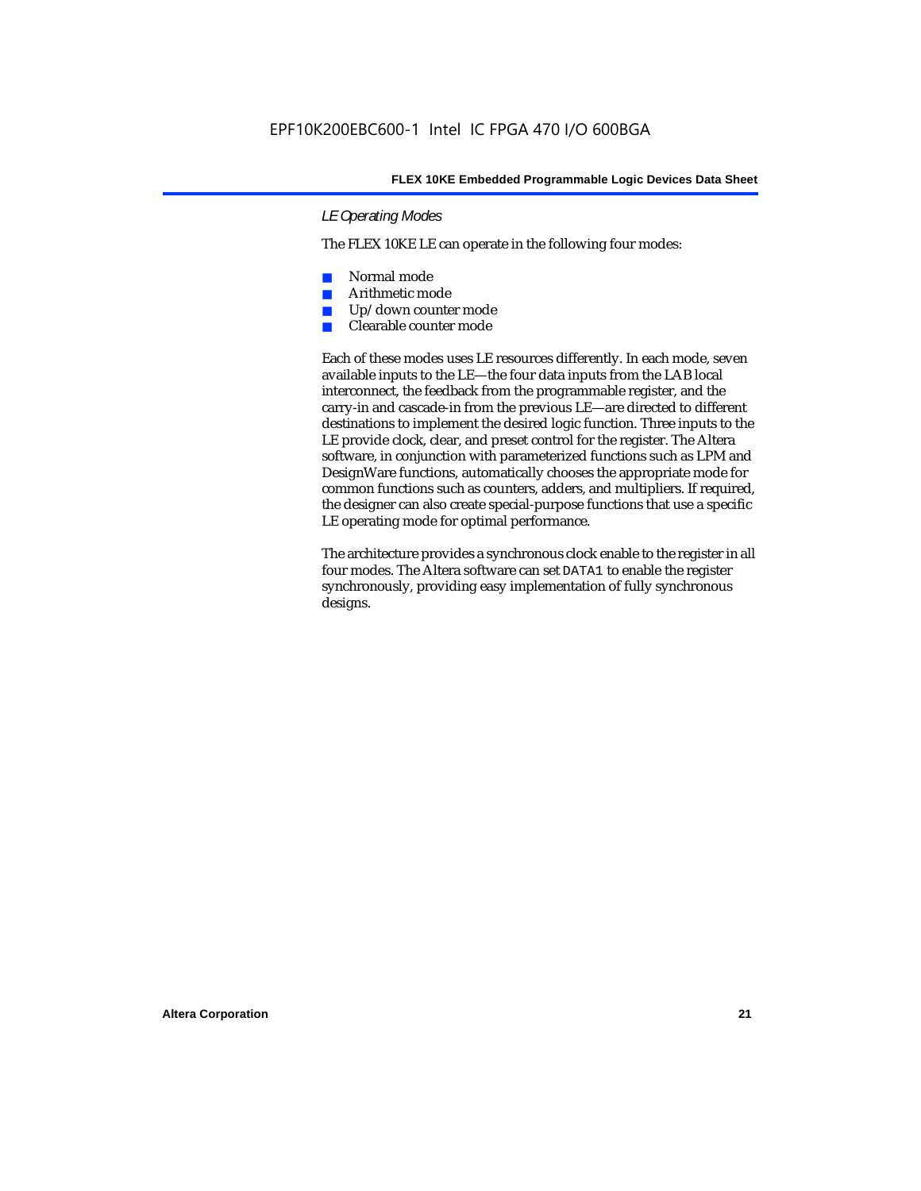### LE Operating Modes

The FLEX 10KE LE can operate in the following four modes:

- Normal mode
- Arithmetic mode
- Up/down counter mode
- Clearable counter mode

Each of these modes uses LE resources differently. In each mode, seven available inputs to the LE—the four data inputs from the LAB local interconnect, the feedback from the programmable register, and the carry-in and cascade-in from the previous LE—are directed to different destinations to implement the desired logic function. Three inputs to the LE provide clock, clear, and preset control for the register. The Altera software, in conjunction with parameterized functions such as LPM and DesignWare functions, automatically chooses the appropriate mode for common functions such as counters, adders, and multipliers. If required, the designer can also create special-purpose functions that use a specific LE operating mode for optimal performance.

The architecture provides a synchronous clock enable to the register in all four modes. The Altera software can set `DATA1` to enable the register synchronously, providing easy implementation of fully synchronous designs.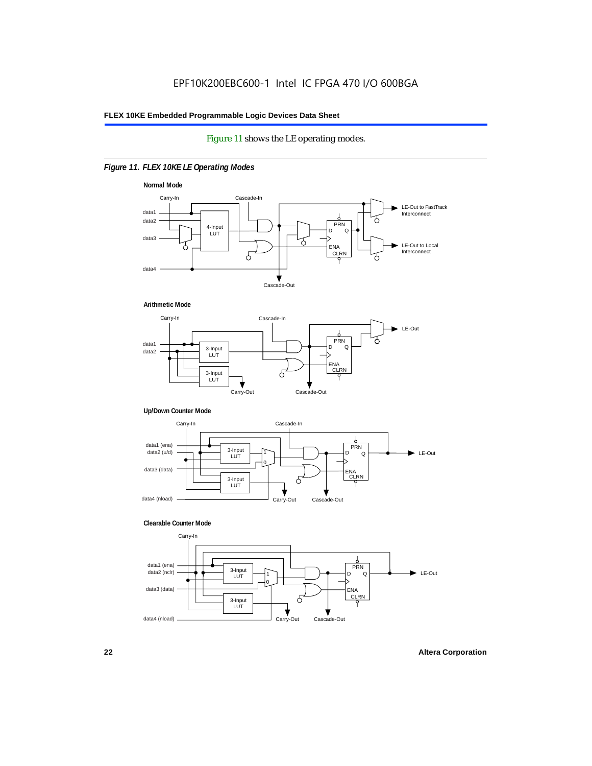Figure 11 shows the LE operating modes.

*Figure 11. FLEX 10KE LE Operating Modes*

**Normal Mode**

Carry-In, Cascade-In, data1, data2, data3, data4, 4-Input LUT, PRN, D, Q, ENA, CLRN, LE-Out to FastTrack Interconnect, LE-Out to Local Interconnect, Cascade-Out

**Arithmetic Mode**

Carry-In, Cascade-In, data1, data2, 3-Input LUT, 3-Input LUT, PRN, D, Q, ENA, CLRN, LE-Out, Carry-Out, Cascade-Out

**Up/Down Counter Mode**

Carry-In, Cascade-In, data1 (ena), data2 (u/d), data3 (data), data4 (nload), 3-Input LUT, 3-Input LUT, 1, 0, PRN, D, Q, ENA, CLRN, LE-Out, Carry-Out, Cascade-Out

**Clearable Counter Mode**

Carry-In, data1 (ena), data2 (nclr), data3 (data), data4 (nload), 3-Input LUT, 3-Input LUT, 1, 0, PRN, D, Q, ENA, CLRN, LE-Out, Carry-Out, Cascade-Out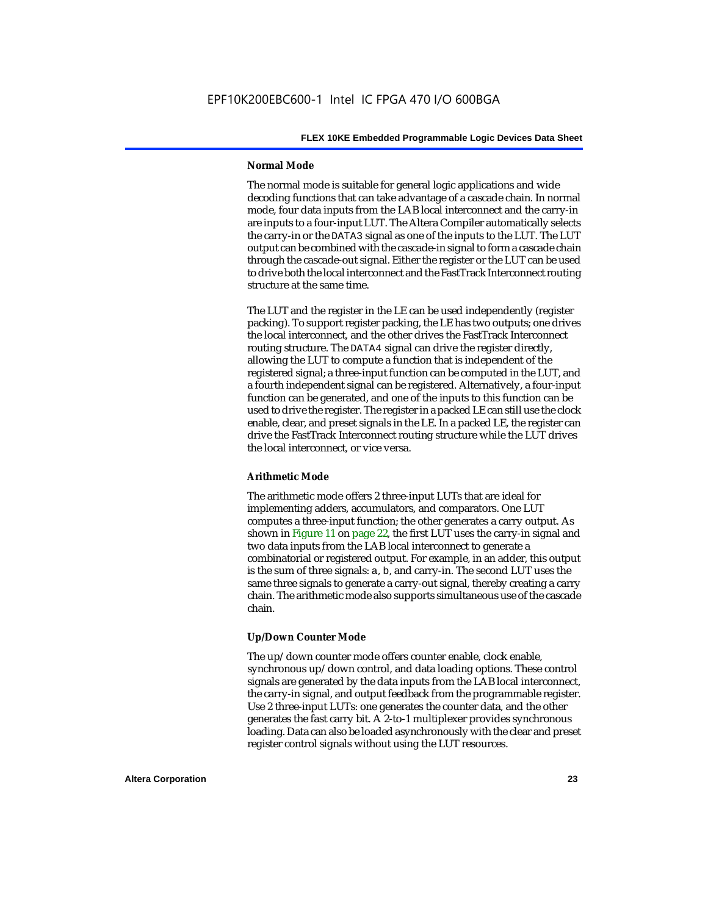#### Normal Mode

The normal mode is suitable for general logic applications and wide decoding functions that can take advantage of a cascade chain. In normal mode, four data inputs from the LAB local interconnect and the carry-in are inputs to a four-input LUT. The Altera Compiler automatically selects the carry-in or the DATA3 signal as one of the inputs to the LUT. The LUT output can be combined with the cascade-in signal to form a cascade chain through the cascade-out signal. Either the register or the LUT can be used to drive both the local interconnect and the FastTrack Interconnect routing structure at the same time.

The LUT and the register in the LE can be used independently (register packing). To support register packing, the LE has two outputs; one drives the local interconnect, and the other drives the FastTrack Interconnect routing structure. The DATA4 signal can drive the register directly, allowing the LUT to compute a function that is independent of the registered signal; a three-input function can be computed in the LUT, and a fourth independent signal can be registered. Alternatively, a four-input function can be generated, and one of the inputs to this function can be used to drive the register. The register in a packed LE can still use the clock enable, clear, and preset signals in the LE. In a packed LE, the register can drive the FastTrack Interconnect routing structure while the LUT drives the local interconnect, or vice versa.

#### Arithmetic Mode

The arithmetic mode offers 2 three-input LUTs that are ideal for implementing adders, accumulators, and comparators. One LUT computes a three-input function; the other generates a carry output. As shown in Figure 11 on page 22, the first LUT uses the carry-in signal and two data inputs from the LAB local interconnect to generate a combinatorial or registered output. For example, in an adder, this output is the sum of three signals: a, b, and carry-in. The second LUT uses the same three signals to generate a carry-out signal, thereby creating a carry chain. The arithmetic mode also supports simultaneous use of the cascade chain.

#### Up/Down Counter Mode

The up/down counter mode offers counter enable, clock enable, synchronous up/down control, and data loading options. These control signals are generated by the data inputs from the LAB local interconnect, the carry-in signal, and output feedback from the programmable register. Use 2 three-input LUTs: one generates the counter data, and the other generates the fast carry bit. A 2-to-1 multiplexer provides synchronous loading. Data can also be loaded asynchronously with the clear and preset register control signals without using the LUT resources.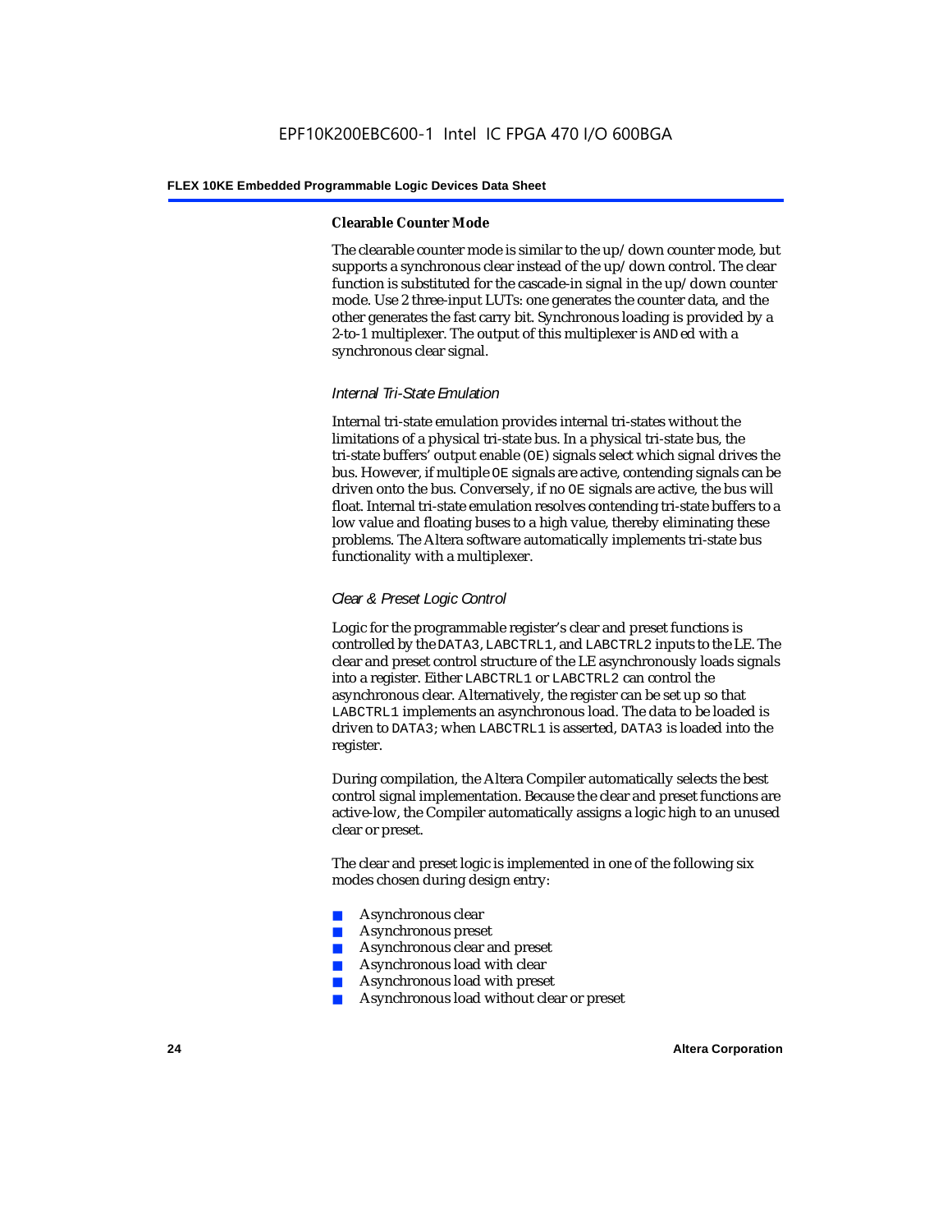#### Clearable Counter Mode

The clearable counter mode is similar to the up/down counter mode, but supports a synchronous clear instead of the up/down control. The clear function is substituted for the cascade-in signal in the up/down counter mode. Use 2 three-input LUTs: one generates the counter data, and the other generates the fast carry bit. Synchronous loading is provided by a 2-to-1 multiplexer. The output of this multiplexer is ANDed with a synchronous clear signal.

### *Internal Tri-State Emulation*

Internal tri-state emulation provides internal tri-states without the limitations of a physical tri-state bus. In a physical tri-state bus, the tri-state buffers' output enable (OE) signals select which signal drives the bus. However, if multiple OE signals are active, contending signals can be driven onto the bus. Conversely, if no OE signals are active, the bus will float. Internal tri-state emulation resolves contending tri-state buffers to a low value and floating buses to a high value, thereby eliminating these problems. The Altera software automatically implements tri-state bus functionality with a multiplexer.

### *Clear & Preset Logic Control*

Logic for the programmable register's clear and preset functions is controlled by the DATA3, LABCTRL1, and LABCTRL2 inputs to the LE. The clear and preset control structure of the LE asynchronously loads signals into a register. Either LABCTRL1 or LABCTRL2 can control the asynchronous clear. Alternatively, the register can be set up so that LABCTRL1 implements an asynchronous load. The data to be loaded is driven to DATA3; when LABCTRL1 is asserted, DATA3 is loaded into the register.

During compilation, the Altera Compiler automatically selects the best control signal implementation. Because the clear and preset functions are active-low, the Compiler automatically assigns a logic high to an unused clear or preset.

The clear and preset logic is implemented in one of the following six modes chosen during design entry:

- Asynchronous clear
- Asynchronous preset
- Asynchronous clear and preset
- Asynchronous load with clear
- Asynchronous load with preset
- Asynchronous load without clear or preset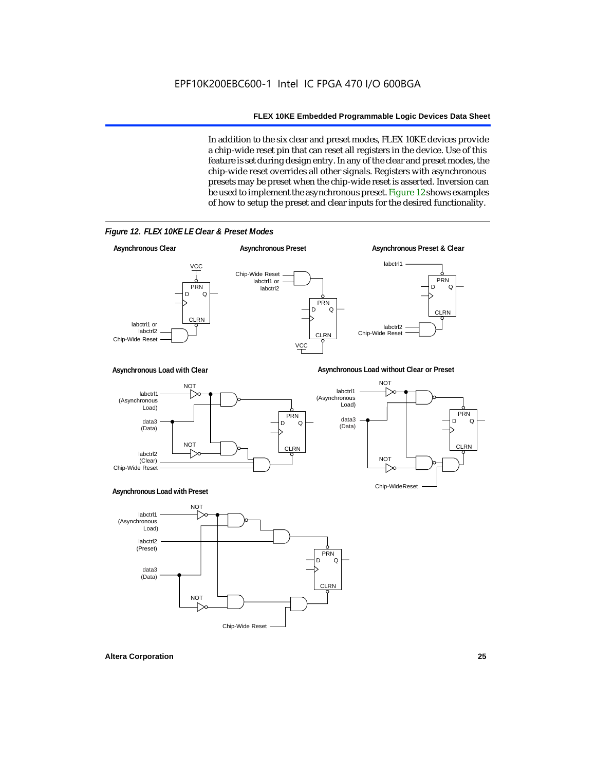In addition to the six clear and preset modes, FLEX 10KE devices provide a chip-wide reset pin that can reset all registers in the device. Use of this feature is set during design entry. In any of the clear and preset modes, the chip-wide reset overrides all other signals. Registers with asynchronous presets may be preset when the chip-wide reset is asserted. Inversion can be used to implement the asynchronous preset. Figure 12 shows examples of how to setup the preset and clear inputs for the desired functionality.

*Figure 12. FLEX 10KE LE Clear & Preset Modes*

**Asynchronous Clear**

**Asynchronous Preset**

**Asynchronous Preset & Clear**

**Asynchronous Load with Clear**

**Asynchronous Load without Clear or Preset**

**Asynchronous Load with Preset**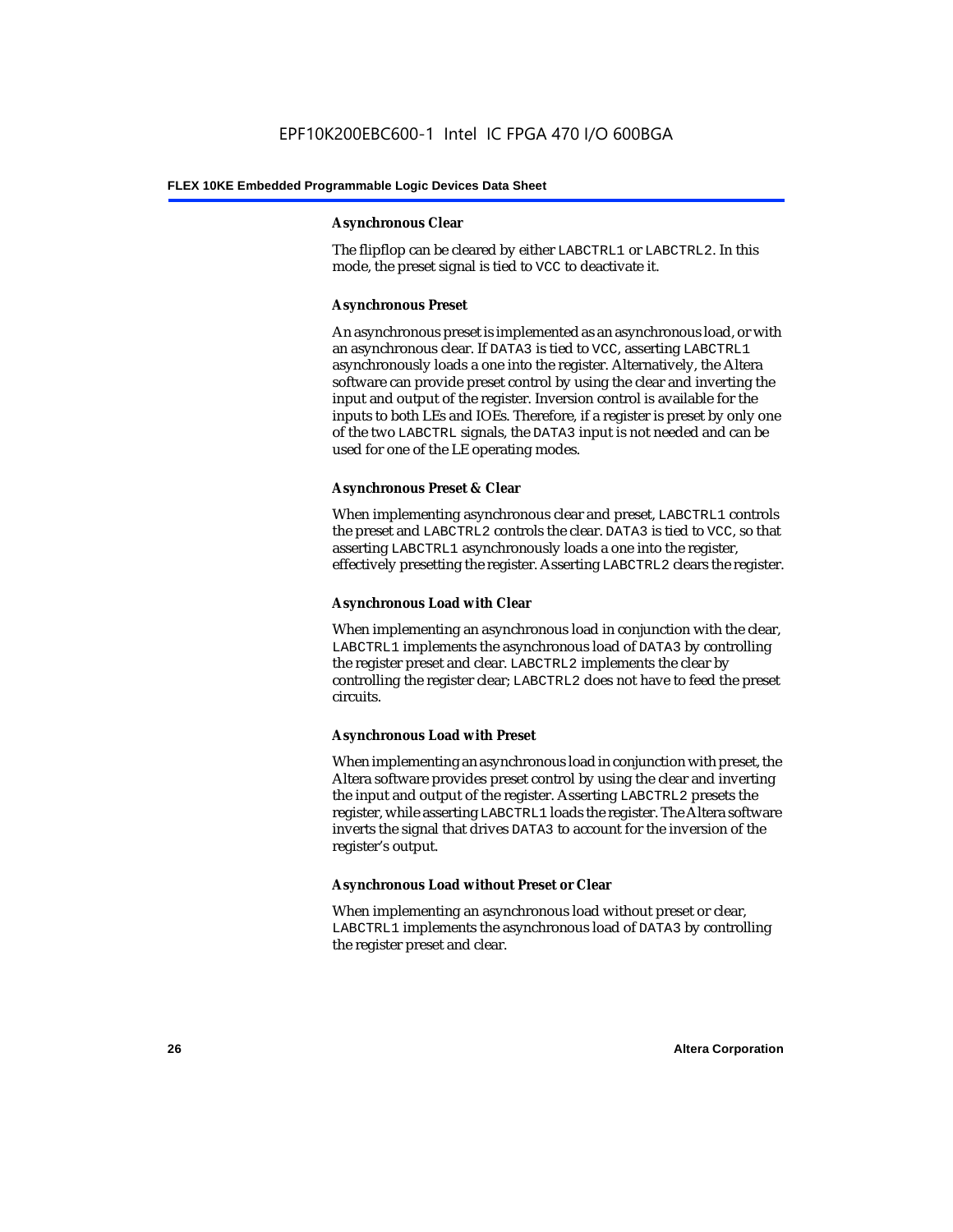#### Asynchronous Clear

The flipflop can be cleared by either LABCTRL1 or LABCTRL2. In this mode, the preset signal is tied to VCC to deactivate it.

#### Asynchronous Preset

An asynchronous preset is implemented as an asynchronous load, or with an asynchronous clear. If DATA3 is tied to VCC, asserting LABCTRL1 asynchronously loads a one into the register. Alternatively, the Altera software can provide preset control by using the clear and inverting the input and output of the register. Inversion control is available for the inputs to both LEs and IOEs. Therefore, if a register is preset by only one of the two LABCTRL signals, the DATA3 input is not needed and can be used for one of the LE operating modes.

#### Asynchronous Preset & Clear

When implementing asynchronous clear and preset, LABCTRL1 controls the preset and LABCTRL2 controls the clear. DATA3 is tied to VCC, so that asserting LABCTRL1 asynchronously loads a one into the register, effectively presetting the register. Asserting LABCTRL2 clears the register.

#### Asynchronous Load with Clear

When implementing an asynchronous load in conjunction with the clear, LABCTRL1 implements the asynchronous load of DATA3 by controlling the register preset and clear. LABCTRL2 implements the clear by controlling the register clear; LABCTRL2 does not have to feed the preset circuits.

#### Asynchronous Load with Preset

When implementing an asynchronous load in conjunction with preset, the Altera software provides preset control by using the clear and inverting the input and output of the register. Asserting LABCTRL2 presets the register, while asserting LABCTRL1 loads the register. The Altera software inverts the signal that drives DATA3 to account for the inversion of the register's output.

#### Asynchronous Load without Preset or Clear

When implementing an asynchronous load without preset or clear, LABCTRL1 implements the asynchronous load of DATA3 by controlling the register preset and clear.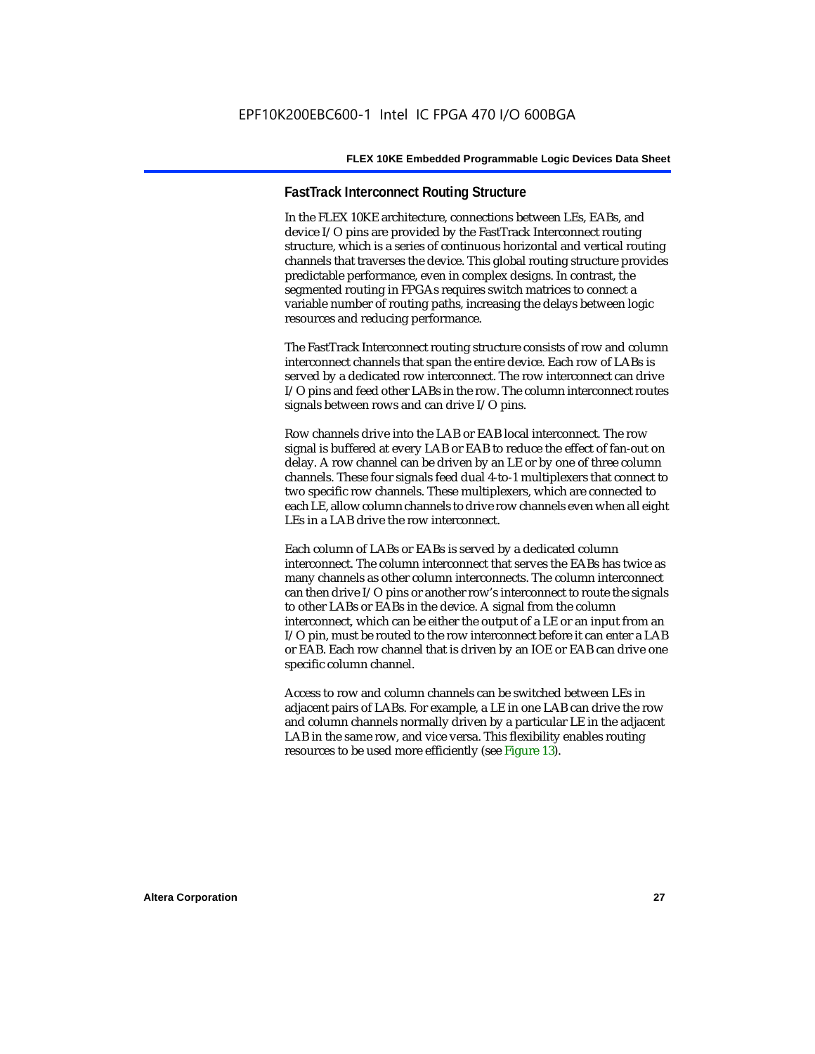### FastTrack Interconnect Routing Structure

In the FLEX 10KE architecture, connections between LEs, EABs, and device I/O pins are provided by the FastTrack Interconnect routing structure, which is a series of continuous horizontal and vertical routing channels that traverses the device. This global routing structure provides predictable performance, even in complex designs. In contrast, the segmented routing in FPGAs requires switch matrices to connect a variable number of routing paths, increasing the delays between logic resources and reducing performance.

The FastTrack Interconnect routing structure consists of row and column interconnect channels that span the entire device. Each row of LABs is served by a dedicated row interconnect. The row interconnect can drive I/O pins and feed other LABs in the row. The column interconnect routes signals between rows and can drive I/O pins.

Row channels drive into the LAB or EAB local interconnect. The row signal is buffered at every LAB or EAB to reduce the effect of fan-out on delay. A row channel can be driven by an LE or by one of three column channels. These four signals feed dual 4-to-1 multiplexers that connect to two specific row channels. These multiplexers, which are connected to each LE, allow column channels to drive row channels even when all eight LEs in a LAB drive the row interconnect.

Each column of LABs or EABs is served by a dedicated column interconnect. The column interconnect that serves the EABs has twice as many channels as other column interconnects. The column interconnect can then drive I/O pins or another row's interconnect to route the signals to other LABs or EABs in the device. A signal from the column interconnect, which can be either the output of a LE or an input from an I/O pin, must be routed to the row interconnect before it can enter a LAB or EAB. Each row channel that is driven by an IOE or EAB can drive one specific column channel.

Access to row and column channels can be switched between LEs in adjacent pairs of LABs. For example, a LE in one LAB can drive the row and column channels normally driven by a particular LE in the adjacent LAB in the same row, and vice versa. This flexibility enables routing resources to be used more efficiently (see Figure 13).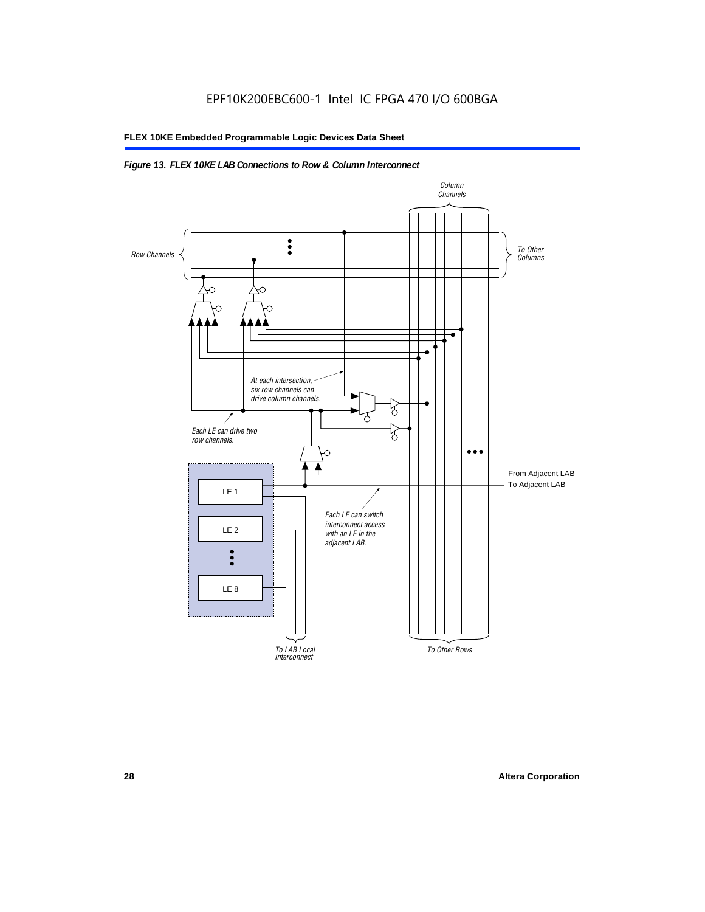*Figure 13. FLEX 10KE LAB Connections to Row & Column Interconnect*

Column Channels

Row Channels

To Other Columns

At each intersection, six row channels can drive column channels.

Each LE can drive two row channels.

From Adjacent LAB

To Adjacent LAB

LE 1

LE 2

LE 8

Each LE can switch interconnect access with an LE in the adjacent LAB.

To LAB Local Interconnect

To Other Rows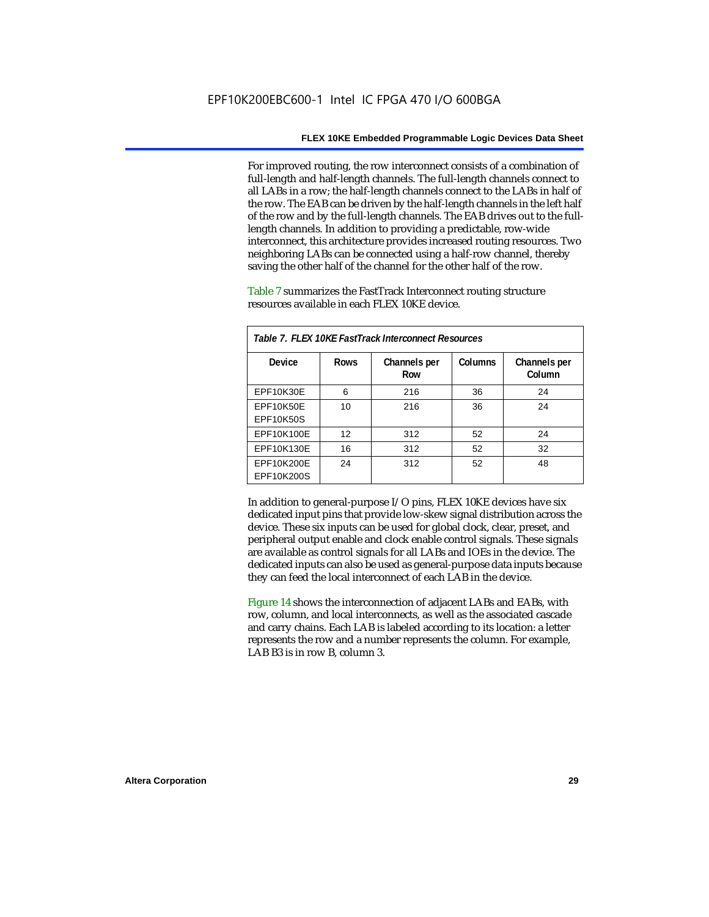For improved routing, the row interconnect consists of a combination of full-length and half-length channels. The full-length channels connect to all LABs in a row; the half-length channels connect to the LABs in half of the row. The EAB can be driven by the half-length channels in the left half of the row and by the full-length channels. The EAB drives out to the full-length channels. In addition to providing a predictable, row-wide interconnect, this architecture provides increased routing resources. Two neighboring LABs can be connected using a half-row channel, thereby saving the other half of the channel for the other half of the row.

Table 7 summarizes the FastTrack Interconnect routing structure resources available in each FLEX 10KE device.

*Table 7. FLEX 10KE FastTrack Interconnect Resources*

| Device | Rows | Channels per Row | Columns | Channels per Column |
|---|---|---|---|---|
| EPF10K30E | 6 | 216 | 36 | 24 |
| EPF10K50E<br>EPF10K50S | 10 | 216 | 36 | 24 |
| EPF10K100E | 12 | 312 | 52 | 24 |
| EPF10K130E | 16 | 312 | 52 | 32 |
| EPF10K200E<br>EPF10K200S | 24 | 312 | 52 | 48 |

In addition to general-purpose I/O pins, FLEX 10KE devices have six dedicated input pins that provide low-skew signal distribution across the device. These six inputs can be used for global clock, clear, preset, and peripheral output enable and clock enable control signals. These signals are available as control signals for all LABs and IOEs in the device. The dedicated inputs can also be used as general-purpose data inputs because they can feed the local interconnect of each LAB in the device.

Figure 14 shows the interconnection of adjacent LABs and EABs, with row, column, and local interconnects, as well as the associated cascade and carry chains. Each LAB is labeled according to its location: a letter represents the row and a number represents the column. For example, LAB B3 is in row B, column 3.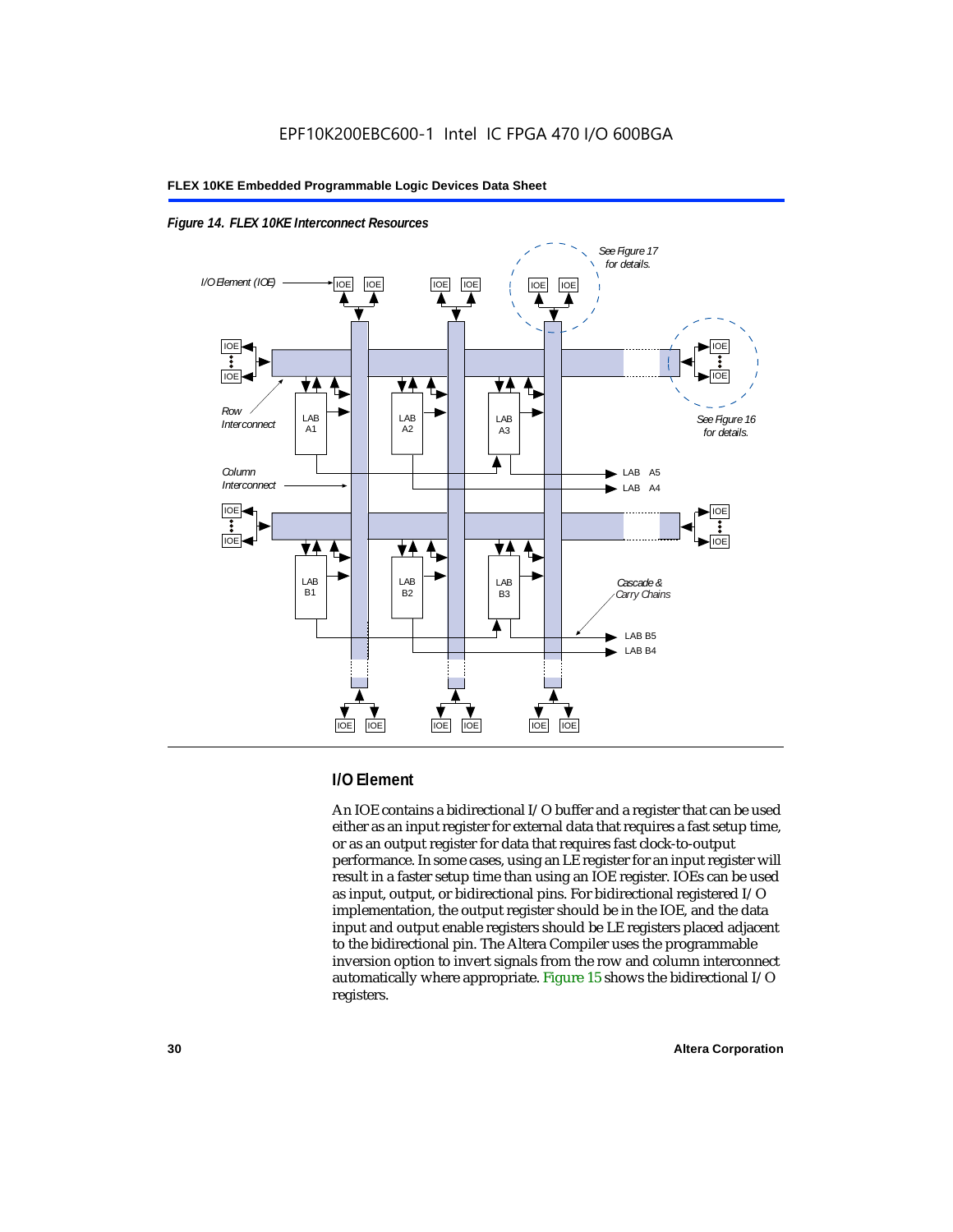*Figure 14. FLEX 10KE Interconnect Resources*

## I/O Element

An IOE contains a bidirectional I/O buffer and a register that can be used either as an input register for external data that requires a fast setup time, or as an output register for data that requires fast clock-to-output performance. In some cases, using an LE register for an input register will result in a faster setup time than using an IOE register. IOEs can be used as input, output, or bidirectional pins. For bidirectional registered I/O implementation, the output register should be in the IOE, and the data input and output enable registers should be LE registers placed adjacent to the bidirectional pin. The Altera Compiler uses the programmable inversion option to invert signals from the row and column interconnect automatically where appropriate. Figure 15 shows the bidirectional I/O registers.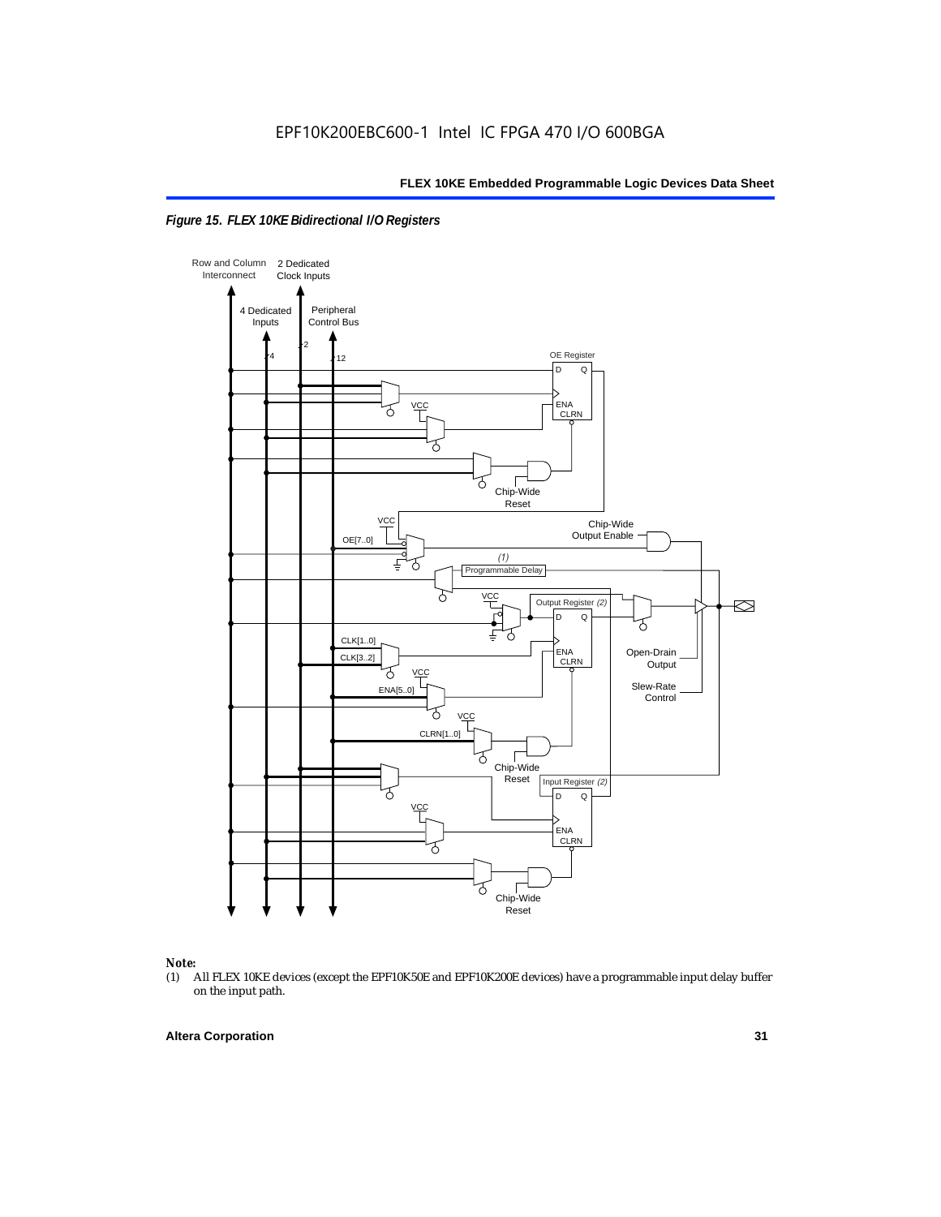*Figure 15. FLEX 10KE Bidirectional I/O Registers*

**Note:**

(1) All FLEX 10KE devices (except the EPF10K50E and EPF10K200E devices) have a programmable input delay buffer on the input path.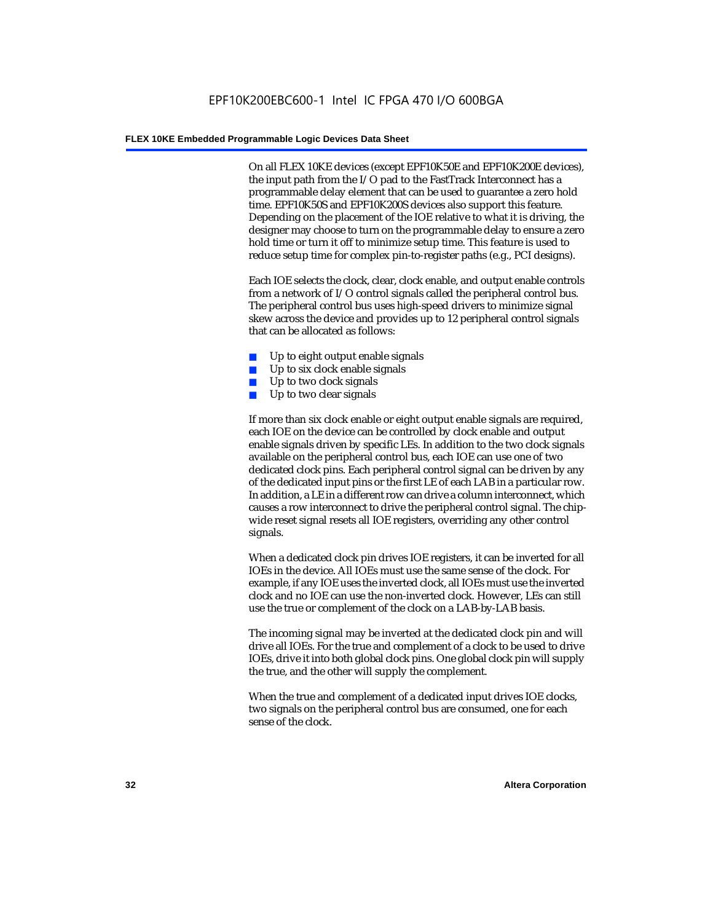On all FLEX 10KE devices (except EPF10K50E and EPF10K200E devices), the input path from the I/O pad to the FastTrack Interconnect has a programmable delay element that can be used to guarantee a zero hold time. EPF10K50S and EPF10K200S devices also support this feature. Depending on the placement of the IOE relative to what it is driving, the designer may choose to turn on the programmable delay to ensure a zero hold time or turn it off to minimize setup time. This feature is used to reduce setup time for complex pin-to-register paths (e.g., PCI designs).

Each IOE selects the clock, clear, clock enable, and output enable controls from a network of I/O control signals called the peripheral control bus. The peripheral control bus uses high-speed drivers to minimize signal skew across the device and provides up to 12 peripheral control signals that can be allocated as follows:

- Up to eight output enable signals
- Up to six clock enable signals
- Up to two clock signals
- Up to two clear signals

If more than six clock enable or eight output enable signals are required, each IOE on the device can be controlled by clock enable and output enable signals driven by specific LEs. In addition to the two clock signals available on the peripheral control bus, each IOE can use one of two dedicated clock pins. Each peripheral control signal can be driven by any of the dedicated input pins or the first LE of each LAB in a particular row. In addition, a LE in a different row can drive a column interconnect, which causes a row interconnect to drive the peripheral control signal. The chip-wide reset signal resets all IOE registers, overriding any other control signals.

When a dedicated clock pin drives IOE registers, it can be inverted for all IOEs in the device. All IOEs must use the same sense of the clock. For example, if any IOE uses the inverted clock, all IOEs must use the inverted clock and no IOE can use the non-inverted clock. However, LEs can still use the true or complement of the clock on a LAB-by-LAB basis.

The incoming signal may be inverted at the dedicated clock pin and will drive all IOEs. For the true and complement of a clock to be used to drive IOEs, drive it into both global clock pins. One global clock pin will supply the true, and the other will supply the complement.

When the true and complement of a dedicated input drives IOE clocks, two signals on the peripheral control bus are consumed, one for each sense of the clock.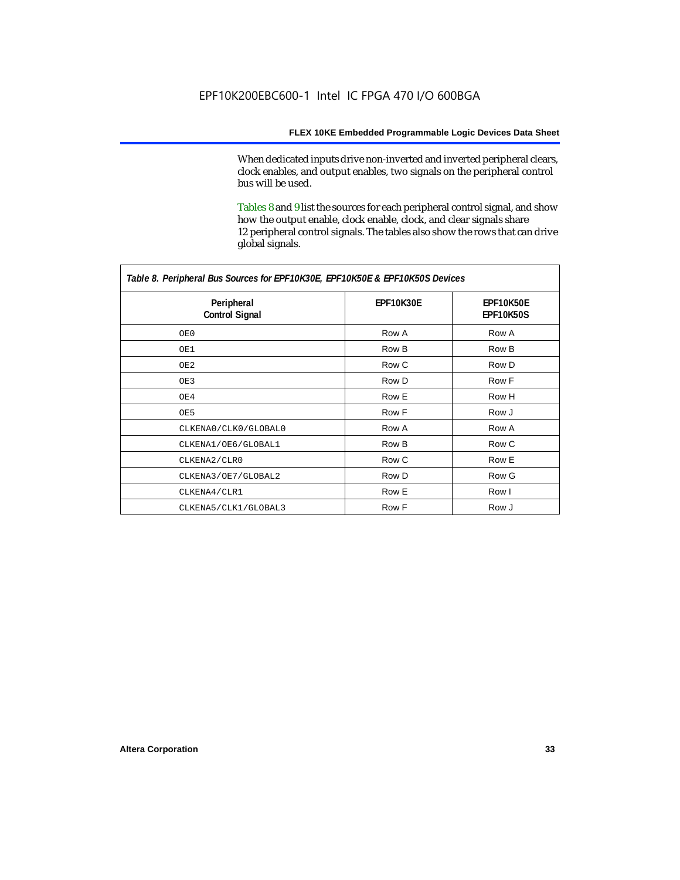When dedicated inputs drive non-inverted and inverted peripheral clears, clock enables, and output enables, two signals on the peripheral control bus will be used.

Tables 8 and 9 list the sources for each peripheral control signal, and show how the output enable, clock enable, clock, and clear signals share 12 peripheral control signals. The tables also show the rows that can drive global signals.

*Table 8. Peripheral Bus Sources for EPF10K30E, EPF10K50E & EPF10K50S Devices*

| Peripheral Control Signal | EPF10K30E | EPF10K50E EPF10K50S |
|---|---|---|
| OE0 | Row A | Row A |
| OE1 | Row B | Row B |
| OE2 | Row C | Row D |
| OE3 | Row D | Row F |
| OE4 | Row E | Row H |
| OE5 | Row F | Row J |
| CLKENA0/CLK0/GLOBAL0 | Row A | Row A |
| CLKENA1/OE6/GLOBAL1 | Row B | Row C |
| CLKENA2/CLR0 | Row C | Row E |
| CLKENA3/OE7/GLOBAL2 | Row D | Row G |
| CLKENA4/CLR1 | Row E | Row I |
| CLKENA5/CLK1/GLOBAL3 | Row F | Row J |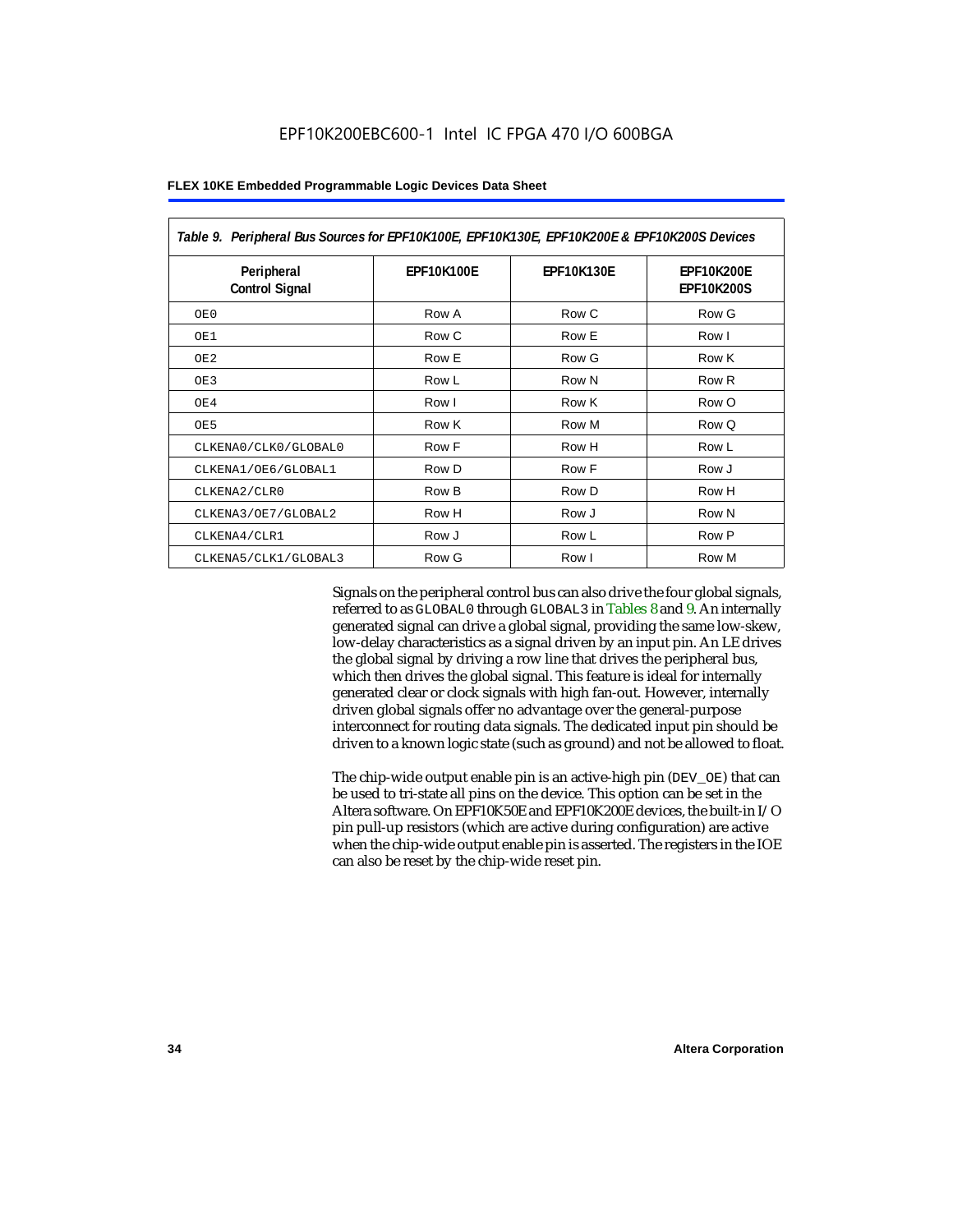**Table 9. Peripheral Bus Sources for EPF10K100E, EPF10K130E, EPF10K200E & EPF10K200S Devices**

| Peripheral Control Signal | EPF10K100E | EPF10K130E | EPF10K200E EPF10K200S |
|---|---|---|---|
| OE0 | Row A | Row C | Row G |
| OE1 | Row C | Row E | Row I |
| OE2 | Row E | Row G | Row K |
| OE3 | Row L | Row N | Row R |
| OE4 | Row I | Row K | Row O |
| OE5 | Row K | Row M | Row Q |
| CLKENA0/CLK0/GLOBAL0 | Row F | Row H | Row L |
| CLKENA1/OE6/GLOBAL1 | Row D | Row F | Row J |
| CLKENA2/CLR0 | Row B | Row D | Row H |
| CLKENA3/OE7/GLOBAL2 | Row H | Row J | Row N |
| CLKENA4/CLR1 | Row J | Row L | Row P |
| CLKENA5/CLK1/GLOBAL3 | Row G | Row I | Row M |

Signals on the peripheral control bus can also drive the four global signals, referred to as GLOBAL0 through GLOBAL3 in Tables 8 and 9. An internally generated signal can drive a global signal, providing the same low-skew, low-delay characteristics as a signal driven by an input pin. An LE drives the global signal by driving a row line that drives the peripheral bus, which then drives the global signal. This feature is ideal for internally generated clear or clock signals with high fan-out. However, internally driven global signals offer no advantage over the general-purpose interconnect for routing data signals. The dedicated input pin should be driven to a known logic state (such as ground) and not be allowed to float.

The chip-wide output enable pin is an active-high pin (DEV_OE) that can be used to tri-state all pins on the device. This option can be set in the Altera software. On EPF10K50E and EPF10K200E devices, the built-in I/O pin pull-up resistors (which are active during configuration) are active when the chip-wide output enable pin is asserted. The registers in the IOE can also be reset by the chip-wide reset pin.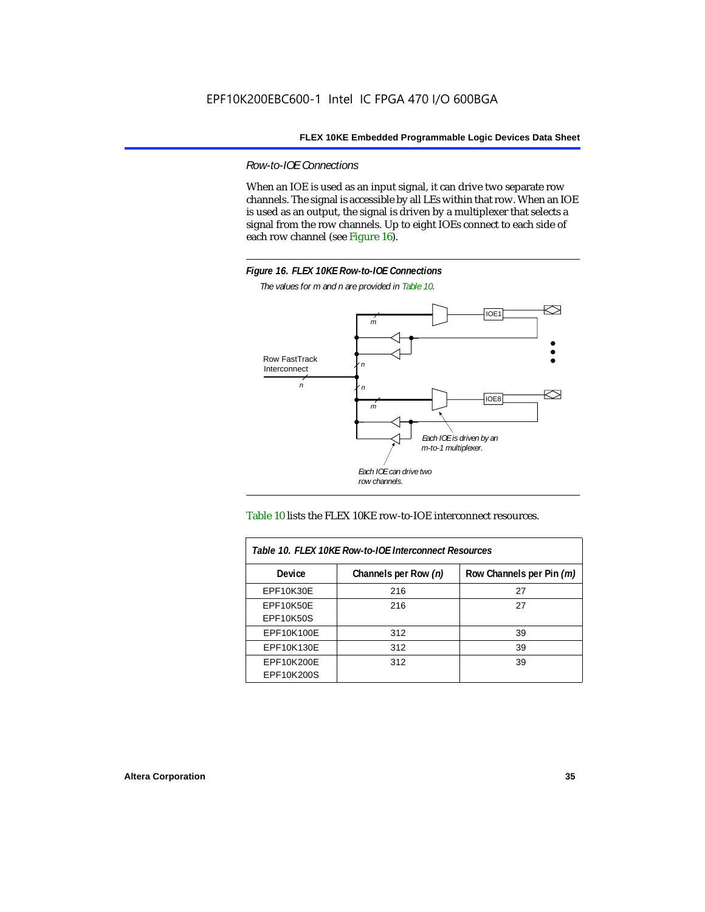### Row-to-IOE Connections

When an IOE is used as an input signal, it can drive two separate row channels. The signal is accessible by all LEs within that row. When an IOE is used as an output, the signal is driven by a multiplexer that selects a signal from the row channels. Up to eight IOEs connect to each side of each row channel (see Figure 16).

**Figure 16. FLEX 10KE Row-to-IOE Connections**

*The values for m and n are provided in Table 10.*

Table 10 lists the FLEX 10KE row-to-IOE interconnect resources.

| Table 10. FLEX 10KE Row-to-IOE Interconnect Resources | | |
|---|---|---|
| **Device** | **Channels per Row (n)** | **Row Channels per Pin (m)** |
| EPF10K30E | 216 | 27 |
| EPF10K50E<br>EPF10K50S | 216 | 27 |
| EPF10K100E | 312 | 39 |
| EPF10K130E | 312 | 39 |
| EPF10K200E<br>EPF10K200S | 312 | 39 |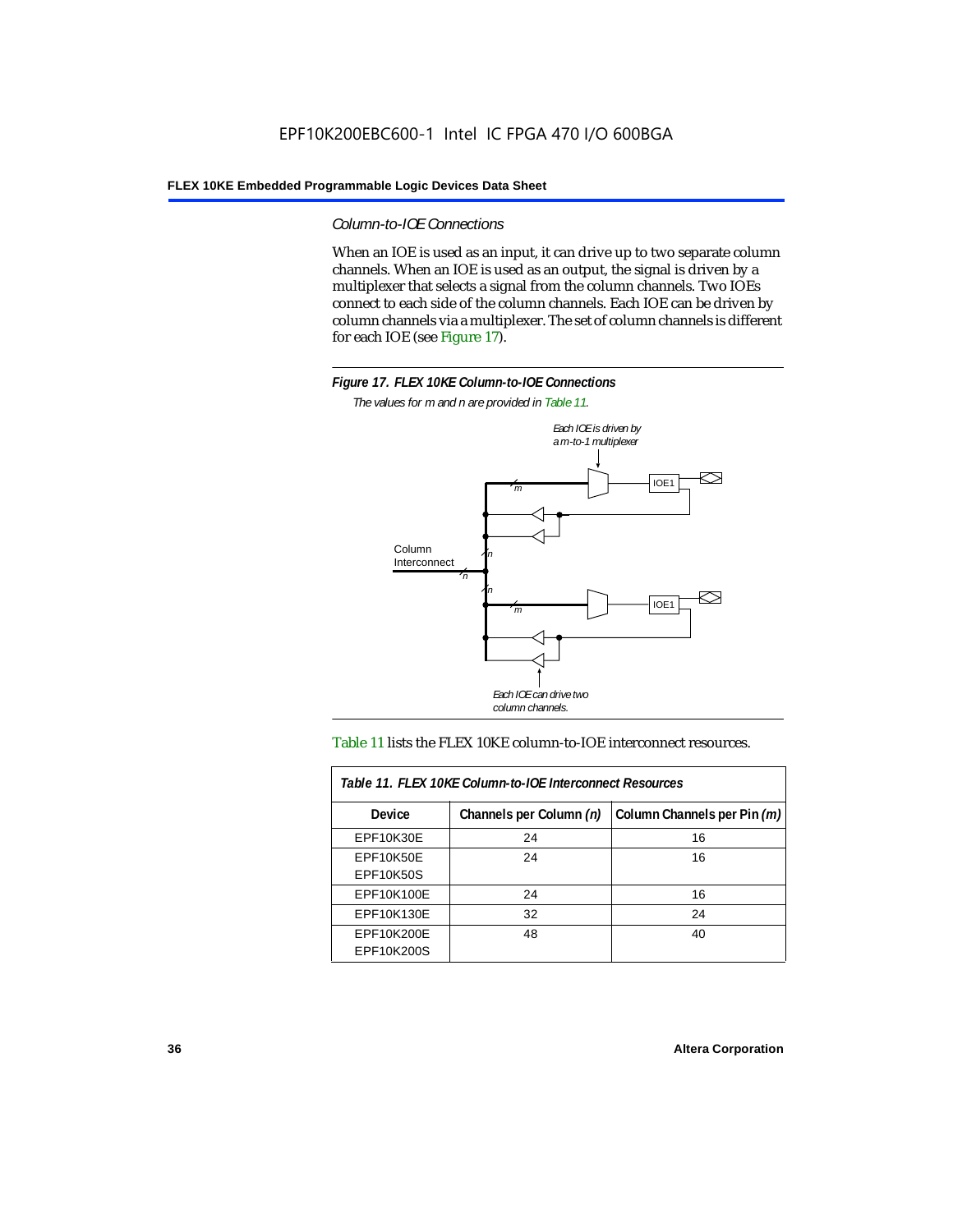### *Column-to-IOE Connections*

When an IOE is used as an input, it can drive up to two separate column channels. When an IOE is used as an output, the signal is driven by a multiplexer that selects a signal from the column channels. Two IOEs connect to each side of the column channels. Each IOE can be driven by column channels via a multiplexer. The set of column channels is different for each IOE (see Figure 17).

**Figure 17. FLEX 10KE Column-to-IOE Connections**

*The values for m and n are provided in Table 11.*

Table 11 lists the FLEX 10KE column-to-IOE interconnect resources.

| *Table 11. FLEX 10KE Column-to-IOE Interconnect Resources* | | |
|---|---|---|
| **Device** | **Channels per Column *(n)*** | **Column Channels per Pin *(m)*** |
| EPF10K30E | 24 | 16 |
| EPF10K50E<br>EPF10K50S | 24 | 16 |
| EPF10K100E | 24 | 16 |
| EPF10K130E | 32 | 24 |
| EPF10K200E<br>EPF10K200S | 48 | 40 |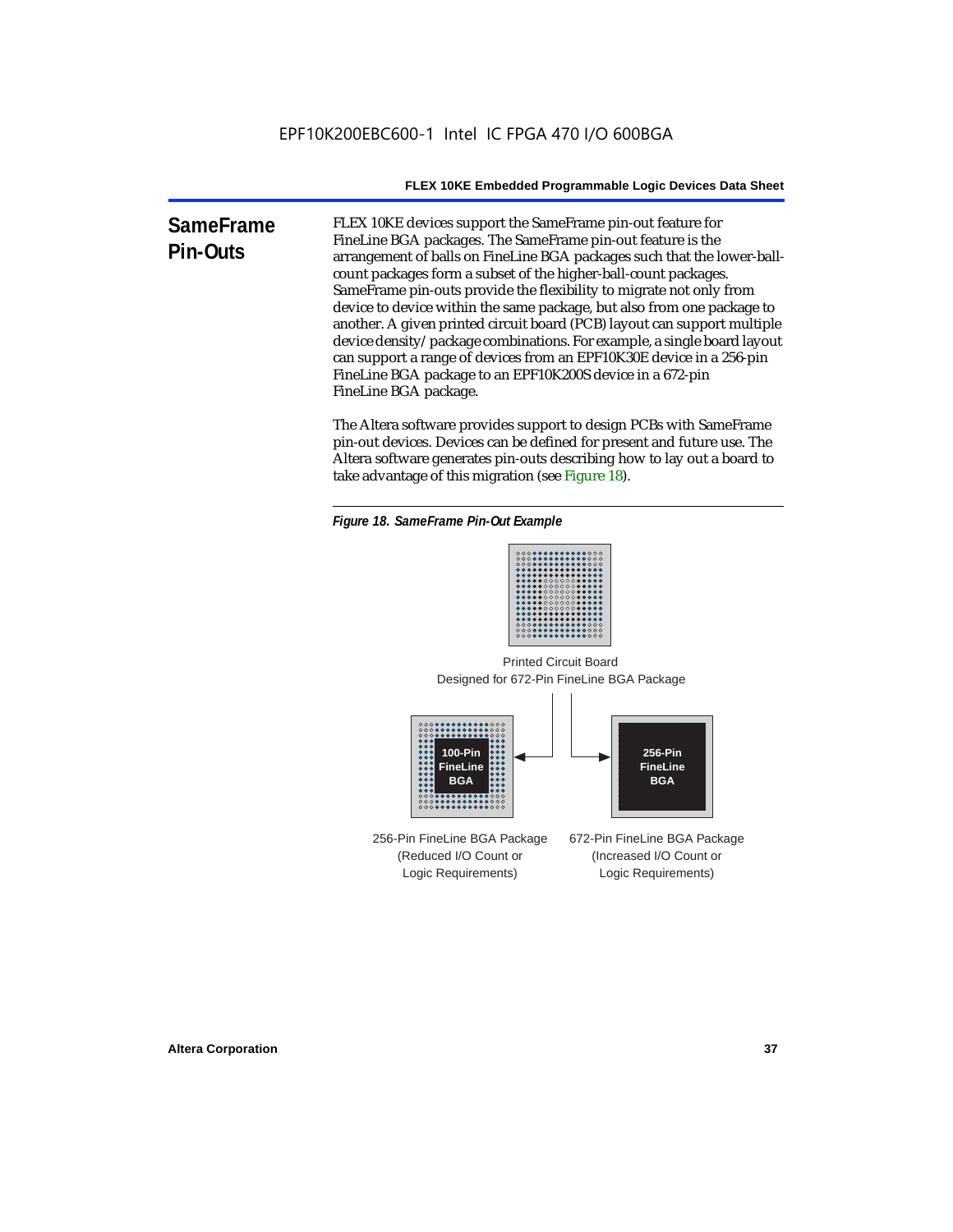## SameFrame Pin-Outs

FLEX 10KE devices support the SameFrame pin-out feature for FineLine BGA packages. The SameFrame pin-out feature is the arrangement of balls on FineLine BGA packages such that the lower-ball-count packages form a subset of the higher-ball-count packages. SameFrame pin-outs provide the flexibility to migrate not only from device to device within the same package, but also from one package to another. A given printed circuit board (PCB) layout can support multiple device density/package combinations. For example, a single board layout can support a range of devices from an EPF10K30E device in a 256-pin FineLine BGA package to an EPF10K200S device in a 672-pin FineLine BGA package.

The Altera software provides support to design PCBs with SameFrame pin-out devices. Devices can be defined for present and future use. The Altera software generates pin-outs describing how to lay out a board to take advantage of this migration (see Figure 18).

*Figure 18. SameFrame Pin-Out Example*

Printed Circuit Board
Designed for 672-Pin FineLine BGA Package

100-Pin FineLine BGA

256-Pin FineLine BGA

256-Pin FineLine BGA Package
(Reduced I/O Count or Logic Requirements)

672-Pin FineLine BGA Package
(Increased I/O Count or Logic Requirements)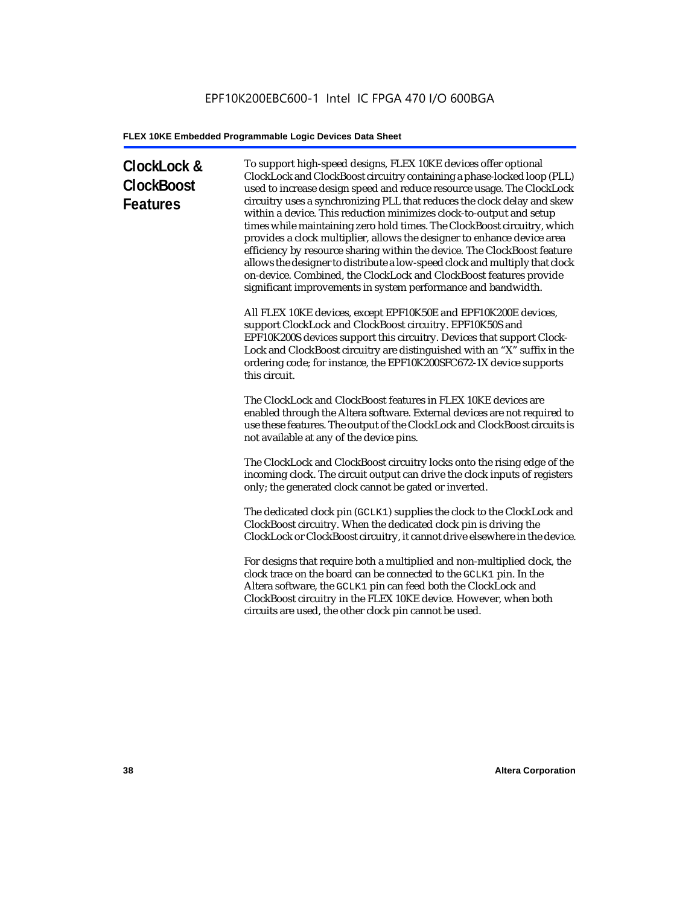## ClockLock & ClockBoost Features

To support high-speed designs, FLEX 10KE devices offer optional ClockLock and ClockBoost circuitry containing a phase-locked loop (PLL) used to increase design speed and reduce resource usage. The ClockLock circuitry uses a synchronizing PLL that reduces the clock delay and skew within a device. This reduction minimizes clock-to-output and setup times while maintaining zero hold times. The ClockBoost circuitry, which provides a clock multiplier, allows the designer to enhance device area efficiency by resource sharing within the device. The ClockBoost feature allows the designer to distribute a low-speed clock and multiply that clock on-device. Combined, the ClockLock and ClockBoost features provide significant improvements in system performance and bandwidth.

All FLEX 10KE devices, except EPF10K50E and EPF10K200E devices, support ClockLock and ClockBoost circuitry. EPF10K50S and EPF10K200S devices support this circuitry. Devices that support Clock-Lock and ClockBoost circuitry are distinguished with an "X" suffix in the ordering code; for instance, the EPF10K200SFC672-1X device supports this circuit.

The ClockLock and ClockBoost features in FLEX 10KE devices are enabled through the Altera software. External devices are not required to use these features. The output of the ClockLock and ClockBoost circuits is not available at any of the device pins.

The ClockLock and ClockBoost circuitry locks onto the rising edge of the incoming clock. The circuit output can drive the clock inputs of registers only; the generated clock cannot be gated or inverted.

The dedicated clock pin (`GCLK1`) supplies the clock to the ClockLock and ClockBoost circuitry. When the dedicated clock pin is driving the ClockLock or ClockBoost circuitry, it cannot drive elsewhere in the device.

For designs that require both a multiplied and non-multiplied clock, the clock trace on the board can be connected to the `GCLK1` pin. In the Altera software, the `GCLK1` pin can feed both the ClockLock and ClockBoost circuitry in the FLEX 10KE device. However, when both circuits are used, the other clock pin cannot be used.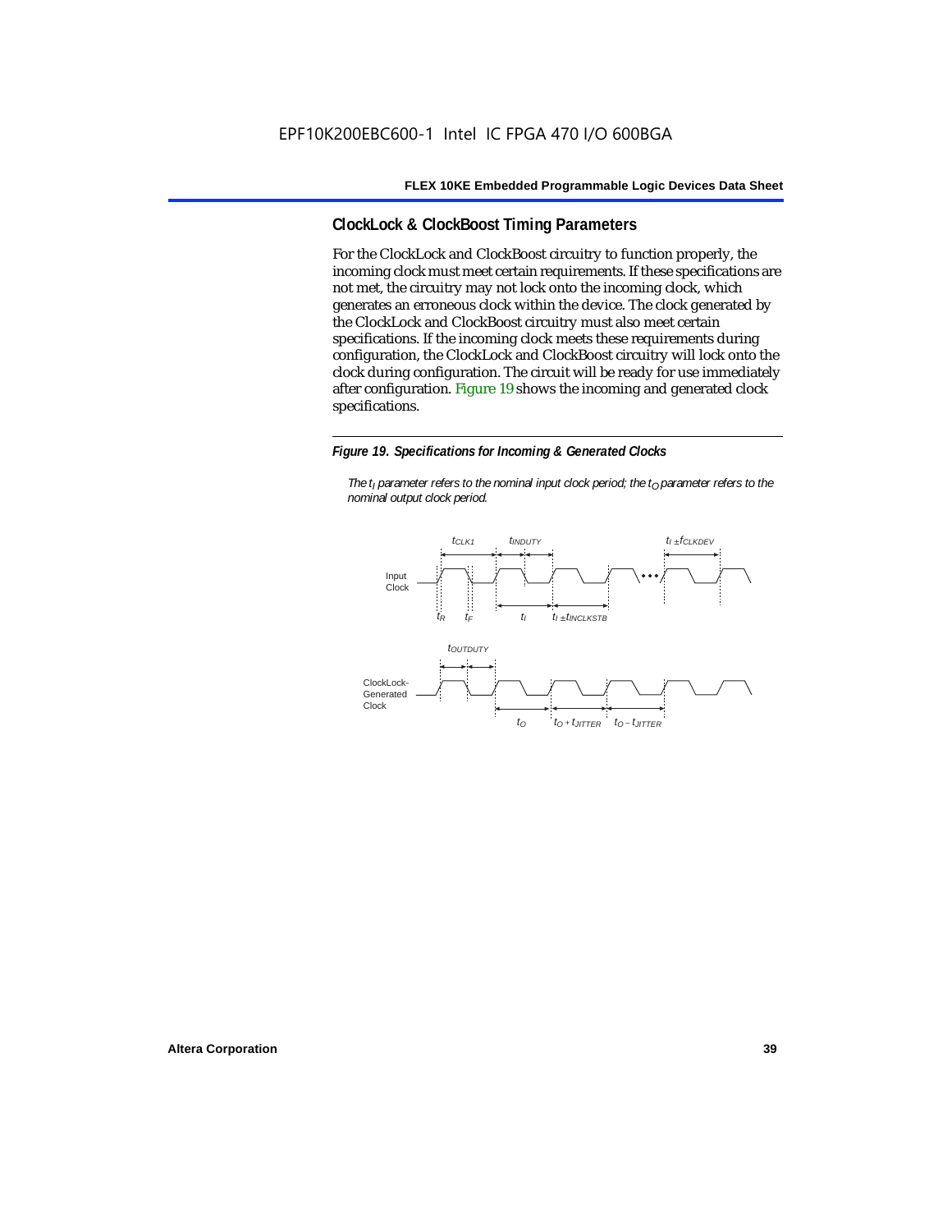## ClockLock & ClockBoost Timing Parameters

For the ClockLock and ClockBoost circuitry to function properly, the incoming clock must meet certain requirements. If these specifications are not met, the circuitry may not lock onto the incoming clock, which generates an erroneous clock within the device. The clock generated by the ClockLock and ClockBoost circuitry must also meet certain specifications. If the incoming clock meets these requirements during configuration, the ClockLock and ClockBoost circuitry will lock onto the clock during configuration. The circuit will be ready for use immediately after configuration. Figure 19 shows the incoming and generated clock specifications.

*Figure 19. Specifications for Incoming & Generated Clocks*

*The $t_I$ parameter refers to the nominal input clock period; the $t_O$ parameter refers to the nominal output clock period.*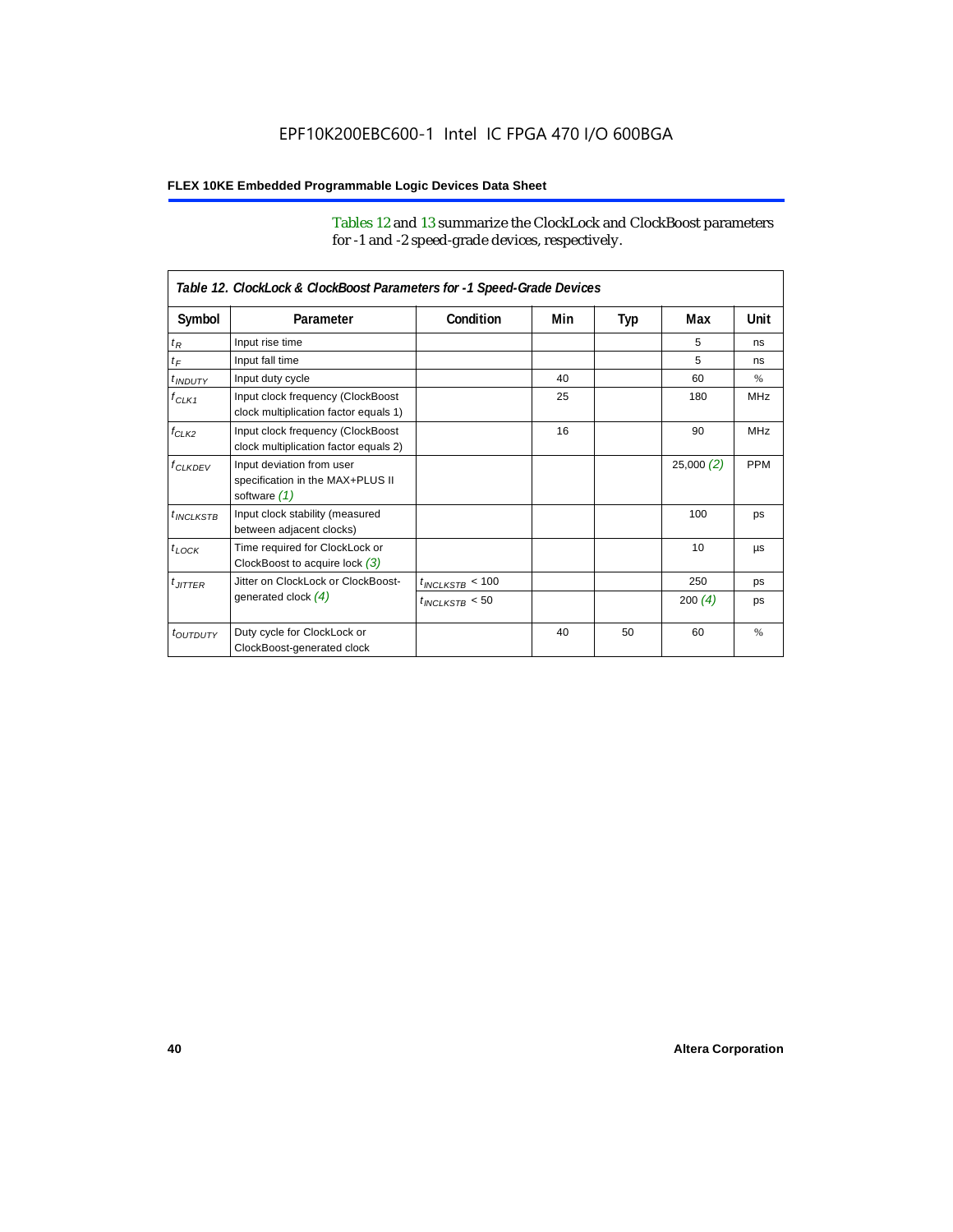Tables 12 and 13 summarize the ClockLock and ClockBoost parameters for -1 and -2 speed-grade devices, respectively.

| Table 12. ClockLock & ClockBoost Parameters for -1 Speed-Grade Devices | | | | | | |
|---|---|---|---|---|---|---|
| **Symbol** | **Parameter** | **Condition** | **Min** | **Typ** | **Max** | **Unit** |
| $t_R$ | Input rise time | | | | 5 | ns |
| $t_F$ | Input fall time | | | | 5 | ns |
| $t_{INDUTY}$ | Input duty cycle | | 40 | | 60 | % |
| $f_{CLK1}$ | Input clock frequency (ClockBoost clock multiplication factor equals 1) | | 25 | | 180 | MHz |
| $f_{CLK2}$ | Input clock frequency (ClockBoost clock multiplication factor equals 2) | | 16 | | 90 | MHz |
| $f_{CLKDEV}$ | Input deviation from user specification in the MAX+PLUS II software *(1)* | | | | 25,000 *(2)* | PPM |
| $t_{INCLKSTB}$ | Input clock stability (measured between adjacent clocks) | | | | 100 | ps |
| $t_{LOCK}$ | Time required for ClockLock or ClockBoost to acquire lock *(3)* | | | | 10 | µs |
| $t_{JITTER}$ | Jitter on ClockLock or ClockBoost-generated clock *(4)* | $t_{INCLKSTB}$ < 100 | | | 250 | ps |
| | | $t_{INCLKSTB}$ < 50 | | | 200 *(4)* | ps |
| $t_{OUTDUTY}$ | Duty cycle for ClockLock or ClockBoost-generated clock | | 40 | 50 | 60 | % |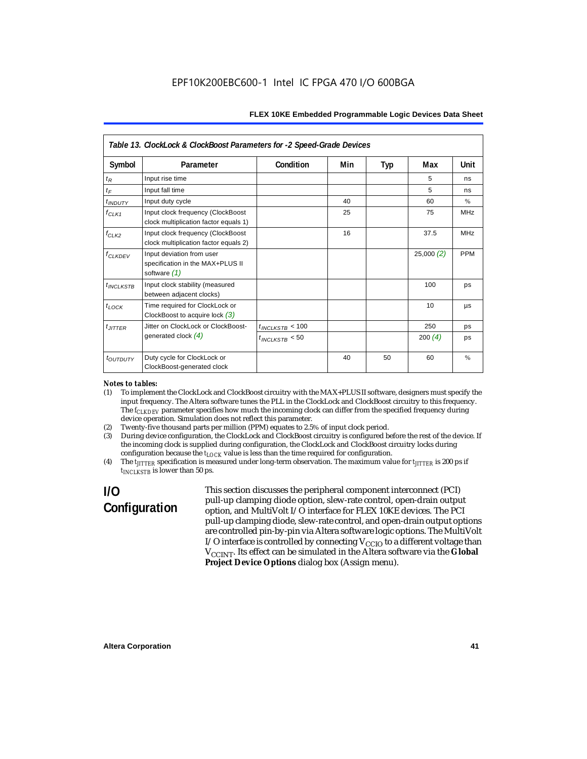*Table 13. ClockLock & ClockBoost Parameters for -2 Speed-Grade Devices*

| Symbol | Parameter | Condition | Min | Typ | Max | Unit |
|---|---|---|---|---|---|---|
| $t_R$ | Input rise time | | | | 5 | ns |
| $t_F$ | Input fall time | | | | 5 | ns |
| $t_{INDUTY}$ | Input duty cycle | | 40 | | 60 | % |
| $f_{CLK1}$ | Input clock frequency (ClockBoost clock multiplication factor equals 1) | | 25 | | 75 | MHz |
| $f_{CLK2}$ | Input clock frequency (ClockBoost clock multiplication factor equals 2) | | 16 | | 37.5 | MHz |
| $f_{CLKDEV}$ | Input deviation from user specification in the MAX+PLUS II software *(1)* | | | | 25,000 *(2)* | PPM |
| $t_{INCLKSTB}$ | Input clock stability (measured between adjacent clocks) | | | | 100 | ps |
| $t_{LOCK}$ | Time required for ClockLock or ClockBoost to acquire lock *(3)* | | | | 10 | µs |
| $t_{JITTER}$ | Jitter on ClockLock or ClockBoost-generated clock *(4)* | $t_{INCLKSTB}$ < 100 | | | 250 | ps |
| | | $t_{INCLKSTB}$ < 50 | | | 200 *(4)* | ps |
| $t_{OUTDUTY}$ | Duty cycle for ClockLock or ClockBoost-generated clock | | 40 | 50 | 60 | % |

*Notes to tables:*

(1) To implement the ClockLock and ClockBoost circuitry with the MAX+PLUS II software, designers must specify the input frequency. The Altera software tunes the PLL in the ClockLock and ClockBoost circuitry to this frequency. The $f_{CLKDEV}$ parameter specifies how much the incoming clock can differ from the specified frequency during device operation. Simulation does not reflect this parameter.

(2) Twenty-five thousand parts per million (PPM) equates to 2.5% of input clock period.

(3) During device configuration, the ClockLock and ClockBoost circuitry is configured before the rest of the device. If the incoming clock is supplied during configuration, the ClockLock and ClockBoost circuitry locks during configuration because the $t_{LOCK}$ value is less than the time required for configuration.

(4) The $t_{JITTER}$ specification is measured under long-term observation. The maximum value for $t_{JITTER}$ is 200 ps if $t_{INCLKSTB}$ is lower than 50 ps.

## I/O Configuration

This section discusses the peripheral component interconnect (PCI) pull-up clamping diode option, slew-rate control, open-drain output option, and MultiVolt I/O interface for FLEX 10KE devices. The PCI pull-up clamping diode, slew-rate control, and open-drain output options are controlled pin-by-pin via Altera software logic options. The MultiVolt I/O interface is controlled by connecting $V_{CCIO}$ to a different voltage than $V_{CCINT}$. Its effect can be simulated in the Altera software via the **Global Project Device Options** dialog box (Assign menu).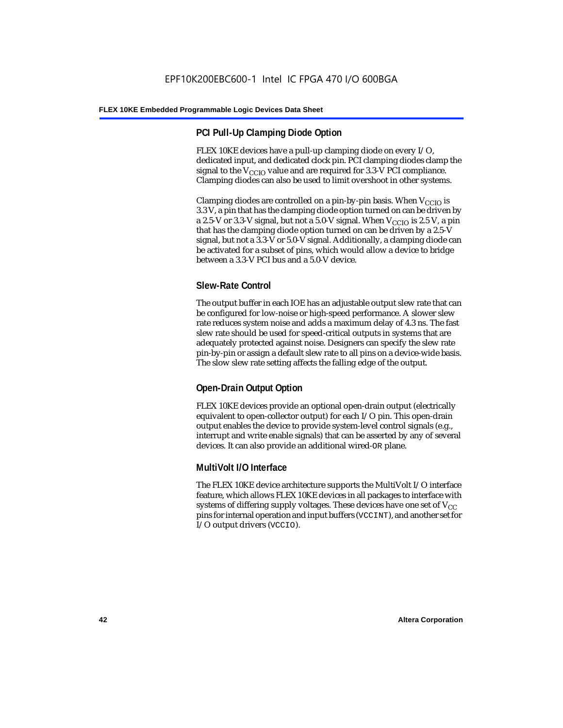### PCI Pull-Up Clamping Diode Option

FLEX 10KE devices have a pull-up clamping diode on every I/O, dedicated input, and dedicated clock pin. PCI clamping diodes clamp the signal to the $V_{CCIO}$ value and are required for 3.3-V PCI compliance. Clamping diodes can also be used to limit overshoot in other systems.

Clamping diodes are controlled on a pin-by-pin basis. When $V_{CCIO}$ is 3.3 V, a pin that has the clamping diode option turned on can be driven by a 2.5-V or 3.3-V signal, but not a 5.0-V signal. When $V_{CCIO}$ is 2.5 V, a pin that has the clamping diode option turned on can be driven by a 2.5-V signal, but not a 3.3-V or 5.0-V signal. Additionally, a clamping diode can be activated for a subset of pins, which would allow a device to bridge between a 3.3-V PCI bus and a 5.0-V device.

### Slew-Rate Control

The output buffer in each IOE has an adjustable output slew rate that can be configured for low-noise or high-speed performance. A slower slew rate reduces system noise and adds a maximum delay of 4.3 ns. The fast slew rate should be used for speed-critical outputs in systems that are adequately protected against noise. Designers can specify the slew rate pin-by-pin or assign a default slew rate to all pins on a device-wide basis. The slow slew rate setting affects the falling edge of the output.

### Open-Drain Output Option

FLEX 10KE devices provide an optional open-drain output (electrically equivalent to open-collector output) for each I/O pin. This open-drain output enables the device to provide system-level control signals (e.g., interrupt and write enable signals) that can be asserted by any of several devices. It can also provide an additional wired-OR plane.

### MultiVolt I/O Interface

The FLEX 10KE device architecture supports the MultiVolt I/O interface feature, which allows FLEX 10KE devices in all packages to interface with systems of differing supply voltages. These devices have one set of $V_{CC}$ pins for internal operation and input buffers (VCCINT), and another set for I/O output drivers (VCCIO).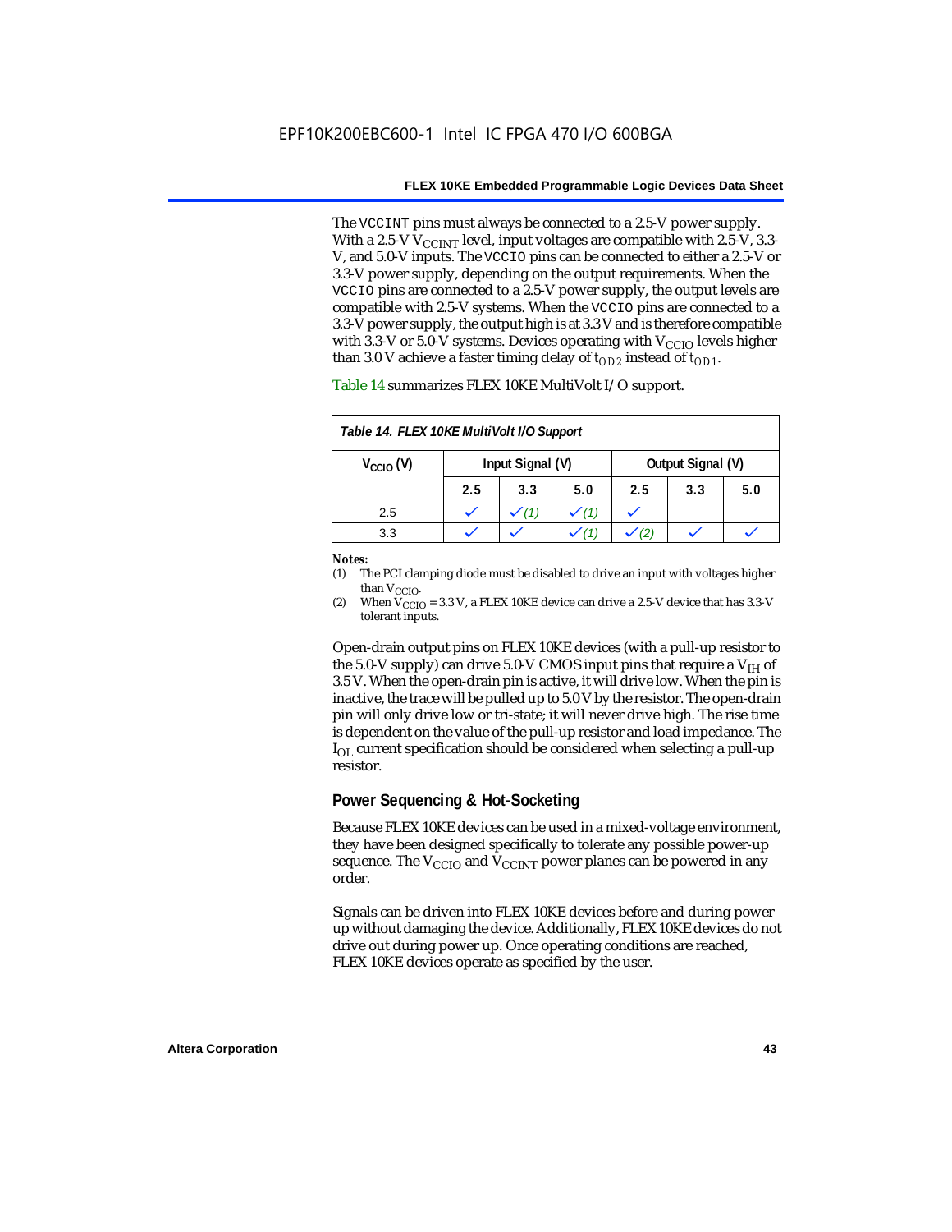The VCCINT pins must always be connected to a 2.5-V power supply. With a 2.5-V $V_{CCINT}$ level, input voltages are compatible with 2.5-V, 3.3-V, and 5.0-V inputs. The VCCIO pins can be connected to either a 2.5-V or 3.3-V power supply, depending on the output requirements. When the VCCIO pins are connected to a 2.5-V power supply, the output levels are compatible with 2.5-V systems. When the VCCIO pins are connected to a 3.3-V power supply, the output high is at 3.3 V and is therefore compatible with 3.3-V or 5.0-V systems. Devices operating with $V_{CCIO}$ levels higher than 3.0 V achieve a faster timing delay of $t_{OD2}$ instead of $t_{OD1}$.

Table 14 summarizes FLEX 10KE MultiVolt I/O support.

**Table 14. FLEX 10KE MultiVolt I/O Support**

| $V_{CCIO}$ (V) | Input Signal (V) | | | Output Signal (V) | | |
|---|---|---|---|---|---|---|
| | 2.5 | 3.3 | 5.0 | 2.5 | 3.3 | 5.0 |
| 2.5 | ✓ | ✓ (1) | ✓ (1) | ✓ | | |
| 3.3 | ✓ | ✓ | ✓ (1) | ✓ (2) | ✓ | ✓ |

**Notes:**
(1) The PCI clamping diode must be disabled to drive an input with voltages higher than $V_{CCIO}$.
(2) When $V_{CCIO}$ = 3.3 V, a FLEX 10KE device can drive a 2.5-V device that has 3.3-V tolerant inputs.

Open-drain output pins on FLEX 10KE devices (with a pull-up resistor to the 5.0-V supply) can drive 5.0-V CMOS input pins that require a $V_{IH}$ of 3.5 V. When the open-drain pin is active, it will drive low. When the pin is inactive, the trace will be pulled up to 5.0 V by the resistor. The open-drain pin will only drive low or tri-state; it will never drive high. The rise time is dependent on the value of the pull-up resistor and load impedance. The $I_{OL}$ current specification should be considered when selecting a pull-up resistor.

## Power Sequencing & Hot-Socketing

Because FLEX 10KE devices can be used in a mixed-voltage environment, they have been designed specifically to tolerate any possible power-up sequence. The $V_{CCIO}$ and $V_{CCINT}$ power planes can be powered in any order.

Signals can be driven into FLEX 10KE devices before and during power up without damaging the device. Additionally, FLEX 10KE devices do not drive out during power up. Once operating conditions are reached, FLEX 10KE devices operate as specified by the user.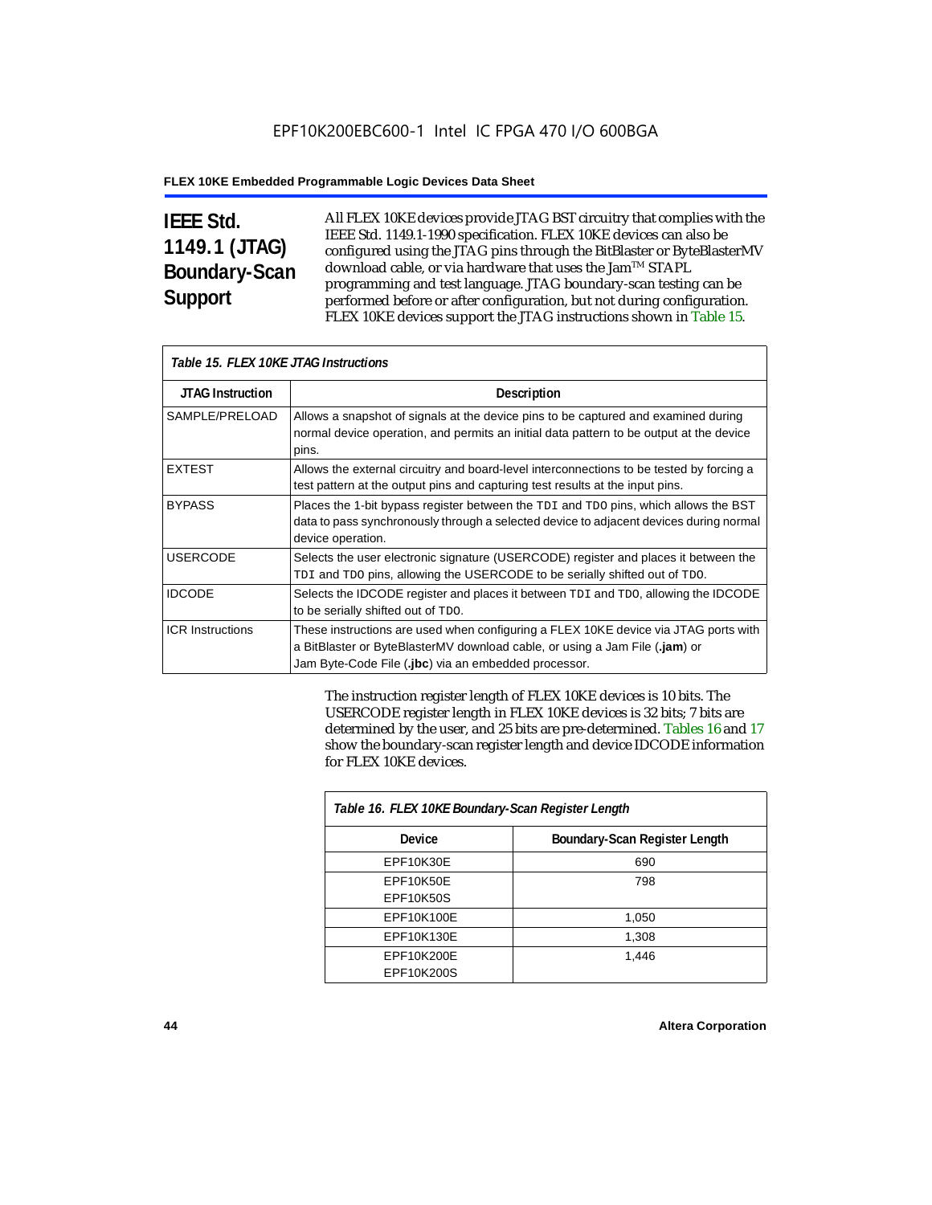## IEEE Std. 1149.1 (JTAG) Boundary-Scan Support

All FLEX 10KE devices provide JTAG BST circuitry that complies with the IEEE Std. 1149.1-1990 specification. FLEX 10KE devices can also be configured using the JTAG pins through the BitBlaster or ByteBlasterMV download cable, or via hardware that uses the Jam™ STAPL programming and test language. JTAG boundary-scan testing can be performed before or after configuration, but not during configuration. FLEX 10KE devices support the JTAG instructions shown in Table 15.

*Table 15. FLEX 10KE JTAG Instructions*

| JTAG Instruction | Description |
|---|---|
| SAMPLE/PRELOAD | Allows a snapshot of signals at the device pins to be captured and examined during normal device operation, and permits an initial data pattern to be output at the device pins. |
| EXTEST | Allows the external circuitry and board-level interconnections to be tested by forcing a test pattern at the output pins and capturing test results at the input pins. |
| BYPASS | Places the 1-bit bypass register between the `TDI` and `TDO` pins, which allows the BST data to pass synchronously through a selected device to adjacent devices during normal device operation. |
| USERCODE | Selects the user electronic signature (USERCODE) register and places it between the `TDI` and `TDO` pins, allowing the USERCODE to be serially shifted out of `TDO`. |
| IDCODE | Selects the IDCODE register and places it between `TDI` and `TDO`, allowing the IDCODE to be serially shifted out of `TDO`. |
| ICR Instructions | These instructions are used when configuring a FLEX 10KE device via JTAG ports with a BitBlaster or ByteBlasterMV download cable, or using a Jam File (**.jam**) or Jam Byte-Code File (**.jbc**) via an embedded processor. |

The instruction register length of FLEX 10KE devices is 10 bits. The USERCODE register length in FLEX 10KE devices is 32 bits; 7 bits are determined by the user, and 25 bits are pre-determined. Tables 16 and 17 show the boundary-scan register length and device IDCODE information for FLEX 10KE devices.

*Table 16. FLEX 10KE Boundary-Scan Register Length*

| Device | Boundary-Scan Register Length |
|---|---|
| EPF10K30E | 690 |
| EPF10K50E<br>EPF10K50S | 798 |
| EPF10K100E | 1,050 |
| EPF10K130E | 1,308 |
| EPF10K200E<br>EPF10K200S | 1,446 |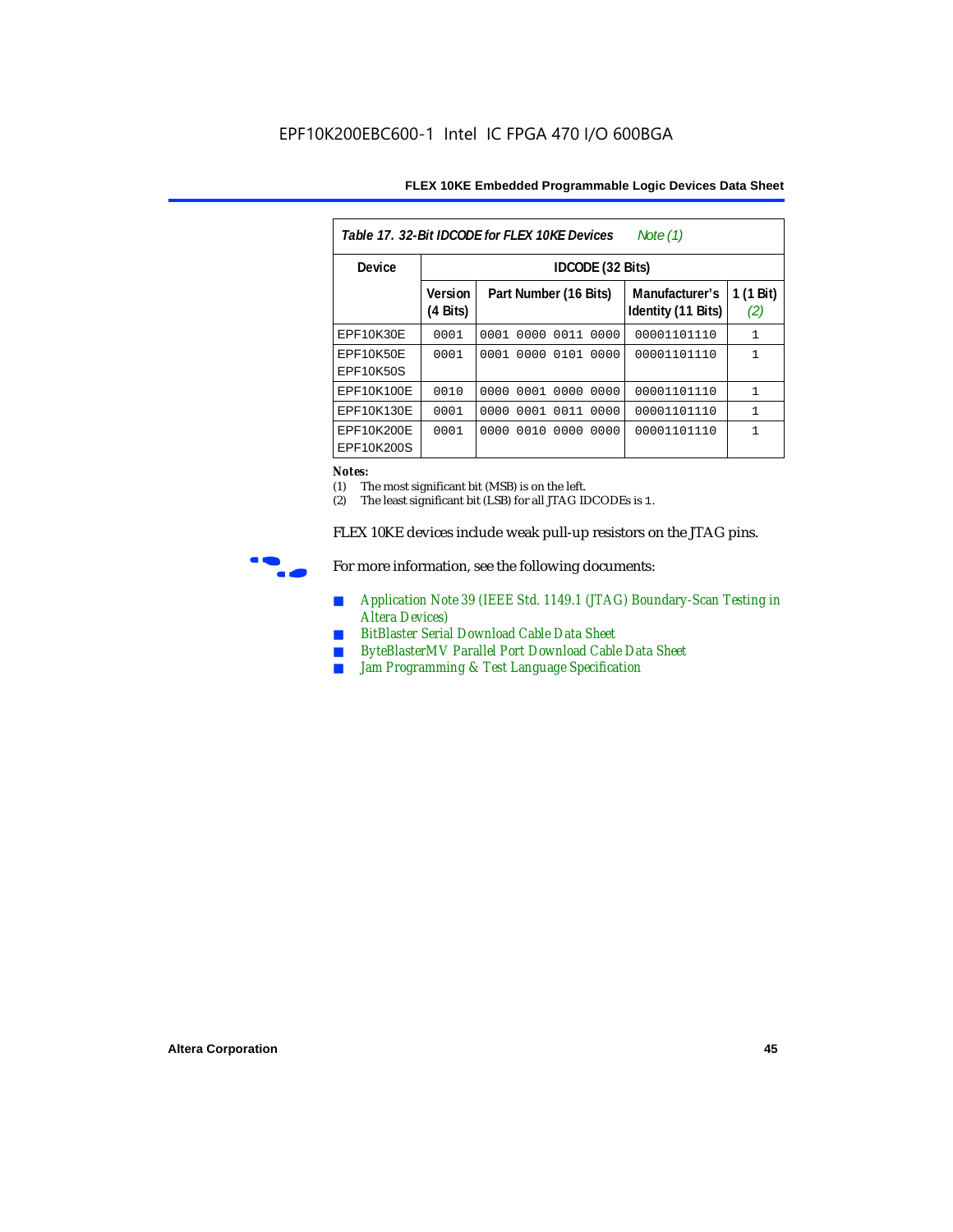**Table 17. 32-Bit IDCODE for FLEX 10KE Devices** *Note (1)*

| Device | IDCODE (32 Bits) | | | |
|---|---|---|---|---|
| | Version (4 Bits) | Part Number (16 Bits) | Manufacturer's Identity (11 Bits) | 1 (1 Bit) *(2)* |
| EPF10K30E | 0001 | 0001 0000 0011 0000 | 00001101110 | 1 |
| EPF10K50E EPF10K50S | 0001 | 0001 0000 0101 0000 | 00001101110 | 1 |
| EPF10K100E | 0010 | 0000 0001 0000 0000 | 00001101110 | 1 |
| EPF10K130E | 0001 | 0000 0001 0011 0000 | 00001101110 | 1 |
| EPF10K200E EPF10K200S | 0001 | 0000 0010 0000 0000 | 00001101110 | 1 |

*Notes:*

(1) The most significant bit (MSB) is on the left.

(2) The least significant bit (LSB) for all JTAG IDCODEs is 1.

FLEX 10KE devices include weak pull-up resistors on the JTAG pins.

For more information, see the following documents:

- *Application Note 39 (IEEE Std. 1149.1 (JTAG) Boundary-Scan Testing in Altera Devices)*
- *BitBlaster Serial Download Cable Data Sheet*
- *ByteBlasterMV Parallel Port Download Cable Data Sheet*
- *Jam Programming & Test Language Specification*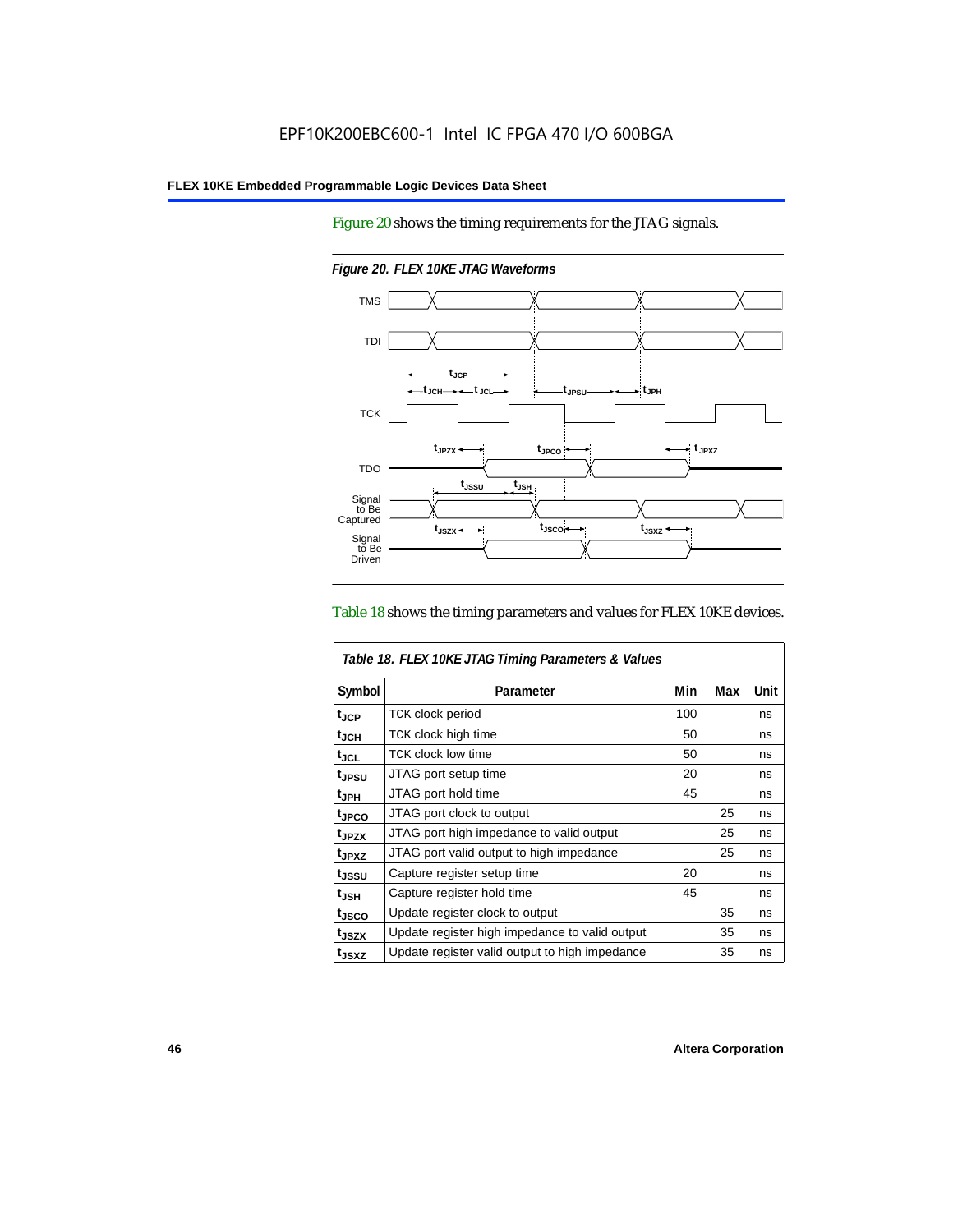Figure 20 shows the timing requirements for the JTAG signals.

*Figure 20. FLEX 10KE JTAG Waveforms*

Table 18 shows the timing parameters and values for FLEX 10KE devices.

*Table 18. FLEX 10KE JTAG Timing Parameters & Values*

| Symbol | Parameter | Min | Max | Unit |
|---|---|---|---|---|
| $t_{JCP}$ | TCK clock period | 100 | | ns |
| $t_{JCH}$ | TCK clock high time | 50 | | ns |
| $t_{JCL}$ | TCK clock low time | 50 | | ns |
| $t_{JPSU}$ | JTAG port setup time | 20 | | ns |
| $t_{JPH}$ | JTAG port hold time | 45 | | ns |
| $t_{JPCO}$ | JTAG port clock to output | | 25 | ns |
| $t_{JPZX}$ | JTAG port high impedance to valid output | | 25 | ns |
| $t_{JPXZ}$ | JTAG port valid output to high impedance | | 25 | ns |
| $t_{JSSU}$ | Capture register setup time | 20 | | ns |
| $t_{JSH}$ | Capture register hold time | 45 | | ns |
| $t_{JSCO}$ | Update register clock to output | | 35 | ns |
| $t_{JSZX}$ | Update register high impedance to valid output | | 35 | ns |
| $t_{JSXZ}$ | Update register valid output to high impedance | | 35 | ns |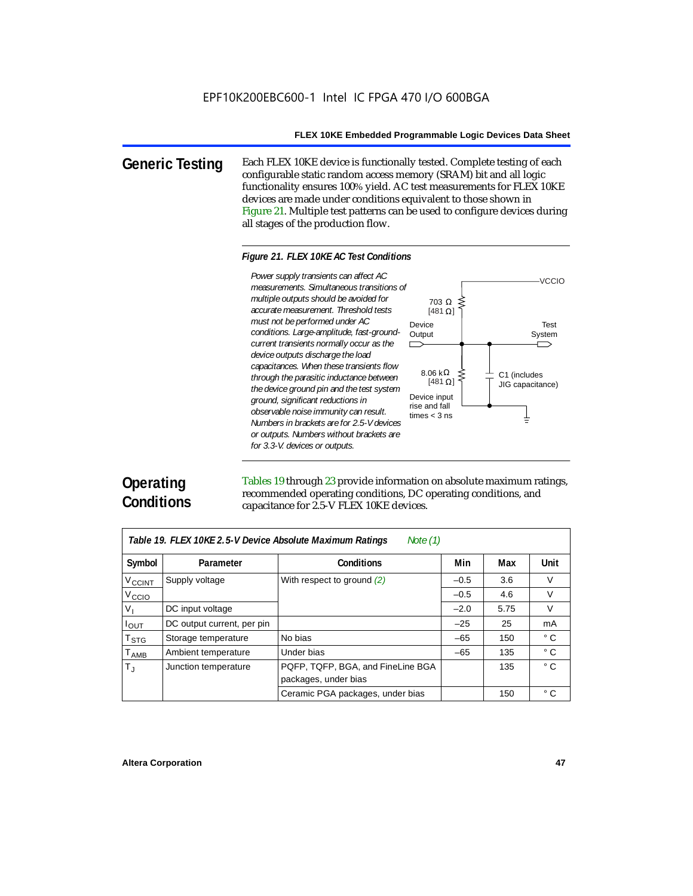## Generic Testing

Each FLEX 10KE device is functionally tested. Complete testing of each configurable static random access memory (SRAM) bit and all logic functionality ensures 100% yield. AC test measurements for FLEX 10KE devices are made under conditions equivalent to those shown in Figure 21. Multiple test patterns can be used to configure devices during all stages of the production flow.

*Figure 21. FLEX 10KE AC Test Conditions*

*Power supply transients can affect AC measurements. Simultaneous transitions of multiple outputs should be avoided for accurate measurement. Threshold tests must not be performed under AC conditions. Large-amplitude, fast-ground-current transients normally occur as the device outputs discharge the load capacitances. When these transients flow through the parasitic inductance between the device ground pin and the test system ground, significant reductions in observable noise immunity can result. Numbers in brackets are for 2.5-V devices or outputs. Numbers without brackets are for 3.3-V. devices or outputs.*

VCCIO

703 Ω [481 Ω]

Device Output

Test System

8.06 kΩ [481 Ω]

C1 (includes JIG capacitance)

Device input rise and fall times < 3 ns

## Operating Conditions

Tables 19 through 23 provide information on absolute maximum ratings, recommended operating conditions, DC operating conditions, and capacitance for 2.5-V FLEX 10KE devices.

*Table 19. FLEX 10KE 2.5-V Device Absolute Maximum Ratings* Note (1)

| Symbol | Parameter | Conditions | Min | Max | Unit |
|---|---|---|---|---|---|
| $V_{CCINT}$ | Supply voltage | With respect to ground (2) | –0.5 | 3.6 | V |
| $V_{CCIO}$ | | | –0.5 | 4.6 | V |
| $V_I$ | DC input voltage | | –2.0 | 5.75 | V |
| $I_{OUT}$ | DC output current, per pin | | –25 | 25 | mA |
| $T_{STG}$ | Storage temperature | No bias | –65 | 150 | ° C |
| $T_{AMB}$ | Ambient temperature | Under bias | –65 | 135 | ° C |
| $T_J$ | Junction temperature | PQFP, TQFP, BGA, and FineLine BGA packages, under bias | | 135 | ° C |
| | | Ceramic PGA packages, under bias | | 150 | ° C |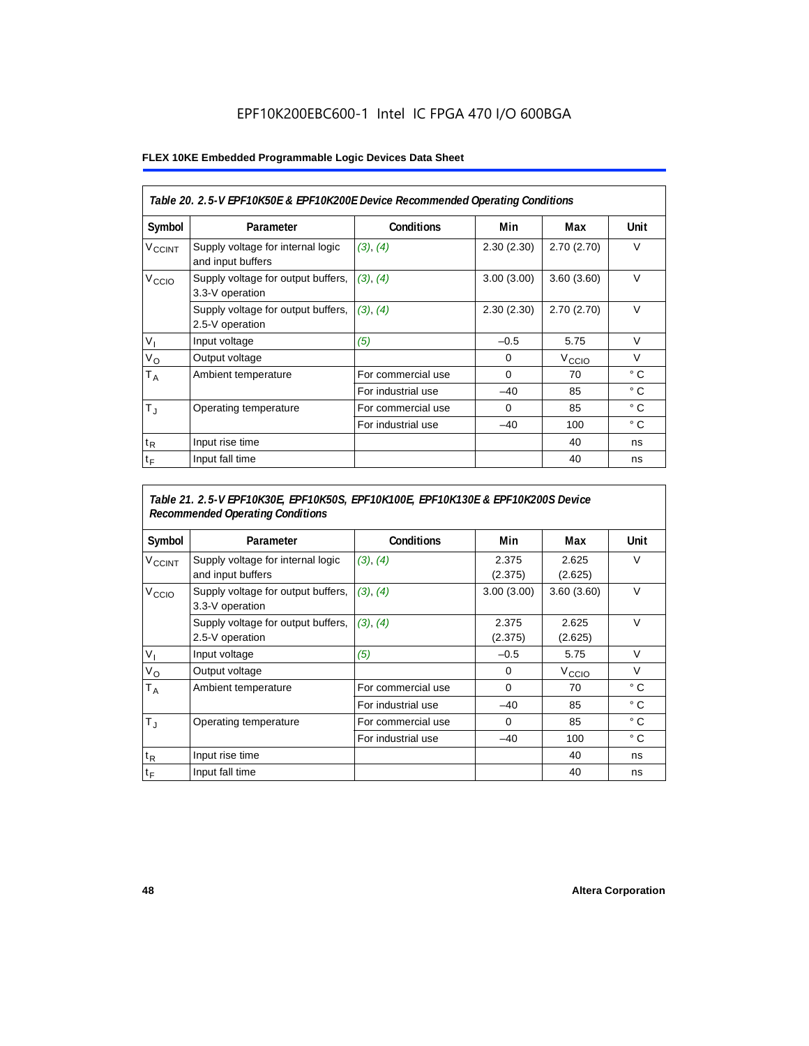Table 20. 2.5-V EPF10K50E & EPF10K200E Device Recommended Operating Conditions

| Symbol | Parameter | Conditions | Min | Max | Unit |
|---|---|---|---|---|---|
| $V_{CCINT}$ | Supply voltage for internal logic and input buffers | (3), (4) | 2.30 (2.30) | 2.70 (2.70) | V |
| $V_{CCIO}$ | Supply voltage for output buffers, 3.3-V operation | (3), (4) | 3.00 (3.00) | 3.60 (3.60) | V |
| | Supply voltage for output buffers, 2.5-V operation | (3), (4) | 2.30 (2.30) | 2.70 (2.70) | V |
| $V_I$ | Input voltage | (5) | –0.5 | 5.75 | V |
| $V_O$ | Output voltage | | 0 | $V_{CCIO}$ | V |
| $T_A$ | Ambient temperature | For commercial use | 0 | 70 | ° C |
| | | For industrial use | –40 | 85 | ° C |
| $T_J$ | Operating temperature | For commercial use | 0 | 85 | ° C |
| | | For industrial use | –40 | 100 | ° C |
| $t_R$ | Input rise time | | | 40 | ns |
| $t_F$ | Input fall time | | | 40 | ns |

Table 21. 2.5-V EPF10K30E, EPF10K50S, EPF10K100E, EPF10K130E & EPF10K200S Device Recommended Operating Conditions

| Symbol | Parameter | Conditions | Min | Max | Unit |
|---|---|---|---|---|---|
| $V_{CCINT}$ | Supply voltage for internal logic and input buffers | (3), (4) | 2.375 (2.375) | 2.625 (2.625) | V |
| $V_{CCIO}$ | Supply voltage for output buffers, 3.3-V operation | (3), (4) | 3.00 (3.00) | 3.60 (3.60) | V |
| | Supply voltage for output buffers, 2.5-V operation | (3), (4) | 2.375 (2.375) | 2.625 (2.625) | V |
| $V_I$ | Input voltage | (5) | –0.5 | 5.75 | V |
| $V_O$ | Output voltage | | 0 | $V_{CCIO}$ | V |
| $T_A$ | Ambient temperature | For commercial use | 0 | 70 | ° C |
| | | For industrial use | –40 | 85 | ° C |
| $T_J$ | Operating temperature | For commercial use | 0 | 85 | ° C |
| | | For industrial use | –40 | 100 | ° C |
| $t_R$ | Input rise time | | | 40 | ns |
| $t_F$ | Input fall time | | | 40 | ns |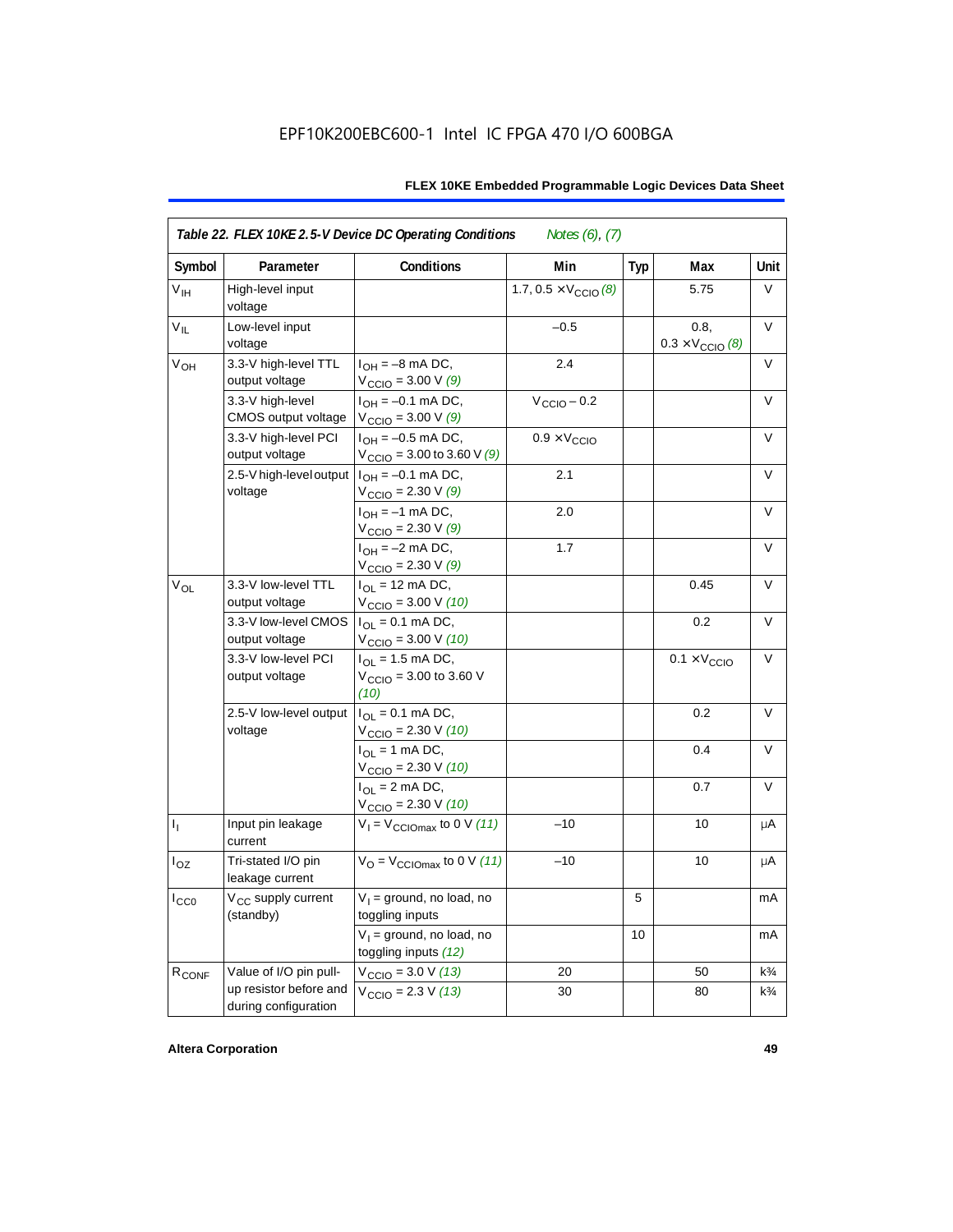**Table 22. FLEX 10KE 2.5-V Device DC Operating Conditions** *Notes (6), (7)*

| Symbol | Parameter | Conditions | Min | Typ | Max | Unit |
|---|---|---|---|---|---|---|
| $V_{IH}$ | High-level input voltage | | 1.7, 0.5 × $V_{CCIO}$ *(8)* | | 5.75 | V |
| $V_{IL}$ | Low-level input voltage | | –0.5 | | 0.8, 0.3 × $V_{CCIO}$ *(8)* | V |
| $V_{OH}$ | 3.3-V high-level TTL output voltage | $I_{OH}$ = –8 mA DC, $V_{CCIO}$ = 3.00 V *(9)* | 2.4 | | | V |
| | 3.3-V high-level CMOS output voltage | $I_{OH}$ = –0.1 mA DC, $V_{CCIO}$ = 3.00 V *(9)* | $V_{CCIO}$ – 0.2 | | | V |
| | 3.3-V high-level PCI output voltage | $I_{OH}$ = –0.5 mA DC, $V_{CCIO}$ = 3.00 to 3.60 V *(9)* | 0.9 × $V_{CCIO}$ | | | V |
| | 2.5-V high-level output voltage | $I_{OH}$ = –0.1 mA DC, $V_{CCIO}$ = 2.30 V *(9)* | 2.1 | | | V |
| | | $I_{OH}$ = –1 mA DC, $V_{CCIO}$ = 2.30 V *(9)* | 2.0 | | | V |
| | | $I_{OH}$ = –2 mA DC, $V_{CCIO}$ = 2.30 V *(9)* | 1.7 | | | V |
| $V_{OL}$ | 3.3-V low-level TTL output voltage | $I_{OL}$ = 12 mA DC, $V_{CCIO}$ = 3.00 V *(10)* | | | 0.45 | V |
| | 3.3-V low-level CMOS output voltage | $I_{OL}$ = 0.1 mA DC, $V_{CCIO}$ = 3.00 V *(10)* | | | 0.2 | V |
| | 3.3-V low-level PCI output voltage | $I_{OL}$ = 1.5 mA DC, $V_{CCIO}$ = 3.00 to 3.60 V *(10)* | | | 0.1 × $V_{CCIO}$ | V |
| | 2.5-V low-level output voltage | $I_{OL}$ = 0.1 mA DC, $V_{CCIO}$ = 2.30 V *(10)* | | | 0.2 | V |
| | | $I_{OL}$ = 1 mA DC, $V_{CCIO}$ = 2.30 V *(10)* | | | 0.4 | V |
| | | $I_{OL}$ = 2 mA DC, $V_{CCIO}$ = 2.30 V *(10)* | | | 0.7 | V |
| $I_I$ | Input pin leakage current | $V_I$ = $V_{CCIOmax}$ to 0 V *(11)* | –10 | | 10 | μA |
| $I_{OZ}$ | Tri-stated I/O pin leakage current | $V_O$ = $V_{CCIOmax}$ to 0 V *(11)* | –10 | | 10 | μA |
| $I_{CC0}$ | $V_{CC}$ supply current (standby) | $V_I$ = ground, no load, no toggling inputs | | 5 | | mA |
| | | $V_I$ = ground, no load, no toggling inputs *(12)* | | 10 | | mA |
| $R_{CONF}$ | Value of I/O pin pull-up resistor before and during configuration | $V_{CCIO}$ = 3.0 V *(13)* | 20 | | 50 | k¾ |
| | | $V_{CCIO}$ = 2.3 V *(13)* | 30 | | 80 | k¾ |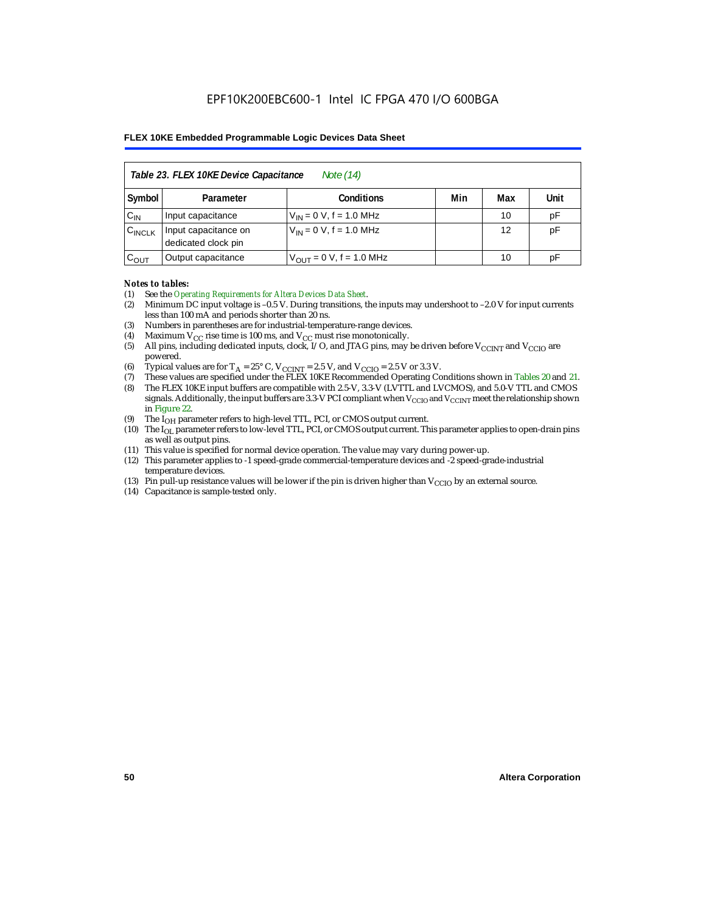| Table 23. FLEX 10KE Device Capacitance *Note (14)* | | | | | |
|---|---|---|---|---|---|
| Symbol | Parameter | Conditions | Min | Max | Unit |
| $C_{IN}$ | Input capacitance | $V_{IN}$ = 0 V, f = 1.0 MHz | | 10 | pF |
| $C_{INCLK}$ | Input capacitance on dedicated clock pin | $V_{IN}$ = 0 V, f = 1.0 MHz | | 12 | pF |
| $C_{OUT}$ | Output capacitance | $V_{OUT}$ = 0 V, f = 1.0 MHz | | 10 | pF |

***Notes to tables:***

(1) See the *Operating Requirements for Altera Devices Data Sheet*.
(2) Minimum DC input voltage is –0.5 V. During transitions, the inputs may undershoot to –2.0 V for input currents less than 100 mA and periods shorter than 20 ns.
(3) Numbers in parentheses are for industrial-temperature-range devices.
(4) Maximum $V_{CC}$ rise time is 100 ms, and $V_{CC}$ must rise monotonically.
(5) All pins, including dedicated inputs, clock, I/O, and JTAG pins, may be driven before $V_{CCINT}$ and $V_{CCIO}$ are powered.
(6) Typical values are for $T_A$ = 25° C, $V_{CCINT}$ = 2.5 V, and $V_{CCIO}$ = 2.5 V or 3.3 V.
(7) These values are specified under the FLEX 10KE Recommended Operating Conditions shown in Tables 20 and 21.
(8) The FLEX 10KE input buffers are compatible with 2.5-V, 3.3-V (LVTTL and LVCMOS), and 5.0-V TTL and CMOS signals. Additionally, the input buffers are 3.3-V PCI compliant when $V_{CCIO}$ and $V_{CCINT}$ meet the relationship shown in Figure 22.
(9) The $I_{OH}$ parameter refers to high-level TTL, PCI, or CMOS output current.
(10) The $I_{OL}$ parameter refers to low-level TTL, PCI, or CMOS output current. This parameter applies to open-drain pins as well as output pins.
(11) This value is specified for normal device operation. The value may vary during power-up.
(12) This parameter applies to -1 speed-grade commercial-temperature devices and -2 speed-grade-industrial temperature devices.
(13) Pin pull-up resistance values will be lower if the pin is driven higher than $V_{CCIO}$ by an external source.
(14) Capacitance is sample-tested only.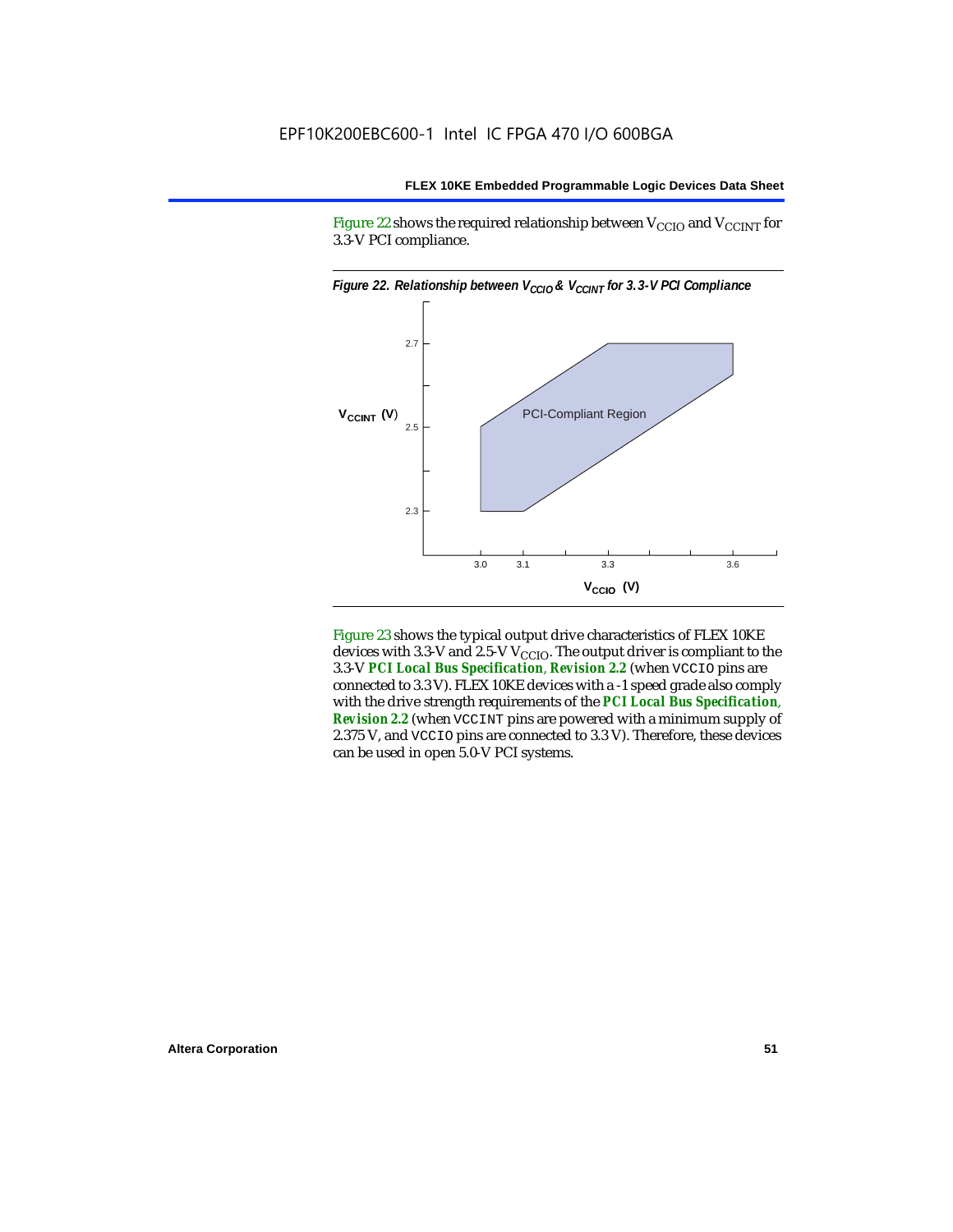Figure 22 shows the required relationship between $V_{CCIO}$ and $V_{CCINT}$ for 3.3-V PCI compliance.

*Figure 22. Relationship between $V_{CCIO}$ & $V_{CCINT}$ for 3.3-V PCI Compliance*

Figure 23 shows the typical output drive characteristics of FLEX 10KE devices with 3.3-V and 2.5-V $V_{CCIO}$. The output driver is compliant to the 3.3-V ***PCI Local Bus Specification*, *Revision 2.2*** (when VCCIO pins are connected to 3.3 V). FLEX 10KE devices with a -1 speed grade also comply with the drive strength requirements of the ***PCI Local Bus Specification*, *Revision 2.2*** (when VCCINT pins are powered with a minimum supply of 2.375 V, and VCCIO pins are connected to 3.3 V). Therefore, these devices can be used in open 5.0-V PCI systems.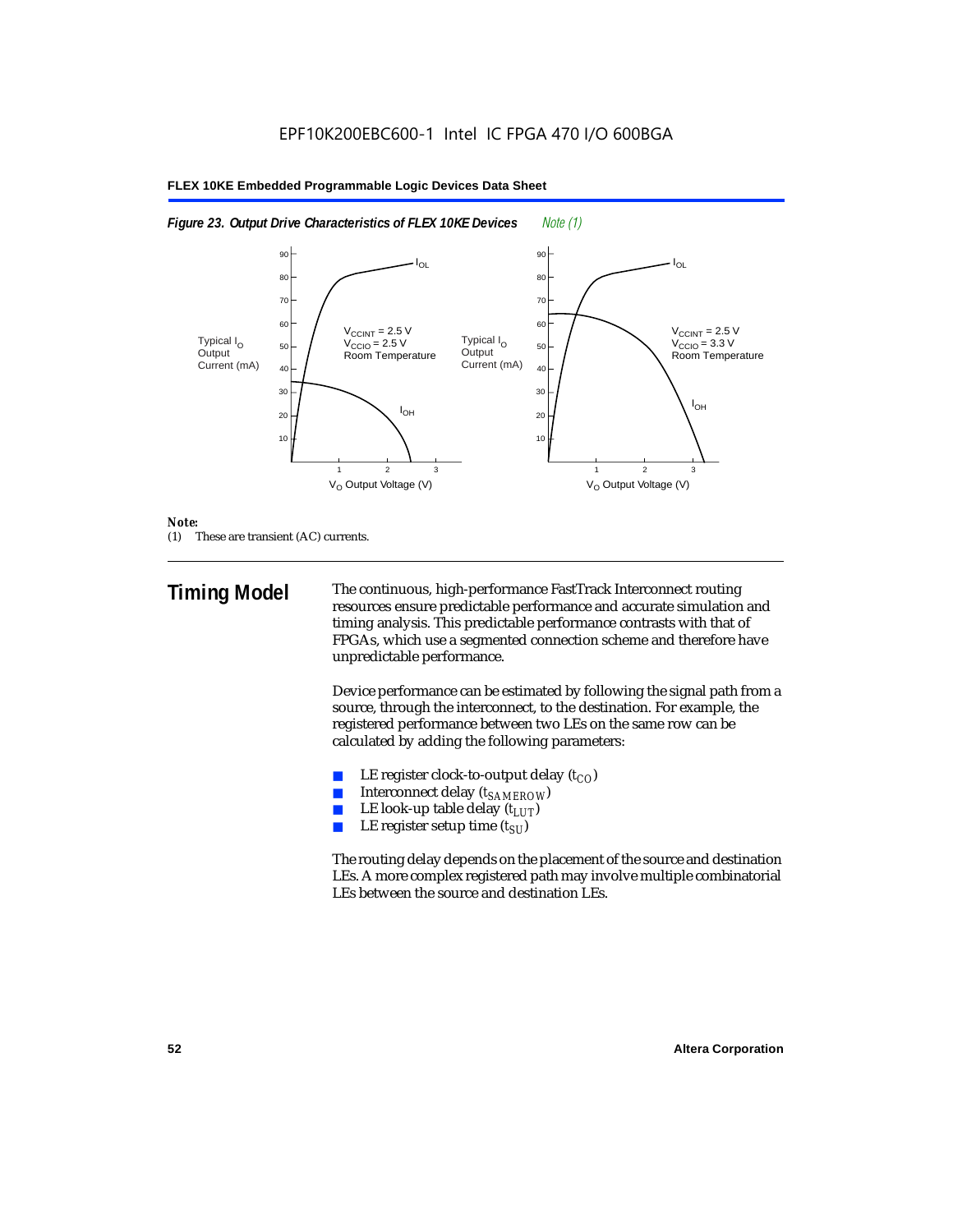*Figure 23. Output Drive Characteristics of FLEX 10KE Devices* *Note (1)*

*Note:*
(1) These are transient (AC) currents.

## Timing Model

The continuous, high-performance FastTrack Interconnect routing resources ensure predictable performance and accurate simulation and timing analysis. This predictable performance contrasts with that of FPGAs, which use a segmented connection scheme and therefore have unpredictable performance.

Device performance can be estimated by following the signal path from a source, through the interconnect, to the destination. For example, the registered performance between two LEs on the same row can be calculated by adding the following parameters:

- LE register clock-to-output delay ($t_{CO}$)
- Interconnect delay ($t_{SAMEROW}$)
- LE look-up table delay ($t_{LUT}$)
- LE register setup time ($t_{SU}$)

The routing delay depends on the placement of the source and destination LEs. A more complex registered path may involve multiple combinatorial LEs between the source and destination LEs.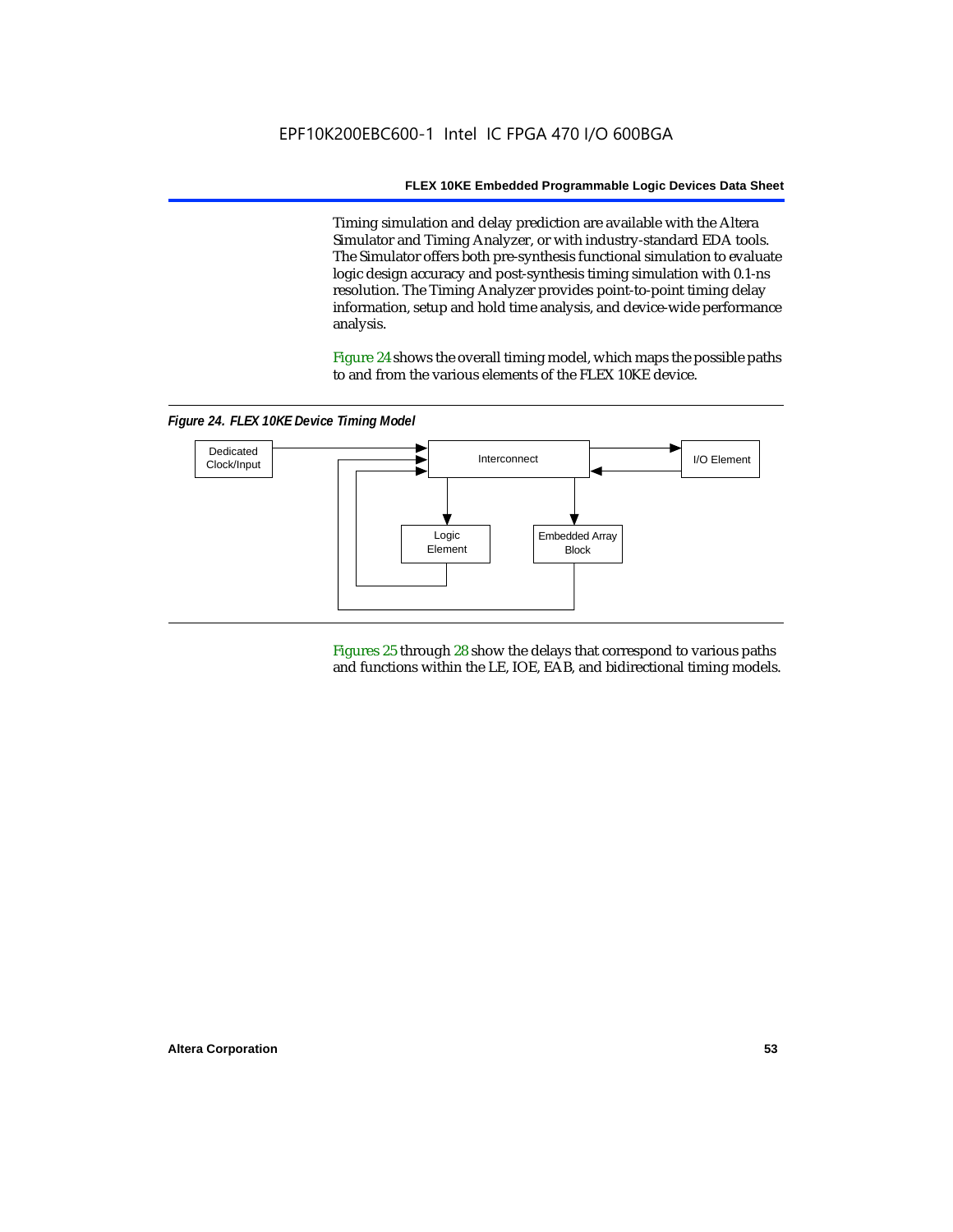Timing simulation and delay prediction are available with the Altera Simulator and Timing Analyzer, or with industry-standard EDA tools. The Simulator offers both pre-synthesis functional simulation to evaluate logic design accuracy and post-synthesis timing simulation with 0.1-ns resolution. The Timing Analyzer provides point-to-point timing delay information, setup and hold time analysis, and device-wide performance analysis.

Figure 24 shows the overall timing model, which maps the possible paths to and from the various elements of the FLEX 10KE device.

*Figure 24. FLEX 10KE Device Timing Model*

Figures 25 through 28 show the delays that correspond to various paths and functions within the LE, IOE, EAB, and bidirectional timing models.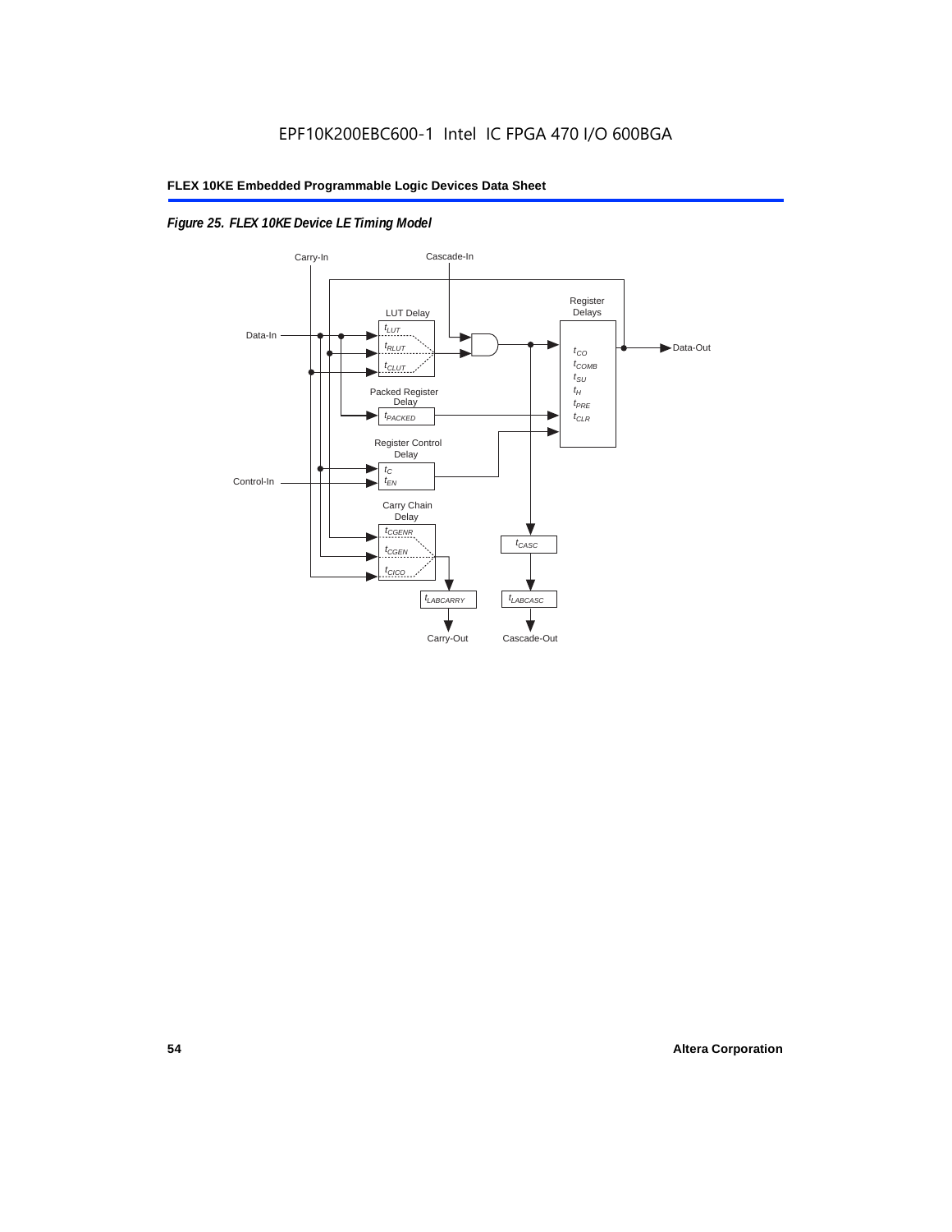*Figure 25. FLEX 10KE Device LE Timing Model*

Carry-In

Cascade-In

Data-In

LUT Delay

$t_{LUT}$

$t_{RLUT}$

$t_{CLUT}$

Register Delays

$t_{CO}$

$t_{COMB}$

$t_{SU}$

$t_{H}$

$t_{PRE}$

$t_{CLR}$

Data-Out

Packed Register Delay

$t_{PACKED}$

Register Control Delay

$t_{C}$

$t_{EN}$

Control-In

Carry Chain Delay

$t_{CGENR}$

$t_{CGEN}$

$t_{CICO}$

$t_{CASC}$

$t_{LABCARRY}$

$t_{LABCASC}$

Carry-Out

Cascade-Out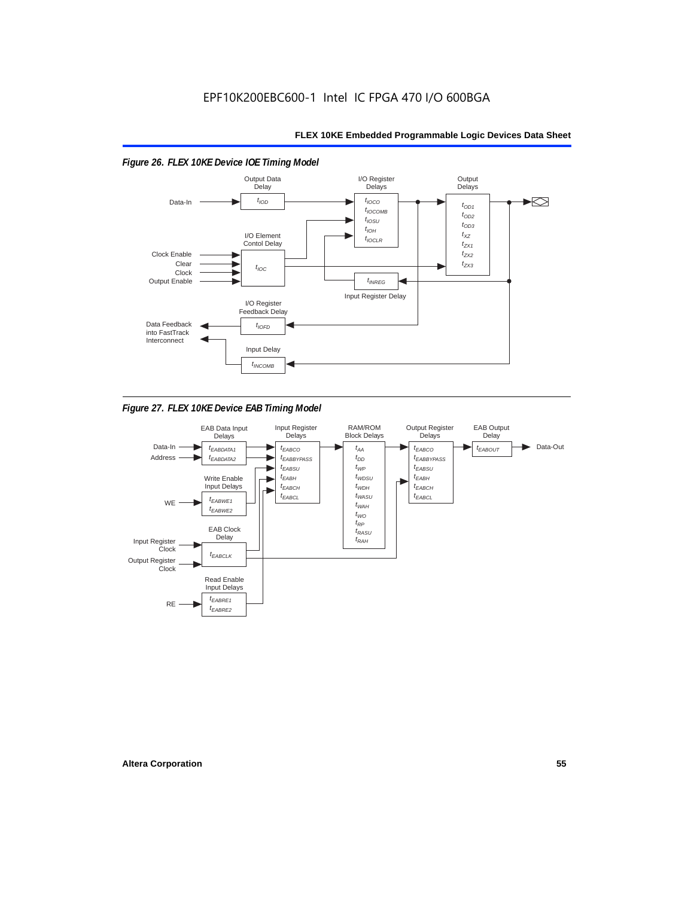EPF10K200EBC600-1 Intel IC FPGA 470 I/O 600BGA

*Figure 26. FLEX 10KE Device IOE Timing Model*

Output Data Delay: $t_{IOD}$

I/O Register Delays: $t_{IOCO}$, $t_{IOCOMB}$, $t_{IOSU}$, $t_{IOH}$, $t_{IOCLR}$

Output Delays: $t_{OD1}$, $t_{OD2}$, $t_{OD3}$, $t_{XZ}$, $t_{ZX1}$, $t_{ZX2}$, $t_{ZX3}$

I/O Element Contol Delay: $t_{IOC}$

Input Register Delay: $t_{INREG}$

I/O Register Feedback Delay: $t_{IOFD}$

Input Delay: $t_{INCOMB}$

Inputs: Data-In, Clock Enable, Clear, Clock, Output Enable

Outputs: Data Feedback into FastTrack Interconnect

*Figure 27. FLEX 10KE Device EAB Timing Model*

EAB Data Input Delays: $t_{EABDATA1}$, $t_{EABDATA2}$

Input Register Delays: $t_{EABCO}$, $t_{EABBYPASS}$, $t_{EABSU}$, $t_{EABH}$, $t_{EABCH}$, $t_{EABCL}$

RAM/ROM Block Delays: $t_{AA}$, $t_{DD}$, $t_{WP}$, $t_{WDSU}$, $t_{WDH}$, $t_{WASU}$, $t_{WAH}$, $t_{WO}$, $t_{RP}$, $t_{RASU}$, $t_{RAH}$

Output Register Delays: $t_{EABCO}$, $t_{EABBYPASS}$, $t_{EABSU}$, $t_{EABH}$, $t_{EABCH}$, $t_{EABCL}$

EAB Output Delay: $t_{EABOUT}$

Write Enable Input Delays: $t_{EABWE1}$, $t_{EABWE2}$

EAB Clock Delay: $t_{EABCLK}$

Read Enable Input Delays: $t_{EABRE1}$, $t_{EABRE2}$

Inputs: Data-In, Address, WE, Input Register Clock, Output Register Clock, RE

Output: Data-Out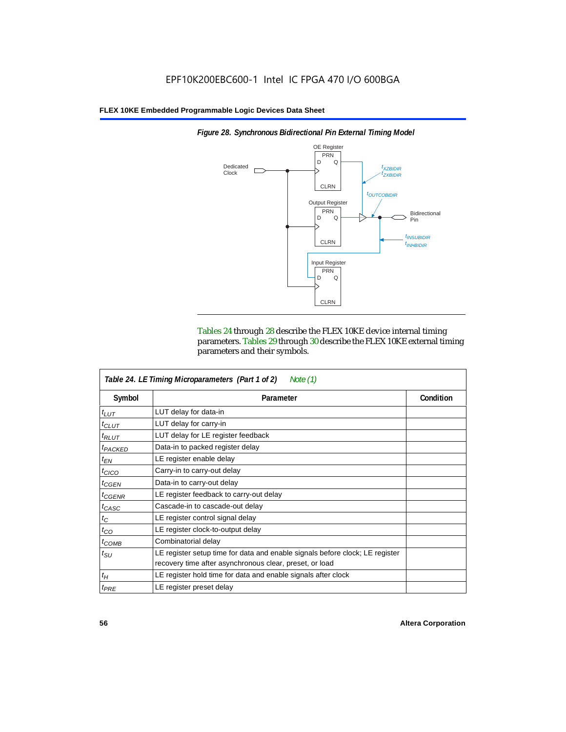EPF10K200EBC600-1 Intel IC FPGA 470 I/O 600BGA

*Figure 28. Synchronous Bidirectional Pin External Timing Model*

OE Register, Output Register, Input Register, Dedicated Clock, Bidirectional Pin, $t_{XZBIDIR}$, $t_{ZXBIDIR}$, $t_{OUTCOBIDIR}$, $t_{INSUBIDIR}$, $t_{INHBIDIR}$

Tables 24 through 28 describe the FLEX 10KE device internal timing parameters. Tables 29 through 30 describe the FLEX 10KE external timing parameters and their symbols.

*Table 24. LE Timing Microparameters (Part 1 of 2) Note (1)*

| Symbol | Parameter | Condition |
|---|---|---|
| $t_{LUT}$ | LUT delay for data-in | |
| $t_{CLUT}$ | LUT delay for carry-in | |
| $t_{RLUT}$ | LUT delay for LE register feedback | |
| $t_{PACKED}$ | Data-in to packed register delay | |
| $t_{EN}$ | LE register enable delay | |
| $t_{CICO}$ | Carry-in to carry-out delay | |
| $t_{CGEN}$ | Data-in to carry-out delay | |
| $t_{CGENR}$ | LE register feedback to carry-out delay | |
| $t_{CASC}$ | Cascade-in to cascade-out delay | |
| $t_C$ | LE register control signal delay | |
| $t_{CO}$ | LE register clock-to-output delay | |
| $t_{COMB}$ | Combinatorial delay | |
| $t_{SU}$ | LE register setup time for data and enable signals before clock; LE register recovery time after asynchronous clear, preset, or load | |
| $t_H$ | LE register hold time for data and enable signals after clock | |
| $t_{PRE}$ | LE register preset delay | |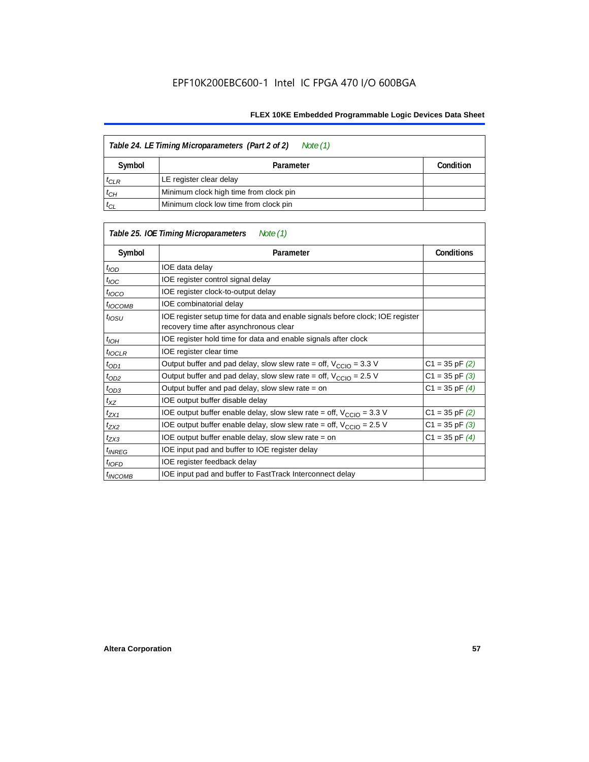| Table 24. LE Timing Microparameters (Part 2 of 2) *Note (1)* | | |
|---|---|---|
| **Symbol** | **Parameter** | **Condition** |
| $t_{CLR}$ | LE register clear delay | |
| $t_{CH}$ | Minimum clock high time from clock pin | |
| $t_{CL}$ | Minimum clock low time from clock pin | |

| Table 25. IOE Timing Microparameters *Note (1)* | | |
|---|---|---|
| **Symbol** | **Parameter** | **Conditions** |
| $t_{IOD}$ | IOE data delay | |
| $t_{IOC}$ | IOE register control signal delay | |
| $t_{IOCO}$ | IOE register clock-to-output delay | |
| $t_{IOCOMB}$ | IOE combinatorial delay | |
| $t_{IOSU}$ | IOE register setup time for data and enable signals before clock; IOE register recovery time after asynchronous clear | |
| $t_{IOH}$ | IOE register hold time for data and enable signals after clock | |
| $t_{IOCLR}$ | IOE register clear time | |
| $t_{OD1}$ | Output buffer and pad delay, slow slew rate = off, $V_{CCIO}$ = 3.3 V | C1 = 35 pF *(2)* |
| $t_{OD2}$ | Output buffer and pad delay, slow slew rate = off, $V_{CCIO}$ = 2.5 V | C1 = 35 pF *(3)* |
| $t_{OD3}$ | Output buffer and pad delay, slow slew rate = on | C1 = 35 pF *(4)* |
| $t_{XZ}$ | IOE output buffer disable delay | |
| $t_{ZX1}$ | IOE output buffer enable delay, slow slew rate = off, $V_{CCIO}$ = 3.3 V | C1 = 35 pF *(2)* |
| $t_{ZX2}$ | IOE output buffer enable delay, slow slew rate = off, $V_{CCIO}$ = 2.5 V | C1 = 35 pF *(3)* |
| $t_{ZX3}$ | IOE output buffer enable delay, slow slew rate = on | C1 = 35 pF *(4)* |
| $t_{INREG}$ | IOE input pad and buffer to IOE register delay | |
| $t_{IOFD}$ | IOE register feedback delay | |
| $t_{INCOMB}$ | IOE input pad and buffer to FastTrack Interconnect delay | |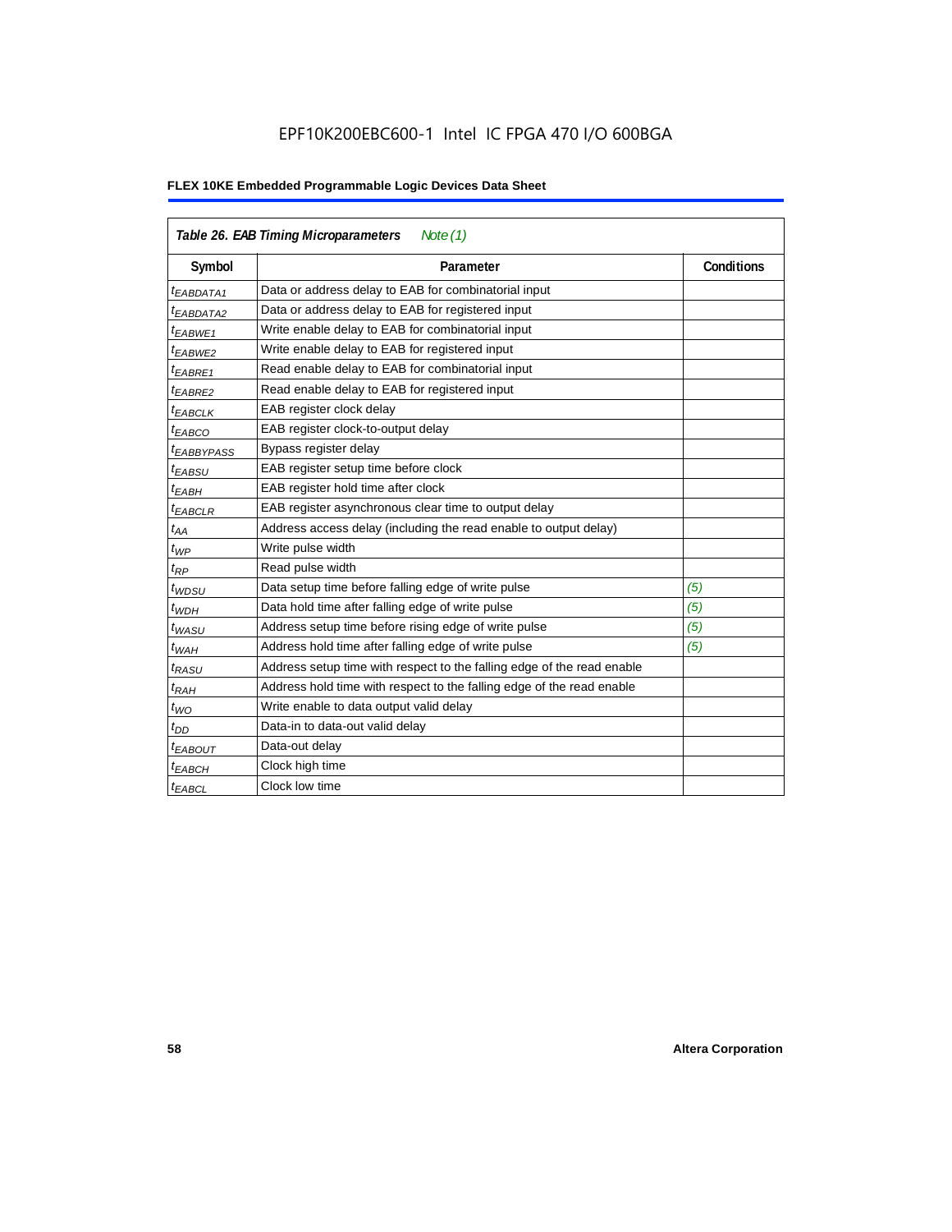EPF10K200EBC600-1 Intel IC FPGA 470 I/O 600BGA

| Table 26. EAB Timing Microparameters *Note (1)* | | |
|---|---|---|
| **Symbol** | **Parameter** | **Conditions** |
| $t_{EABDATA1}$ | Data or address delay to EAB for combinatorial input | |
| $t_{EABDATA2}$ | Data or address delay to EAB for registered input | |
| $t_{EABWE1}$ | Write enable delay to EAB for combinatorial input | |
| $t_{EABWE2}$ | Write enable delay to EAB for registered input | |
| $t_{EABRE1}$ | Read enable delay to EAB for combinatorial input | |
| $t_{EABRE2}$ | Read enable delay to EAB for registered input | |
| $t_{EABCLK}$ | EAB register clock delay | |
| $t_{EABCO}$ | EAB register clock-to-output delay | |
| $t_{EABBYPASS}$ | Bypass register delay | |
| $t_{EABSU}$ | EAB register setup time before clock | |
| $t_{EABH}$ | EAB register hold time after clock | |
| $t_{EABCLR}$ | EAB register asynchronous clear time to output delay | |
| $t_{AA}$ | Address access delay (including the read enable to output delay) | |
| $t_{WP}$ | Write pulse width | |
| $t_{RP}$ | Read pulse width | |
| $t_{WDSU}$ | Data setup time before falling edge of write pulse | *(5)* |
| $t_{WDH}$ | Data hold time after falling edge of write pulse | *(5)* |
| $t_{WASU}$ | Address setup time before rising edge of write pulse | *(5)* |
| $t_{WAH}$ | Address hold time after falling edge of write pulse | *(5)* |
| $t_{RASU}$ | Address setup time with respect to the falling edge of the read enable | |
| $t_{RAH}$ | Address hold time with respect to the falling edge of the read enable | |
| $t_{WO}$ | Write enable to data output valid delay | |
| $t_{DD}$ | Data-in to data-out valid delay | |
| $t_{EABOUT}$ | Data-out delay | |
| $t_{EABCH}$ | Clock high time | |
| $t_{EABCL}$ | Clock low time | |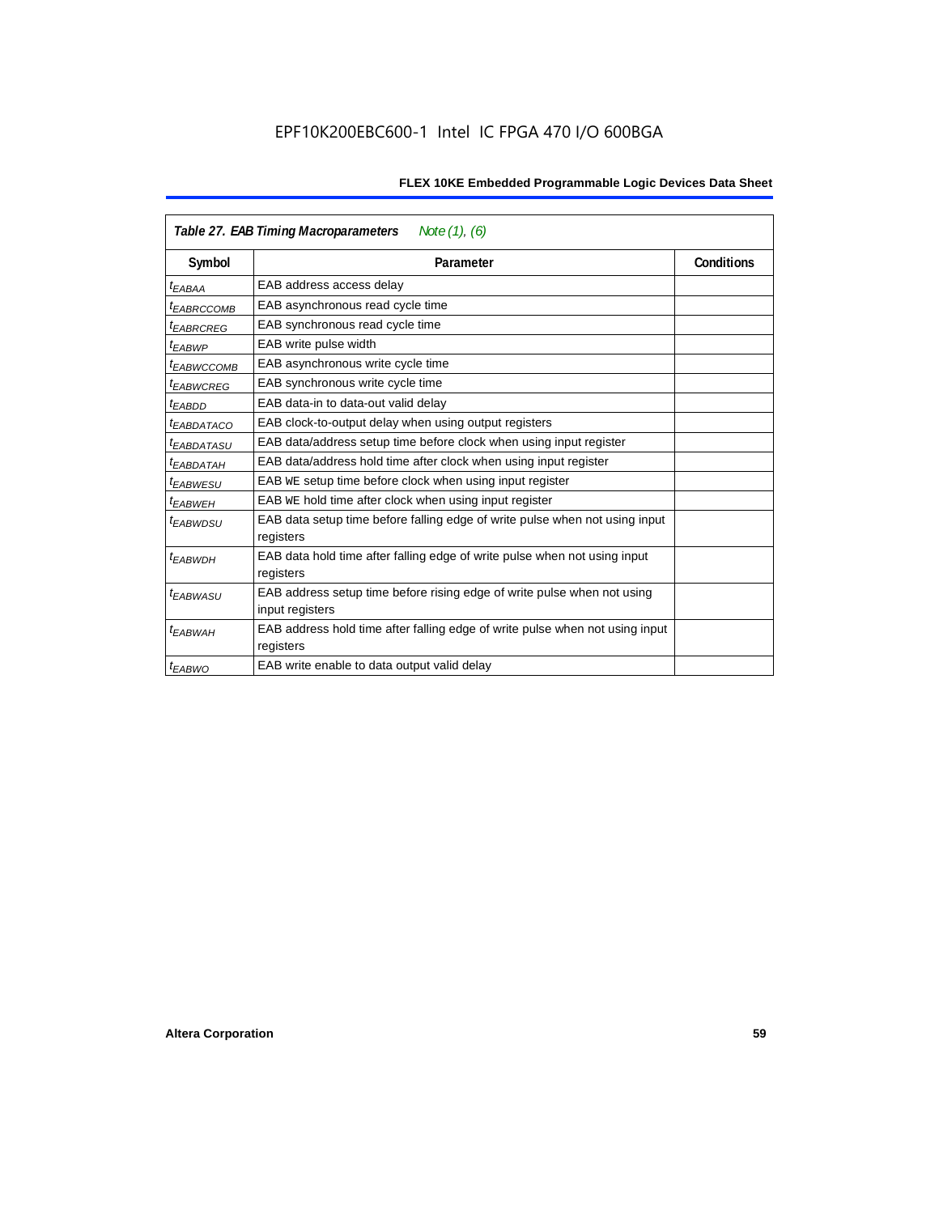**Table 27. EAB Timing Macroparameters** *Note (1), (6)*

| Symbol | Parameter | Conditions |
|---|---|---|
| $t_{EABAA}$ | EAB address access delay | |
| $t_{EABRCCOMB}$ | EAB asynchronous read cycle time | |
| $t_{EABRCREG}$ | EAB synchronous read cycle time | |
| $t_{EABWP}$ | EAB write pulse width | |
| $t_{EABWCCOMB}$ | EAB asynchronous write cycle time | |
| $t_{EABWCREG}$ | EAB synchronous write cycle time | |
| $t_{EABDD}$ | EAB data-in to data-out valid delay | |
| $t_{EABDATACO}$ | EAB clock-to-output delay when using output registers | |
| $t_{EABDATASU}$ | EAB data/address setup time before clock when using input register | |
| $t_{EABDATAH}$ | EAB data/address hold time after clock when using input register | |
| $t_{EABWESU}$ | EAB WE setup time before clock when using input register | |
| $t_{EABWEH}$ | EAB WE hold time after clock when using input register | |
| $t_{EABWDSU}$ | EAB data setup time before falling edge of write pulse when not using input registers | |
| $t_{EABWDH}$ | EAB data hold time after falling edge of write pulse when not using input registers | |
| $t_{EABWASU}$ | EAB address setup time before rising edge of write pulse when not using input registers | |
| $t_{EABWAH}$ | EAB address hold time after falling edge of write pulse when not using input registers | |
| $t_{EABWO}$ | EAB write enable to data output valid delay | |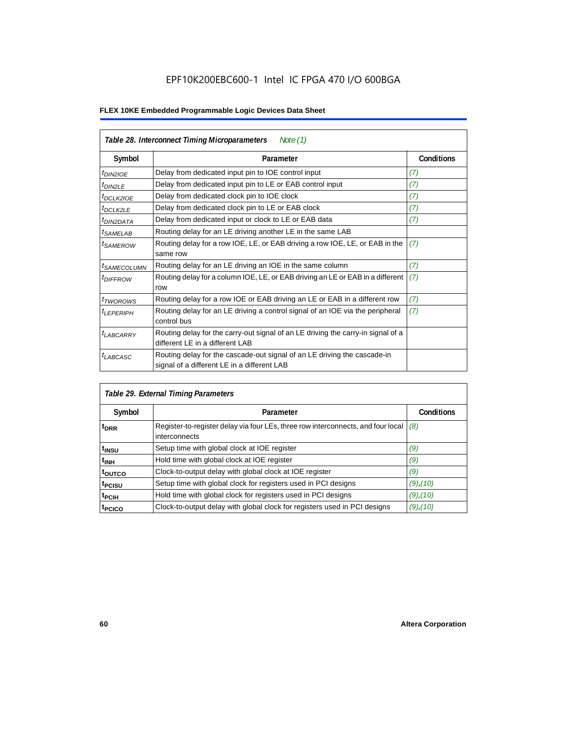**Table 28. Interconnect Timing Microparameters** *Note (1)*

| Symbol | Parameter | Conditions |
|---|---|---|
| $t_{DIN2IOE}$ | Delay from dedicated input pin to IOE control input | *(7)* |
| $t_{DIN2LE}$ | Delay from dedicated input pin to LE or EAB control input | *(7)* |
| $t_{DCLK2IOE}$ | Delay from dedicated clock pin to IOE clock | *(7)* |
| $t_{DCLK2LE}$ | Delay from dedicated clock pin to LE or EAB clock | *(7)* |
| $t_{DIN2DATA}$ | Delay from dedicated input or clock to LE or EAB data | *(7)* |
| $t_{SAMELAB}$ | Routing delay for an LE driving another LE in the same LAB | |
| $t_{SAMEROW}$ | Routing delay for a row IOE, LE, or EAB driving a row IOE, LE, or EAB in the same row | *(7)* |
| $t_{SAMECOLUMN}$ | Routing delay for an LE driving an IOE in the same column | *(7)* |
| $t_{DIFFROW}$ | Routing delay for a column IOE, LE, or EAB driving an LE or EAB in a different row | *(7)* |
| $t_{TWOROWS}$ | Routing delay for a row IOE or EAB driving an LE or EAB in a different row | *(7)* |
| $t_{LEPERIPH}$ | Routing delay for an LE driving a control signal of an IOE via the peripheral control bus | *(7)* |
| $t_{LABCARRY}$ | Routing delay for the carry-out signal of an LE driving the carry-in signal of a different LE in a different LAB | |
| $t_{LABCASC}$ | Routing delay for the cascade-out signal of an LE driving the cascade-in signal of a different LE in a different LAB | |

**Table 29. External Timing Parameters**

| Symbol | Parameter | Conditions |
|---|---|---|
| $t_{DRR}$ | Register-to-register delay via four LEs, three row interconnects, and four local interconnects | *(8)* |
| $t_{INSU}$ | Setup time with global clock at IOE register | *(9)* |
| $t_{INH}$ | Hold time with global clock at IOE register | *(9)* |
| $t_{OUTCO}$ | Clock-to-output delay with global clock at IOE register | *(9)* |
| $t_{PCISU}$ | Setup time with global clock for registers used in PCI designs | *(9)*,*(10)* |
| $t_{PCIH}$ | Hold time with global clock for registers used in PCI designs | *(9)*,*(10)* |
| $t_{PCICO}$ | Clock-to-output delay with global clock for registers used in PCI designs | *(9)*,*(10)* |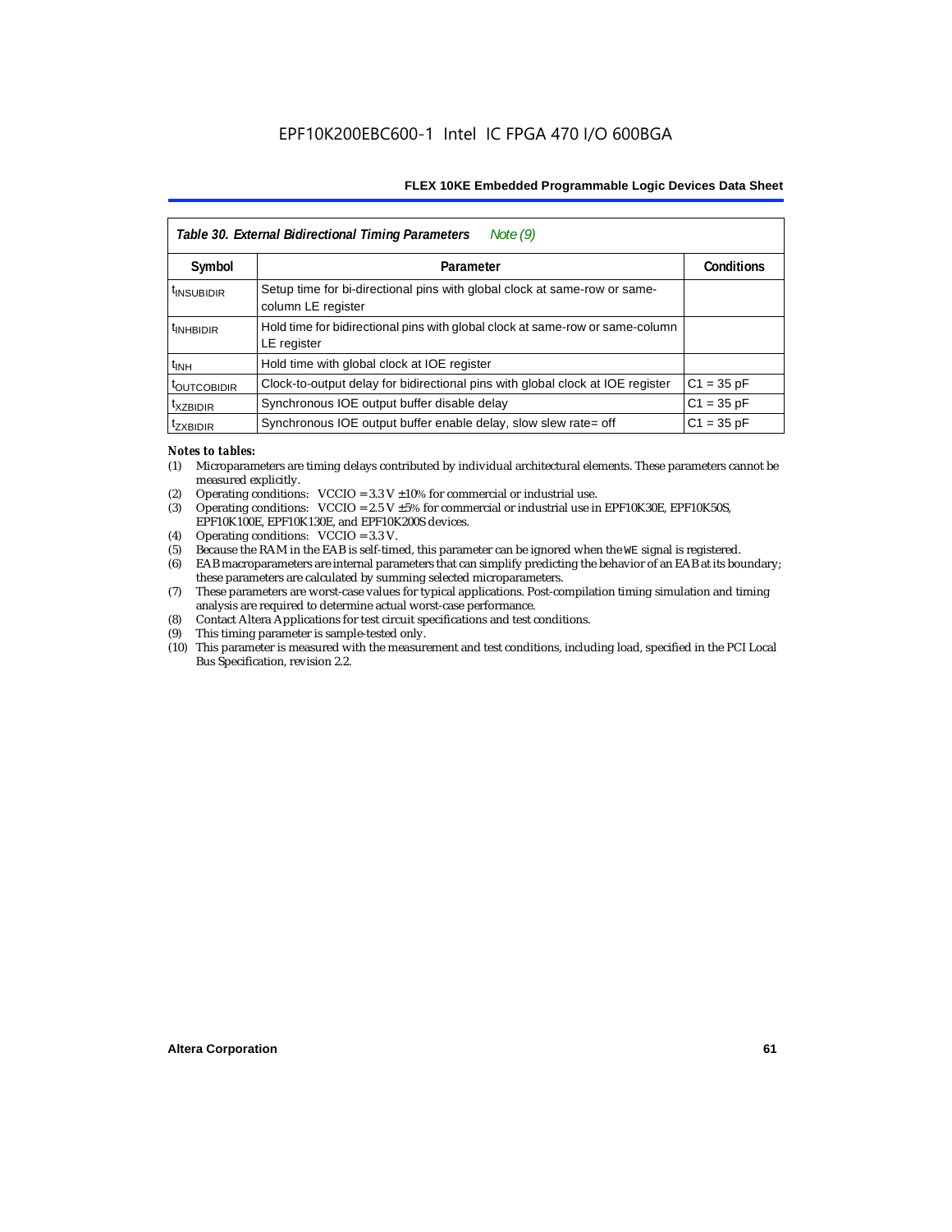| Table 30. External Bidirectional Timing Parameters *Note (9)* | | |
|---|---|---|
| **Symbol** | **Parameter** | **Conditions** |
| $t_{INSUBIDIR}$ | Setup time for bi-directional pins with global clock at same-row or same-column LE register | |
| $t_{INHBIDIR}$ | Hold time for bidirectional pins with global clock at same-row or same-column LE register | |
| $t_{INH}$ | Hold time with global clock at IOE register | |
| $t_{OUTCOBIDIR}$ | Clock-to-output delay for bidirectional pins with global clock at IOE register | C1 = 35 pF |
| $t_{XZBIDIR}$ | Synchronous IOE output buffer disable delay | C1 = 35 pF |
| $t_{ZXBIDIR}$ | Synchronous IOE output buffer enable delay, slow slew rate= off | C1 = 35 pF |

*Notes to tables:*

(1) Microparameters are timing delays contributed by individual architectural elements. These parameters cannot be measured explicitly.

(2) Operating conditions: VCCIO = 3.3 V ±10% for commercial or industrial use.

(3) Operating conditions: VCCIO = 2.5 V ±5% for commercial or industrial use in EPF10K30E, EPF10K50S, EPF10K100E, EPF10K130E, and EPF10K200S devices.

(4) Operating conditions: VCCIO = 3.3 V.

(5) Because the RAM in the EAB is self-timed, this parameter can be ignored when the WE signal is registered.

(6) EAB macroparameters are internal parameters that can simplify predicting the behavior of an EAB at its boundary; these parameters are calculated by summing selected microparameters.

(7) These parameters are worst-case values for typical applications. Post-compilation timing simulation and timing analysis are required to determine actual worst-case performance.

(8) Contact Altera Applications for test circuit specifications and test conditions.

(9) This timing parameter is sample-tested only.

(10) This parameter is measured with the measurement and test conditions, including load, specified in the PCI Local Bus Specification, revision 2.2.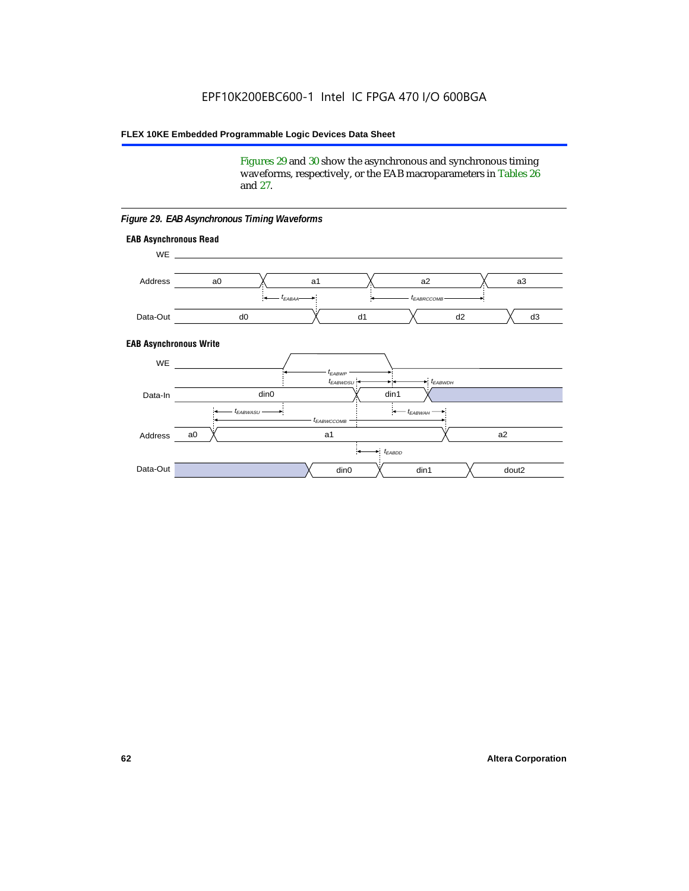Figures 29 and 30 show the asynchronous and synchronous timing waveforms, respectively, or the EAB macroparameters in Tables 26 and 27.

*Figure 29. EAB Asynchronous Timing Waveforms*

**EAB Asynchronous Read**

WE

Address: a0, a1, a2, a3

$t_{EABAA}$, $t_{EABRCCOMB}$

Data-Out: d0, d1, d2, d3

**EAB Asynchronous Write**

WE

$t_{EABWP}$, $t_{EABWDSU}$, $t_{EABWDH}$

Data-In: din0, din1

$t_{EABWASU}$, $t_{EABWAH}$, $t_{EABWCCOMB}$

Address: a0, a1, a2

$t_{EABDD}$

Data-Out: din0, din1, dout2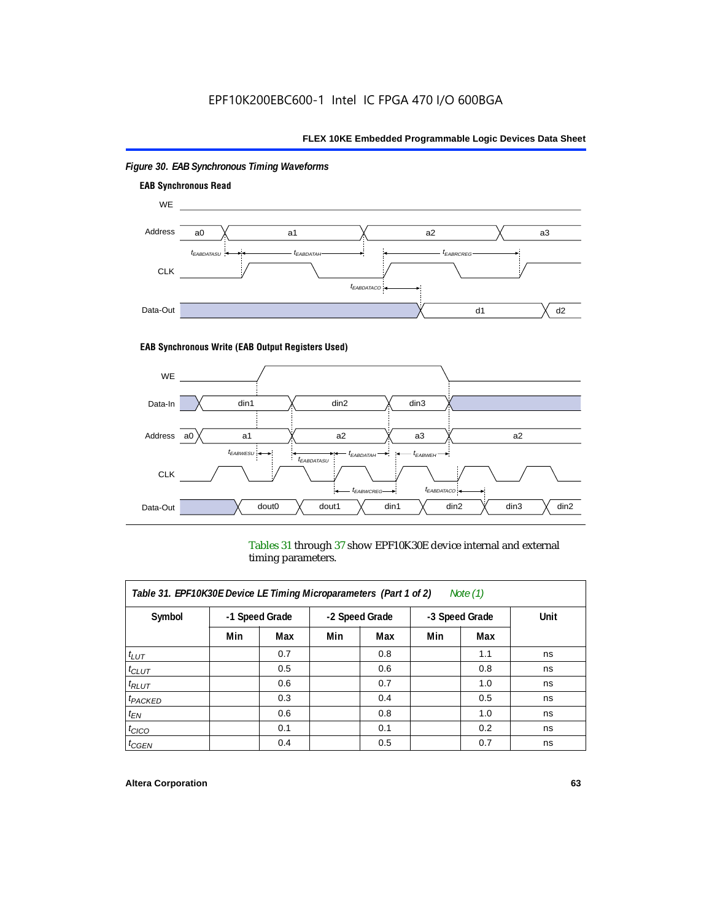*Figure 30. EAB Synchronous Timing Waveforms*

**EAB Synchronous Read**

**EAB Synchronous Write (EAB Output Registers Used)**

Tables 31 through 37 show EPF10K30E device internal and external timing parameters.

*Table 31. EPF10K30E Device LE Timing Microparameters (Part 1 of 2) Note (1)*

| Symbol | -1 Speed Grade | | -2 Speed Grade | | -3 Speed Grade | | Unit |
|---|---|---|---|---|---|---|---|
| | Min | Max | Min | Max | Min | Max | |
| $t_{LUT}$ | | 0.7 | | 0.8 | | 1.1 | ns |
| $t_{CLUT}$ | | 0.5 | | 0.6 | | 0.8 | ns |
| $t_{RLUT}$ | | 0.6 | | 0.7 | | 1.0 | ns |
| $t_{PACKED}$ | | 0.3 | | 0.4 | | 0.5 | ns |
| $t_{EN}$ | | 0.6 | | 0.8 | | 1.0 | ns |
| $t_{CICO}$ | | 0.1 | | 0.1 | | 0.2 | ns |
| $t_{CGEN}$ | | 0.4 | | 0.5 | | 0.7 | ns |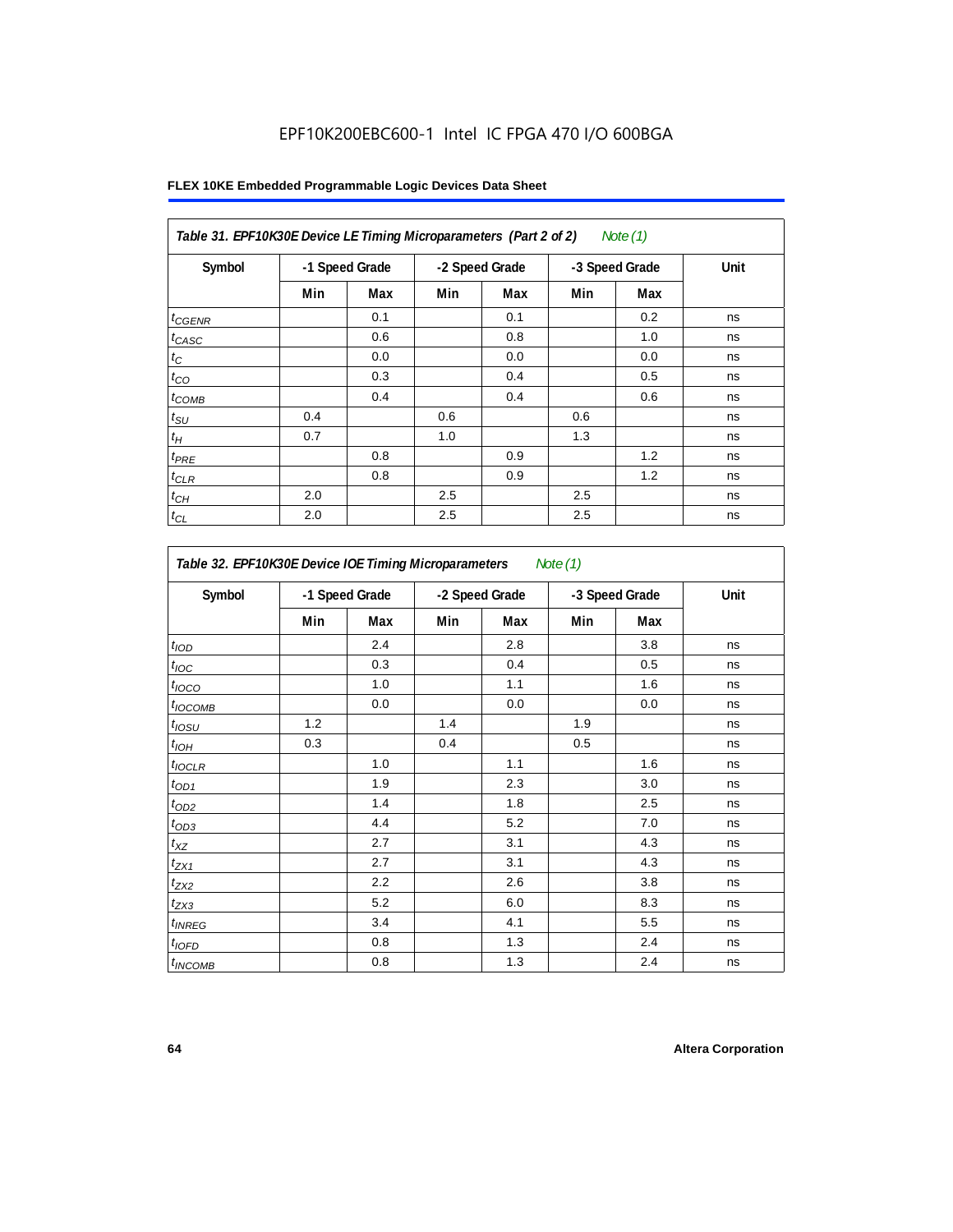EPF10K200EBC600-1 Intel IC FPGA 470 I/O 600BGA

**Table 31. EPF10K30E Device LE Timing Microparameters (Part 2 of 2)** *Note (1)*

| Symbol | -1 Speed Grade | | -2 Speed Grade | | -3 Speed Grade | | Unit |
|---|---|---|---|---|---|---|---|
| | Min | Max | Min | Max | Min | Max | |
| $t_{CGENR}$ | | 0.1 | | 0.1 | | 0.2 | ns |
| $t_{CASC}$ | | 0.6 | | 0.8 | | 1.0 | ns |
| $t_{C}$ | | 0.0 | | 0.0 | | 0.0 | ns |
| $t_{CO}$ | | 0.3 | | 0.4 | | 0.5 | ns |
| $t_{COMB}$ | | 0.4 | | 0.4 | | 0.6 | ns |
| $t_{SU}$ | 0.4 | | 0.6 | | 0.6 | | ns |
| $t_{H}$ | 0.7 | | 1.0 | | 1.3 | | ns |
| $t_{PRE}$ | | 0.8 | | 0.9 | | 1.2 | ns |
| $t_{CLR}$ | | 0.8 | | 0.9 | | 1.2 | ns |
| $t_{CH}$ | 2.0 | | 2.5 | | 2.5 | | ns |
| $t_{CL}$ | 2.0 | | 2.5 | | 2.5 | | ns |

**Table 32. EPF10K30E Device IOE Timing Microparameters** *Note (1)*

| Symbol | -1 Speed Grade | | -2 Speed Grade | | -3 Speed Grade | | Unit |
|---|---|---|---|---|---|---|---|
| | Min | Max | Min | Max | Min | Max | |
| $t_{IOD}$ | | 2.4 | | 2.8 | | 3.8 | ns |
| $t_{IOC}$ | | 0.3 | | 0.4 | | 0.5 | ns |
| $t_{IOCO}$ | | 1.0 | | 1.1 | | 1.6 | ns |
| $t_{IOCOMB}$ | | 0.0 | | 0.0 | | 0.0 | ns |
| $t_{IOSU}$ | 1.2 | | 1.4 | | 1.9 | | ns |
| $t_{IOH}$ | 0.3 | | 0.4 | | 0.5 | | ns |
| $t_{IOCLR}$ | | 1.0 | | 1.1 | | 1.6 | ns |
| $t_{OD1}$ | | 1.9 | | 2.3 | | 3.0 | ns |
| $t_{OD2}$ | | 1.4 | | 1.8 | | 2.5 | ns |
| $t_{OD3}$ | | 4.4 | | 5.2 | | 7.0 | ns |
| $t_{XZ}$ | | 2.7 | | 3.1 | | 4.3 | ns |
| $t_{ZX1}$ | | 2.7 | | 3.1 | | 4.3 | ns |
| $t_{ZX2}$ | | 2.2 | | 2.6 | | 3.8 | ns |
| $t_{ZX3}$ | | 5.2 | | 6.0 | | 8.3 | ns |
| $t_{INREG}$ | | 3.4 | | 4.1 | | 5.5 | ns |
| $t_{IOFD}$ | | 0.8 | | 1.3 | | 2.4 | ns |
| $t_{INCOMB}$ | | 0.8 | | 1.3 | | 2.4 | ns |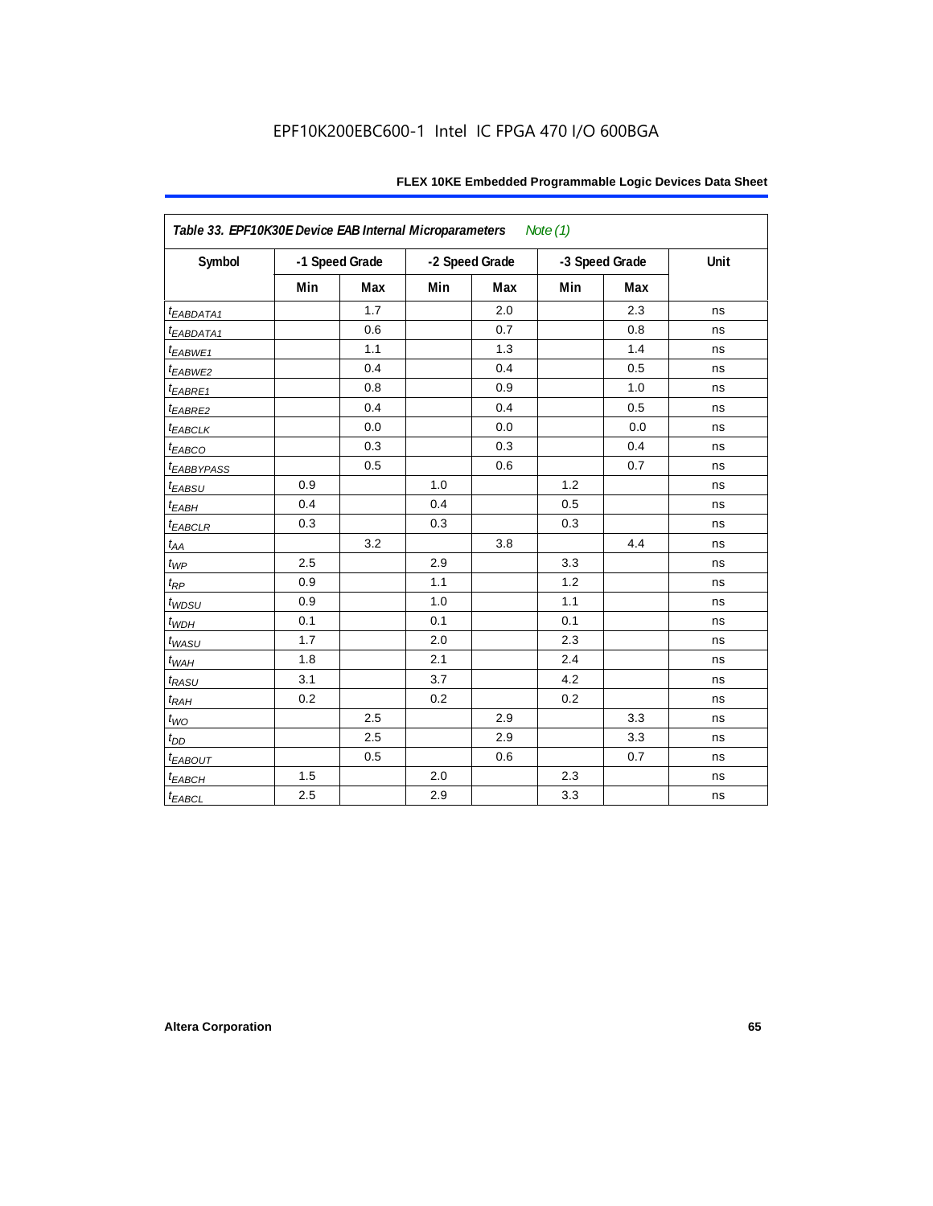EPF10K200EBC600-1 Intel IC FPGA 470 I/O 600BGA

| Table 33. EPF10K30E Device EAB Internal Microparameters *Note (1)* | | | | | | | |
|---|---|---|---|---|---|---|---|
| Symbol | -1 Speed Grade | | -2 Speed Grade | | -3 Speed Grade | | Unit |
| | Min | Max | Min | Max | Min | Max | |
| $t_{EABDATA1}$ | | 1.7 | | 2.0 | | 2.3 | ns |
| $t_{EABDATA1}$ | | 0.6 | | 0.7 | | 0.8 | ns |
| $t_{EABWE1}$ | | 1.1 | | 1.3 | | 1.4 | ns |
| $t_{EABWE2}$ | | 0.4 | | 0.4 | | 0.5 | ns |
| $t_{EABRE1}$ | | 0.8 | | 0.9 | | 1.0 | ns |
| $t_{EABRE2}$ | | 0.4 | | 0.4 | | 0.5 | ns |
| $t_{EABCLK}$ | | 0.0 | | 0.0 | | 0.0 | ns |
| $t_{EABCO}$ | | 0.3 | | 0.3 | | 0.4 | ns |
| $t_{EABBYPASS}$ | | 0.5 | | 0.6 | | 0.7 | ns |
| $t_{EABSU}$ | 0.9 | | 1.0 | | 1.2 | | ns |
| $t_{EABH}$ | 0.4 | | 0.4 | | 0.5 | | ns |
| $t_{EABCLR}$ | 0.3 | | 0.3 | | 0.3 | | ns |
| $t_{AA}$ | | 3.2 | | 3.8 | | 4.4 | ns |
| $t_{WP}$ | 2.5 | | 2.9 | | 3.3 | | ns |
| $t_{RP}$ | 0.9 | | 1.1 | | 1.2 | | ns |
| $t_{WDSU}$ | 0.9 | | 1.0 | | 1.1 | | ns |
| $t_{WDH}$ | 0.1 | | 0.1 | | 0.1 | | ns |
| $t_{WASU}$ | 1.7 | | 2.0 | | 2.3 | | ns |
| $t_{WAH}$ | 1.8 | | 2.1 | | 2.4 | | ns |
| $t_{RASU}$ | 3.1 | | 3.7 | | 4.2 | | ns |
| $t_{RAH}$ | 0.2 | | 0.2 | | 0.2 | | ns |
| $t_{WO}$ | | 2.5 | | 2.9 | | 3.3 | ns |
| $t_{DD}$ | | 2.5 | | 2.9 | | 3.3 | ns |
| $t_{EABOUT}$ | | 0.5 | | 0.6 | | 0.7 | ns |
| $t_{EABCH}$ | 1.5 | | 2.0 | | 2.3 | | ns |
| $t_{EABCL}$ | 2.5 | | 2.9 | | 3.3 | | ns |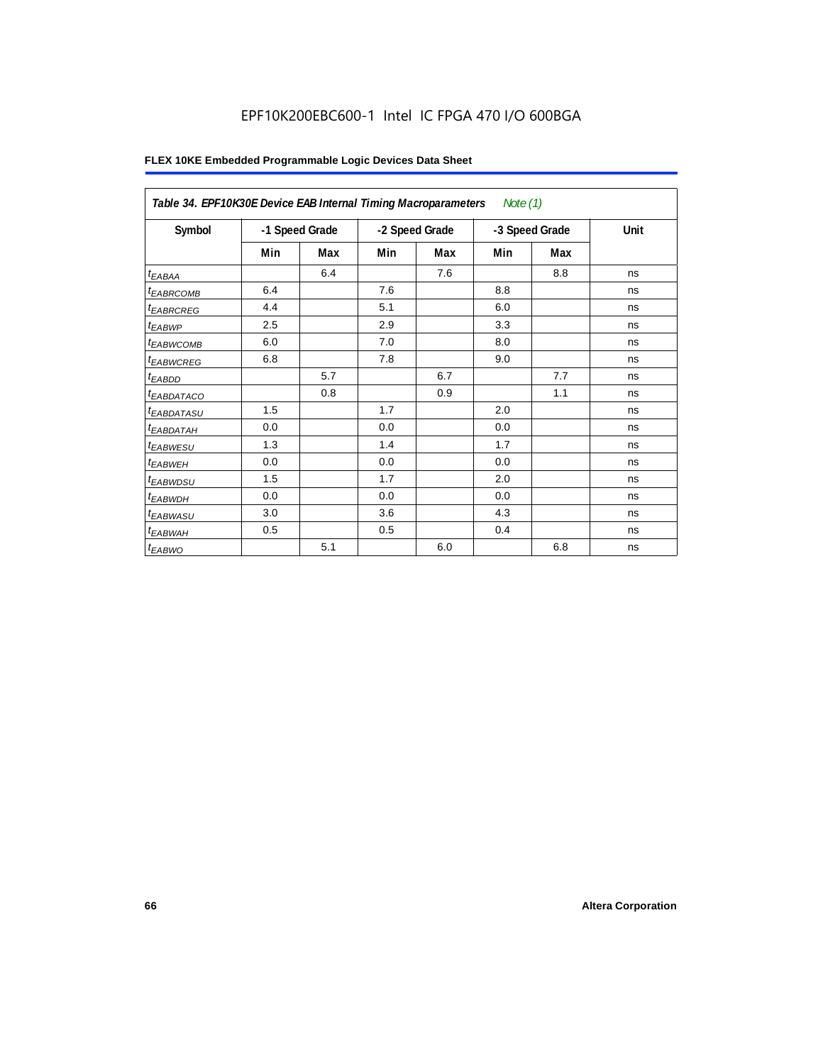EPF10K200EBC600-1 Intel IC FPGA 470 I/O 600BGA

**FLEX 10KE Embedded Programmable Logic Devices Data Sheet**

| *Table 34. EPF10K30E Device EAB Internal Timing Macroparameters Note (1)* | | | | | | | |
|---|---|---|---|---|---|---|---|
| **Symbol** | **-1 Speed Grade** | | **-2 Speed Grade** | | **-3 Speed Grade** | | **Unit** |
| | **Min** | **Max** | **Min** | **Max** | **Min** | **Max** | |
| $t_{EABAA}$ | | 6.4 | | 7.6 | | 8.8 | ns |
| $t_{EABRCOMB}$ | 6.4 | | 7.6 | | 8.8 | | ns |
| $t_{EABRCREG}$ | 4.4 | | 5.1 | | 6.0 | | ns |
| $t_{EABWP}$ | 2.5 | | 2.9 | | 3.3 | | ns |
| $t_{EABWCOMB}$ | 6.0 | | 7.0 | | 8.0 | | ns |
| $t_{EABWCREG}$ | 6.8 | | 7.8 | | 9.0 | | ns |
| $t_{EABDD}$ | | 5.7 | | 6.7 | | 7.7 | ns |
| $t_{EABDATACO}$ | | 0.8 | | 0.9 | | 1.1 | ns |
| $t_{EABDATASU}$ | 1.5 | | 1.7 | | 2.0 | | ns |
| $t_{EABDATAH}$ | 0.0 | | 0.0 | | 0.0 | | ns |
| $t_{EABWESU}$ | 1.3 | | 1.4 | | 1.7 | | ns |
| $t_{EABWEH}$ | 0.0 | | 0.0 | | 0.0 | | ns |
| $t_{EABWDSU}$ | 1.5 | | 1.7 | | 2.0 | | ns |
| $t_{EABWDH}$ | 0.0 | | 0.0 | | 0.0 | | ns |
| $t_{EABWASU}$ | 3.0 | | 3.6 | | 4.3 | | ns |
| $t_{EABWAH}$ | 0.5 | | 0.5 | | 0.4 | | ns |
| $t_{EABWO}$ | | 5.1 | | 6.0 | | 6.8 | ns |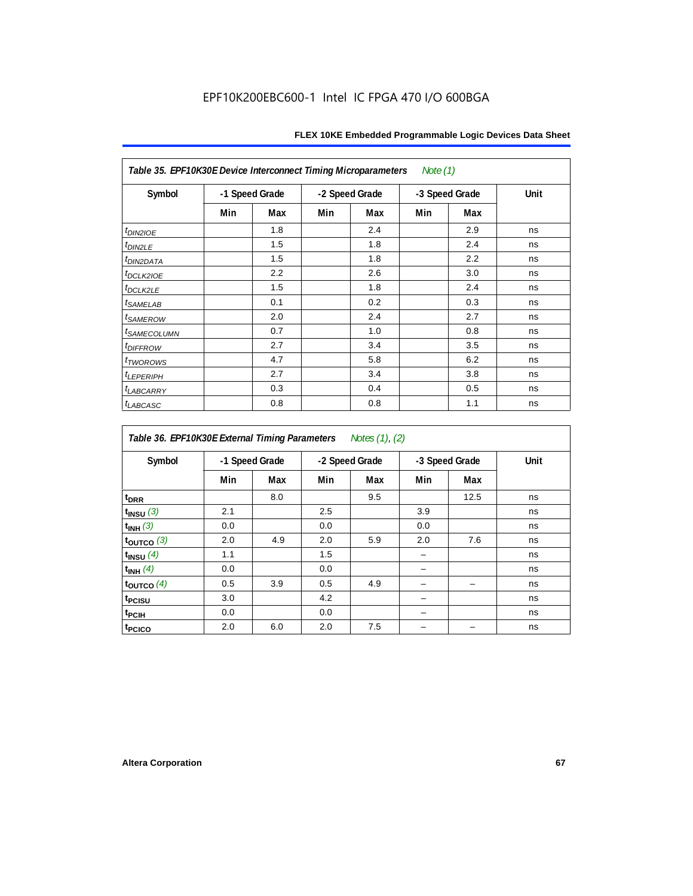EPF10K200EBC600-1 Intel IC FPGA 470 I/O 600BGA

**Table 35. EPF10K30E Device Interconnect Timing Microparameters** *Note (1)*

| Symbol | -1 Speed Grade | | -2 Speed Grade | | -3 Speed Grade | | Unit |
|---|---|---|---|---|---|---|---|
| | Min | Max | Min | Max | Min | Max | |
| $t_{DIN2IOE}$ | | 1.8 | | 2.4 | | 2.9 | ns |
| $t_{DIN2LE}$ | | 1.5 | | 1.8 | | 2.4 | ns |
| $t_{DIN2DATA}$ | | 1.5 | | 1.8 | | 2.2 | ns |
| $t_{DCLK2IOE}$ | | 2.2 | | 2.6 | | 3.0 | ns |
| $t_{DCLK2LE}$ | | 1.5 | | 1.8 | | 2.4 | ns |
| $t_{SAMELAB}$ | | 0.1 | | 0.2 | | 0.3 | ns |
| $t_{SAMEROW}$ | | 2.0 | | 2.4 | | 2.7 | ns |
| $t_{SAMECOLUMN}$ | | 0.7 | | 1.0 | | 0.8 | ns |
| $t_{DIFFROW}$ | | 2.7 | | 3.4 | | 3.5 | ns |
| $t_{TWOROWS}$ | | 4.7 | | 5.8 | | 6.2 | ns |
| $t_{LEPERIPH}$ | | 2.7 | | 3.4 | | 3.8 | ns |
| $t_{LABCARRY}$ | | 0.3 | | 0.4 | | 0.5 | ns |
| $t_{LABCASC}$ | | 0.8 | | 0.8 | | 1.1 | ns |

**Table 36. EPF10K30E External Timing Parameters** *Notes (1), (2)*

| Symbol | -1 Speed Grade | | -2 Speed Grade | | -3 Speed Grade | | Unit |
|---|---|---|---|---|---|---|---|
| | Min | Max | Min | Max | Min | Max | |
| $t_{DRR}$ | | 8.0 | | 9.5 | | 12.5 | ns |
| $t_{INSU}$ *(3)* | 2.1 | | 2.5 | | 3.9 | | ns |
| $t_{INH}$ *(3)* | 0.0 | | 0.0 | | 0.0 | | ns |
| $t_{OUTCO}$ *(3)* | 2.0 | 4.9 | 2.0 | 5.9 | 2.0 | 7.6 | ns |
| $t_{INSU}$ *(4)* | 1.1 | | 1.5 | | – | | ns |
| $t_{INH}$ *(4)* | 0.0 | | 0.0 | | – | | ns |
| $t_{OUTCO}$ *(4)* | 0.5 | 3.9 | 0.5 | 4.9 | – | – | ns |
| $t_{PCISU}$ | 3.0 | | 4.2 | | – | | ns |
| $t_{PCIH}$ | 0.0 | | 0.0 | | – | | ns |
| $t_{PCICO}$ | 2.0 | 6.0 | 2.0 | 7.5 | – | – | ns |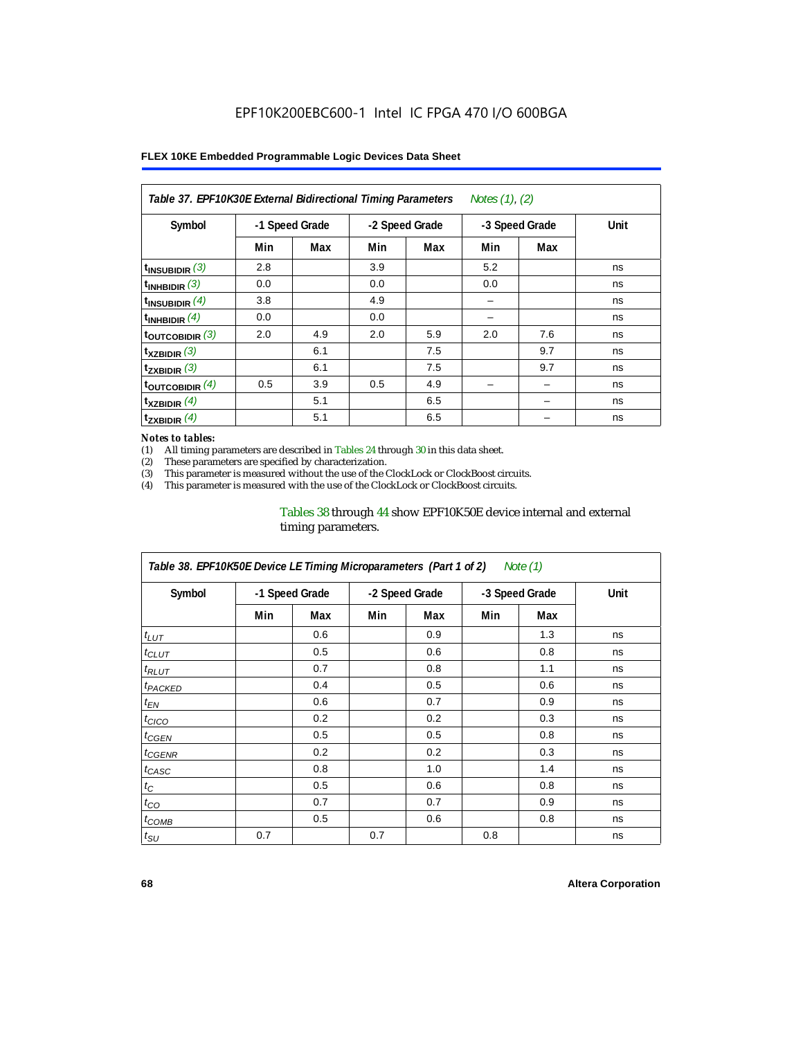EPF10K200EBC600-1 Intel IC FPGA 470 I/O 600BGA

**FLEX 10KE Embedded Programmable Logic Devices Data Sheet**

| *Table 37. EPF10K30E External Bidirectional Timing Parameters Notes (1), (2)* | | | | | | | |
|---|---|---|---|---|---|---|---|
| **Symbol** | **-1 Speed Grade** | | **-2 Speed Grade** | | **-3 Speed Grade** | | **Unit** |
| | **Min** | **Max** | **Min** | **Max** | **Min** | **Max** | |
| $t_{INSUBIDIR}$ (3) | 2.8 | | 3.9 | | 5.2 | | ns |
| $t_{INHBIDIR}$ (3) | 0.0 | | 0.0 | | 0.0 | | ns |
| $t_{INSUBIDIR}$ (4) | 3.8 | | 4.9 | | – | | ns |
| $t_{INHBIDIR}$ (4) | 0.0 | | 0.0 | | – | | ns |
| $t_{OUTCOBIDIR}$ (3) | 2.0 | 4.9 | 2.0 | 5.9 | 2.0 | 7.6 | ns |
| $t_{XZBIDIR}$ (3) | | 6.1 | | 7.5 | | 9.7 | ns |
| $t_{ZXBIDIR}$ (3) | | 6.1 | | 7.5 | | 9.7 | ns |
| $t_{OUTCOBIDIR}$ (4) | 0.5 | 3.9 | 0.5 | 4.9 | – | – | ns |
| $t_{XZBIDIR}$ (4) | | 5.1 | | 6.5 | | – | ns |
| $t_{ZXBIDIR}$ (4) | | 5.1 | | 6.5 | | – | ns |

*Notes to tables:*

(1) All timing parameters are described in Tables 24 through 30 in this data sheet.
(2) These parameters are specified by characterization.
(3) This parameter is measured without the use of the ClockLock or ClockBoost circuits.
(4) This parameter is measured with the use of the ClockLock or ClockBoost circuits.

Tables 38 through 44 show EPF10K50E device internal and external timing parameters.

| *Table 38. EPF10K50E Device LE Timing Microparameters (Part 1 of 2) Note (1)* | | | | | | | |
|---|---|---|---|---|---|---|---|
| **Symbol** | **-1 Speed Grade** | | **-2 Speed Grade** | | **-3 Speed Grade** | | **Unit** |
| | **Min** | **Max** | **Min** | **Max** | **Min** | **Max** | |
| $t_{LUT}$ | | 0.6 | | 0.9 | | 1.3 | ns |
| $t_{CLUT}$ | | 0.5 | | 0.6 | | 0.8 | ns |
| $t_{RLUT}$ | | 0.7 | | 0.8 | | 1.1 | ns |
| $t_{PACKED}$ | | 0.4 | | 0.5 | | 0.6 | ns |
| $t_{EN}$ | | 0.6 | | 0.7 | | 0.9 | ns |
| $t_{CICO}$ | | 0.2 | | 0.2 | | 0.3 | ns |
| $t_{CGEN}$ | | 0.5 | | 0.5 | | 0.8 | ns |
| $t_{CGENR}$ | | 0.2 | | 0.2 | | 0.3 | ns |
| $t_{CASC}$ | | 0.8 | | 1.0 | | 1.4 | ns |
| $t_{C}$ | | 0.5 | | 0.6 | | 0.8 | ns |
| $t_{CO}$ | | 0.7 | | 0.7 | | 0.9 | ns |
| $t_{COMB}$ | | 0.5 | | 0.6 | | 0.8 | ns |
| $t_{SU}$ | 0.7 | | 0.7 | | 0.8 | | ns |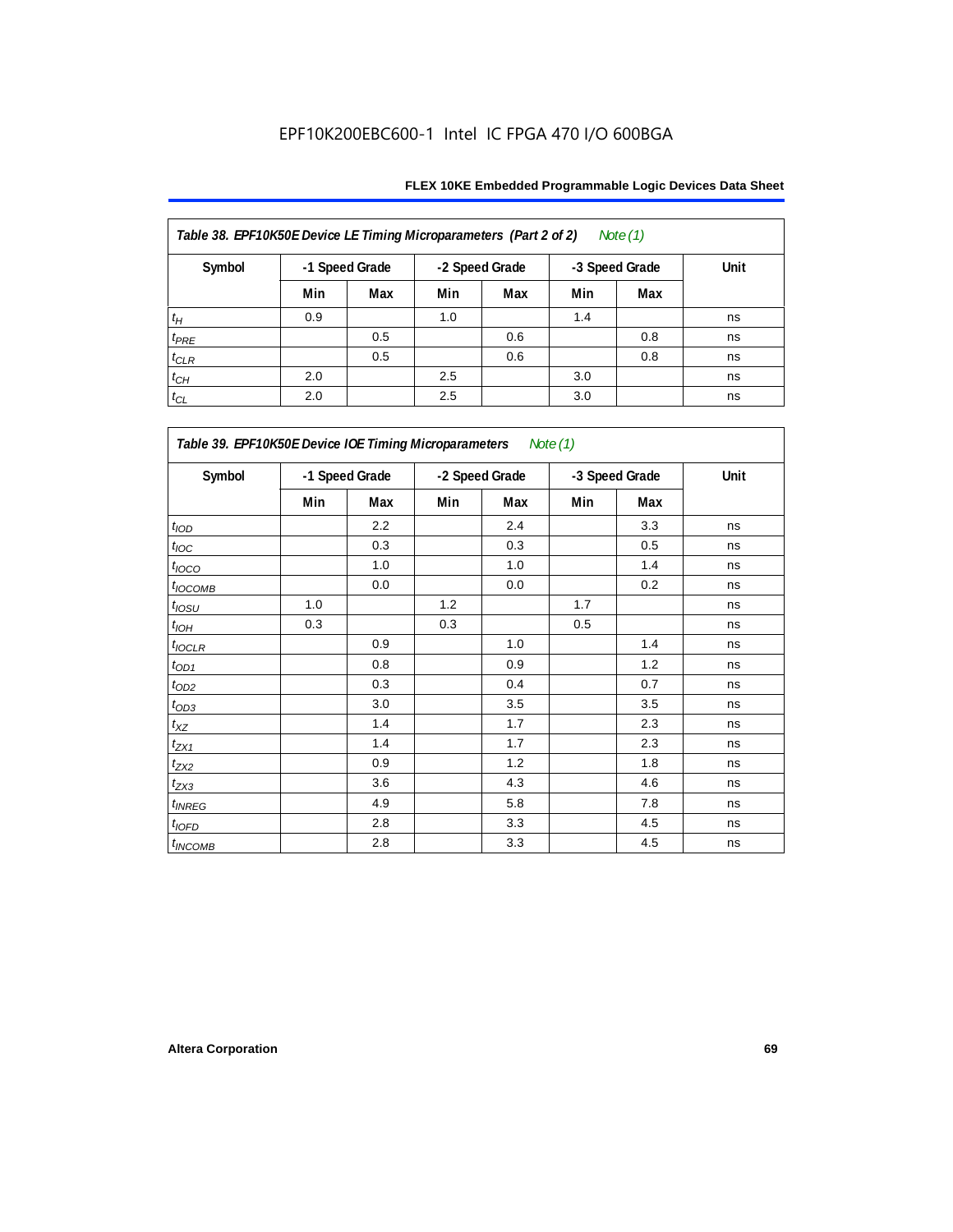EPF10K200EBC600-1 Intel IC FPGA 470 I/O 600BGA

| Table 38. EPF10K50E Device LE Timing Microparameters (Part 2 of 2) Note (1) | | | | | | | |
|---|---|---|---|---|---|---|---|
| Symbol | -1 Speed Grade | | -2 Speed Grade | | -3 Speed Grade | | Unit |
| | Min | Max | Min | Max | Min | Max | |
| $t_{H}$ | 0.9 | | 1.0 | | 1.4 | | ns |
| $t_{PRE}$ | | 0.5 | | 0.6 | | 0.8 | ns |
| $t_{CLR}$ | | 0.5 | | 0.6 | | 0.8 | ns |
| $t_{CH}$ | 2.0 | | 2.5 | | 3.0 | | ns |
| $t_{CL}$ | 2.0 | | 2.5 | | 3.0 | | ns |

| Table 39. EPF10K50E Device IOE Timing Microparameters Note (1) | | | | | | | |
|---|---|---|---|---|---|---|---|
| Symbol | -1 Speed Grade | | -2 Speed Grade | | -3 Speed Grade | | Unit |
| | Min | Max | Min | Max | Min | Max | |
| $t_{IOD}$ | | 2.2 | | 2.4 | | 3.3 | ns |
| $t_{IOC}$ | | 0.3 | | 0.3 | | 0.5 | ns |
| $t_{IOCO}$ | | 1.0 | | 1.0 | | 1.4 | ns |
| $t_{IOCOMB}$ | | 0.0 | | 0.0 | | 0.2 | ns |
| $t_{IOSU}$ | 1.0 | | 1.2 | | 1.7 | | ns |
| $t_{IOH}$ | 0.3 | | 0.3 | | 0.5 | | ns |
| $t_{IOCLR}$ | | 0.9 | | 1.0 | | 1.4 | ns |
| $t_{OD1}$ | | 0.8 | | 0.9 | | 1.2 | ns |
| $t_{OD2}$ | | 0.3 | | 0.4 | | 0.7 | ns |
| $t_{OD3}$ | | 3.0 | | 3.5 | | 3.5 | ns |
| $t_{XZ}$ | | 1.4 | | 1.7 | | 2.3 | ns |
| $t_{ZX1}$ | | 1.4 | | 1.7 | | 2.3 | ns |
| $t_{ZX2}$ | | 0.9 | | 1.2 | | 1.8 | ns |
| $t_{ZX3}$ | | 3.6 | | 4.3 | | 4.6 | ns |
| $t_{INREG}$ | | 4.9 | | 5.8 | | 7.8 | ns |
| $t_{IOFD}$ | | 2.8 | | 3.3 | | 4.5 | ns |
| $t_{INCOMB}$ | | 2.8 | | 3.3 | | 4.5 | ns |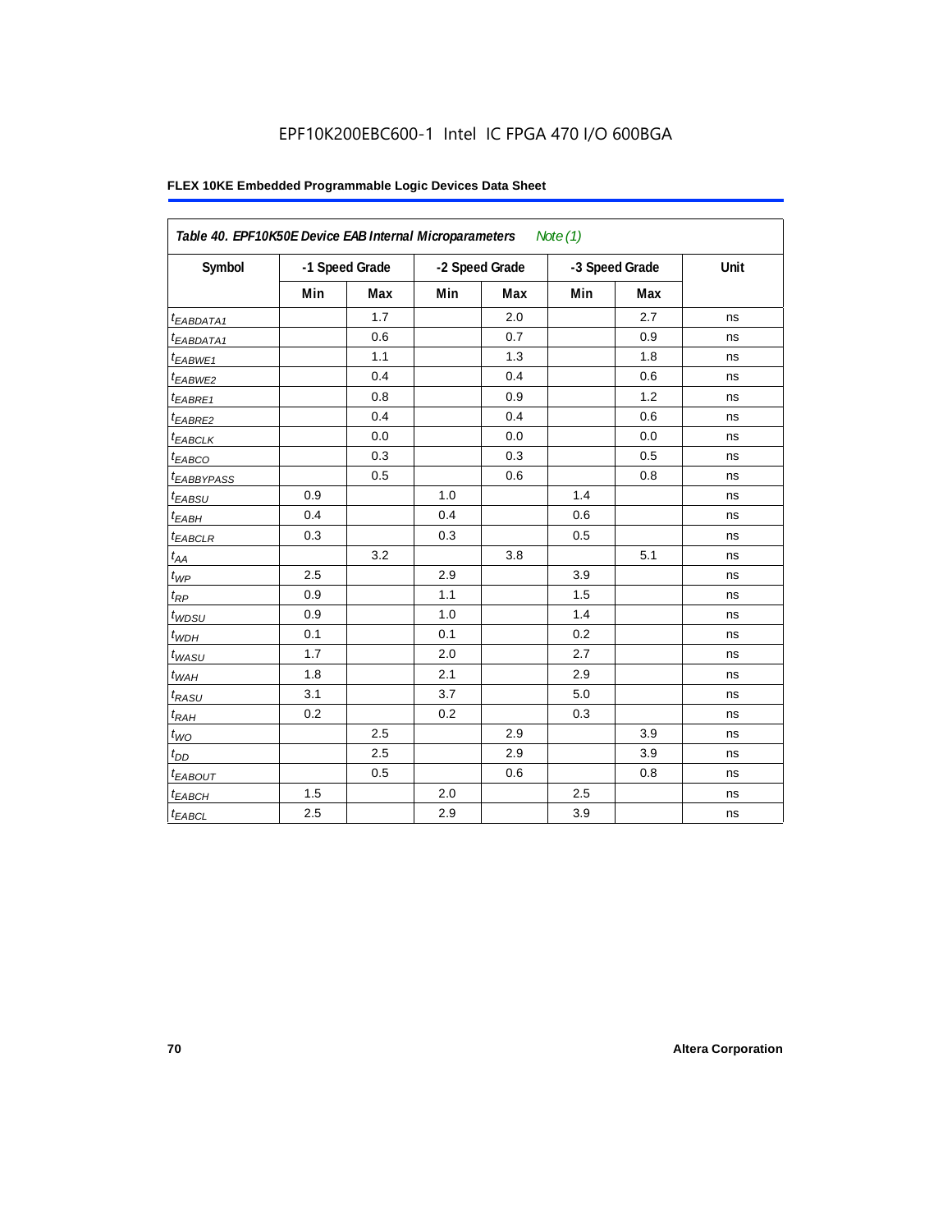EPF10K200EBC600-1 Intel IC FPGA 470 I/O 600BGA

**FLEX 10KE Embedded Programmable Logic Devices Data Sheet**

| *Table 40. EPF10K50E Device EAB Internal Microparameters* *Note (1)* | | | | | | | |
|---|---|---|---|---|---|---|---|
| Symbol | -1 Speed Grade | | -2 Speed Grade | | -3 Speed Grade | | Unit |
| | Min | Max | Min | Max | Min | Max | |
| $t_{EABDATA1}$ | | 1.7 | | 2.0 | | 2.7 | ns |
| $t_{EABDATA1}$ | | 0.6 | | 0.7 | | 0.9 | ns |
| $t_{EABWE1}$ | | 1.1 | | 1.3 | | 1.8 | ns |
| $t_{EABWE2}$ | | 0.4 | | 0.4 | | 0.6 | ns |
| $t_{EABRE1}$ | | 0.8 | | 0.9 | | 1.2 | ns |
| $t_{EABRE2}$ | | 0.4 | | 0.4 | | 0.6 | ns |
| $t_{EABCLK}$ | | 0.0 | | 0.0 | | 0.0 | ns |
| $t_{EABCO}$ | | 0.3 | | 0.3 | | 0.5 | ns |
| $t_{EABBYPASS}$ | | 0.5 | | 0.6 | | 0.8 | ns |
| $t_{EABSU}$ | 0.9 | | 1.0 | | 1.4 | | ns |
| $t_{EABH}$ | 0.4 | | 0.4 | | 0.6 | | ns |
| $t_{EABCLR}$ | 0.3 | | 0.3 | | 0.5 | | ns |
| $t_{AA}$ | | 3.2 | | 3.8 | | 5.1 | ns |
| $t_{WP}$ | 2.5 | | 2.9 | | 3.9 | | ns |
| $t_{RP}$ | 0.9 | | 1.1 | | 1.5 | | ns |
| $t_{WDSU}$ | 0.9 | | 1.0 | | 1.4 | | ns |
| $t_{WDH}$ | 0.1 | | 0.1 | | 0.2 | | ns |
| $t_{WASU}$ | 1.7 | | 2.0 | | 2.7 | | ns |
| $t_{WAH}$ | 1.8 | | 2.1 | | 2.9 | | ns |
| $t_{RASU}$ | 3.1 | | 3.7 | | 5.0 | | ns |
| $t_{RAH}$ | 0.2 | | 0.2 | | 0.3 | | ns |
| $t_{WO}$ | | 2.5 | | 2.9 | | 3.9 | ns |
| $t_{DD}$ | | 2.5 | | 2.9 | | 3.9 | ns |
| $t_{EABOUT}$ | | 0.5 | | 0.6 | | 0.8 | ns |
| $t_{EABCH}$ | 1.5 | | 2.0 | | 2.5 | | ns |
| $t_{EABCL}$ | 2.5 | | 2.9 | | 3.9 | | ns |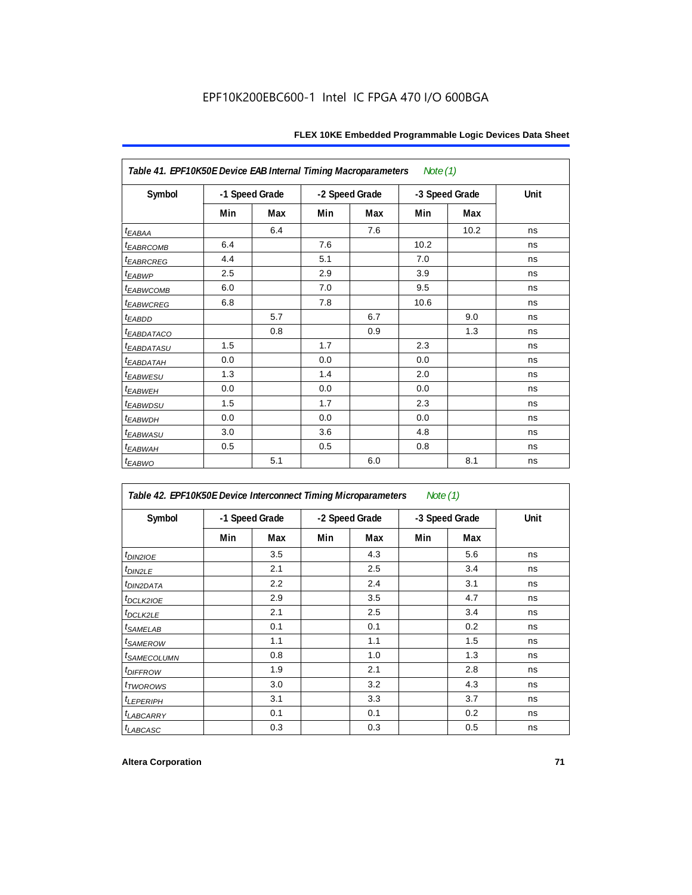| Table 41. EPF10K50E Device EAB Internal Timing Macroparameters *Note (1)* | | | | | | | |
|---|---|---|---|---|---|---|---|
| Symbol | -1 Speed Grade | | -2 Speed Grade | | -3 Speed Grade | | Unit |
| | Min | Max | Min | Max | Min | Max | |
| $t_{EABAA}$ | | 6.4 | | 7.6 | | 10.2 | ns |
| $t_{EABRCOMB}$ | 6.4 | | 7.6 | | 10.2 | | ns |
| $t_{EABRCREG}$ | 4.4 | | 5.1 | | 7.0 | | ns |
| $t_{EABWP}$ | 2.5 | | 2.9 | | 3.9 | | ns |
| $t_{EABWCOMB}$ | 6.0 | | 7.0 | | 9.5 | | ns |
| $t_{EABWCREG}$ | 6.8 | | 7.8 | | 10.6 | | ns |
| $t_{EABDD}$ | | 5.7 | | 6.7 | | 9.0 | ns |
| $t_{EABDATACO}$ | | 0.8 | | 0.9 | | 1.3 | ns |
| $t_{EABDATASU}$ | 1.5 | | 1.7 | | 2.3 | | ns |
| $t_{EABDATAH}$ | 0.0 | | 0.0 | | 0.0 | | ns |
| $t_{EABWESU}$ | 1.3 | | 1.4 | | 2.0 | | ns |
| $t_{EABWEH}$ | 0.0 | | 0.0 | | 0.0 | | ns |
| $t_{EABWDSU}$ | 1.5 | | 1.7 | | 2.3 | | ns |
| $t_{EABWDH}$ | 0.0 | | 0.0 | | 0.0 | | ns |
| $t_{EABWASU}$ | 3.0 | | 3.6 | | 4.8 | | ns |
| $t_{EABWAH}$ | 0.5 | | 0.5 | | 0.8 | | ns |
| $t_{EABWO}$ | | 5.1 | | 6.0 | | 8.1 | ns |

| Table 42. EPF10K50E Device Interconnect Timing Microparameters *Note (1)* | | | | | | | |
|---|---|---|---|---|---|---|---|
| Symbol | -1 Speed Grade | | -2 Speed Grade | | -3 Speed Grade | | Unit |
| | Min | Max | Min | Max | Min | Max | |
| $t_{DIN2IOE}$ | | 3.5 | | 4.3 | | 5.6 | ns |
| $t_{DIN2LE}$ | | 2.1 | | 2.5 | | 3.4 | ns |
| $t_{DIN2DATA}$ | | 2.2 | | 2.4 | | 3.1 | ns |
| $t_{DCLK2IOE}$ | | 2.9 | | 3.5 | | 4.7 | ns |
| $t_{DCLK2LE}$ | | 2.1 | | 2.5 | | 3.4 | ns |
| $t_{SAMELAB}$ | | 0.1 | | 0.1 | | 0.2 | ns |
| $t_{SAMEROW}$ | | 1.1 | | 1.1 | | 1.5 | ns |
| $t_{SAMECOLUMN}$ | | 0.8 | | 1.0 | | 1.3 | ns |
| $t_{DIFFROW}$ | | 1.9 | | 2.1 | | 2.8 | ns |
| $t_{TWOROWS}$ | | 3.0 | | 3.2 | | 4.3 | ns |
| $t_{LEPERIPH}$ | | 3.1 | | 3.3 | | 3.7 | ns |
| $t_{LABCARRY}$ | | 0.1 | | 0.1 | | 0.2 | ns |
| $t_{LABCASC}$ | | 0.3 | | 0.3 | | 0.5 | ns |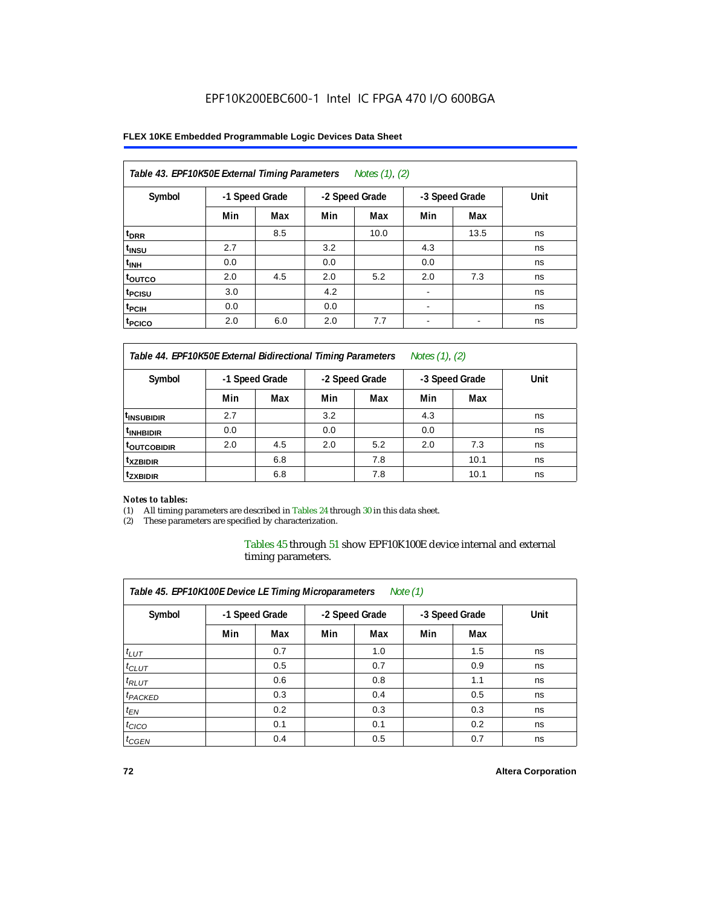EPF10K200EBC600-1 Intel IC FPGA 470 I/O 600BGA

| Table 43. EPF10K50E External Timing Parameters *Notes (1), (2)* | | | | | | | |
|---|---|---|---|---|---|---|---|
| Symbol | -1 Speed Grade | | -2 Speed Grade | | -3 Speed Grade | | Unit |
| | Min | Max | Min | Max | Min | Max | |
| $t_{DRR}$ | | 8.5 | | 10.0 | | 13.5 | ns |
| $t_{INSU}$ | 2.7 | | 3.2 | | 4.3 | | ns |
| $t_{INH}$ | 0.0 | | 0.0 | | 0.0 | | ns |
| $t_{OUTCO}$ | 2.0 | 4.5 | 2.0 | 5.2 | 2.0 | 7.3 | ns |
| $t_{PCISU}$ | 3.0 | | 4.2 | | - | | ns |
| $t_{PCIH}$ | 0.0 | | 0.0 | | - | | ns |
| $t_{PCICO}$ | 2.0 | 6.0 | 2.0 | 7.7 | - | - | ns |

| Table 44. EPF10K50E External Bidirectional Timing Parameters *Notes (1), (2)* | | | | | | | |
|---|---|---|---|---|---|---|---|
| Symbol | -1 Speed Grade | | -2 Speed Grade | | -3 Speed Grade | | Unit |
| | Min | Max | Min | Max | Min | Max | |
| $t_{INSUBIDIR}$ | 2.7 | | 3.2 | | 4.3 | | ns |
| $t_{INHBIDIR}$ | 0.0 | | 0.0 | | 0.0 | | ns |
| $t_{OUTCOBIDIR}$ | 2.0 | 4.5 | 2.0 | 5.2 | 2.0 | 7.3 | ns |
| $t_{XZBIDIR}$ | | 6.8 | | 7.8 | | 10.1 | ns |
| $t_{ZXBIDIR}$ | | 6.8 | | 7.8 | | 10.1 | ns |

*Notes to tables:*

(1) All timing parameters are described in Tables 24 through 30 in this data sheet.
(2) These parameters are specified by characterization.

Tables 45 through 51 show EPF10K100E device internal and external timing parameters.

| Table 45. EPF10K100E Device LE Timing Microparameters *Note (1)* | | | | | | | |
|---|---|---|---|---|---|---|---|
| Symbol | -1 Speed Grade | | -2 Speed Grade | | -3 Speed Grade | | Unit |
| | Min | Max | Min | Max | Min | Max | |
| $t_{LUT}$ | | 0.7 | | 1.0 | | 1.5 | ns |
| $t_{CLUT}$ | | 0.5 | | 0.7 | | 0.9 | ns |
| $t_{RLUT}$ | | 0.6 | | 0.8 | | 1.1 | ns |
| $t_{PACKED}$ | | 0.3 | | 0.4 | | 0.5 | ns |
| $t_{EN}$ | | 0.2 | | 0.3 | | 0.3 | ns |
| $t_{CICO}$ | | 0.1 | | 0.1 | | 0.2 | ns |
| $t_{CGEN}$ | | 0.4 | | 0.5 | | 0.7 | ns |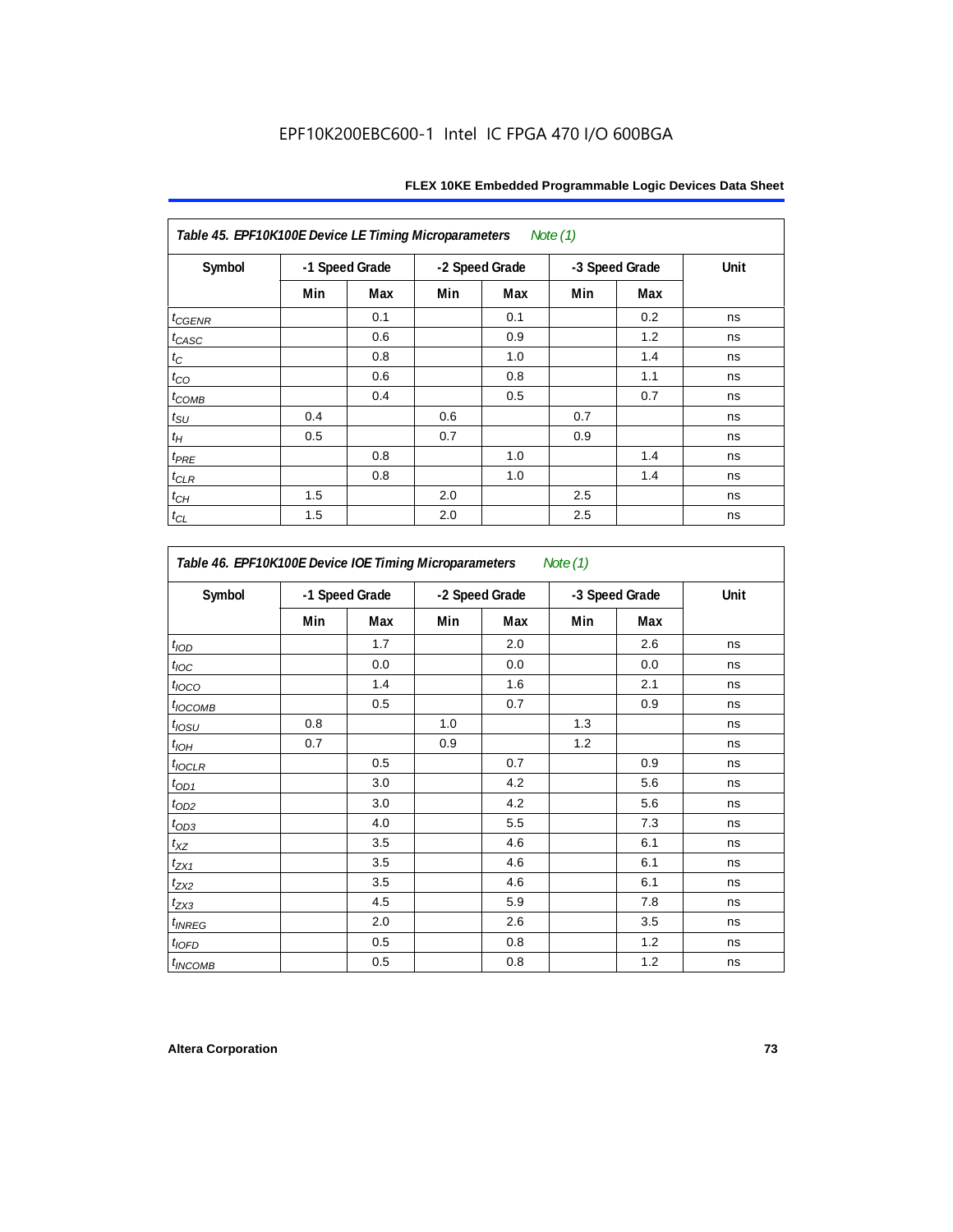EPF10K200EBC600-1 Intel IC FPGA 470 I/O 600BGA

| Table 45. EPF10K100E Device LE Timing Microparameters *Note (1)* | | | | | | | |
|---|---|---|---|---|---|---|---|
| Symbol | -1 Speed Grade | | -2 Speed Grade | | -3 Speed Grade | | Unit |
| | Min | Max | Min | Max | Min | Max | |
| $t_{CGENR}$ | | 0.1 | | 0.1 | | 0.2 | ns |
| $t_{CASC}$ | | 0.6 | | 0.9 | | 1.2 | ns |
| $t_{C}$ | | 0.8 | | 1.0 | | 1.4 | ns |
| $t_{CO}$ | | 0.6 | | 0.8 | | 1.1 | ns |
| $t_{COMB}$ | | 0.4 | | 0.5 | | 0.7 | ns |
| $t_{SU}$ | 0.4 | | 0.6 | | 0.7 | | ns |
| $t_{H}$ | 0.5 | | 0.7 | | 0.9 | | ns |
| $t_{PRE}$ | | 0.8 | | 1.0 | | 1.4 | ns |
| $t_{CLR}$ | | 0.8 | | 1.0 | | 1.4 | ns |
| $t_{CH}$ | 1.5 | | 2.0 | | 2.5 | | ns |
| $t_{CL}$ | 1.5 | | 2.0 | | 2.5 | | ns |

| Table 46. EPF10K100E Device IOE Timing Microparameters *Note (1)* | | | | | | | |
|---|---|---|---|---|---|---|---|
| Symbol | -1 Speed Grade | | -2 Speed Grade | | -3 Speed Grade | | Unit |
| | Min | Max | Min | Max | Min | Max | |
| $t_{IOD}$ | | 1.7 | | 2.0 | | 2.6 | ns |
| $t_{IOC}$ | | 0.0 | | 0.0 | | 0.0 | ns |
| $t_{IOCO}$ | | 1.4 | | 1.6 | | 2.1 | ns |
| $t_{IOCOMB}$ | | 0.5 | | 0.7 | | 0.9 | ns |
| $t_{IOSU}$ | 0.8 | | 1.0 | | 1.3 | | ns |
| $t_{IOH}$ | 0.7 | | 0.9 | | 1.2 | | ns |
| $t_{IOCLR}$ | | 0.5 | | 0.7 | | 0.9 | ns |
| $t_{OD1}$ | | 3.0 | | 4.2 | | 5.6 | ns |
| $t_{OD2}$ | | 3.0 | | 4.2 | | 5.6 | ns |
| $t_{OD3}$ | | 4.0 | | 5.5 | | 7.3 | ns |
| $t_{XZ}$ | | 3.5 | | 4.6 | | 6.1 | ns |
| $t_{ZX1}$ | | 3.5 | | 4.6 | | 6.1 | ns |
| $t_{ZX2}$ | | 3.5 | | 4.6 | | 6.1 | ns |
| $t_{ZX3}$ | | 4.5 | | 5.9 | | 7.8 | ns |
| $t_{INREG}$ | | 2.0 | | 2.6 | | 3.5 | ns |
| $t_{IOFD}$ | | 0.5 | | 0.8 | | 1.2 | ns |
| $t_{INCOMB}$ | | 0.5 | | 0.8 | | 1.2 | ns |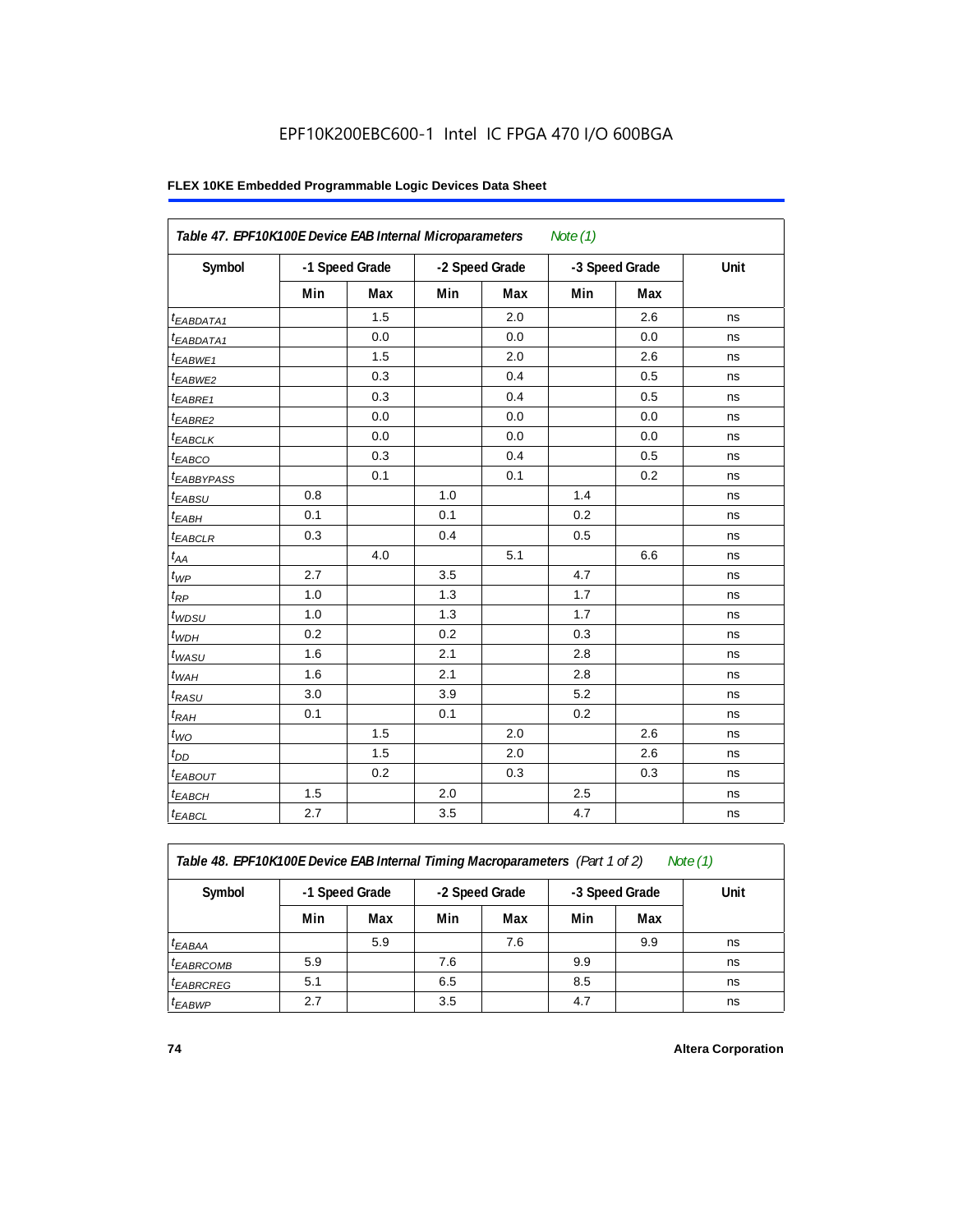EPF10K200EBC600-1 Intel IC FPGA 470 I/O 600BGA

**FLEX 10KE Embedded Programmable Logic Devices Data Sheet**

| *Table 47. EPF10K100E Device EAB Internal Microparameters* *Note (1)* | | | | | | | |
|---|---|---|---|---|---|---|---|
| **Symbol** | **-1 Speed Grade** | | **-2 Speed Grade** | | **-3 Speed Grade** | | **Unit** |
| | **Min** | **Max** | **Min** | **Max** | **Min** | **Max** | |
| $t_{EABDATA1}$ | | 1.5 | | 2.0 | | 2.6 | ns |
| $t_{EABDATA1}$ | | 0.0 | | 0.0 | | 0.0 | ns |
| $t_{EABWE1}$ | | 1.5 | | 2.0 | | 2.6 | ns |
| $t_{EABWE2}$ | | 0.3 | | 0.4 | | 0.5 | ns |
| $t_{EABRE1}$ | | 0.3 | | 0.4 | | 0.5 | ns |
| $t_{EABRE2}$ | | 0.0 | | 0.0 | | 0.0 | ns |
| $t_{EABCLK}$ | | 0.0 | | 0.0 | | 0.0 | ns |
| $t_{EABCO}$ | | 0.3 | | 0.4 | | 0.5 | ns |
| $t_{EABBYPASS}$ | | 0.1 | | 0.1 | | 0.2 | ns |
| $t_{EABSU}$ | 0.8 | | 1.0 | | 1.4 | | ns |
| $t_{EABH}$ | 0.1 | | 0.1 | | 0.2 | | ns |
| $t_{EABCLR}$ | 0.3 | | 0.4 | | 0.5 | | ns |
| $t_{AA}$ | | 4.0 | | 5.1 | | 6.6 | ns |
| $t_{WP}$ | 2.7 | | 3.5 | | 4.7 | | ns |
| $t_{RP}$ | 1.0 | | 1.3 | | 1.7 | | ns |
| $t_{WDSU}$ | 1.0 | | 1.3 | | 1.7 | | ns |
| $t_{WDH}$ | 0.2 | | 0.2 | | 0.3 | | ns |
| $t_{WASU}$ | 1.6 | | 2.1 | | 2.8 | | ns |
| $t_{WAH}$ | 1.6 | | 2.1 | | 2.8 | | ns |
| $t_{RASU}$ | 3.0 | | 3.9 | | 5.2 | | ns |
| $t_{RAH}$ | 0.1 | | 0.1 | | 0.2 | | ns |
| $t_{WO}$ | | 1.5 | | 2.0 | | 2.6 | ns |
| $t_{DD}$ | | 1.5 | | 2.0 | | 2.6 | ns |
| $t_{EABOUT}$ | | 0.2 | | 0.3 | | 0.3 | ns |
| $t_{EABCH}$ | 1.5 | | 2.0 | | 2.5 | | ns |
| $t_{EABCL}$ | 2.7 | | 3.5 | | 4.7 | | ns |

| *Table 48. EPF10K100E Device EAB Internal Timing Macroparameters (Part 1 of 2)* *Note (1)* | | | | | | | |
|---|---|---|---|---|---|---|---|
| **Symbol** | **-1 Speed Grade** | | **-2 Speed Grade** | | **-3 Speed Grade** | | **Unit** |
| | **Min** | **Max** | **Min** | **Max** | **Min** | **Max** | |
| $t_{EABAA}$ | | 5.9 | | 7.6 | | 9.9 | ns |
| $t_{EABRCOMB}$ | 5.9 | | 7.6 | | 9.9 | | ns |
| $t_{EABRCREG}$ | 5.1 | | 6.5 | | 8.5 | | ns |
| $t_{EABWP}$ | 2.7 | | 3.5 | | 4.7 | | ns |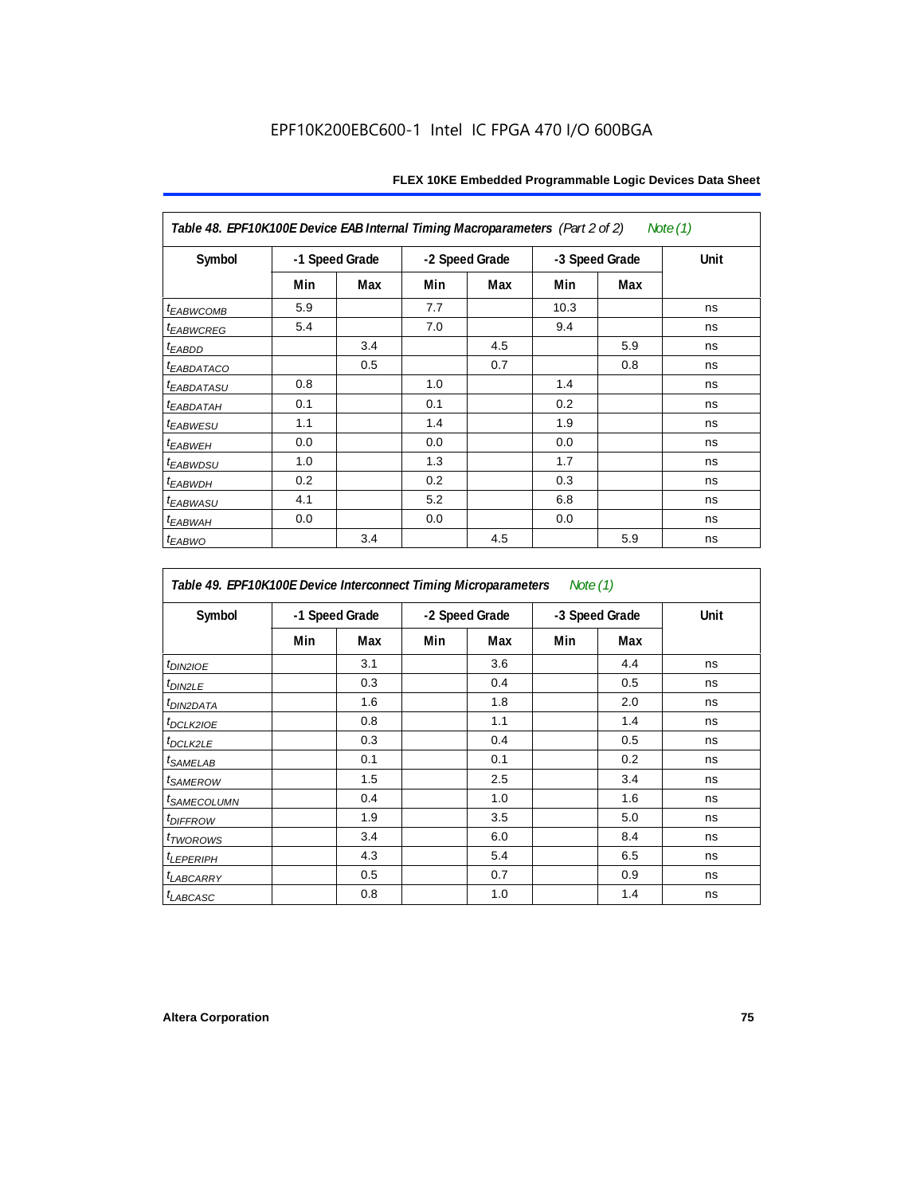EPF10K200EBC600-1 Intel IC FPGA 470 I/O 600BGA

**Table 48. EPF10K100E Device EAB Internal Timing Macroparameters** *(Part 2 of 2)* *Note (1)*

| Symbol | -1 Speed Grade | | -2 Speed Grade | | -3 Speed Grade | | Unit |
|---|---|---|---|---|---|---|---|
| | Min | Max | Min | Max | Min | Max | |
| $t_{EABWCOMB}$ | 5.9 | | 7.7 | | 10.3 | | ns |
| $t_{EABWCREG}$ | 5.4 | | 7.0 | | 9.4 | | ns |
| $t_{EABDD}$ | | 3.4 | | 4.5 | | 5.9 | ns |
| $t_{EABDATACO}$ | | 0.5 | | 0.7 | | 0.8 | ns |
| $t_{EABDATASU}$ | 0.8 | | 1.0 | | 1.4 | | ns |
| $t_{EABDATAH}$ | 0.1 | | 0.1 | | 0.2 | | ns |
| $t_{EABWESU}$ | 1.1 | | 1.4 | | 1.9 | | ns |
| $t_{EABWEH}$ | 0.0 | | 0.0 | | 0.0 | | ns |
| $t_{EABWDSU}$ | 1.0 | | 1.3 | | 1.7 | | ns |
| $t_{EABWDH}$ | 0.2 | | 0.2 | | 0.3 | | ns |
| $t_{EABWASU}$ | 4.1 | | 5.2 | | 6.8 | | ns |
| $t_{EABWAH}$ | 0.0 | | 0.0 | | 0.0 | | ns |
| $t_{EABWO}$ | | 3.4 | | 4.5 | | 5.9 | ns |

**Table 49. EPF10K100E Device Interconnect Timing Microparameters** *Note (1)*

| Symbol | -1 Speed Grade | | -2 Speed Grade | | -3 Speed Grade | | Unit |
|---|---|---|---|---|---|---|---|
| | Min | Max | Min | Max | Min | Max | |
| $t_{DIN2IOE}$ | | 3.1 | | 3.6 | | 4.4 | ns |
| $t_{DIN2LE}$ | | 0.3 | | 0.4 | | 0.5 | ns |
| $t_{DIN2DATA}$ | | 1.6 | | 1.8 | | 2.0 | ns |
| $t_{DCLK2IOE}$ | | 0.8 | | 1.1 | | 1.4 | ns |
| $t_{DCLK2LE}$ | | 0.3 | | 0.4 | | 0.5 | ns |
| $t_{SAMELAB}$ | | 0.1 | | 0.1 | | 0.2 | ns |
| $t_{SAMEROW}$ | | 1.5 | | 2.5 | | 3.4 | ns |
| $t_{SAMECOLUMN}$ | | 0.4 | | 1.0 | | 1.6 | ns |
| $t_{DIFFROW}$ | | 1.9 | | 3.5 | | 5.0 | ns |
| $t_{TWOROWS}$ | | 3.4 | | 6.0 | | 8.4 | ns |
| $t_{LEPERIPH}$ | | 4.3 | | 5.4 | | 6.5 | ns |
| $t_{LABCARRY}$ | | 0.5 | | 0.7 | | 0.9 | ns |
| $t_{LABCASC}$ | | 0.8 | | 1.0 | | 1.4 | ns |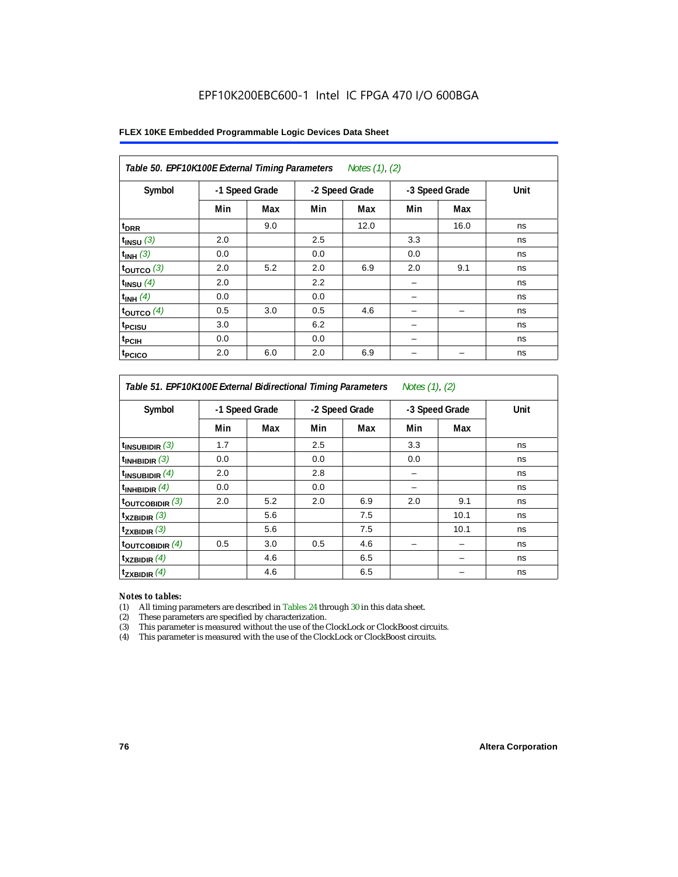EPF10K200EBC600-1 Intel IC FPGA 470 I/O 600BGA

**FLEX 10KE Embedded Programmable Logic Devices Data Sheet**

**Table 50. EPF10K100E External Timing Parameters** *Notes (1), (2)*

| Symbol | -1 Speed Grade | | -2 Speed Grade | | -3 Speed Grade | | Unit |
|---|---|---|---|---|---|---|---|
| | Min | Max | Min | Max | Min | Max | |
| $t_{DRR}$ | | 9.0 | | 12.0 | | 16.0 | ns |
| $t_{INSU}$ *(3)* | 2.0 | | 2.5 | | 3.3 | | ns |
| $t_{INH}$ *(3)* | 0.0 | | 0.0 | | 0.0 | | ns |
| $t_{OUTCO}$ *(3)* | 2.0 | 5.2 | 2.0 | 6.9 | 2.0 | 9.1 | ns |
| $t_{INSU}$ *(4)* | 2.0 | | 2.2 | | – | | ns |
| $t_{INH}$ *(4)* | 0.0 | | 0.0 | | – | | ns |
| $t_{OUTCO}$ *(4)* | 0.5 | 3.0 | 0.5 | 4.6 | – | – | ns |
| $t_{PCISU}$ | 3.0 | | 6.2 | | – | | ns |
| $t_{PCIH}$ | 0.0 | | 0.0 | | – | | ns |
| $t_{PCICO}$ | 2.0 | 6.0 | 2.0 | 6.9 | – | – | ns |

**Table 51. EPF10K100E External Bidirectional Timing Parameters** *Notes (1), (2)*

| Symbol | -1 Speed Grade | | -2 Speed Grade | | -3 Speed Grade | | Unit |
|---|---|---|---|---|---|---|---|
| | Min | Max | Min | Max | Min | Max | |
| $t_{INSUBIDIR}$ *(3)* | 1.7 | | 2.5 | | 3.3 | | ns |
| $t_{INHBIDIR}$ *(3)* | 0.0 | | 0.0 | | 0.0 | | ns |
| $t_{INSUBIDIR}$ *(4)* | 2.0 | | 2.8 | | – | | ns |
| $t_{INHBIDIR}$ *(4)* | 0.0 | | 0.0 | | – | | ns |
| $t_{OUTCOBIDIR}$ *(3)* | 2.0 | 5.2 | 2.0 | 6.9 | 2.0 | 9.1 | ns |
| $t_{XZBIDIR}$ *(3)* | | 5.6 | | 7.5 | | 10.1 | ns |
| $t_{ZXBIDIR}$ *(3)* | | 5.6 | | 7.5 | | 10.1 | ns |
| $t_{OUTCOBIDIR}$ *(4)* | 0.5 | 3.0 | 0.5 | 4.6 | – | – | ns |
| $t_{XZBIDIR}$ *(4)* | | 4.6 | | 6.5 | | – | ns |
| $t_{ZXBIDIR}$ *(4)* | | 4.6 | | 6.5 | | – | ns |

***Notes to tables:***

(1) All timing parameters are described in Tables 24 through 30 in this data sheet.
(2) These parameters are specified by characterization.
(3) This parameter is measured without the use of the ClockLock or ClockBoost circuits.
(4) This parameter is measured with the use of the ClockLock or ClockBoost circuits.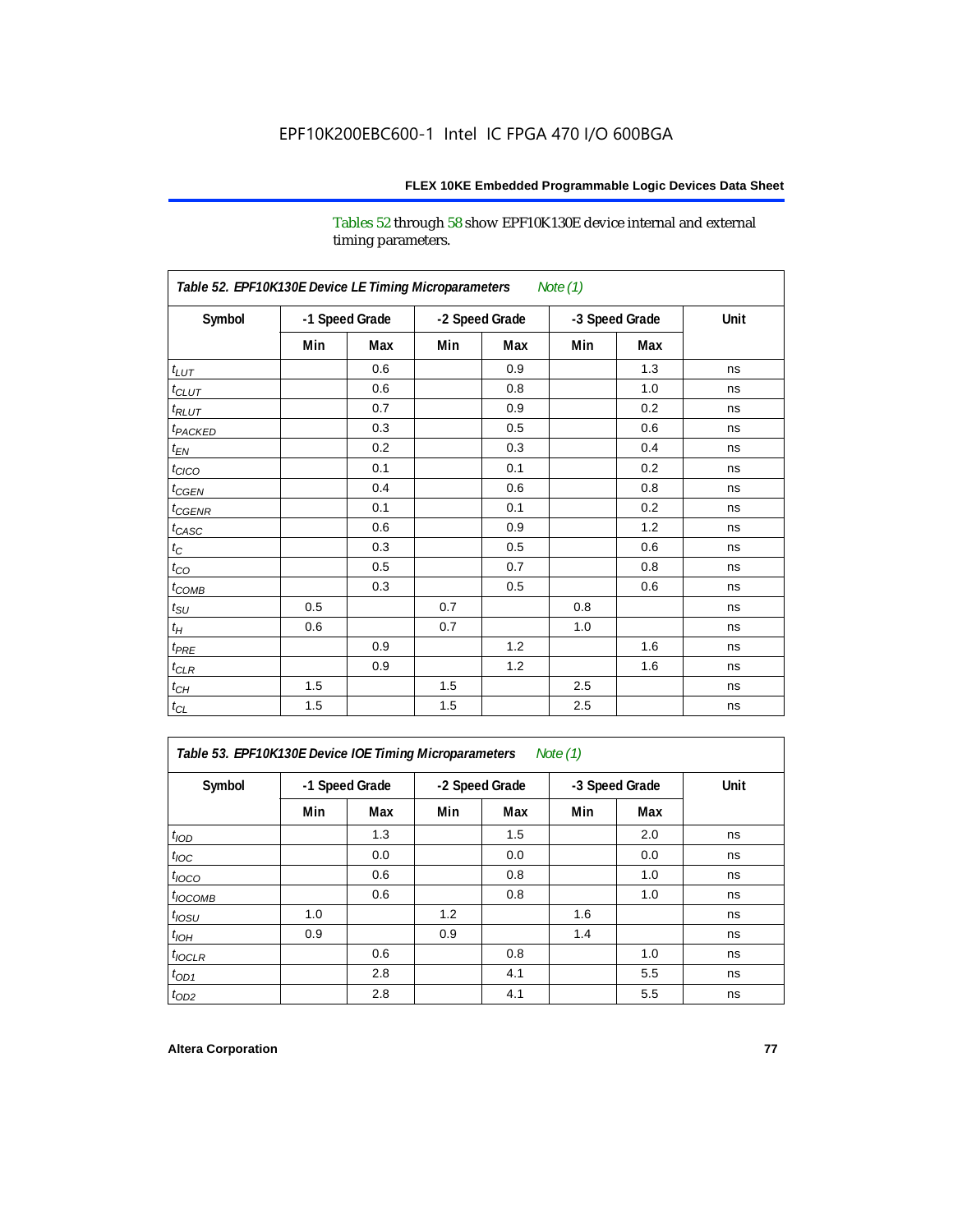Tables 52 through 58 show EPF10K130E device internal and external timing parameters.

| Table 52. EPF10K130E Device LE Timing Microparameters *Note (1)* | | | | | | | |
|---|---|---|---|---|---|---|---|
| Symbol | -1 Speed Grade | | -2 Speed Grade | | -3 Speed Grade | | Unit |
| | Min | Max | Min | Max | Min | Max | |
| $t_{LUT}$ | | 0.6 | | 0.9 | | 1.3 | ns |
| $t_{CLUT}$ | | 0.6 | | 0.8 | | 1.0 | ns |
| $t_{RLUT}$ | | 0.7 | | 0.9 | | 0.2 | ns |
| $t_{PACKED}$ | | 0.3 | | 0.5 | | 0.6 | ns |
| $t_{EN}$ | | 0.2 | | 0.3 | | 0.4 | ns |
| $t_{CICO}$ | | 0.1 | | 0.1 | | 0.2 | ns |
| $t_{CGEN}$ | | 0.4 | | 0.6 | | 0.8 | ns |
| $t_{CGENR}$ | | 0.1 | | 0.1 | | 0.2 | ns |
| $t_{CASC}$ | | 0.6 | | 0.9 | | 1.2 | ns |
| $t_{C}$ | | 0.3 | | 0.5 | | 0.6 | ns |
| $t_{CO}$ | | 0.5 | | 0.7 | | 0.8 | ns |
| $t_{COMB}$ | | 0.3 | | 0.5 | | 0.6 | ns |
| $t_{SU}$ | 0.5 | | 0.7 | | 0.8 | | ns |
| $t_{H}$ | 0.6 | | 0.7 | | 1.0 | | ns |
| $t_{PRE}$ | | 0.9 | | 1.2 | | 1.6 | ns |
| $t_{CLR}$ | | 0.9 | | 1.2 | | 1.6 | ns |
| $t_{CH}$ | 1.5 | | 1.5 | | 2.5 | | ns |
| $t_{CL}$ | 1.5 | | 1.5 | | 2.5 | | ns |

| Table 53. EPF10K130E Device IOE Timing Microparameters *Note (1)* | | | | | | | |
|---|---|---|---|---|---|---|---|
| Symbol | -1 Speed Grade | | -2 Speed Grade | | -3 Speed Grade | | Unit |
| | Min | Max | Min | Max | Min | Max | |
| $t_{IOD}$ | | 1.3 | | 1.5 | | 2.0 | ns |
| $t_{IOC}$ | | 0.0 | | 0.0 | | 0.0 | ns |
| $t_{IOCO}$ | | 0.6 | | 0.8 | | 1.0 | ns |
| $t_{IOCOMB}$ | | 0.6 | | 0.8 | | 1.0 | ns |
| $t_{IOSU}$ | 1.0 | | 1.2 | | 1.6 | | ns |
| $t_{IOH}$ | 0.9 | | 0.9 | | 1.4 | | ns |
| $t_{IOCLR}$ | | 0.6 | | 0.8 | | 1.0 | ns |
| $t_{OD1}$ | | 2.8 | | 4.1 | | 5.5 | ns |
| $t_{OD2}$ | | 2.8 | | 4.1 | | 5.5 | ns |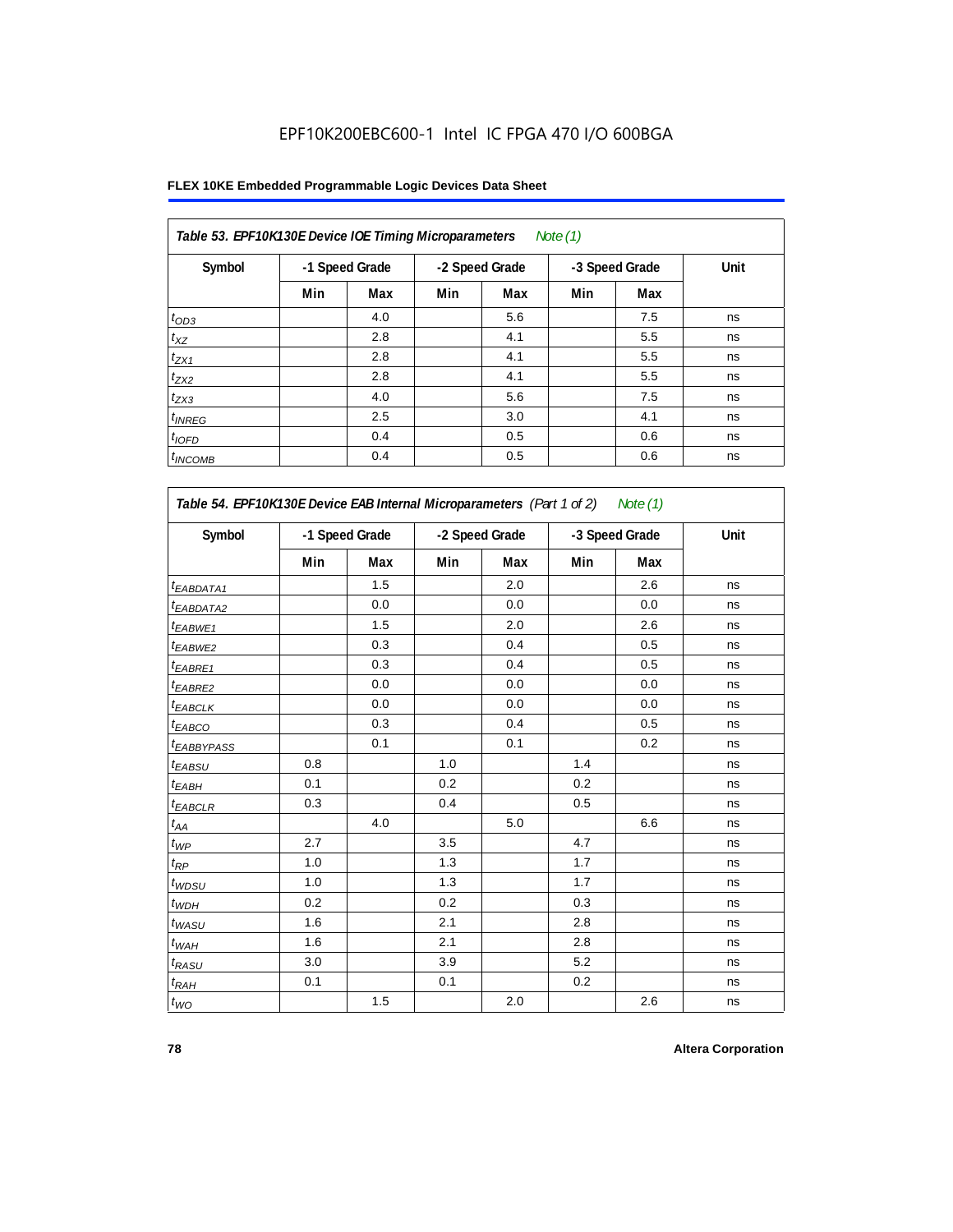EPF10K200EBC600-1 Intel IC FPGA 470 I/O 600BGA

**FLEX 10KE Embedded Programmable Logic Devices Data Sheet**

| *Table 53. EPF10K130E Device IOE Timing Microparameters* *Note (1)* | | | | | | | |
|---|---|---|---|---|---|---|---|
| Symbol | -1 Speed Grade | | -2 Speed Grade | | -3 Speed Grade | | Unit |
| | Min | Max | Min | Max | Min | Max | |
| $t_{OD3}$ | | 4.0 | | 5.6 | | 7.5 | ns |
| $t_{XZ}$ | | 2.8 | | 4.1 | | 5.5 | ns |
| $t_{ZX1}$ | | 2.8 | | 4.1 | | 5.5 | ns |
| $t_{ZX2}$ | | 2.8 | | 4.1 | | 5.5 | ns |
| $t_{ZX3}$ | | 4.0 | | 5.6 | | 7.5 | ns |
| $t_{INREG}$ | | 2.5 | | 3.0 | | 4.1 | ns |
| $t_{IOFD}$ | | 0.4 | | 0.5 | | 0.6 | ns |
| $t_{INCOMB}$ | | 0.4 | | 0.5 | | 0.6 | ns |

| *Table 54. EPF10K130E Device EAB Internal Microparameters (Part 1 of 2)* *Note (1)* | | | | | | | |
|---|---|---|---|---|---|---|---|
| Symbol | -1 Speed Grade | | -2 Speed Grade | | -3 Speed Grade | | Unit |
| | Min | Max | Min | Max | Min | Max | |
| $t_{EABDATA1}$ | | 1.5 | | 2.0 | | 2.6 | ns |
| $t_{EABDATA2}$ | | 0.0 | | 0.0 | | 0.0 | ns |
| $t_{EABWE1}$ | | 1.5 | | 2.0 | | 2.6 | ns |
| $t_{EABWE2}$ | | 0.3 | | 0.4 | | 0.5 | ns |
| $t_{EABRE1}$ | | 0.3 | | 0.4 | | 0.5 | ns |
| $t_{EABRE2}$ | | 0.0 | | 0.0 | | 0.0 | ns |
| $t_{EABCLK}$ | | 0.0 | | 0.0 | | 0.0 | ns |
| $t_{EABCO}$ | | 0.3 | | 0.4 | | 0.5 | ns |
| $t_{EABBYPASS}$ | | 0.1 | | 0.1 | | 0.2 | ns |
| $t_{EABSU}$ | 0.8 | | 1.0 | | 1.4 | | ns |
| $t_{EABH}$ | 0.1 | | 0.2 | | 0.2 | | ns |
| $t_{EABCLR}$ | 0.3 | | 0.4 | | 0.5 | | ns |
| $t_{AA}$ | | 4.0 | | 5.0 | | 6.6 | ns |
| $t_{WP}$ | 2.7 | | 3.5 | | 4.7 | | ns |
| $t_{RP}$ | 1.0 | | 1.3 | | 1.7 | | ns |
| $t_{WDSU}$ | 1.0 | | 1.3 | | 1.7 | | ns |
| $t_{WDH}$ | 0.2 | | 0.2 | | 0.3 | | ns |
| $t_{WASU}$ | 1.6 | | 2.1 | | 2.8 | | ns |
| $t_{WAH}$ | 1.6 | | 2.1 | | 2.8 | | ns |
| $t_{RASU}$ | 3.0 | | 3.9 | | 5.2 | | ns |
| $t_{RAH}$ | 0.1 | | 0.1 | | 0.2 | | ns |
| $t_{WO}$ | | 1.5 | | 2.0 | | 2.6 | ns |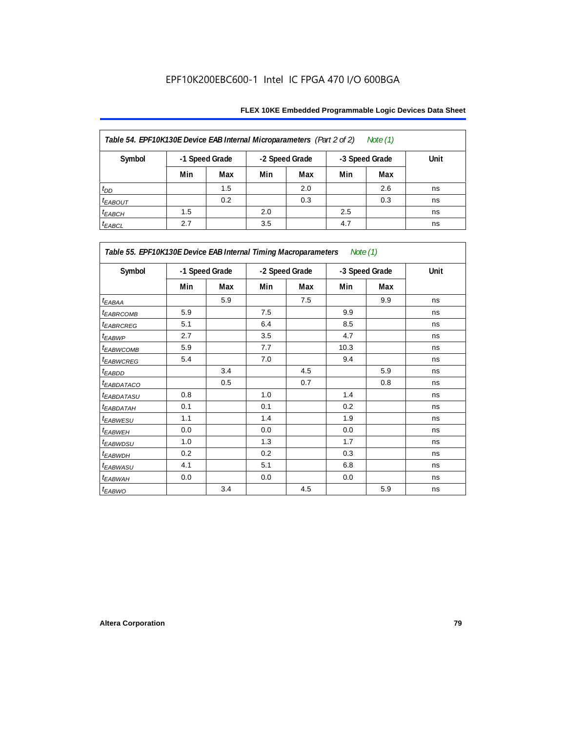**Table 54. EPF10K130E Device EAB Internal Microparameters** *(Part 2 of 2)* *Note (1)*

| Symbol | -1 Speed Grade | | -2 Speed Grade | | -3 Speed Grade | | Unit |
|---|---|---|---|---|---|---|---|
| | Min | Max | Min | Max | Min | Max | |
| $t_{DD}$ | | 1.5 | | 2.0 | | 2.6 | ns |
| $t_{EABOUT}$ | | 0.2 | | 0.3 | | 0.3 | ns |
| $t_{EABCH}$ | 1.5 | | 2.0 | | 2.5 | | ns |
| $t_{EABCL}$ | 2.7 | | 3.5 | | 4.7 | | ns |

**Table 55. EPF10K130E Device EAB Internal Timing Macroparameters** *Note (1)*

| Symbol | -1 Speed Grade | | -2 Speed Grade | | -3 Speed Grade | | Unit |
|---|---|---|---|---|---|---|---|
| | Min | Max | Min | Max | Min | Max | |
| $t_{EABAA}$ | | 5.9 | | 7.5 | | 9.9 | ns |
| $t_{EABRCOMB}$ | 5.9 | | 7.5 | | 9.9 | | ns |
| $t_{EABRCREG}$ | 5.1 | | 6.4 | | 8.5 | | ns |
| $t_{EABWP}$ | 2.7 | | 3.5 | | 4.7 | | ns |
| $t_{EABWCOMB}$ | 5.9 | | 7.7 | | 10.3 | | ns |
| $t_{EABWCREG}$ | 5.4 | | 7.0 | | 9.4 | | ns |
| $t_{EABDD}$ | | 3.4 | | 4.5 | | 5.9 | ns |
| $t_{EABDATACO}$ | | 0.5 | | 0.7 | | 0.8 | ns |
| $t_{EABDATASU}$ | 0.8 | | 1.0 | | 1.4 | | ns |
| $t_{EABDATAH}$ | 0.1 | | 0.1 | | 0.2 | | ns |
| $t_{EABWESU}$ | 1.1 | | 1.4 | | 1.9 | | ns |
| $t_{EABWEH}$ | 0.0 | | 0.0 | | 0.0 | | ns |
| $t_{EABWDSU}$ | 1.0 | | 1.3 | | 1.7 | | ns |
| $t_{EABWDH}$ | 0.2 | | 0.2 | | 0.3 | | ns |
| $t_{EABWASU}$ | 4.1 | | 5.1 | | 6.8 | | ns |
| $t_{EABWAH}$ | 0.0 | | 0.0 | | 0.0 | | ns |
| $t_{EABWO}$ | | 3.4 | | 4.5 | | 5.9 | ns |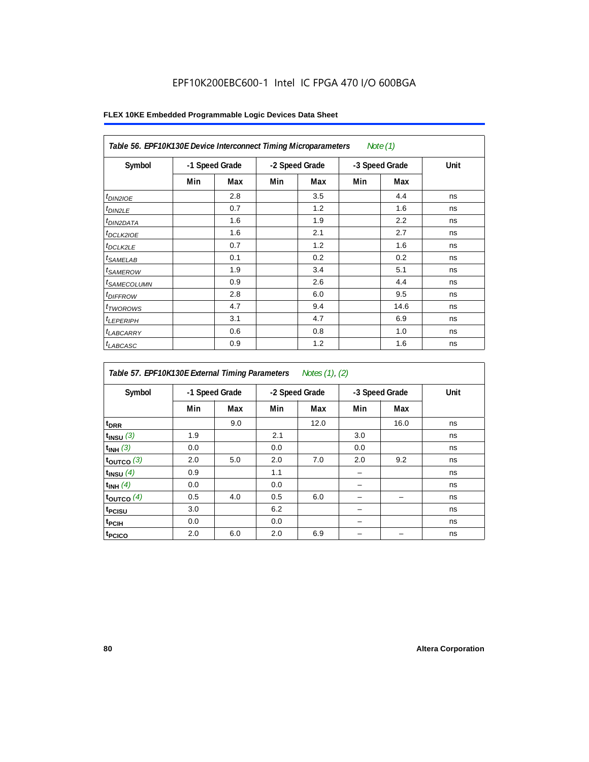EPF10K200EBC600-1 Intel IC FPGA 470 I/O 600BGA

**FLEX 10KE Embedded Programmable Logic Devices Data Sheet**

| Table 56. EPF10K130E Device Interconnect Timing Microparameters *Note (1)* | | | | | | | |
|---|---|---|---|---|---|---|---|
| Symbol | -1 Speed Grade | | -2 Speed Grade | | -3 Speed Grade | | Unit |
| | Min | Max | Min | Max | Min | Max | |
| $t_{DIN2IOE}$ | | 2.8 | | 3.5 | | 4.4 | ns |
| $t_{DIN2LE}$ | | 0.7 | | 1.2 | | 1.6 | ns |
| $t_{DIN2DATA}$ | | 1.6 | | 1.9 | | 2.2 | ns |
| $t_{DCLK2IOE}$ | | 1.6 | | 2.1 | | 2.7 | ns |
| $t_{DCLK2LE}$ | | 0.7 | | 1.2 | | 1.6 | ns |
| $t_{SAMELAB}$ | | 0.1 | | 0.2 | | 0.2 | ns |
| $t_{SAMEROW}$ | | 1.9 | | 3.4 | | 5.1 | ns |
| $t_{SAMECOLUMN}$ | | 0.9 | | 2.6 | | 4.4 | ns |
| $t_{DIFFROW}$ | | 2.8 | | 6.0 | | 9.5 | ns |
| $t_{TWOROWS}$ | | 4.7 | | 9.4 | | 14.6 | ns |
| $t_{LEPERIPH}$ | | 3.1 | | 4.7 | | 6.9 | ns |
| $t_{LABCARRY}$ | | 0.6 | | 0.8 | | 1.0 | ns |
| $t_{LABCASC}$ | | 0.9 | | 1.2 | | 1.6 | ns |

| Table 57. EPF10K130E External Timing Parameters *Notes (1), (2)* | | | | | | | |
|---|---|---|---|---|---|---|---|
| Symbol | -1 Speed Grade | | -2 Speed Grade | | -3 Speed Grade | | Unit |
| | Min | Max | Min | Max | Min | Max | |
| $t_{DRR}$ | | 9.0 | | 12.0 | | 16.0 | ns |
| $t_{INSU}$ *(3)* | 1.9 | | 2.1 | | 3.0 | | ns |
| $t_{INH}$ *(3)* | 0.0 | | 0.0 | | 0.0 | | ns |
| $t_{OUTCO}$ *(3)* | 2.0 | 5.0 | 2.0 | 7.0 | 2.0 | 9.2 | ns |
| $t_{INSU}$ *(4)* | 0.9 | | 1.1 | | – | | ns |
| $t_{INH}$ *(4)* | 0.0 | | 0.0 | | – | | ns |
| $t_{OUTCO}$ *(4)* | 0.5 | 4.0 | 0.5 | 6.0 | – | – | ns |
| $t_{PCISU}$ | 3.0 | | 6.2 | | – | | ns |
| $t_{PCIH}$ | 0.0 | | 0.0 | | – | | ns |
| $t_{PCICO}$ | 2.0 | 6.0 | 2.0 | 6.9 | – | – | ns |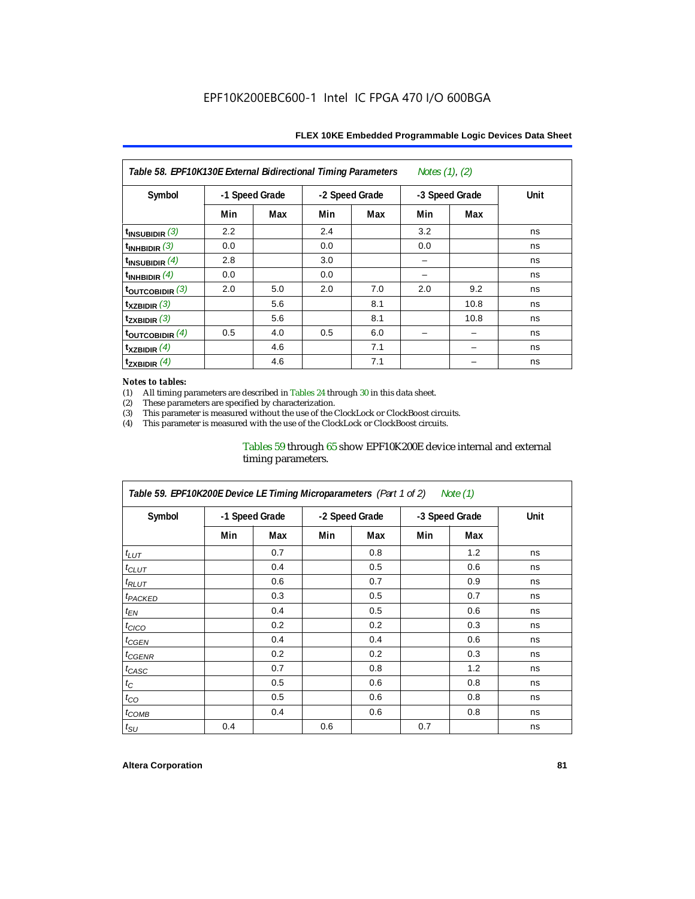Table 58. EPF10K130E External Bidirectional Timing Parameters *Notes (1), (2)*

| Symbol | -1 Speed Grade | | -2 Speed Grade | | -3 Speed Grade | | Unit |
|---|---|---|---|---|---|---|---|
| | Min | Max | Min | Max | Min | Max | |
| $t_{INSUBIDIR}$ *(3)* | 2.2 | | 2.4 | | 3.2 | | ns |
| $t_{INHBIDIR}$ *(3)* | 0.0 | | 0.0 | | 0.0 | | ns |
| $t_{INSUBIDIR}$ *(4)* | 2.8 | | 3.0 | | – | | ns |
| $t_{INHBIDIR}$ *(4)* | 0.0 | | 0.0 | | – | | ns |
| $t_{OUTCOBIDIR}$ *(3)* | 2.0 | 5.0 | 2.0 | 7.0 | 2.0 | 9.2 | ns |
| $t_{XZBIDIR}$ *(3)* | | 5.6 | | 8.1 | | 10.8 | ns |
| $t_{ZXBIDIR}$ *(3)* | | 5.6 | | 8.1 | | 10.8 | ns |
| $t_{OUTCOBIDIR}$ *(4)* | 0.5 | 4.0 | 0.5 | 6.0 | – | – | ns |
| $t_{XZBIDIR}$ *(4)* | | 4.6 | | 7.1 | | – | ns |
| $t_{ZXBIDIR}$ *(4)* | | 4.6 | | 7.1 | | – | ns |

*Notes to tables:*

(1) All timing parameters are described in Tables 24 through 30 in this data sheet.
(2) These parameters are specified by characterization.
(3) This parameter is measured without the use of the ClockLock or ClockBoost circuits.
(4) This parameter is measured with the use of the ClockLock or ClockBoost circuits.

Tables 59 through 65 show EPF10K200E device internal and external timing parameters.

Table 59. EPF10K200E Device LE Timing Microparameters *(Part 1 of 2)* *Note (1)*

| Symbol | -1 Speed Grade | | -2 Speed Grade | | -3 Speed Grade | | Unit |
|---|---|---|---|---|---|---|---|
| | Min | Max | Min | Max | Min | Max | |
| $t_{LUT}$ | | 0.7 | | 0.8 | | 1.2 | ns |
| $t_{CLUT}$ | | 0.4 | | 0.5 | | 0.6 | ns |
| $t_{RLUT}$ | | 0.6 | | 0.7 | | 0.9 | ns |
| $t_{PACKED}$ | | 0.3 | | 0.5 | | 0.7 | ns |
| $t_{EN}$ | | 0.4 | | 0.5 | | 0.6 | ns |
| $t_{CICO}$ | | 0.2 | | 0.2 | | 0.3 | ns |
| $t_{CGEN}$ | | 0.4 | | 0.4 | | 0.6 | ns |
| $t_{CGENR}$ | | 0.2 | | 0.2 | | 0.3 | ns |
| $t_{CASC}$ | | 0.7 | | 0.8 | | 1.2 | ns |
| $t_{C}$ | | 0.5 | | 0.6 | | 0.8 | ns |
| $t_{CO}$ | | 0.5 | | 0.6 | | 0.8 | ns |
| $t_{COMB}$ | | 0.4 | | 0.6 | | 0.8 | ns |
| $t_{SU}$ | 0.4 | | 0.6 | | 0.7 | | ns |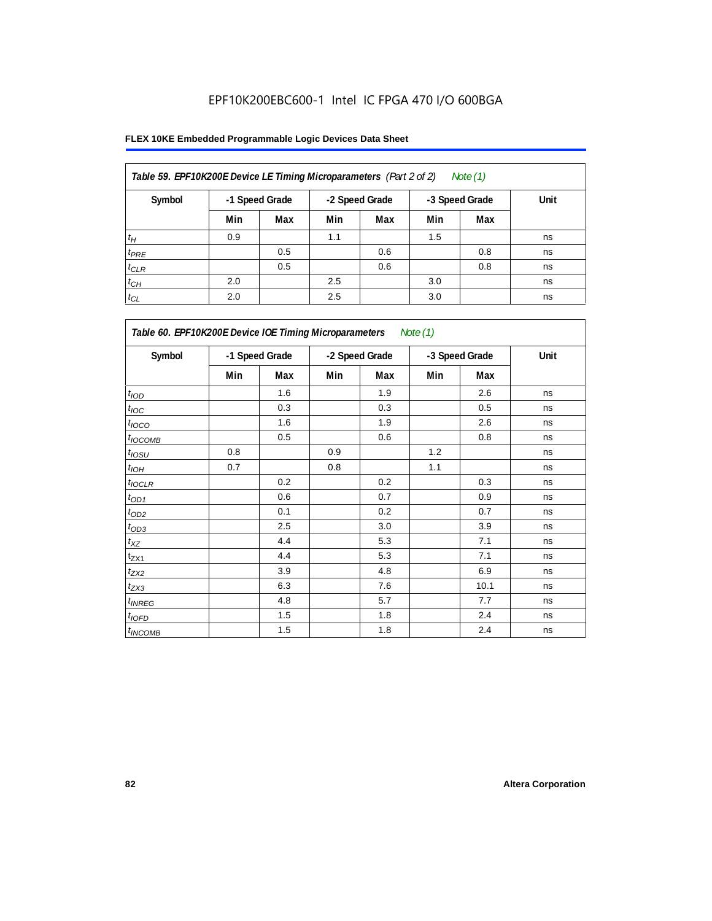EPF10K200EBC600-1 Intel IC FPGA 470 I/O 600BGA

**FLEX 10KE Embedded Programmable Logic Devices Data Sheet**

| *Table 59. EPF10K200E Device LE Timing Microparameters (Part 2 of 2) Note (1)* | | | | | | | |
|---|---|---|---|---|---|---|---|
| **Symbol** | **-1 Speed Grade** | | **-2 Speed Grade** | | **-3 Speed Grade** | | **Unit** |
| | **Min** | **Max** | **Min** | **Max** | **Min** | **Max** | |
| $t_H$ | 0.9 | | 1.1 | | 1.5 | | ns |
| $t_{PRE}$ | | 0.5 | | 0.6 | | 0.8 | ns |
| $t_{CLR}$ | | 0.5 | | 0.6 | | 0.8 | ns |
| $t_{CH}$ | 2.0 | | 2.5 | | 3.0 | | ns |
| $t_{CL}$ | 2.0 | | 2.5 | | 3.0 | | ns |

| *Table 60. EPF10K200E Device IOE Timing Microparameters Note (1)* | | | | | | | |
|---|---|---|---|---|---|---|---|
| **Symbol** | **-1 Speed Grade** | | **-2 Speed Grade** | | **-3 Speed Grade** | | **Unit** |
| | **Min** | **Max** | **Min** | **Max** | **Min** | **Max** | |
| $t_{IOD}$ | | 1.6 | | 1.9 | | 2.6 | ns |
| $t_{IOC}$ | | 0.3 | | 0.3 | | 0.5 | ns |
| $t_{IOCO}$ | | 1.6 | | 1.9 | | 2.6 | ns |
| $t_{IOCOMB}$ | | 0.5 | | 0.6 | | 0.8 | ns |
| $t_{IOSU}$ | 0.8 | | 0.9 | | 1.2 | | ns |
| $t_{IOH}$ | 0.7 | | 0.8 | | 1.1 | | ns |
| $t_{IOCLR}$ | | 0.2 | | 0.2 | | 0.3 | ns |
| $t_{OD1}$ | | 0.6 | | 0.7 | | 0.9 | ns |
| $t_{OD2}$ | | 0.1 | | 0.2 | | 0.7 | ns |
| $t_{OD3}$ | | 2.5 | | 3.0 | | 3.9 | ns |
| $t_{XZ}$ | | 4.4 | | 5.3 | | 7.1 | ns |
| $t_{ZX1}$ | | 4.4 | | 5.3 | | 7.1 | ns |
| $t_{ZX2}$ | | 3.9 | | 4.8 | | 6.9 | ns |
| $t_{ZX3}$ | | 6.3 | | 7.6 | | 10.1 | ns |
| $t_{INREG}$ | | 4.8 | | 5.7 | | 7.7 | ns |
| $t_{IOFD}$ | | 1.5 | | 1.8 | | 2.4 | ns |
| $t_{INCOMB}$ | | 1.5 | | 1.8 | | 2.4 | ns |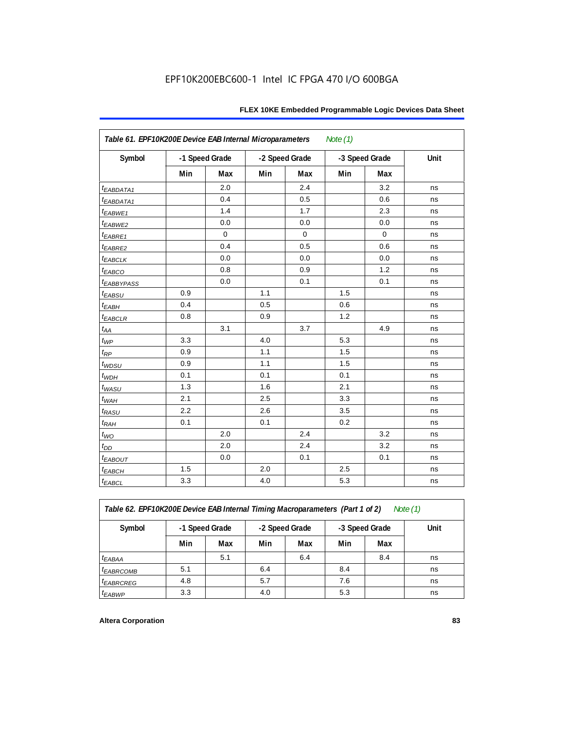EPF10K200EBC600-1 Intel IC FPGA 470 I/O 600BGA

**Table 61. EPF10K200E Device EAB Internal Microparameters** *Note (1)*

| Symbol | -1 Speed Grade | | -2 Speed Grade | | -3 Speed Grade | | Unit |
|---|---|---|---|---|---|---|---|
| | Min | Max | Min | Max | Min | Max | |
| $t_{EABDATA1}$ | | 2.0 | | 2.4 | | 3.2 | ns |
| $t_{EABDATA1}$ | | 0.4 | | 0.5 | | 0.6 | ns |
| $t_{EABWE1}$ | | 1.4 | | 1.7 | | 2.3 | ns |
| $t_{EABWE2}$ | | 0.0 | | 0.0 | | 0.0 | ns |
| $t_{EABRE1}$ | | 0 | | 0 | | 0 | ns |
| $t_{EABRE2}$ | | 0.4 | | 0.5 | | 0.6 | ns |
| $t_{EABCLK}$ | | 0.0 | | 0.0 | | 0.0 | ns |
| $t_{EABCO}$ | | 0.8 | | 0.9 | | 1.2 | ns |
| $t_{EABBYPASS}$ | | 0.0 | | 0.1 | | 0.1 | ns |
| $t_{EABSU}$ | 0.9 | | 1.1 | | 1.5 | | ns |
| $t_{EABH}$ | 0.4 | | 0.5 | | 0.6 | | ns |
| $t_{EABCLR}$ | 0.8 | | 0.9 | | 1.2 | | ns |
| $t_{AA}$ | | 3.1 | | 3.7 | | 4.9 | ns |
| $t_{WP}$ | 3.3 | | 4.0 | | 5.3 | | ns |
| $t_{RP}$ | 0.9 | | 1.1 | | 1.5 | | ns |
| $t_{WDSU}$ | 0.9 | | 1.1 | | 1.5 | | ns |
| $t_{WDH}$ | 0.1 | | 0.1 | | 0.1 | | ns |
| $t_{WASU}$ | 1.3 | | 1.6 | | 2.1 | | ns |
| $t_{WAH}$ | 2.1 | | 2.5 | | 3.3 | | ns |
| $t_{RASU}$ | 2.2 | | 2.6 | | 3.5 | | ns |
| $t_{RAH}$ | 0.1 | | 0.1 | | 0.2 | | ns |
| $t_{WO}$ | | 2.0 | | 2.4 | | 3.2 | ns |
| $t_{DD}$ | | 2.0 | | 2.4 | | 3.2 | ns |
| $t_{EABOUT}$ | | 0.0 | | 0.1 | | 0.1 | ns |
| $t_{EABCH}$ | 1.5 | | 2.0 | | 2.5 | | ns |
| $t_{EABCL}$ | 3.3 | | 4.0 | | 5.3 | | ns |

**Table 62. EPF10K200E Device EAB Internal Timing Macroparameters (Part 1 of 2)** *Note (1)*

| Symbol | -1 Speed Grade | | -2 Speed Grade | | -3 Speed Grade | | Unit |
|---|---|---|---|---|---|---|---|
| | Min | Max | Min | Max | Min | Max | |
| $t_{EABAA}$ | | 5.1 | | 6.4 | | 8.4 | ns |
| $t_{EABRCOMB}$ | 5.1 | | 6.4 | | 8.4 | | ns |
| $t_{EABRCREG}$ | 4.8 | | 5.7 | | 7.6 | | ns |
| $t_{EABWP}$ | 3.3 | | 4.0 | | 5.3 | | ns |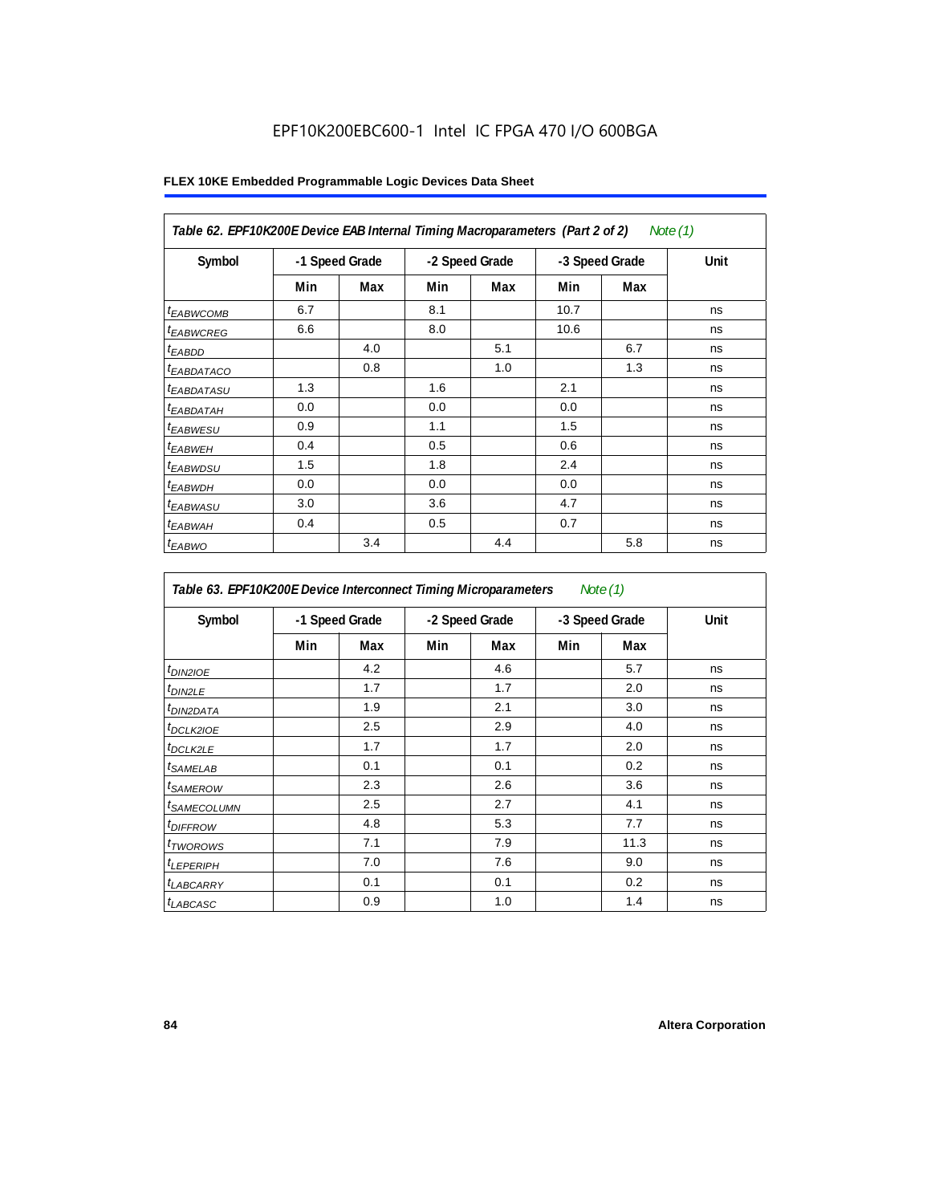EPF10K200EBC600-1 Intel IC FPGA 470 I/O 600BGA

**Table 62. EPF10K200E Device EAB Internal Timing Macroparameters (Part 2 of 2)** *Note (1)*

| Symbol | -1 Speed Grade | | -2 Speed Grade | | -3 Speed Grade | | Unit |
|---|---|---|---|---|---|---|---|
| | Min | Max | Min | Max | Min | Max | |
| $t_{EABWCOMB}$ | 6.7 | | 8.1 | | 10.7 | | ns |
| $t_{EABWCREG}$ | 6.6 | | 8.0 | | 10.6 | | ns |
| $t_{EABDD}$ | | 4.0 | | 5.1 | | 6.7 | ns |
| $t_{EABDATACO}$ | | 0.8 | | 1.0 | | 1.3 | ns |
| $t_{EABDATASU}$ | 1.3 | | 1.6 | | 2.1 | | ns |
| $t_{EABDATAH}$ | 0.0 | | 0.0 | | 0.0 | | ns |
| $t_{EABWESU}$ | 0.9 | | 1.1 | | 1.5 | | ns |
| $t_{EABWEH}$ | 0.4 | | 0.5 | | 0.6 | | ns |
| $t_{EABWDSU}$ | 1.5 | | 1.8 | | 2.4 | | ns |
| $t_{EABWDH}$ | 0.0 | | 0.0 | | 0.0 | | ns |
| $t_{EABWASU}$ | 3.0 | | 3.6 | | 4.7 | | ns |
| $t_{EABWAH}$ | 0.4 | | 0.5 | | 0.7 | | ns |
| $t_{EABWO}$ | | 3.4 | | 4.4 | | 5.8 | ns |

**Table 63. EPF10K200E Device Interconnect Timing Microparameters** *Note (1)*

| Symbol | -1 Speed Grade | | -2 Speed Grade | | -3 Speed Grade | | Unit |
|---|---|---|---|---|---|---|---|
| | Min | Max | Min | Max | Min | Max | |
| $t_{DIN2IOE}$ | | 4.2 | | 4.6 | | 5.7 | ns |
| $t_{DIN2LE}$ | | 1.7 | | 1.7 | | 2.0 | ns |
| $t_{DIN2DATA}$ | | 1.9 | | 2.1 | | 3.0 | ns |
| $t_{DCLK2IOE}$ | | 2.5 | | 2.9 | | 4.0 | ns |
| $t_{DCLK2LE}$ | | 1.7 | | 1.7 | | 2.0 | ns |
| $t_{SAMELAB}$ | | 0.1 | | 0.1 | | 0.2 | ns |
| $t_{SAMEROW}$ | | 2.3 | | 2.6 | | 3.6 | ns |
| $t_{SAMECOLUMN}$ | | 2.5 | | 2.7 | | 4.1 | ns |
| $t_{DIFFROW}$ | | 4.8 | | 5.3 | | 7.7 | ns |
| $t_{TWOROWS}$ | | 7.1 | | 7.9 | | 11.3 | ns |
| $t_{LEPERIPH}$ | | 7.0 | | 7.6 | | 9.0 | ns |
| $t_{LABCARRY}$ | | 0.1 | | 0.1 | | 0.2 | ns |
| $t_{LABCASC}$ | | 0.9 | | 1.0 | | 1.4 | ns |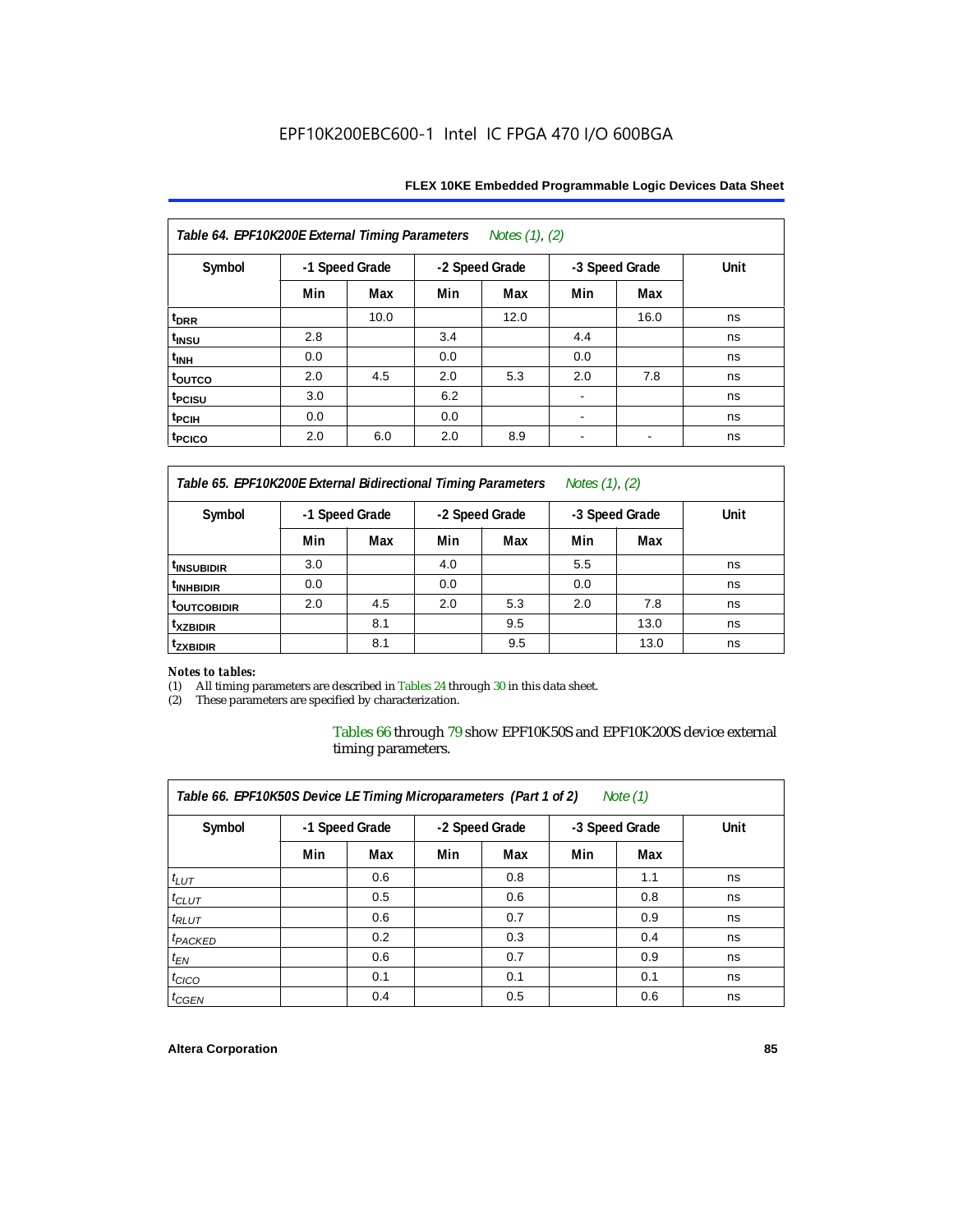**Table 64. EPF10K200E External Timing Parameters** *Notes (1), (2)*

| Symbol | -1 Speed Grade | | -2 Speed Grade | | -3 Speed Grade | | Unit |
|---|---|---|---|---|---|---|---|
| | Min | Max | Min | Max | Min | Max | |
| $t_{DRR}$ | | 10.0 | | 12.0 | | 16.0 | ns |
| $t_{INSU}$ | 2.8 | | 3.4 | | 4.4 | | ns |
| $t_{INH}$ | 0.0 | | 0.0 | | 0.0 | | ns |
| $t_{OUTCO}$ | 2.0 | 4.5 | 2.0 | 5.3 | 2.0 | 7.8 | ns |
| $t_{PCISU}$ | 3.0 | | 6.2 | | - | | ns |
| $t_{PCIH}$ | 0.0 | | 0.0 | | - | | ns |
| $t_{PCICO}$ | 2.0 | 6.0 | 2.0 | 8.9 | - | - | ns |

**Table 65. EPF10K200E External Bidirectional Timing Parameters** *Notes (1), (2)*

| Symbol | -1 Speed Grade | | -2 Speed Grade | | -3 Speed Grade | | Unit |
|---|---|---|---|---|---|---|---|
| | Min | Max | Min | Max | Min | Max | |
| $t_{INSUBIDIR}$ | 3.0 | | 4.0 | | 5.5 | | ns |
| $t_{INHBIDIR}$ | 0.0 | | 0.0 | | 0.0 | | ns |
| $t_{OUTCOBIDIR}$ | 2.0 | 4.5 | 2.0 | 5.3 | 2.0 | 7.8 | ns |
| $t_{XZBIDIR}$ | | 8.1 | | 9.5 | | 13.0 | ns |
| $t_{ZXBIDIR}$ | | 8.1 | | 9.5 | | 13.0 | ns |

*Notes to tables:*

(1) All timing parameters are described in Tables 24 through 30 in this data sheet.
(2) These parameters are specified by characterization.

Tables 66 through 79 show EPF10K50S and EPF10K200S device external timing parameters.

**Table 66. EPF10K50S Device LE Timing Microparameters (Part 1 of 2)** *Note (1)*

| Symbol | -1 Speed Grade | | -2 Speed Grade | | -3 Speed Grade | | Unit |
|---|---|---|---|---|---|---|---|
| | Min | Max | Min | Max | Min | Max | |
| $t_{LUT}$ | | 0.6 | | 0.8 | | 1.1 | ns |
| $t_{CLUT}$ | | 0.5 | | 0.6 | | 0.8 | ns |
| $t_{RLUT}$ | | 0.6 | | 0.7 | | 0.9 | ns |
| $t_{PACKED}$ | | 0.2 | | 0.3 | | 0.4 | ns |
| $t_{EN}$ | | 0.6 | | 0.7 | | 0.9 | ns |
| $t_{CICO}$ | | 0.1 | | 0.1 | | 0.1 | ns |
| $t_{CGEN}$ | | 0.4 | | 0.5 | | 0.6 | ns |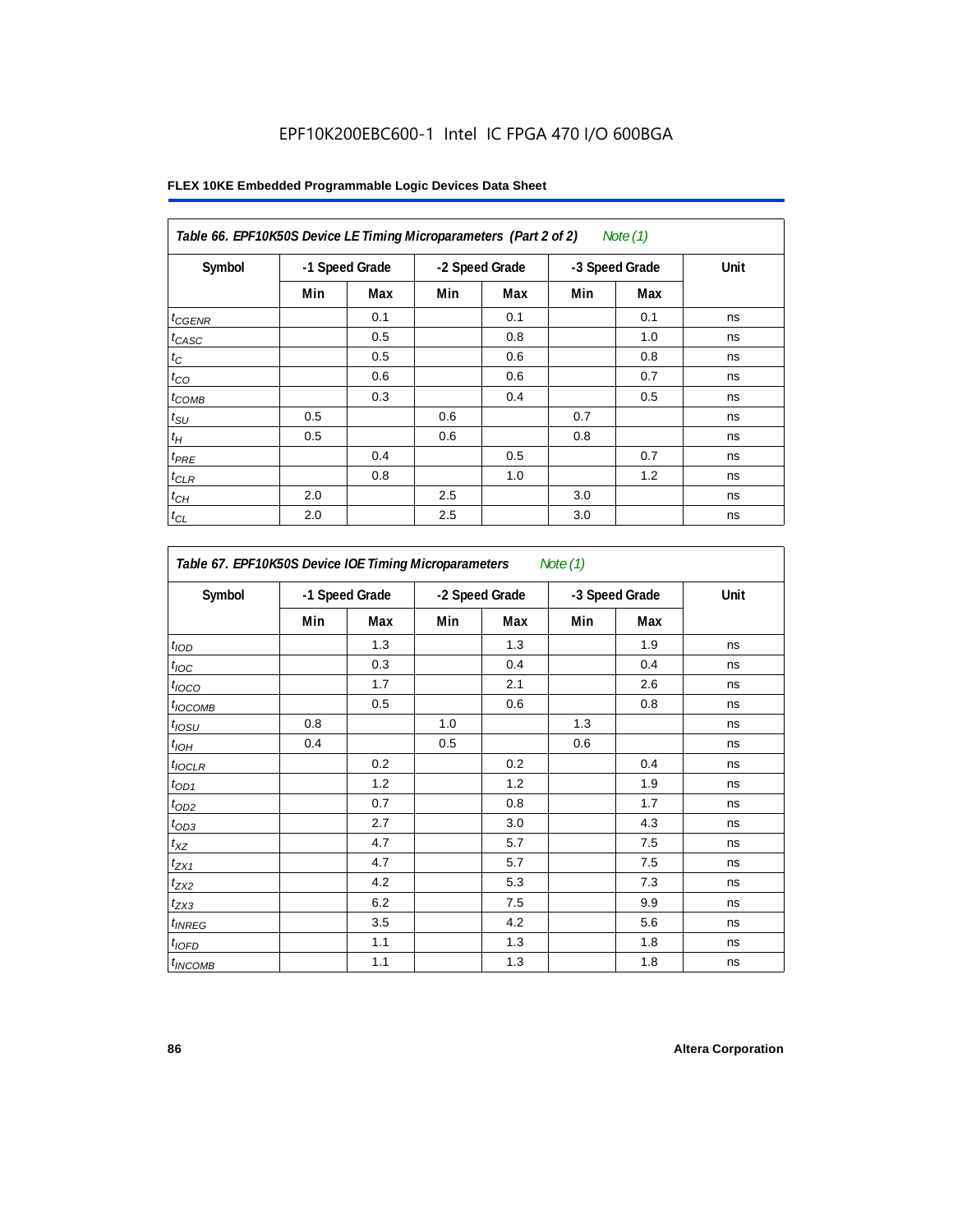EPF10K200EBC600-1 Intel IC FPGA 470 I/O 600BGA

**FLEX 10KE Embedded Programmable Logic Devices Data Sheet**

*Table 66. EPF10K50S Device LE Timing Microparameters (Part 2 of 2) Note (1)*

| Symbol | -1 Speed Grade | | -2 Speed Grade | | -3 Speed Grade | | Unit |
|---|---|---|---|---|---|---|---|
| | Min | Max | Min | Max | Min | Max | |
| $t_{CGENR}$ | | 0.1 | | 0.1 | | 0.1 | ns |
| $t_{CASC}$ | | 0.5 | | 0.8 | | 1.0 | ns |
| $t_C$ | | 0.5 | | 0.6 | | 0.8 | ns |
| $t_{CO}$ | | 0.6 | | 0.6 | | 0.7 | ns |
| $t_{COMB}$ | | 0.3 | | 0.4 | | 0.5 | ns |
| $t_{SU}$ | 0.5 | | 0.6 | | 0.7 | | ns |
| $t_H$ | 0.5 | | 0.6 | | 0.8 | | ns |
| $t_{PRE}$ | | 0.4 | | 0.5 | | 0.7 | ns |
| $t_{CLR}$ | | 0.8 | | 1.0 | | 1.2 | ns |
| $t_{CH}$ | 2.0 | | 2.5 | | 3.0 | | ns |
| $t_{CL}$ | 2.0 | | 2.5 | | 3.0 | | ns |

*Table 67. EPF10K50S Device IOE Timing Microparameters Note (1)*

| Symbol | -1 Speed Grade | | -2 Speed Grade | | -3 Speed Grade | | Unit |
|---|---|---|---|---|---|---|---|
| | Min | Max | Min | Max | Min | Max | |
| $t_{IOD}$ | | 1.3 | | 1.3 | | 1.9 | ns |
| $t_{IOC}$ | | 0.3 | | 0.4 | | 0.4 | ns |
| $t_{IOCO}$ | | 1.7 | | 2.1 | | 2.6 | ns |
| $t_{IOCOMB}$ | | 0.5 | | 0.6 | | 0.8 | ns |
| $t_{IOSU}$ | 0.8 | | 1.0 | | 1.3 | | ns |
| $t_{IOH}$ | 0.4 | | 0.5 | | 0.6 | | ns |
| $t_{IOCLR}$ | | 0.2 | | 0.2 | | 0.4 | ns |
| $t_{OD1}$ | | 1.2 | | 1.2 | | 1.9 | ns |
| $t_{OD2}$ | | 0.7 | | 0.8 | | 1.7 | ns |
| $t_{OD3}$ | | 2.7 | | 3.0 | | 4.3 | ns |
| $t_{XZ}$ | | 4.7 | | 5.7 | | 7.5 | ns |
| $t_{ZX1}$ | | 4.7 | | 5.7 | | 7.5 | ns |
| $t_{ZX2}$ | | 4.2 | | 5.3 | | 7.3 | ns |
| $t_{ZX3}$ | | 6.2 | | 7.5 | | 9.9 | ns |
| $t_{INREG}$ | | 3.5 | | 4.2 | | 5.6 | ns |
| $t_{IOFD}$ | | 1.1 | | 1.3 | | 1.8 | ns |
| $t_{INCOMB}$ | | 1.1 | | 1.3 | | 1.8 | ns |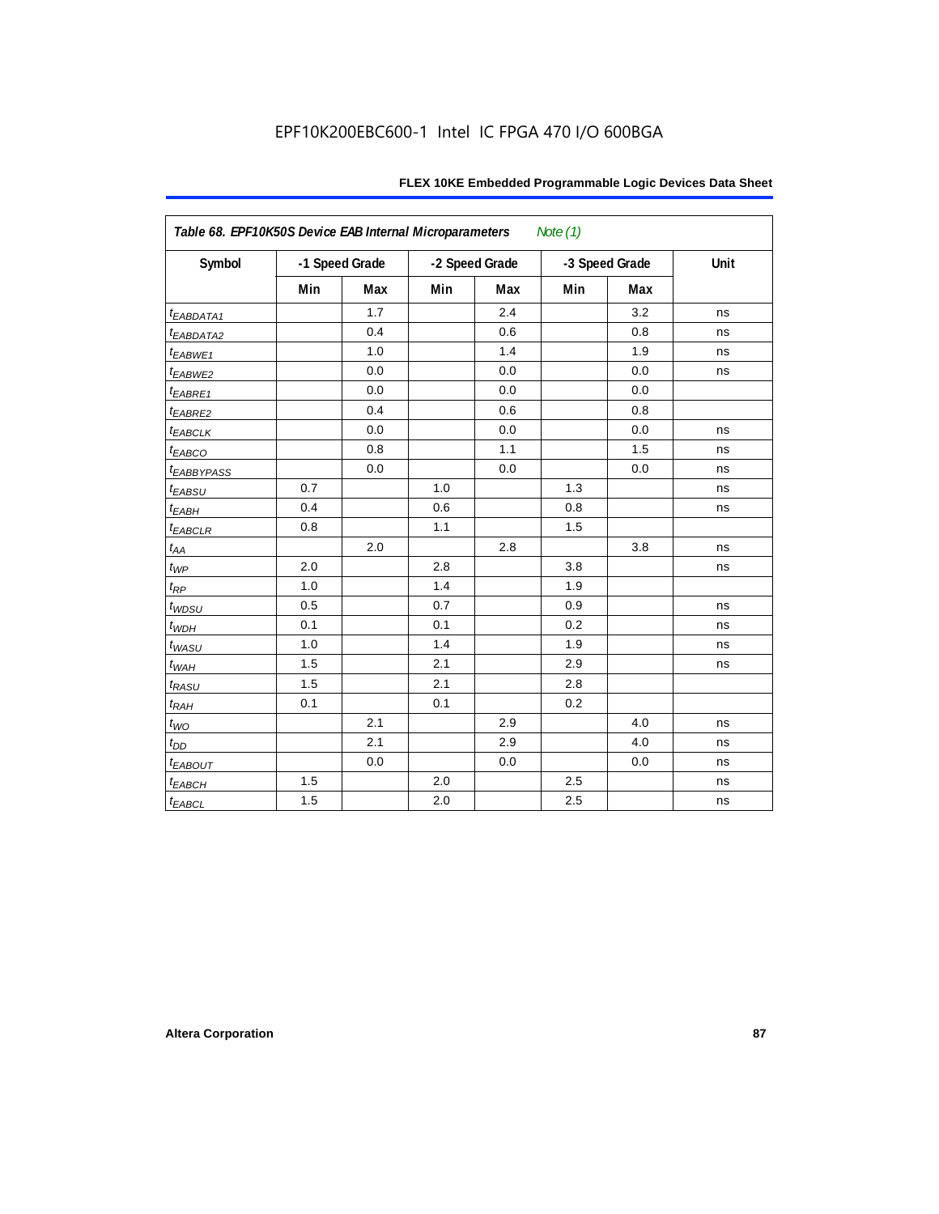EPF10K200EBC600-1 Intel IC FPGA 470 I/O 600BGA

**Table 68. EPF10K50S Device EAB Internal Microparameters** *Note (1)*

| Symbol | -1 Speed Grade | | -2 Speed Grade | | -3 Speed Grade | | Unit |
|---|---|---|---|---|---|---|---|
| | Min | Max | Min | Max | Min | Max | |
| $t_{EABDATA1}$ | | 1.7 | | 2.4 | | 3.2 | ns |
| $t_{EABDATA2}$ | | 0.4 | | 0.6 | | 0.8 | ns |
| $t_{EABWE1}$ | | 1.0 | | 1.4 | | 1.9 | ns |
| $t_{EABWE2}$ | | 0.0 | | 0.0 | | 0.0 | ns |
| $t_{EABRE1}$ | | 0.0 | | 0.0 | | 0.0 | |
| $t_{EABRE2}$ | | 0.4 | | 0.6 | | 0.8 | |
| $t_{EABCLK}$ | | 0.0 | | 0.0 | | 0.0 | ns |
| $t_{EABCO}$ | | 0.8 | | 1.1 | | 1.5 | ns |
| $t_{EABBYPASS}$ | | 0.0 | | 0.0 | | 0.0 | ns |
| $t_{EABSU}$ | 0.7 | | 1.0 | | 1.3 | | ns |
| $t_{EABH}$ | 0.4 | | 0.6 | | 0.8 | | ns |
| $t_{EABCLR}$ | 0.8 | | 1.1 | | 1.5 | | |
| $t_{AA}$ | | 2.0 | | 2.8 | | 3.8 | ns |
| $t_{WP}$ | 2.0 | | 2.8 | | 3.8 | | ns |
| $t_{RP}$ | 1.0 | | 1.4 | | 1.9 | | |
| $t_{WDSU}$ | 0.5 | | 0.7 | | 0.9 | | ns |
| $t_{WDH}$ | 0.1 | | 0.1 | | 0.2 | | ns |
| $t_{WASU}$ | 1.0 | | 1.4 | | 1.9 | | ns |
| $t_{WAH}$ | 1.5 | | 2.1 | | 2.9 | | ns |
| $t_{RASU}$ | 1.5 | | 2.1 | | 2.8 | | |
| $t_{RAH}$ | 0.1 | | 0.1 | | 0.2 | | |
| $t_{WO}$ | | 2.1 | | 2.9 | | 4.0 | ns |
| $t_{DD}$ | | 2.1 | | 2.9 | | 4.0 | ns |
| $t_{EABOUT}$ | | 0.0 | | 0.0 | | 0.0 | ns |
| $t_{EABCH}$ | 1.5 | | 2.0 | | 2.5 | | ns |
| $t_{EABCL}$ | 1.5 | | 2.0 | | 2.5 | | ns |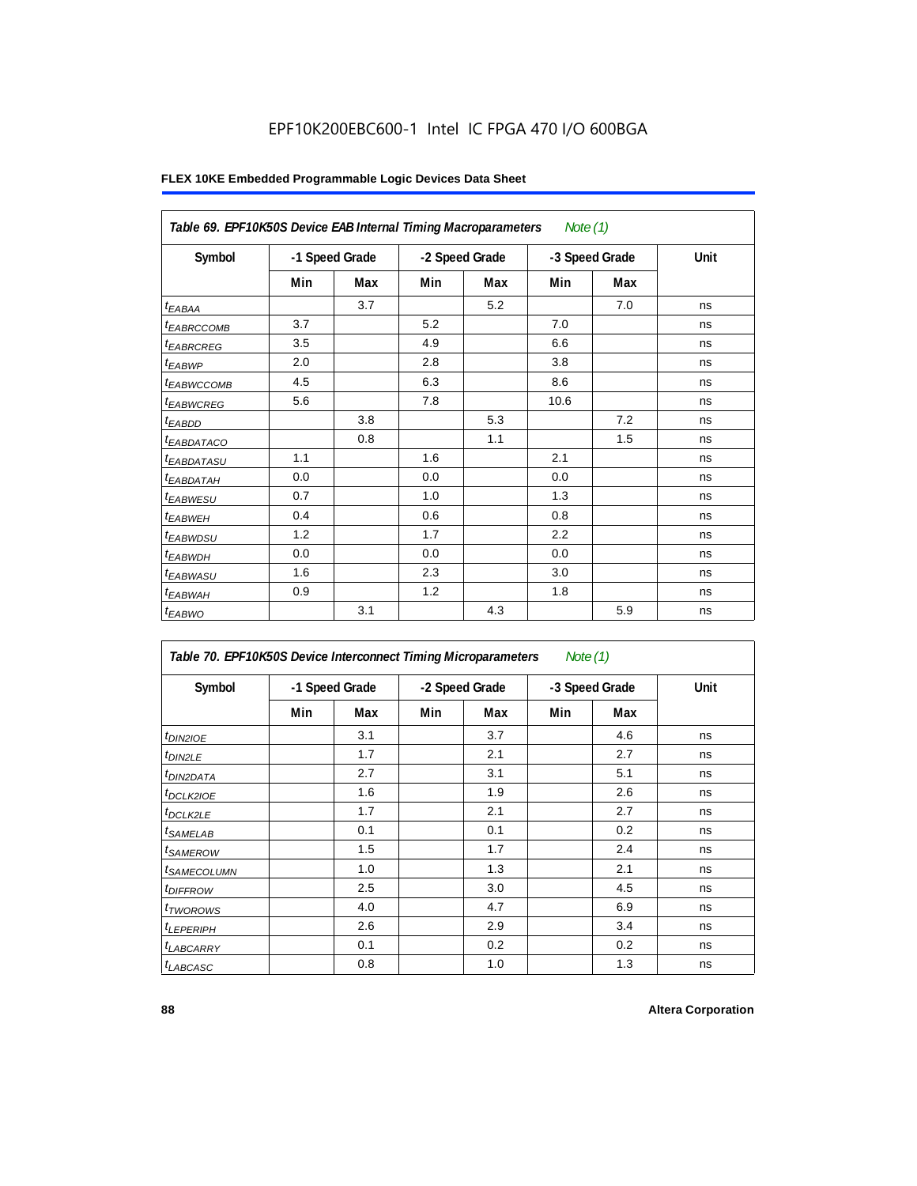EPF10K200EBC600-1 Intel IC FPGA 470 I/O 600BGA

**FLEX 10KE Embedded Programmable Logic Devices Data Sheet**

| *Table 69. EPF10K50S Device EAB Internal Timing Macroparameters* *Note (1)* | | | | | | | |
|---|---|---|---|---|---|---|---|
| Symbol | -1 Speed Grade | | -2 Speed Grade | | -3 Speed Grade | | Unit |
| | Min | Max | Min | Max | Min | Max | |
| $t_{EABAA}$ | | 3.7 | | 5.2 | | 7.0 | ns |
| $t_{EABRCCOMB}$ | 3.7 | | 5.2 | | 7.0 | | ns |
| $t_{EABRCREG}$ | 3.5 | | 4.9 | | 6.6 | | ns |
| $t_{EABWP}$ | 2.0 | | 2.8 | | 3.8 | | ns |
| $t_{EABWCCOMB}$ | 4.5 | | 6.3 | | 8.6 | | ns |
| $t_{EABWCREG}$ | 5.6 | | 7.8 | | 10.6 | | ns |
| $t_{EABDD}$ | | 3.8 | | 5.3 | | 7.2 | ns |
| $t_{EABDATACO}$ | | 0.8 | | 1.1 | | 1.5 | ns |
| $t_{EABDATASU}$ | 1.1 | | 1.6 | | 2.1 | | ns |
| $t_{EABDATAH}$ | 0.0 | | 0.0 | | 0.0 | | ns |
| $t_{EABWESU}$ | 0.7 | | 1.0 | | 1.3 | | ns |
| $t_{EABWEH}$ | 0.4 | | 0.6 | | 0.8 | | ns |
| $t_{EABWDSU}$ | 1.2 | | 1.7 | | 2.2 | | ns |
| $t_{EABWDH}$ | 0.0 | | 0.0 | | 0.0 | | ns |
| $t_{EABWASU}$ | 1.6 | | 2.3 | | 3.0 | | ns |
| $t_{EABWAH}$ | 0.9 | | 1.2 | | 1.8 | | ns |
| $t_{EABWO}$ | | 3.1 | | 4.3 | | 5.9 | ns |

| *Table 70. EPF10K50S Device Interconnect Timing Microparameters* *Note (1)* | | | | | | | |
|---|---|---|---|---|---|---|---|
| Symbol | -1 Speed Grade | | -2 Speed Grade | | -3 Speed Grade | | Unit |
| | Min | Max | Min | Max | Min | Max | |
| $t_{DIN2IOE}$ | | 3.1 | | 3.7 | | 4.6 | ns |
| $t_{DIN2LE}$ | | 1.7 | | 2.1 | | 2.7 | ns |
| $t_{DIN2DATA}$ | | 2.7 | | 3.1 | | 5.1 | ns |
| $t_{DCLK2IOE}$ | | 1.6 | | 1.9 | | 2.6 | ns |
| $t_{DCLK2LE}$ | | 1.7 | | 2.1 | | 2.7 | ns |
| $t_{SAMELAB}$ | | 0.1 | | 0.1 | | 0.2 | ns |
| $t_{SAMEROW}$ | | 1.5 | | 1.7 | | 2.4 | ns |
| $t_{SAMECOLUMN}$ | | 1.0 | | 1.3 | | 2.1 | ns |
| $t_{DIFFROW}$ | | 2.5 | | 3.0 | | 4.5 | ns |
| $t_{TWOROWS}$ | | 4.0 | | 4.7 | | 6.9 | ns |
| $t_{LEPERIPH}$ | | 2.6 | | 2.9 | | 3.4 | ns |
| $t_{LABCARRY}$ | | 0.1 | | 0.2 | | 0.2 | ns |
| $t_{LABCASC}$ | | 0.8 | | 1.0 | | 1.3 | ns |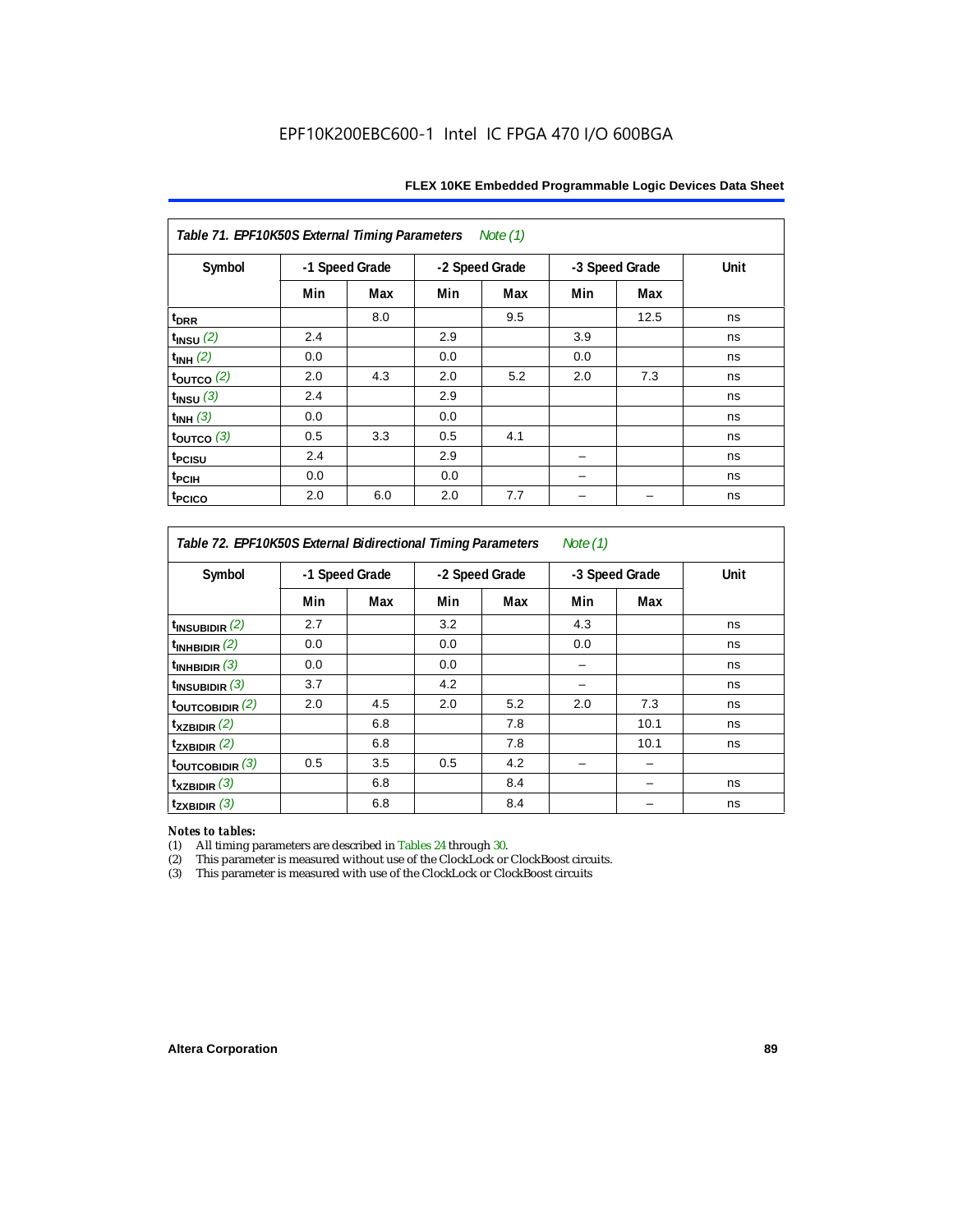EPF10K200EBC600-1 Intel IC FPGA 470 I/O 600BGA

**Table 71. EPF10K50S External Timing Parameters** *Note (1)*

| Symbol | -1 Speed Grade | | -2 Speed Grade | | -3 Speed Grade | | Unit |
|---|---|---|---|---|---|---|---|
| | Min | Max | Min | Max | Min | Max | |
| $t_{DRR}$ | | 8.0 | | 9.5 | | 12.5 | ns |
| $t_{INSU}$ *(2)* | 2.4 | | 2.9 | | 3.9 | | ns |
| $t_{INH}$ *(2)* | 0.0 | | 0.0 | | 0.0 | | ns |
| $t_{OUTCO}$ *(2)* | 2.0 | 4.3 | 2.0 | 5.2 | 2.0 | 7.3 | ns |
| $t_{INSU}$ *(3)* | 2.4 | | 2.9 | | | | ns |
| $t_{INH}$ *(3)* | 0.0 | | 0.0 | | | | ns |
| $t_{OUTCO}$ *(3)* | 0.5 | 3.3 | 0.5 | 4.1 | | | ns |
| $t_{PCISU}$ | 2.4 | | 2.9 | | – | | ns |
| $t_{PCIH}$ | 0.0 | | 0.0 | | – | | ns |
| $t_{PCICO}$ | 2.0 | 6.0 | 2.0 | 7.7 | – | – | ns |

**Table 72. EPF10K50S External Bidirectional Timing Parameters** *Note (1)*

| Symbol | -1 Speed Grade | | -2 Speed Grade | | -3 Speed Grade | | Unit |
|---|---|---|---|---|---|---|---|
| | Min | Max | Min | Max | Min | Max | |
| $t_{INSUBIDIR}$ *(2)* | 2.7 | | 3.2 | | 4.3 | | ns |
| $t_{INHBIDIR}$ *(2)* | 0.0 | | 0.0 | | 0.0 | | ns |
| $t_{INHBIDIR}$ *(3)* | 0.0 | | 0.0 | | – | | ns |
| $t_{INSUBIDIR}$ *(3)* | 3.7 | | 4.2 | | – | | ns |
| $t_{OUTCOBIDIR}$ *(2)* | 2.0 | 4.5 | 2.0 | 5.2 | 2.0 | 7.3 | ns |
| $t_{XZBIDIR}$ *(2)* | | 6.8 | | 7.8 | | 10.1 | ns |
| $t_{ZXBIDIR}$ *(2)* | | 6.8 | | 7.8 | | 10.1 | ns |
| $t_{OUTCOBIDIR}$ *(3)* | 0.5 | 3.5 | 0.5 | 4.2 | – | – | |
| $t_{XZBIDIR}$ *(3)* | | 6.8 | | 8.4 | | – | ns |
| $t_{ZXBIDIR}$ *(3)* | | 6.8 | | 8.4 | | – | ns |

*Notes to tables:*

(1) All timing parameters are described in Tables 24 through 30.
(2) This parameter is measured without use of the ClockLock or ClockBoost circuits.
(3) This parameter is measured with use of the ClockLock or ClockBoost circuits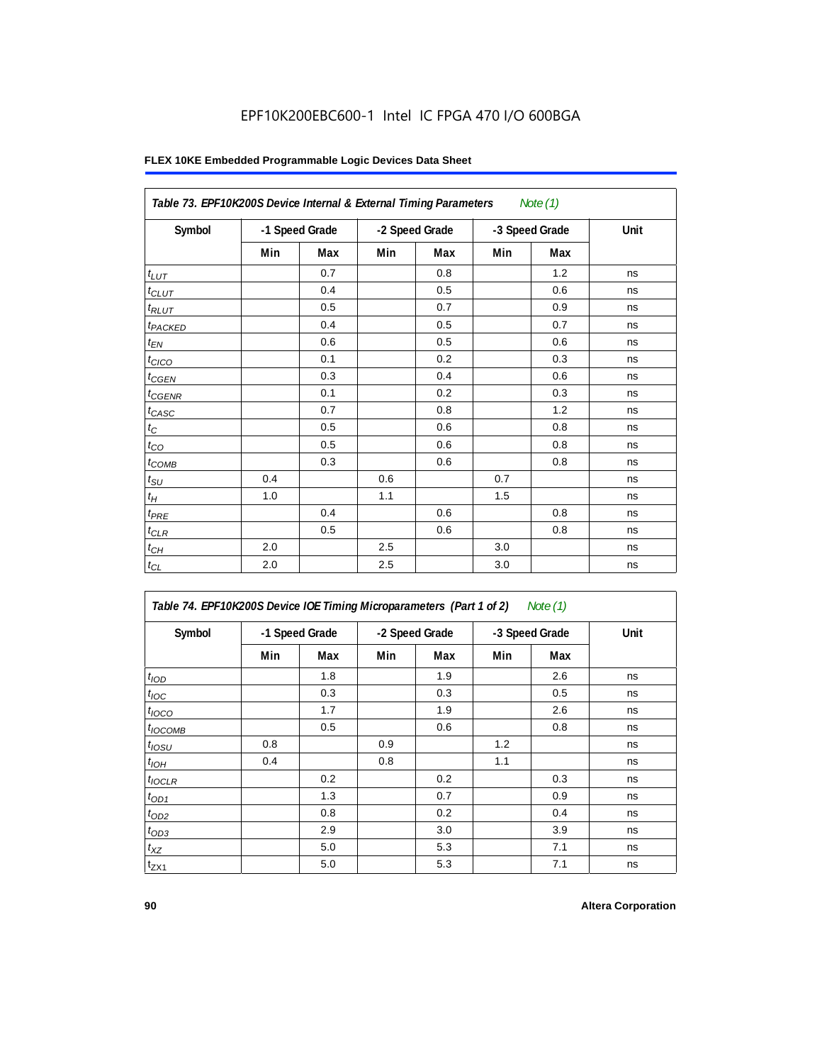EPF10K200EBC600-1 Intel IC FPGA 470 I/O 600BGA

**Table 73. EPF10K200S Device Internal & External Timing Parameters** *Note (1)*

| Symbol | -1 Speed Grade | | -2 Speed Grade | | -3 Speed Grade | | Unit |
|---|---|---|---|---|---|---|---|
| | Min | Max | Min | Max | Min | Max | |
| $t_{LUT}$ | | 0.7 | | 0.8 | | 1.2 | ns |
| $t_{CLUT}$ | | 0.4 | | 0.5 | | 0.6 | ns |
| $t_{RLUT}$ | | 0.5 | | 0.7 | | 0.9 | ns |
| $t_{PACKED}$ | | 0.4 | | 0.5 | | 0.7 | ns |
| $t_{EN}$ | | 0.6 | | 0.5 | | 0.6 | ns |
| $t_{CICO}$ | | 0.1 | | 0.2 | | 0.3 | ns |
| $t_{CGEN}$ | | 0.3 | | 0.4 | | 0.6 | ns |
| $t_{CGENR}$ | | 0.1 | | 0.2 | | 0.3 | ns |
| $t_{CASC}$ | | 0.7 | | 0.8 | | 1.2 | ns |
| $t_{C}$ | | 0.5 | | 0.6 | | 0.8 | ns |
| $t_{CO}$ | | 0.5 | | 0.6 | | 0.8 | ns |
| $t_{COMB}$ | | 0.3 | | 0.6 | | 0.8 | ns |
| $t_{SU}$ | 0.4 | | 0.6 | | 0.7 | | ns |
| $t_{H}$ | 1.0 | | 1.1 | | 1.5 | | ns |
| $t_{PRE}$ | | 0.4 | | 0.6 | | 0.8 | ns |
| $t_{CLR}$ | | 0.5 | | 0.6 | | 0.8 | ns |
| $t_{CH}$ | 2.0 | | 2.5 | | 3.0 | | ns |
| $t_{CL}$ | 2.0 | | 2.5 | | 3.0 | | ns |

**Table 74. EPF10K200S Device IOE Timing Microparameters (Part 1 of 2)** *Note (1)*

| Symbol | -1 Speed Grade | | -2 Speed Grade | | -3 Speed Grade | | Unit |
|---|---|---|---|---|---|---|---|
| | Min | Max | Min | Max | Min | Max | |
| $t_{IOD}$ | | 1.8 | | 1.9 | | 2.6 | ns |
| $t_{IOC}$ | | 0.3 | | 0.3 | | 0.5 | ns |
| $t_{IOCO}$ | | 1.7 | | 1.9 | | 2.6 | ns |
| $t_{IOCOMB}$ | | 0.5 | | 0.6 | | 0.8 | ns |
| $t_{IOSU}$ | 0.8 | | 0.9 | | 1.2 | | ns |
| $t_{IOH}$ | 0.4 | | 0.8 | | 1.1 | | ns |
| $t_{IOCLR}$ | | 0.2 | | 0.2 | | 0.3 | ns |
| $t_{OD1}$ | | 1.3 | | 0.7 | | 0.9 | ns |
| $t_{OD2}$ | | 0.8 | | 0.2 | | 0.4 | ns |
| $t_{OD3}$ | | 2.9 | | 3.0 | | 3.9 | ns |
| $t_{XZ}$ | | 5.0 | | 5.3 | | 7.1 | ns |
| $t_{ZX1}$ | | 5.0 | | 5.3 | | 7.1 | ns |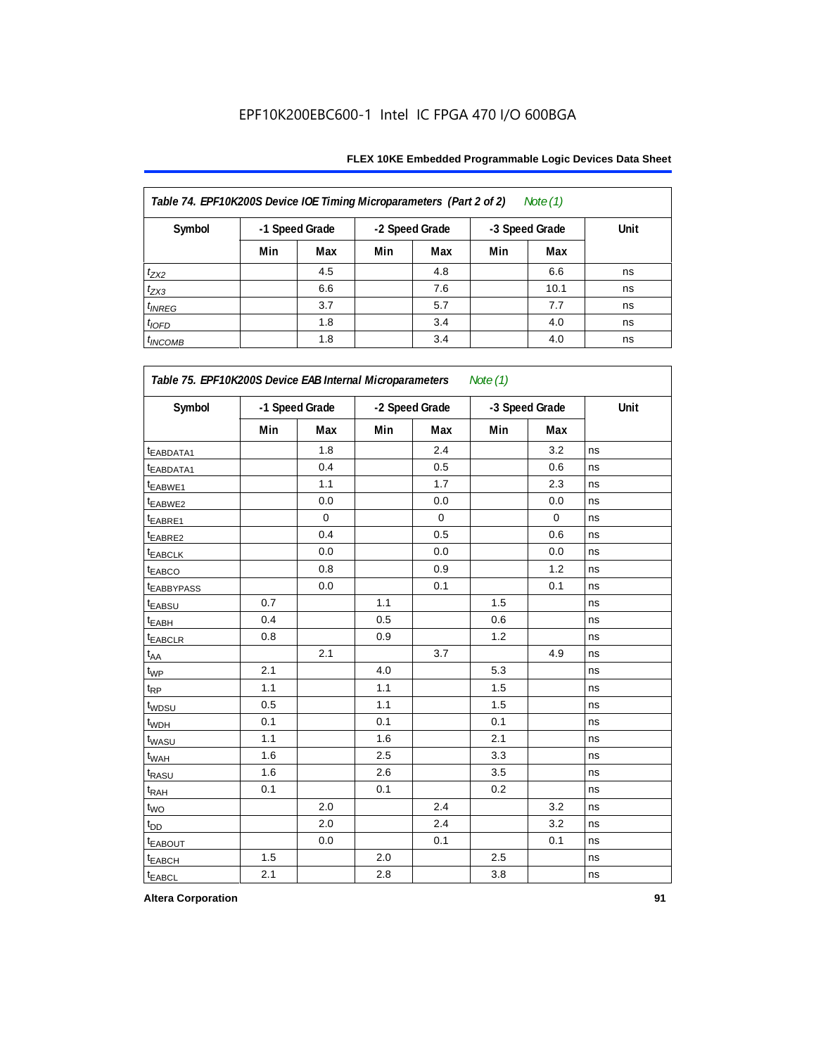EPF10K200EBC600-1 Intel IC FPGA 470 I/O 600BGA

**Table 74. EPF10K200S Device IOE Timing Microparameters (Part 2 of 2)** *Note (1)*

| Symbol | -1 Speed Grade | | -2 Speed Grade | | -3 Speed Grade | | Unit |
|---|---|---|---|---|---|---|---|
| | Min | Max | Min | Max | Min | Max | |
| $t_{ZX2}$ | | 4.5 | | 4.8 | | 6.6 | ns |
| $t_{ZX3}$ | | 6.6 | | 7.6 | | 10.1 | ns |
| $t_{INREG}$ | | 3.7 | | 5.7 | | 7.7 | ns |
| $t_{IOFD}$ | | 1.8 | | 3.4 | | 4.0 | ns |
| $t_{INCOMB}$ | | 1.8 | | 3.4 | | 4.0 | ns |

**Table 75. EPF10K200S Device EAB Internal Microparameters** *Note (1)*

| Symbol | -1 Speed Grade | | -2 Speed Grade | | -3 Speed Grade | | Unit |
|---|---|---|---|---|---|---|---|
| | Min | Max | Min | Max | Min | Max | |
| $t_{EABDATA1}$ | | 1.8 | | 2.4 | | 3.2 | ns |
| $t_{EABDATA1}$ | | 0.4 | | 0.5 | | 0.6 | ns |
| $t_{EABWE1}$ | | 1.1 | | 1.7 | | 2.3 | ns |
| $t_{EABWE2}$ | | 0.0 | | 0.0 | | 0.0 | ns |
| $t_{EABRE1}$ | | 0 | | 0 | | 0 | ns |
| $t_{EABRE2}$ | | 0.4 | | 0.5 | | 0.6 | ns |
| $t_{EABCLK}$ | | 0.0 | | 0.0 | | 0.0 | ns |
| $t_{EABCO}$ | | 0.8 | | 0.9 | | 1.2 | ns |
| $t_{EABBYPASS}$ | | 0.0 | | 0.1 | | 0.1 | ns |
| $t_{EABSU}$ | 0.7 | | 1.1 | | 1.5 | | ns |
| $t_{EABH}$ | 0.4 | | 0.5 | | 0.6 | | ns |
| $t_{EABCLR}$ | 0.8 | | 0.9 | | 1.2 | | ns |
| $t_{AA}$ | | 2.1 | | 3.7 | | 4.9 | ns |
| $t_{WP}$ | 2.1 | | 4.0 | | 5.3 | | ns |
| $t_{RP}$ | 1.1 | | 1.1 | | 1.5 | | ns |
| $t_{WDSU}$ | 0.5 | | 1.1 | | 1.5 | | ns |
| $t_{WDH}$ | 0.1 | | 0.1 | | 0.1 | | ns |
| $t_{WASU}$ | 1.1 | | 1.6 | | 2.1 | | ns |
| $t_{WAH}$ | 1.6 | | 2.5 | | 3.3 | | ns |
| $t_{RASU}$ | 1.6 | | 2.6 | | 3.5 | | ns |
| $t_{RAH}$ | 0.1 | | 0.1 | | 0.2 | | ns |
| $t_{WO}$ | | 2.0 | | 2.4 | | 3.2 | ns |
| $t_{DD}$ | | 2.0 | | 2.4 | | 3.2 | ns |
| $t_{EABOUT}$ | | 0.0 | | 0.1 | | 0.1 | ns |
| $t_{EABCH}$ | 1.5 | | 2.0 | | 2.5 | | ns |
| $t_{EABCL}$ | 2.1 | | 2.8 | | 3.8 | | ns |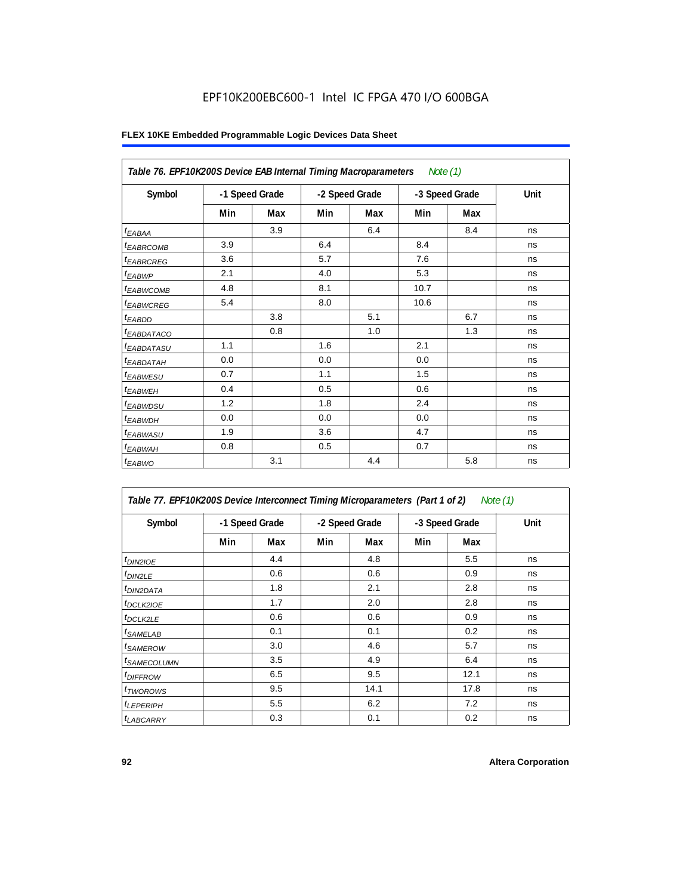EPF10K200EBC600-1 Intel IC FPGA 470 I/O 600BGA

**FLEX 10KE Embedded Programmable Logic Devices Data Sheet**

| *Table 76. EPF10K200S Device EAB Internal Timing Macroparameters* *Note (1)* | | | | | | | |
|---|---|---|---|---|---|---|---|
| **Symbol** | **-1 Speed Grade** | | **-2 Speed Grade** | | **-3 Speed Grade** | | **Unit** |
| | **Min** | **Max** | **Min** | **Max** | **Min** | **Max** | |
| $t_{EABAA}$ | | 3.9 | | 6.4 | | 8.4 | ns |
| $t_{EABRCOMB}$ | 3.9 | | 6.4 | | 8.4 | | ns |
| $t_{EABRCREG}$ | 3.6 | | 5.7 | | 7.6 | | ns |
| $t_{EABWP}$ | 2.1 | | 4.0 | | 5.3 | | ns |
| $t_{EABWCOMB}$ | 4.8 | | 8.1 | | 10.7 | | ns |
| $t_{EABWCREG}$ | 5.4 | | 8.0 | | 10.6 | | ns |
| $t_{EABDD}$ | | 3.8 | | 5.1 | | 6.7 | ns |
| $t_{EABDATACO}$ | | 0.8 | | 1.0 | | 1.3 | ns |
| $t_{EABDATASU}$ | 1.1 | | 1.6 | | 2.1 | | ns |
| $t_{EABDATAH}$ | 0.0 | | 0.0 | | 0.0 | | ns |
| $t_{EABWESU}$ | 0.7 | | 1.1 | | 1.5 | | ns |
| $t_{EABWEH}$ | 0.4 | | 0.5 | | 0.6 | | ns |
| $t_{EABWDSU}$ | 1.2 | | 1.8 | | 2.4 | | ns |
| $t_{EABWDH}$ | 0.0 | | 0.0 | | 0.0 | | ns |
| $t_{EABWASU}$ | 1.9 | | 3.6 | | 4.7 | | ns |
| $t_{EABWAH}$ | 0.8 | | 0.5 | | 0.7 | | ns |
| $t_{EABWO}$ | | 3.1 | | 4.4 | | 5.8 | ns |

| *Table 77. EPF10K200S Device Interconnect Timing Microparameters (Part 1 of 2)* *Note (1)* | | | | | | | |
|---|---|---|---|---|---|---|---|
| **Symbol** | **-1 Speed Grade** | | **-2 Speed Grade** | | **-3 Speed Grade** | | **Unit** |
| | **Min** | **Max** | **Min** | **Max** | **Min** | **Max** | |
| $t_{DIN2IOE}$ | | 4.4 | | 4.8 | | 5.5 | ns |
| $t_{DIN2LE}$ | | 0.6 | | 0.6 | | 0.9 | ns |
| $t_{DIN2DATA}$ | | 1.8 | | 2.1 | | 2.8 | ns |
| $t_{DCLK2IOE}$ | | 1.7 | | 2.0 | | 2.8 | ns |
| $t_{DCLK2LE}$ | | 0.6 | | 0.6 | | 0.9 | ns |
| $t_{SAMELAB}$ | | 0.1 | | 0.1 | | 0.2 | ns |
| $t_{SAMEROW}$ | | 3.0 | | 4.6 | | 5.7 | ns |
| $t_{SAMECOLUMN}$ | | 3.5 | | 4.9 | | 6.4 | ns |
| $t_{DIFFROW}$ | | 6.5 | | 9.5 | | 12.1 | ns |
| $t_{TWOROWS}$ | | 9.5 | | 14.1 | | 17.8 | ns |
| $t_{LEPERIPH}$ | | 5.5 | | 6.2 | | 7.2 | ns |
| $t_{LABCARRY}$ | | 0.3 | | 0.1 | | 0.2 | ns |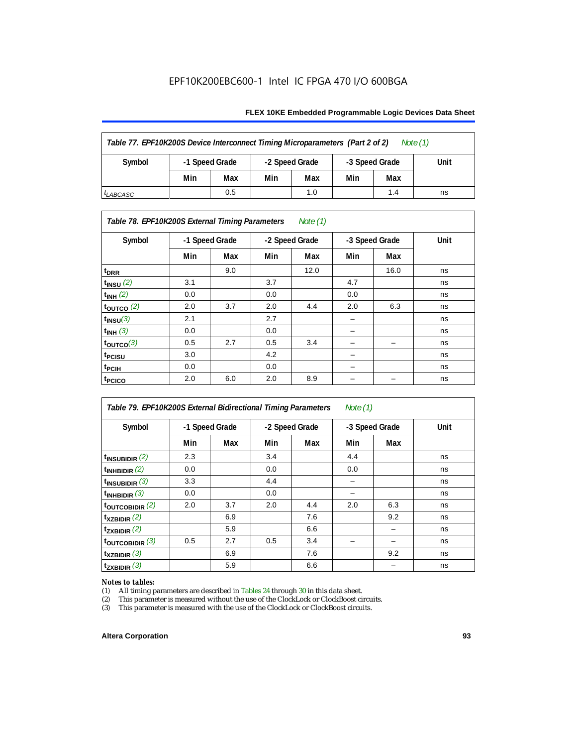EPF10K200EBC600-1 Intel IC FPGA 470 I/O 600BGA

| *Table 77. EPF10K200S Device Interconnect Timing Microparameters (Part 2 of 2) Note (1)* | | | | | | | |
|---|---|---|---|---|---|---|---|
| **Symbol** | **-1 Speed Grade** | | **-2 Speed Grade** | | **-3 Speed Grade** | | **Unit** |
| | **Min** | **Max** | **Min** | **Max** | **Min** | **Max** | |
| $t_{LABCASC}$ | | 0.5 | | 1.0 | | 1.4 | ns |

| *Table 78. EPF10K200S External Timing Parameters Note (1)* | | | | | | | |
|---|---|---|---|---|---|---|---|
| **Symbol** | **-1 Speed Grade** | | **-2 Speed Grade** | | **-3 Speed Grade** | | **Unit** |
| | **Min** | **Max** | **Min** | **Max** | **Min** | **Max** | |
| $t_{DRR}$ | | 9.0 | | 12.0 | | 16.0 | ns |
| $t_{INSU}$ (2) | 3.1 | | 3.7 | | 4.7 | | ns |
| $t_{INH}$ (2) | 0.0 | | 0.0 | | 0.0 | | ns |
| $t_{OUTCO}$ (2) | 2.0 | 3.7 | 2.0 | 4.4 | 2.0 | 6.3 | ns |
| $t_{INSU}$ (3) | 2.1 | | 2.7 | | – | | ns |
| $t_{INH}$ (3) | 0.0 | | 0.0 | | – | | ns |
| $t_{OUTCO}$ (3) | 0.5 | 2.7 | 0.5 | 3.4 | – | – | ns |
| $t_{PCISU}$ | 3.0 | | 4.2 | | – | | ns |
| $t_{PCIH}$ | 0.0 | | 0.0 | | – | | ns |
| $t_{PCICO}$ | 2.0 | 6.0 | 2.0 | 8.9 | – | – | ns |

| *Table 79. EPF10K200S External Bidirectional Timing Parameters Note (1)* | | | | | | | |
|---|---|---|---|---|---|---|---|
| **Symbol** | **-1 Speed Grade** | | **-2 Speed Grade** | | **-3 Speed Grade** | | **Unit** |
| | **Min** | **Max** | **Min** | **Max** | **Min** | **Max** | |
| $t_{INSUBIDIR}$ (2) | 2.3 | | 3.4 | | 4.4 | | ns |
| $t_{INHBIDIR}$ (2) | 0.0 | | 0.0 | | 0.0 | | ns |
| $t_{INSUBIDIR}$ (3) | 3.3 | | 4.4 | | – | | ns |
| $t_{INHBIDIR}$ (3) | 0.0 | | 0.0 | | – | | ns |
| $t_{OUTCOBIDIR}$ (2) | 2.0 | 3.7 | 2.0 | 4.4 | 2.0 | 6.3 | ns |
| $t_{XZBIDIR}$ (2) | | 6.9 | | 7.6 | | 9.2 | ns |
| $t_{ZXBIDIR}$ (2) | | 5.9 | | 6.6 | | – | ns |
| $t_{OUTCOBIDIR}$ (3) | 0.5 | 2.7 | 0.5 | 3.4 | – | – | ns |
| $t_{XZBIDIR}$ (3) | | 6.9 | | 7.6 | | 9.2 | ns |
| $t_{ZXBIDIR}$ (3) | | 5.9 | | 6.6 | | – | ns |

*Notes to tables:*

(1) All timing parameters are described in Tables 24 through 30 in this data sheet.
(2) This parameter is measured without the use of the ClockLock or ClockBoost circuits.
(3) This parameter is measured with the use of the ClockLock or ClockBoost circuits.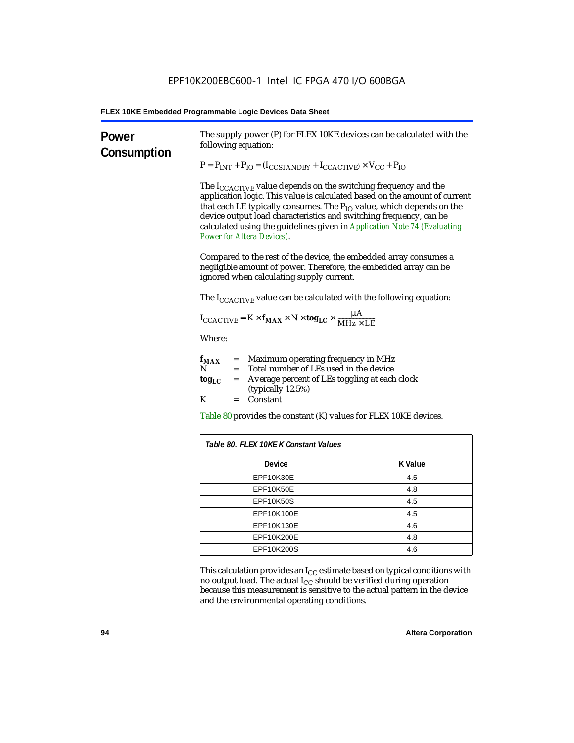## Power Consumption

The supply power (P) for FLEX 10KE devices can be calculated with the following equation:

$$P = P_{INT} + P_{IO} = (I_{CCSTANDBY} + I_{CCACTIVE}) \times V_{CC} + P_{IO}$$

The $I_{CCACTIVE}$ value depends on the switching frequency and the application logic. This value is calculated based on the amount of current that each LE typically consumes. The $P_{IO}$ value, which depends on the device output load characteristics and switching frequency, can be calculated using the guidelines given in *Application Note 74 (Evaluating Power for Altera Devices)*.

Compared to the rest of the device, the embedded array consumes a negligible amount of power. Therefore, the embedded array can be ignored when calculating supply current.

The $I_{CCACTIVE}$ value can be calculated with the following equation:

$$I_{CCACTIVE} = K \times \mathbf{f_{MAX}} \times N \times \mathbf{tog_{LC}} \times \frac{\mu A}{MHz \times LE}$$

Where:

- $\mathbf{f_{MAX}}$ = Maximum operating frequency in MHz
- N = Total number of LEs used in the device
- $\mathbf{tog_{LC}}$ = Average percent of LEs toggling at each clock (typically 12.5%)
- K = Constant

Table 80 provides the constant (K) values for FLEX 10KE devices.

*Table 80. FLEX 10KE K Constant Values*

| Device | K Value |
|---|---|
| EPF10K30E | 4.5 |
| EPF10K50E | 4.8 |
| EPF10K50S | 4.5 |
| EPF10K100E | 4.5 |
| EPF10K130E | 4.6 |
| EPF10K200E | 4.8 |
| EPF10K200S | 4.6 |

This calculation provides an $I_{CC}$ estimate based on typical conditions with no output load. The actual $I_{CC}$ should be verified during operation because this measurement is sensitive to the actual pattern in the device and the environmental operating conditions.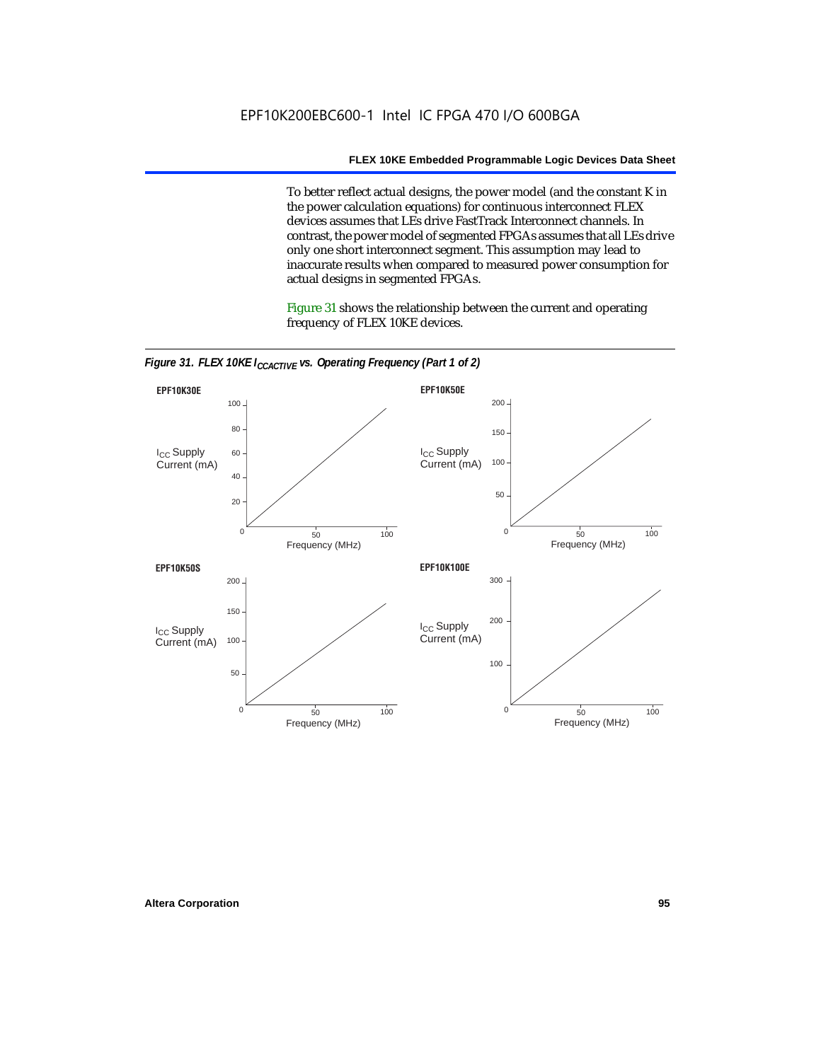To better reflect actual designs, the power model (and the constant K in the power calculation equations) for continuous interconnect FLEX devices assumes that LEs drive FastTrack Interconnect channels. In contrast, the power model of segmented FPGAs assumes that all LEs drive only one short interconnect segment. This assumption may lead to inaccurate results when compared to measured power consumption for actual designs in segmented FPGAs.

Figure 31 shows the relationship between the current and operating frequency of FLEX 10KE devices.

*Figure 31. FLEX 10KE $I_{CCACTIVE}$ vs. Operating Frequency (Part 1 of 2)*

**EPF10K30E**

**EPF10K50E**

**EPF10K50S**

**EPF10K100E**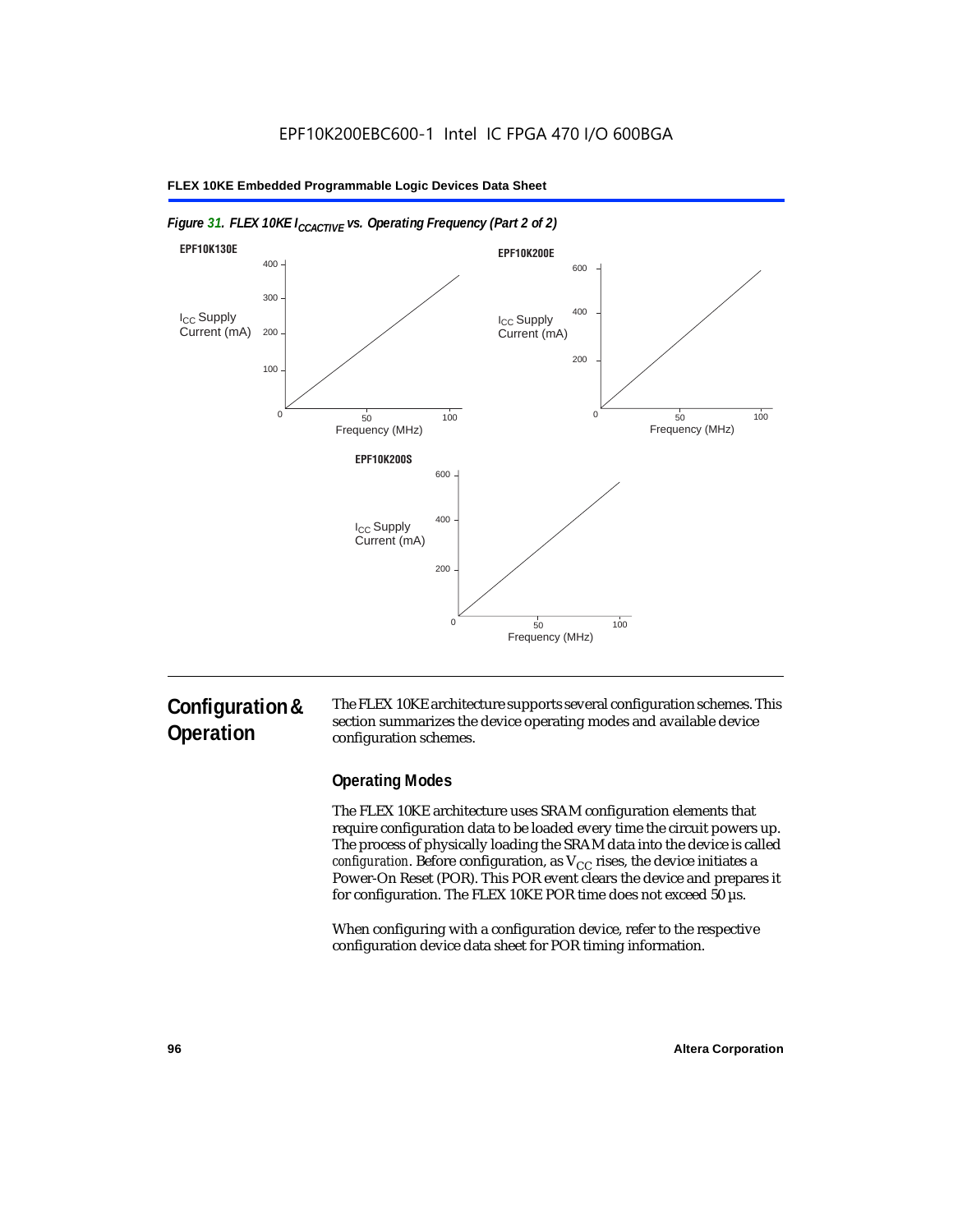*Figure 31. FLEX 10KE $I_{CCACTIVE}$ vs. Operating Frequency (Part 2 of 2)*

## Configuration & Operation

The FLEX 10KE architecture supports several configuration schemes. This section summarizes the device operating modes and available device configuration schemes.

### Operating Modes

The FLEX 10KE architecture uses SRAM configuration elements that require configuration data to be loaded every time the circuit powers up. The process of physically loading the SRAM data into the device is called *configuration*. Before configuration, as $V_{CC}$ rises, the device initiates a Power-On Reset (POR). This POR event clears the device and prepares it for configuration. The FLEX 10KE POR time does not exceed 50 µs.

When configuring with a configuration device, refer to the respective configuration device data sheet for POR timing information.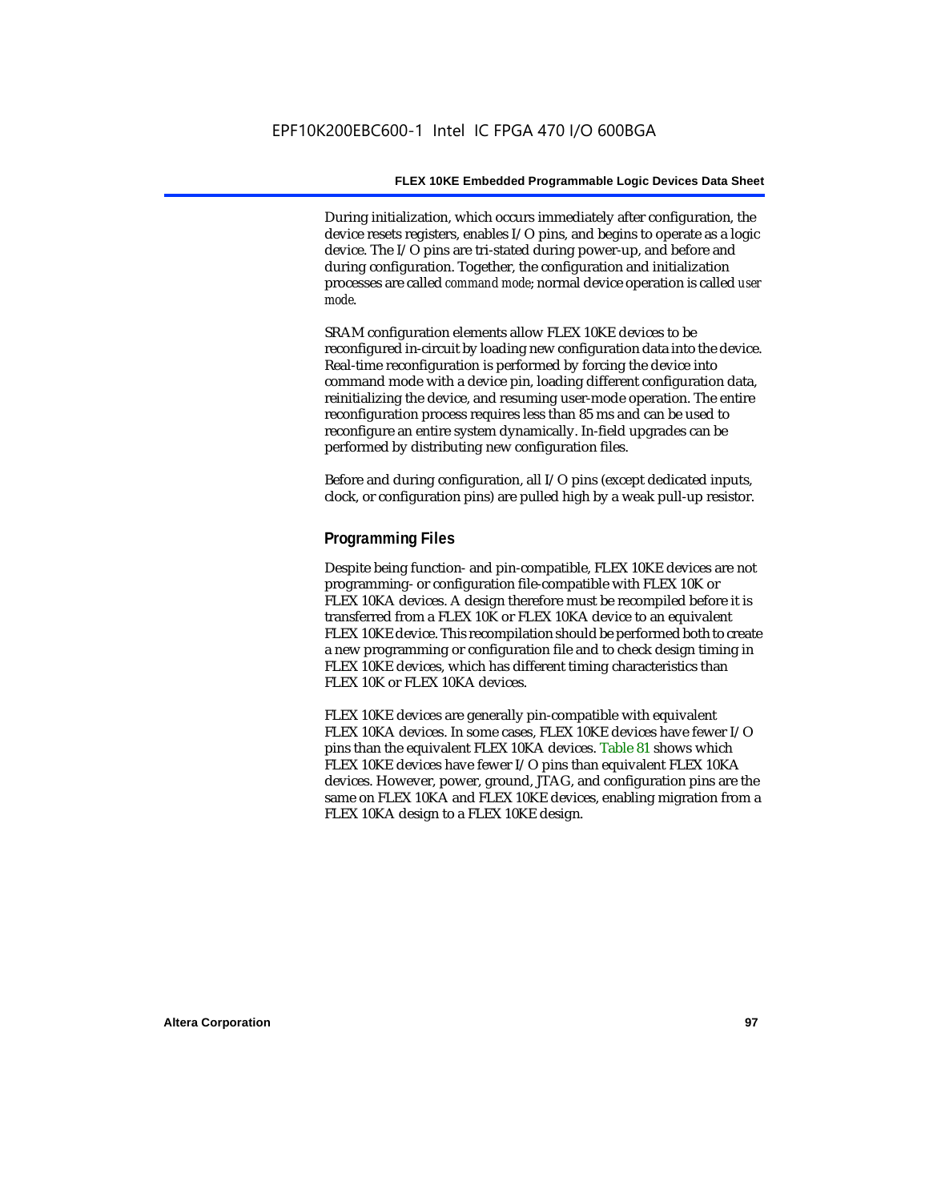During initialization, which occurs immediately after configuration, the device resets registers, enables I/O pins, and begins to operate as a logic device. The I/O pins are tri-stated during power-up, and before and during configuration. Together, the configuration and initialization processes are called *command mode*; normal device operation is called *user mode*.

SRAM configuration elements allow FLEX 10KE devices to be reconfigured in-circuit by loading new configuration data into the device. Real-time reconfiguration is performed by forcing the device into command mode with a device pin, loading different configuration data, reinitializing the device, and resuming user-mode operation. The entire reconfiguration process requires less than 85 ms and can be used to reconfigure an entire system dynamically. In-field upgrades can be performed by distributing new configuration files.

Before and during configuration, all I/O pins (except dedicated inputs, clock, or configuration pins) are pulled high by a weak pull-up resistor.

### Programming Files

Despite being function- and pin-compatible, FLEX 10KE devices are not programming- or configuration file-compatible with FLEX 10K or FLEX 10KA devices. A design therefore must be recompiled before it is transferred from a FLEX 10K or FLEX 10KA device to an equivalent FLEX 10KE device. This recompilation should be performed both to create a new programming or configuration file and to check design timing in FLEX 10KE devices, which has different timing characteristics than FLEX 10K or FLEX 10KA devices.

FLEX 10KE devices are generally pin-compatible with equivalent FLEX 10KA devices. In some cases, FLEX 10KE devices have fewer I/O pins than the equivalent FLEX 10KA devices. Table 81 shows which FLEX 10KE devices have fewer I/O pins than equivalent FLEX 10KA devices. However, power, ground, JTAG, and configuration pins are the same on FLEX 10KA and FLEX 10KE devices, enabling migration from a FLEX 10KA design to a FLEX 10KE design.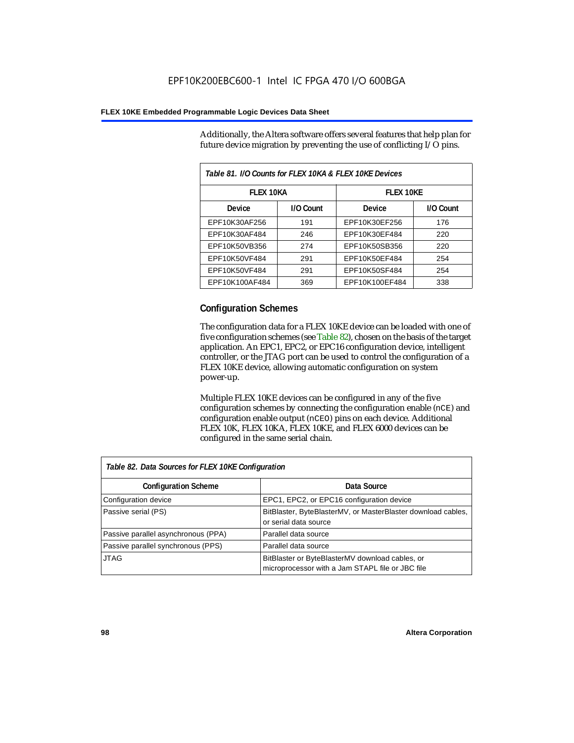Additionally, the Altera software offers several features that help plan for future device migration by preventing the use of conflicting I/O pins.

*Table 81. I/O Counts for FLEX 10KA & FLEX 10KE Devices*

| FLEX 10KA | | FLEX 10KE | |
|---|---|---|---|
| **Device** | **I/O Count** | **Device** | **I/O Count** |
| EPF10K30AF256 | 191 | EPF10K30EF256 | 176 |
| EPF10K30AF484 | 246 | EPF10K30EF484 | 220 |
| EPF10K50VB356 | 274 | EPF10K50SB356 | 220 |
| EPF10K50VF484 | 291 | EPF10K50EF484 | 254 |
| EPF10K50VF484 | 291 | EPF10K50SF484 | 254 |
| EPF10K100AF484 | 369 | EPF10K100EF484 | 338 |

## Configuration Schemes

The configuration data for a FLEX 10KE device can be loaded with one of five configuration schemes (see Table 82), chosen on the basis of the target application. An EPC1, EPC2, or EPC16 configuration device, intelligent controller, or the JTAG port can be used to control the configuration of a FLEX 10KE device, allowing automatic configuration on system power-up.

Multiple FLEX 10KE devices can be configured in any of the five configuration schemes by connecting the configuration enable (`nCE`) and configuration enable output (`nCEO`) pins on each device. Additional FLEX 10K, FLEX 10KA, FLEX 10KE, and FLEX 6000 devices can be configured in the same serial chain.

*Table 82. Data Sources for FLEX 10KE Configuration*

| Configuration Scheme | Data Source |
|---|---|
| Configuration device | EPC1, EPC2, or EPC16 configuration device |
| Passive serial (PS) | BitBlaster, ByteBlasterMV, or MasterBlaster download cables, or serial data source |
| Passive parallel asynchronous (PPA) | Parallel data source |
| Passive parallel synchronous (PPS) | Parallel data source |
| JTAG | BitBlaster or ByteBlasterMV download cables, or microprocessor with a Jam STAPL file or JBC file |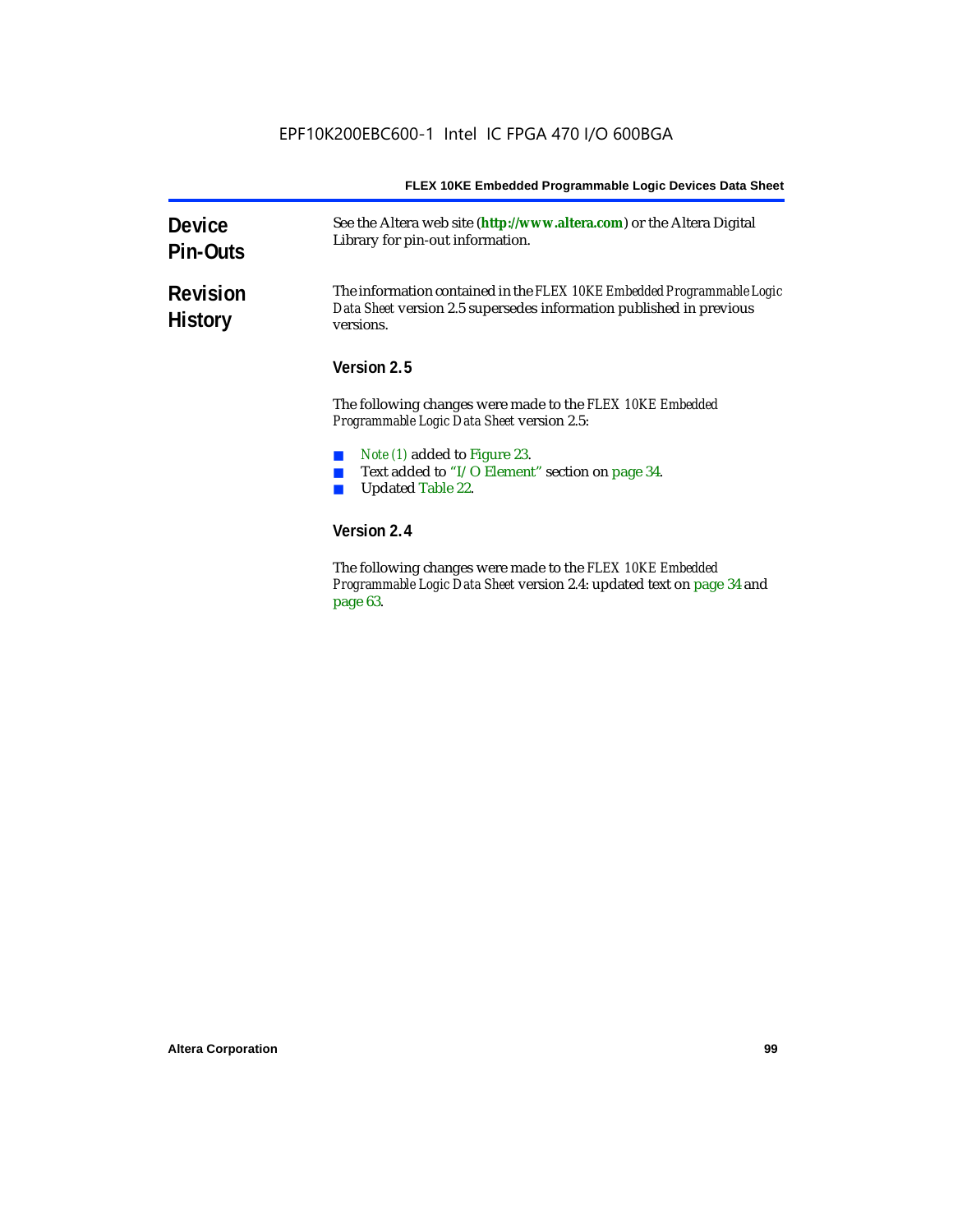## Device Pin-Outs

See the Altera web site (**http://www.altera.com**) or the Altera Digital Library for pin-out information.

## Revision History

The information contained in the *FLEX 10KE Embedded Programmable Logic Data Sheet* version 2.5 supersedes information published in previous versions.

### Version 2.5

The following changes were made to the *FLEX 10KE Embedded Programmable Logic Data Sheet* version 2.5:

- *Note (1)* added to Figure 23.
- Text added to "I/O Element" section on page 34.
- Updated Table 22.

### Version 2.4

The following changes were made to the *FLEX 10KE Embedded Programmable Logic Data Sheet* version 2.4: updated text on page 34 and page 63.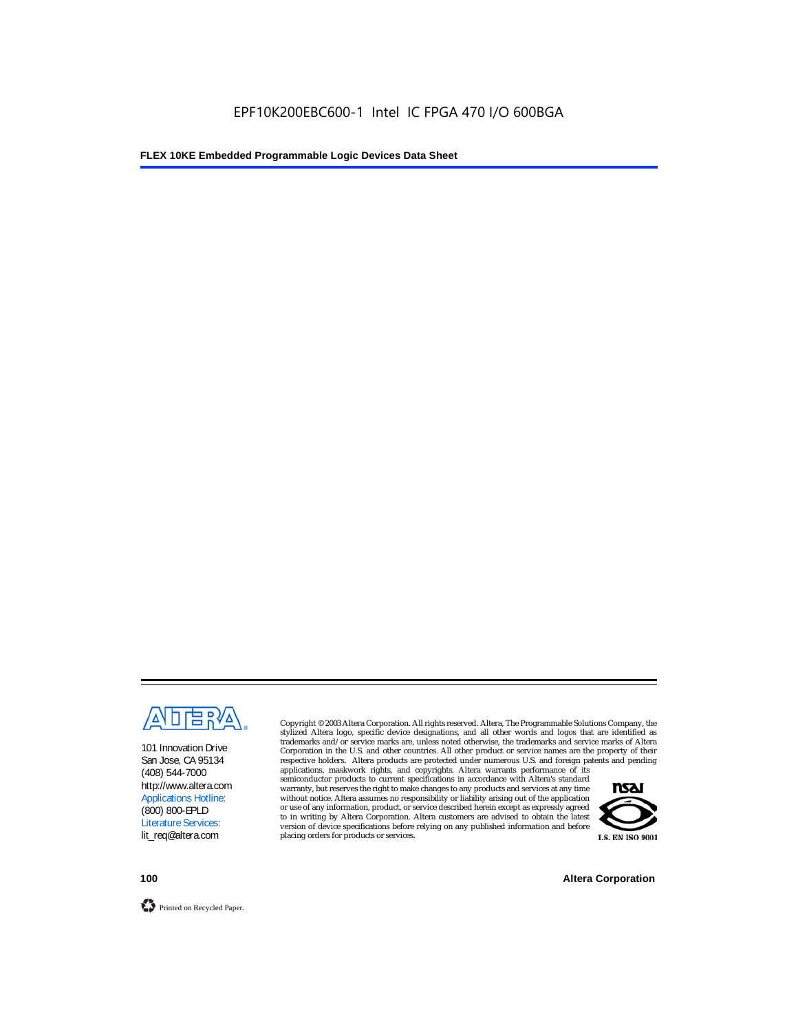101 Innovation Drive
San Jose, CA 95134
(408) 544-7000
http://www.altera.com
Applications Hotline:
(800) 800-EPLD
Literature Services:
lit_req@altera.com

Copyright © 2003 Altera Corporation. All rights reserved. Altera, The Programmable Solutions Company, the stylized Altera logo, specific device designations, and all other words and logos that are identified as trademarks and/or service marks are, unless noted otherwise, the trademarks and service marks of Altera Corporation in the U.S. and other countries. All other product or service names are the property of their respective holders. Altera products are protected under numerous U.S. and foreign patents and pending applications, maskwork rights, and copyrights. Altera warrants performance of its semiconductor products to current specifications in accordance with Altera's standard warranty, but reserves the right to make changes to any products and services at any time without notice. Altera assumes no responsibility or liability arising out of the application or use of any information, product, or service described herein except as expressly agreed to in writing by Altera Corporation. Altera customers are advised to obtain the latest version of device specifications before relying on any published information and before placing orders for products or services.

I.S. EN ISO 9001

Printed on Recycled Paper.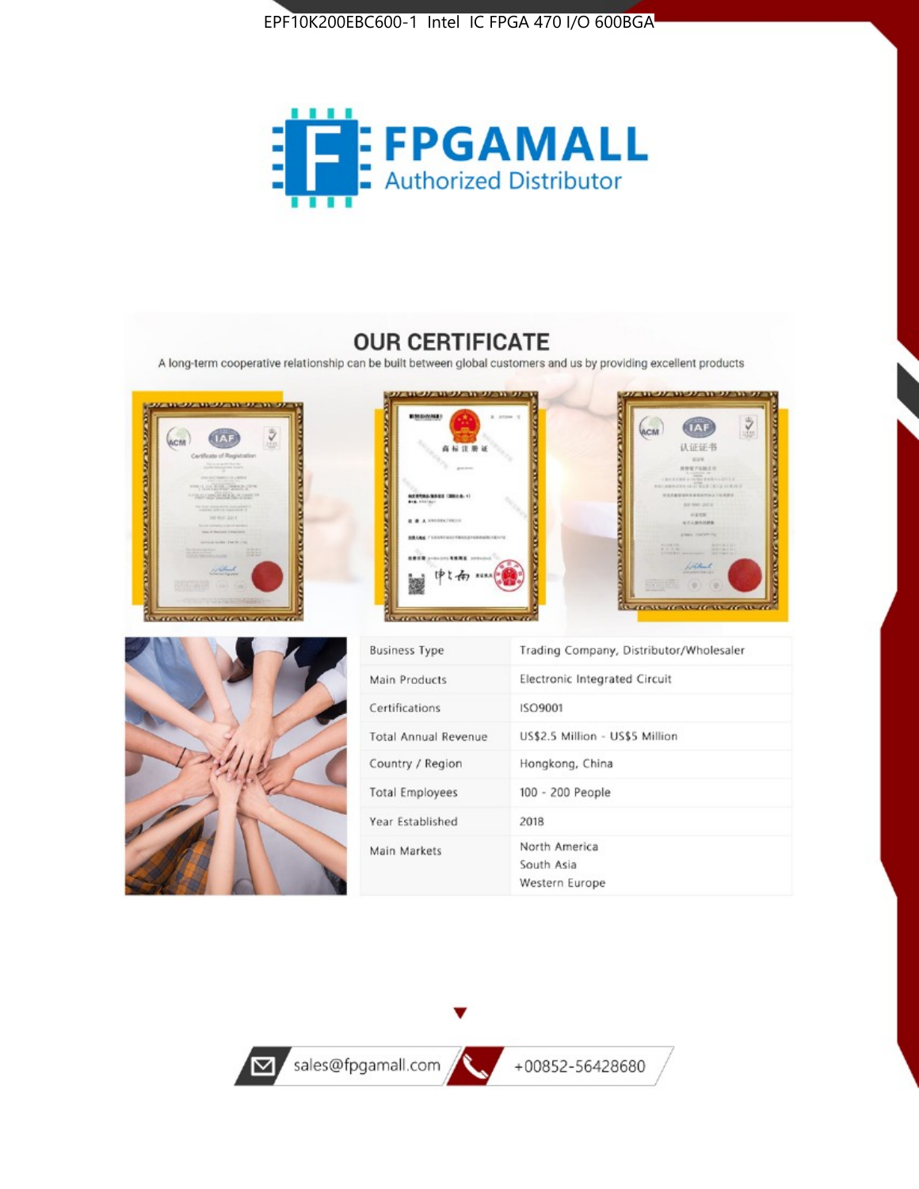FPGAMALL

Authorized Distributor

## OUR CERTIFICATE

A long-term cooperative relationship can be built between global customers and us by providing excellent products

| | |
|---|---|
| Business Type | Trading Company, Distributor/Wholesaler |
| Main Products | Electronic Integrated Circuit |
| Certifications | ISO9001 |
| Total Annual Revenue | US$2.5 Million - US$5 Million |
| Country / Region | Hongkong, China |
| Total Employees | 100 - 200 People |
| Year Established | 2018 |
| Main Markets | North America<br>South Asia<br>Western Europe |

sales@fpgamall.com

+00852-56428680